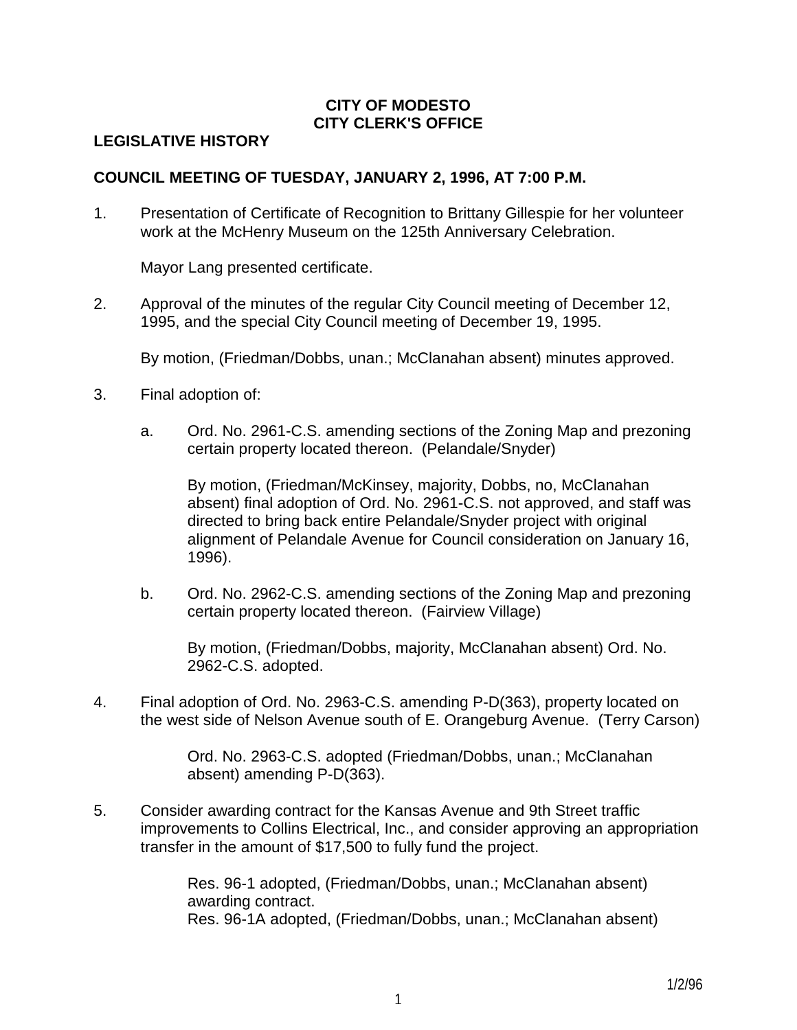**CITY OF MODESTO**
**CITY CLERK'S OFFICE**

**LEGISLATIVE HISTORY**

**COUNCIL MEETING OF TUESDAY, JANUARY 2, 1996, AT 7:00 P.M.**

1. Presentation of Certificate of Recognition to Brittany Gillespie for her volunteer work at the McHenry Museum on the 125th Anniversary Celebration.

   Mayor Lang presented certificate.

2. Approval of the minutes of the regular City Council meeting of December 12, 1995, and the special City Council meeting of December 19, 1995.

   By motion, (Friedman/Dobbs, unan.; McClanahan absent) minutes approved.

3. Final adoption of:

   a. Ord. No. 2961-C.S. amending sections of the Zoning Map and prezoning certain property located thereon. (Pelandale/Snyder)

      By motion, (Friedman/McKinsey, majority, Dobbs, no, McClanahan absent) final adoption of Ord. No. 2961-C.S. not approved, and staff was directed to bring back entire Pelandale/Snyder project with original alignment of Pelandale Avenue for Council consideration on January 16, 1996).

   b. Ord. No. 2962-C.S. amending sections of the Zoning Map and prezoning certain property located thereon. (Fairview Village)

      By motion, (Friedman/Dobbs, majority, McClanahan absent) Ord. No. 2962-C.S. adopted.

4. Final adoption of Ord. No. 2963-C.S. amending P-D(363), property located on the west side of Nelson Avenue south of E. Orangeburg Avenue. (Terry Carson)

   Ord. No. 2963-C.S. adopted (Friedman/Dobbs, unan.; McClanahan absent) amending P-D(363).

5. Consider awarding contract for the Kansas Avenue and 9th Street traffic improvements to Collins Electrical, Inc., and consider approving an appropriation transfer in the amount of $17,500 to fully fund the project.

   Res. 96-1 adopted, (Friedman/Dobbs, unan.; McClanahan absent) awarding contract.
   Res. 96-1A adopted, (Friedman/Dobbs, unan.; McClanahan absent)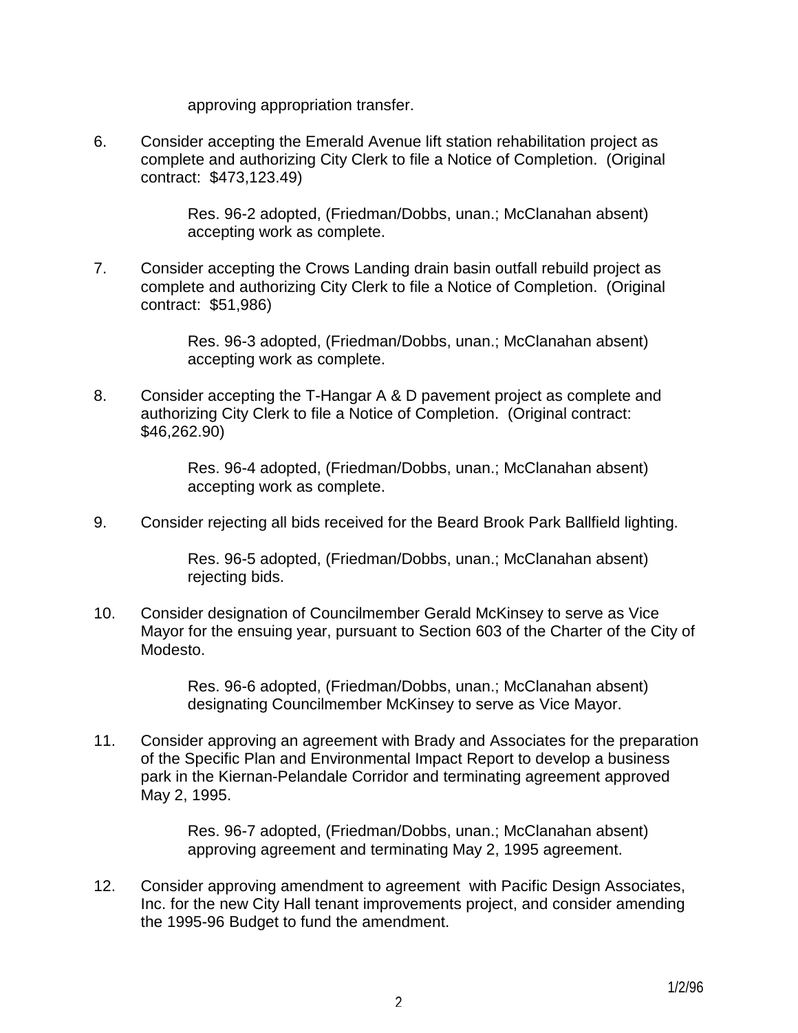approving appropriation transfer.

6. Consider accepting the Emerald Avenue lift station rehabilitation project as complete and authorizing City Clerk to file a Notice of Completion. (Original contract: $473,123.49)

   Res. 96-2 adopted, (Friedman/Dobbs, unan.; McClanahan absent) accepting work as complete.

7. Consider accepting the Crows Landing drain basin outfall rebuild project as complete and authorizing City Clerk to file a Notice of Completion. (Original contract: $51,986)

   Res. 96-3 adopted, (Friedman/Dobbs, unan.; McClanahan absent) accepting work as complete.

8. Consider accepting the T-Hangar A & D pavement project as complete and authorizing City Clerk to file a Notice of Completion. (Original contract: $46,262.90)

   Res. 96-4 adopted, (Friedman/Dobbs, unan.; McClanahan absent) accepting work as complete.

9. Consider rejecting all bids received for the Beard Brook Park Ballfield lighting.

   Res. 96-5 adopted, (Friedman/Dobbs, unan.; McClanahan absent) rejecting bids.

10. Consider designation of Councilmember Gerald McKinsey to serve as Vice Mayor for the ensuing year, pursuant to Section 603 of the Charter of the City of Modesto.

    Res. 96-6 adopted, (Friedman/Dobbs, unan.; McClanahan absent) designating Councilmember McKinsey to serve as Vice Mayor.

11. Consider approving an agreement with Brady and Associates for the preparation of the Specific Plan and Environmental Impact Report to develop a business park in the Kiernan-Pelandale Corridor and terminating agreement approved May 2, 1995.

    Res. 96-7 adopted, (Friedman/Dobbs, unan.; McClanahan absent) approving agreement and terminating May 2, 1995 agreement.

12. Consider approving amendment to agreement with Pacific Design Associates, Inc. for the new City Hall tenant improvements project, and consider amending the 1995-96 Budget to fund the amendment.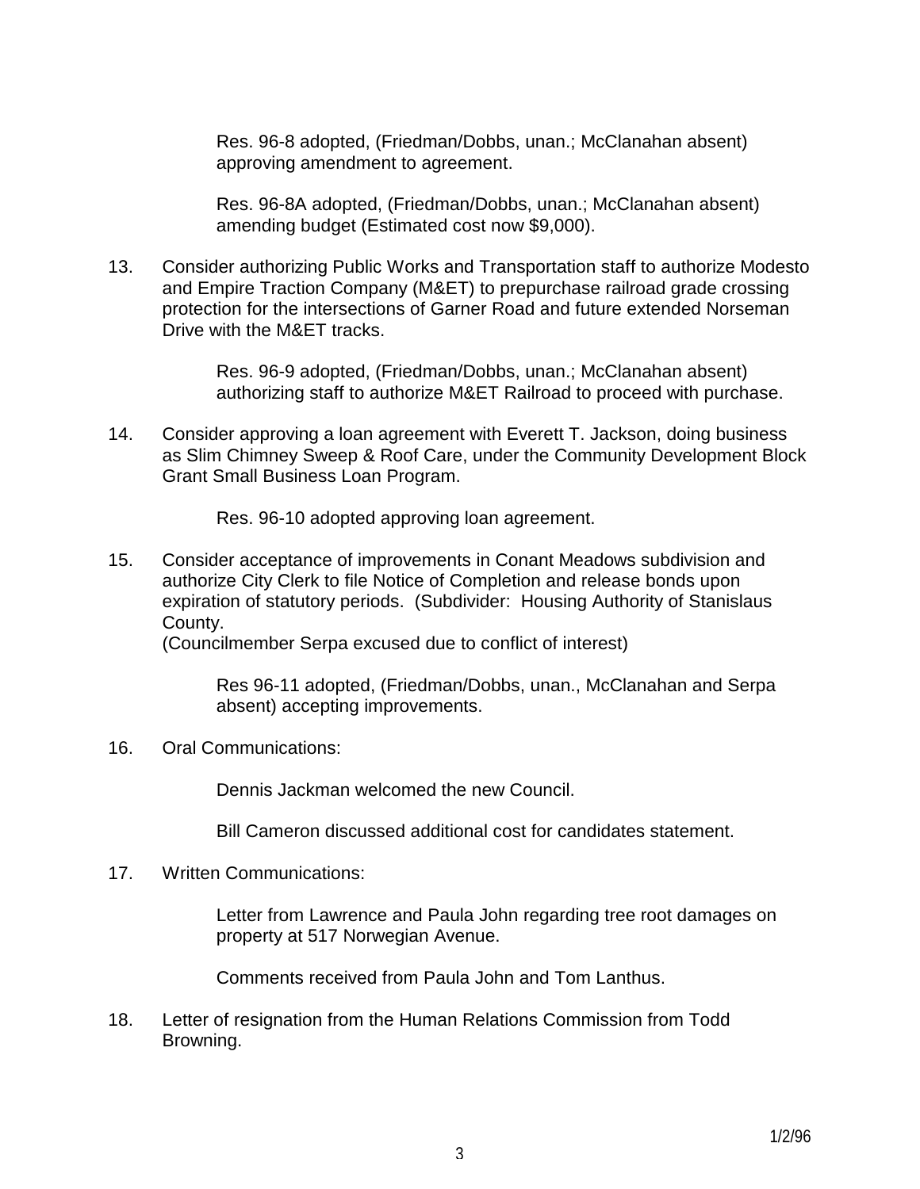Res. 96-8 adopted, (Friedman/Dobbs, unan.; McClanahan absent) approving amendment to agreement.

Res. 96-8A adopted, (Friedman/Dobbs, unan.; McClanahan absent) amending budget (Estimated cost now $9,000).

13. Consider authorizing Public Works and Transportation staff to authorize Modesto and Empire Traction Company (M&ET) to prepurchase railroad grade crossing protection for the intersections of Garner Road and future extended Norseman Drive with the M&ET tracks.

    Res. 96-9 adopted, (Friedman/Dobbs, unan.; McClanahan absent) authorizing staff to authorize M&ET Railroad to proceed with purchase.

14. Consider approving a loan agreement with Everett T. Jackson, doing business as Slim Chimney Sweep & Roof Care, under the Community Development Block Grant Small Business Loan Program.

    Res. 96-10 adopted approving loan agreement.

15. Consider acceptance of improvements in Conant Meadows subdivision and authorize City Clerk to file Notice of Completion and release bonds upon expiration of statutory periods. (Subdivider: Housing Authority of Stanislaus County.
    (Councilmember Serpa excused due to conflict of interest)

    Res 96-11 adopted, (Friedman/Dobbs, unan., McClanahan and Serpa absent) accepting improvements.

16. Oral Communications:

    Dennis Jackman welcomed the new Council.

    Bill Cameron discussed additional cost for candidates statement.

17. Written Communications:

    Letter from Lawrence and Paula John regarding tree root damages on property at 517 Norwegian Avenue.

    Comments received from Paula John and Tom Lanthus.

18. Letter of resignation from the Human Relations Commission from Todd Browning.

1/2/96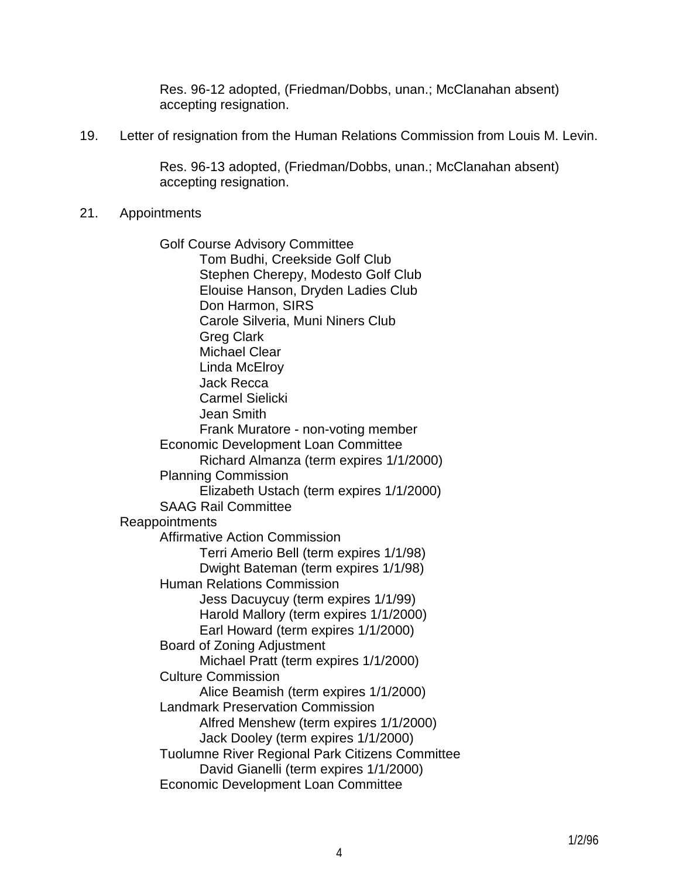Res. 96-12 adopted, (Friedman/Dobbs, unan.; McClanahan absent) accepting resignation.

19. Letter of resignation from the Human Relations Commission from Louis M. Levin.

    Res. 96-13 adopted, (Friedman/Dobbs, unan.; McClanahan absent) accepting resignation.

21. Appointments

    Golf Course Advisory Committee
    - Tom Budhi, Creekside Golf Club
    - Stephen Cherepy, Modesto Golf Club
    - Elouise Hanson, Dryden Ladies Club
    - Don Harmon, SIRS
    - Carole Silveria, Muni Niners Club
    - Greg Clark
    - Michael Clear
    - Linda McElroy
    - Jack Recca
    - Carmel Sielicki
    - Jean Smith
    - Frank Muratore - non-voting member

    Economic Development Loan Committee
    - Richard Almanza (term expires 1/1/2000)

    Planning Commission
    - Elizabeth Ustach (term expires 1/1/2000)

    SAAG Rail Committee

    Reappointments

    Affirmative Action Commission
    - Terri Amerio Bell (term expires 1/1/98)
    - Dwight Bateman (term expires 1/1/98)

    Human Relations Commission
    - Jess Dacuycuy (term expires 1/1/99)
    - Harold Mallory (term expires 1/1/2000)
    - Earl Howard (term expires 1/1/2000)

    Board of Zoning Adjustment
    - Michael Pratt (term expires 1/1/2000)

    Culture Commission
    - Alice Beamish (term expires 1/1/2000)

    Landmark Preservation Commission
    - Alfred Menshew (term expires 1/1/2000)
    - Jack Dooley (term expires 1/1/2000)

    Tuolumne River Regional Park Citizens Committee
    - David Gianelli (term expires 1/1/2000)

    Economic Development Loan Committee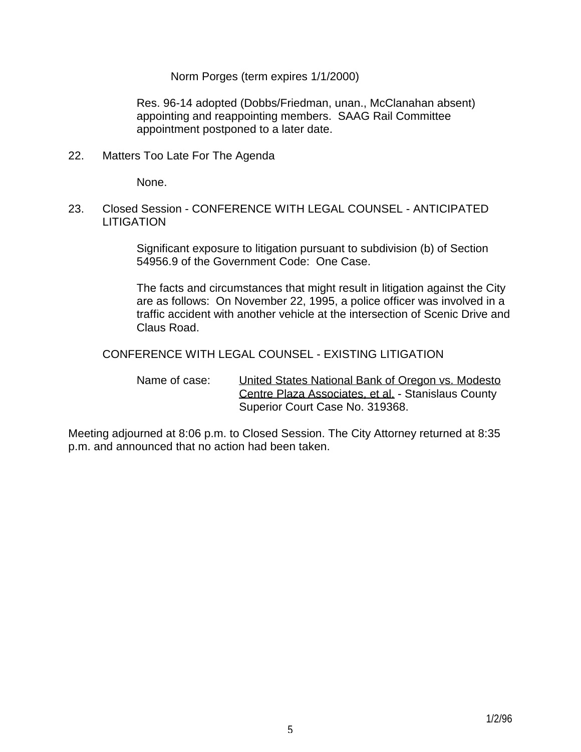Norm Porges (term expires 1/1/2000)

Res. 96-14 adopted (Dobbs/Friedman, unan., McClanahan absent) appointing and reappointing members. SAAG Rail Committee appointment postponed to a later date.

22. Matters Too Late For The Agenda

    None.

23. Closed Session - CONFERENCE WITH LEGAL COUNSEL - ANTICIPATED LITIGATION

    Significant exposure to litigation pursuant to subdivision (b) of Section 54956.9 of the Government Code: One Case.

    The facts and circumstances that might result in litigation against the City are as follows: On November 22, 1995, a police officer was involved in a traffic accident with another vehicle at the intersection of Scenic Drive and Claus Road.

    CONFERENCE WITH LEGAL COUNSEL - EXISTING LITIGATION

    Name of case: United States National Bank of Oregon vs. Modesto Centre Plaza Associates, et al. - Stanislaus County Superior Court Case No. 319368.

Meeting adjourned at 8:06 p.m. to Closed Session. The City Attorney returned at 8:35 p.m. and announced that no action had been taken.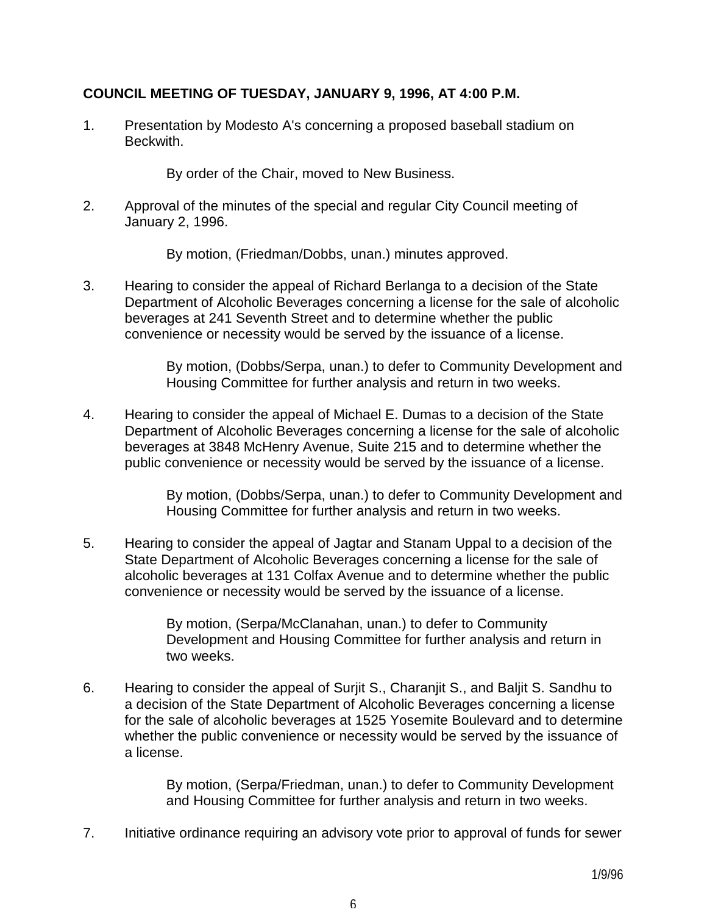**COUNCIL MEETING OF TUESDAY, JANUARY 9, 1996, AT 4:00 P.M.**

1. Presentation by Modesto A's concerning a proposed baseball stadium on Beckwith.

   By order of the Chair, moved to New Business.

2. Approval of the minutes of the special and regular City Council meeting of January 2, 1996.

   By motion, (Friedman/Dobbs, unan.) minutes approved.

3. Hearing to consider the appeal of Richard Berlanga to a decision of the State Department of Alcoholic Beverages concerning a license for the sale of alcoholic beverages at 241 Seventh Street and to determine whether the public convenience or necessity would be served by the issuance of a license.

   By motion, (Dobbs/Serpa, unan.) to defer to Community Development and Housing Committee for further analysis and return in two weeks.

4. Hearing to consider the appeal of Michael E. Dumas to a decision of the State Department of Alcoholic Beverages concerning a license for the sale of alcoholic beverages at 3848 McHenry Avenue, Suite 215 and to determine whether the public convenience or necessity would be served by the issuance of a license.

   By motion, (Dobbs/Serpa, unan.) to defer to Community Development and Housing Committee for further analysis and return in two weeks.

5. Hearing to consider the appeal of Jagtar and Stanam Uppal to a decision of the State Department of Alcoholic Beverages concerning a license for the sale of alcoholic beverages at 131 Colfax Avenue and to determine whether the public convenience or necessity would be served by the issuance of a license.

   By motion, (Serpa/McClanahan, unan.) to defer to Community Development and Housing Committee for further analysis and return in two weeks.

6. Hearing to consider the appeal of Surjit S., Charanjit S., and Baljit S. Sandhu to a decision of the State Department of Alcoholic Beverages concerning a license for the sale of alcoholic beverages at 1525 Yosemite Boulevard and to determine whether the public convenience or necessity would be served by the issuance of a license.

   By motion, (Serpa/Friedman, unan.) to defer to Community Development and Housing Committee for further analysis and return in two weeks.

7. Initiative ordinance requiring an advisory vote prior to approval of funds for sewer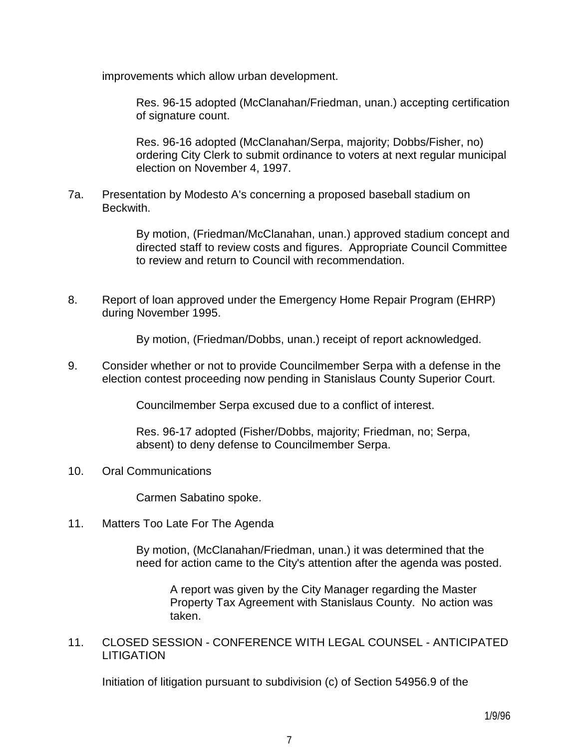improvements which allow urban development.

Res. 96-15 adopted (McClanahan/Friedman, unan.) accepting certification of signature count.

Res. 96-16 adopted (McClanahan/Serpa, majority; Dobbs/Fisher, no) ordering City Clerk to submit ordinance to voters at next regular municipal election on November 4, 1997.

7a. Presentation by Modesto A's concerning a proposed baseball stadium on Beckwith.

By motion, (Friedman/McClanahan, unan.) approved stadium concept and directed staff to review costs and figures. Appropriate Council Committee to review and return to Council with recommendation.

8. Report of loan approved under the Emergency Home Repair Program (EHRP) during November 1995.

By motion, (Friedman/Dobbs, unan.) receipt of report acknowledged.

9. Consider whether or not to provide Councilmember Serpa with a defense in the election contest proceeding now pending in Stanislaus County Superior Court.

Councilmember Serpa excused due to a conflict of interest.

Res. 96-17 adopted (Fisher/Dobbs, majority; Friedman, no; Serpa, absent) to deny defense to Councilmember Serpa.

10. Oral Communications

Carmen Sabatino spoke.

11. Matters Too Late For The Agenda

By motion, (McClanahan/Friedman, unan.) it was determined that the need for action came to the City's attention after the agenda was posted.

A report was given by the City Manager regarding the Master Property Tax Agreement with Stanislaus County. No action was taken.

11. CLOSED SESSION - CONFERENCE WITH LEGAL COUNSEL - ANTICIPATED LITIGATION

Initiation of litigation pursuant to subdivision (c) of Section 54956.9 of the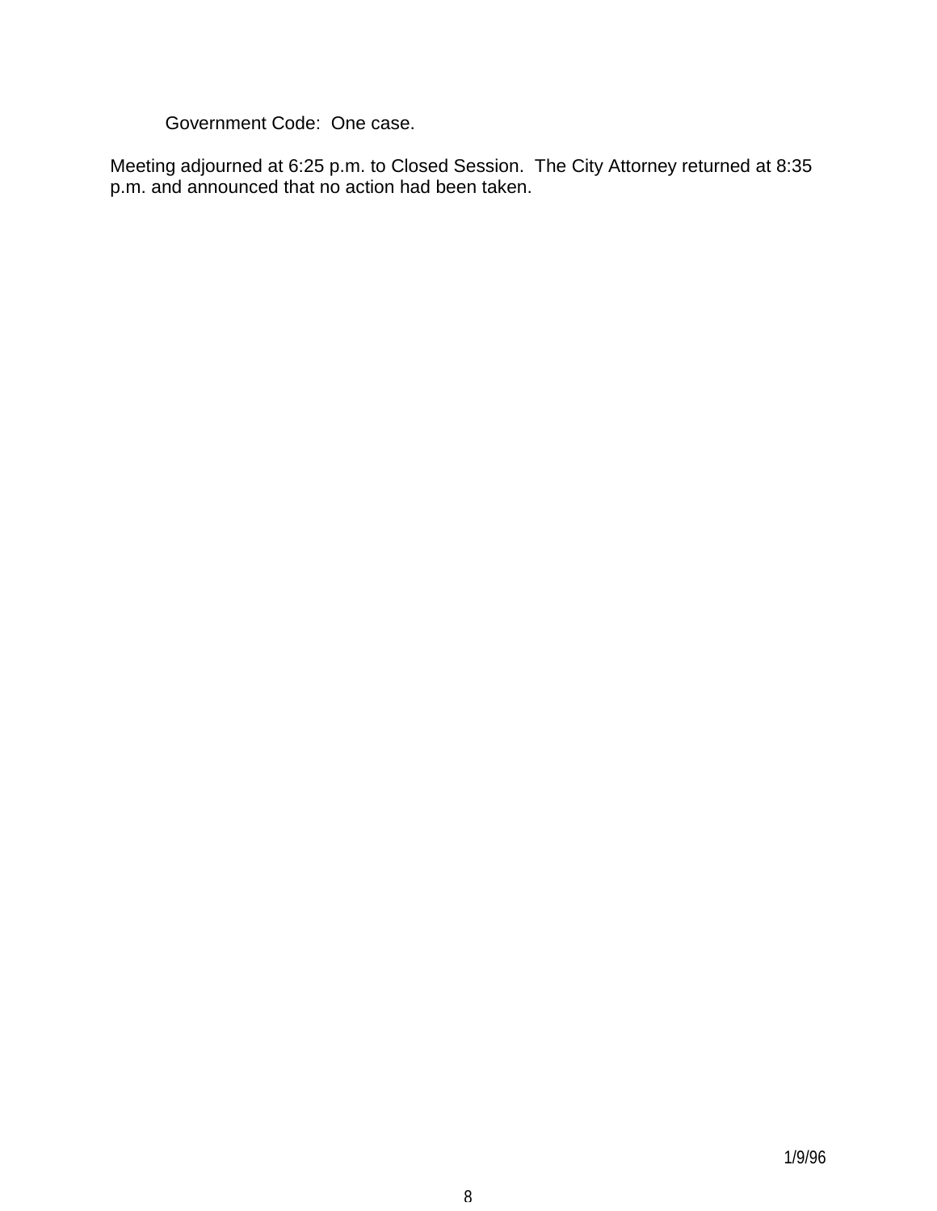Government Code:  One case.

Meeting adjourned at 6:25 p.m. to Closed Session.  The City Attorney returned at 8:35 p.m. and announced that no action had been taken.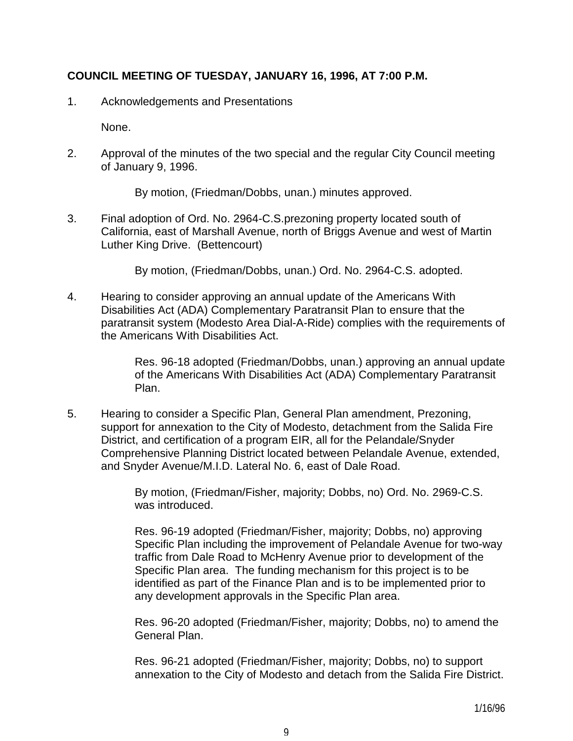**COUNCIL MEETING OF TUESDAY, JANUARY 16, 1996, AT 7:00 P.M.**

1. Acknowledgements and Presentations

   None.

2. Approval of the minutes of the two special and the regular City Council meeting of January 9, 1996.

   By motion, (Friedman/Dobbs, unan.) minutes approved.

3. Final adoption of Ord. No. 2964-C.S.prezoning property located south of California, east of Marshall Avenue, north of Briggs Avenue and west of Martin Luther King Drive. (Bettencourt)

   By motion, (Friedman/Dobbs, unan.) Ord. No. 2964-C.S. adopted.

4. Hearing to consider approving an annual update of the Americans With Disabilities Act (ADA) Complementary Paratransit Plan to ensure that the paratransit system (Modesto Area Dial-A-Ride) complies with the requirements of the Americans With Disabilities Act.

   Res. 96-18 adopted (Friedman/Dobbs, unan.) approving an annual update of the Americans With Disabilities Act (ADA) Complementary Paratransit Plan.

5. Hearing to consider a Specific Plan, General Plan amendment, Prezoning, support for annexation to the City of Modesto, detachment from the Salida Fire District, and certification of a program EIR, all for the Pelandale/Snyder Comprehensive Planning District located between Pelandale Avenue, extended, and Snyder Avenue/M.I.D. Lateral No. 6, east of Dale Road.

   By motion, (Friedman/Fisher, majority; Dobbs, no) Ord. No. 2969-C.S. was introduced.

   Res. 96-19 adopted (Friedman/Fisher, majority; Dobbs, no) approving Specific Plan including the improvement of Pelandale Avenue for two-way traffic from Dale Road to McHenry Avenue prior to development of the Specific Plan area. The funding mechanism for this project is to be identified as part of the Finance Plan and is to be implemented prior to any development approvals in the Specific Plan area.

   Res. 96-20 adopted (Friedman/Fisher, majority; Dobbs, no) to amend the General Plan.

   Res. 96-21 adopted (Friedman/Fisher, majority; Dobbs, no) to support annexation to the City of Modesto and detach from the Salida Fire District.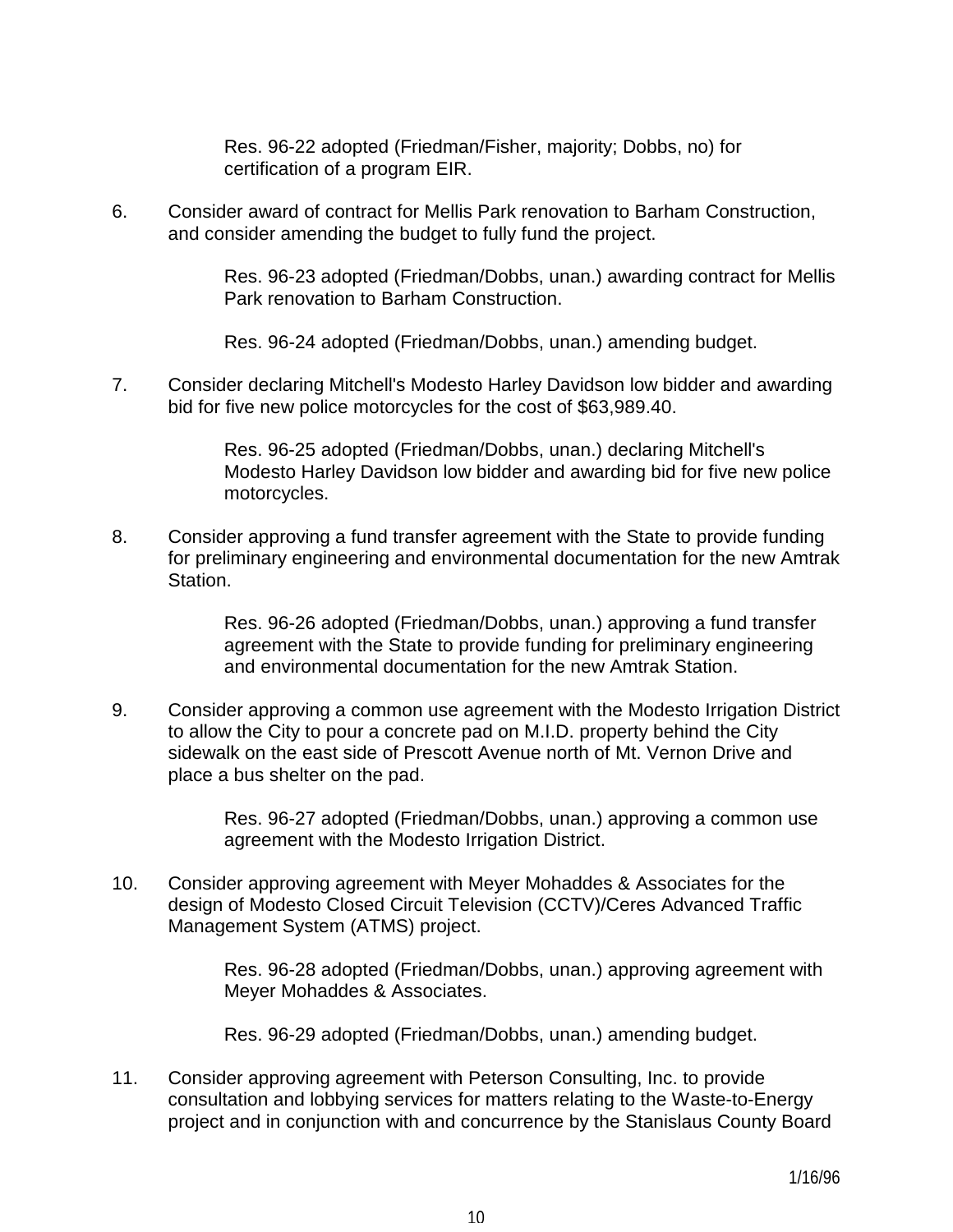Res. 96-22 adopted (Friedman/Fisher, majority; Dobbs, no) for certification of a program EIR.

6. Consider award of contract for Mellis Park renovation to Barham Construction, and consider amending the budget to fully fund the project.

   Res. 96-23 adopted (Friedman/Dobbs, unan.) awarding contract for Mellis Park renovation to Barham Construction.

   Res. 96-24 adopted (Friedman/Dobbs, unan.) amending budget.

7. Consider declaring Mitchell's Modesto Harley Davidson low bidder and awarding bid for five new police motorcycles for the cost of $63,989.40.

   Res. 96-25 adopted (Friedman/Dobbs, unan.) declaring Mitchell's Modesto Harley Davidson low bidder and awarding bid for five new police motorcycles.

8. Consider approving a fund transfer agreement with the State to provide funding for preliminary engineering and environmental documentation for the new Amtrak Station.

   Res. 96-26 adopted (Friedman/Dobbs, unan.) approving a fund transfer agreement with the State to provide funding for preliminary engineering and environmental documentation for the new Amtrak Station.

9. Consider approving a common use agreement with the Modesto Irrigation District to allow the City to pour a concrete pad on M.I.D. property behind the City sidewalk on the east side of Prescott Avenue north of Mt. Vernon Drive and place a bus shelter on the pad.

   Res. 96-27 adopted (Friedman/Dobbs, unan.) approving a common use agreement with the Modesto Irrigation District.

10. Consider approving agreement with Meyer Mohaddes & Associates for the design of Modesto Closed Circuit Television (CCTV)/Ceres Advanced Traffic Management System (ATMS) project.

    Res. 96-28 adopted (Friedman/Dobbs, unan.) approving agreement with Meyer Mohaddes & Associates.

    Res. 96-29 adopted (Friedman/Dobbs, unan.) amending budget.

11. Consider approving agreement with Peterson Consulting, Inc. to provide consultation and lobbying services for matters relating to the Waste-to-Energy project and in conjunction with and concurrence by the Stanislaus County Board

1/16/96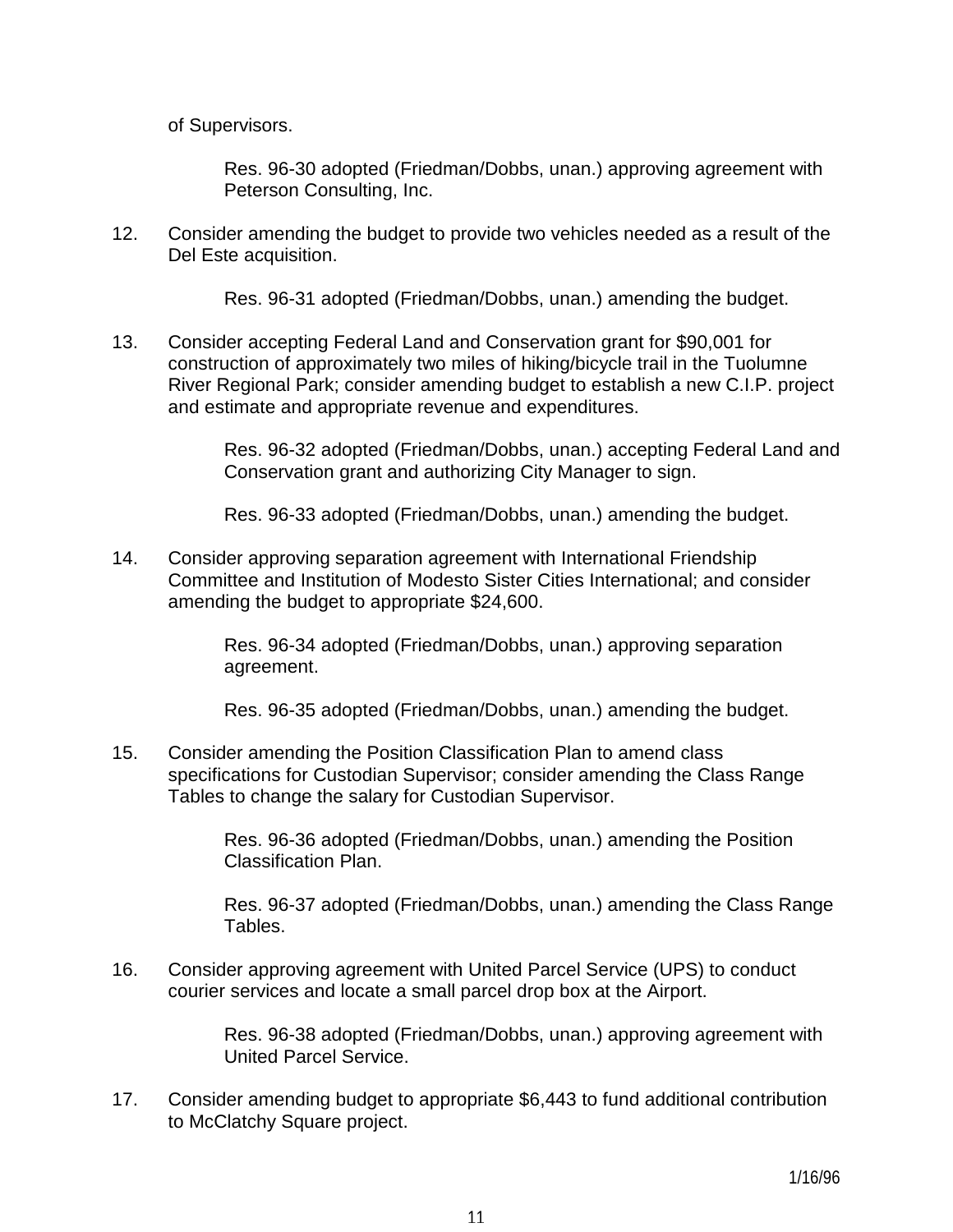of Supervisors.

> Res. 96-30 adopted (Friedman/Dobbs, unan.) approving agreement with Peterson Consulting, Inc.

12. Consider amending the budget to provide two vehicles needed as a result of the Del Este acquisition.

    > Res. 96-31 adopted (Friedman/Dobbs, unan.) amending the budget.

13. Consider accepting Federal Land and Conservation grant for $90,001 for construction of approximately two miles of hiking/bicycle trail in the Tuolumne River Regional Park; consider amending budget to establish a new C.I.P. project and estimate and appropriate revenue and expenditures.

    > Res. 96-32 adopted (Friedman/Dobbs, unan.) accepting Federal Land and Conservation grant and authorizing City Manager to sign.
    >
    > Res. 96-33 adopted (Friedman/Dobbs, unan.) amending the budget.

14. Consider approving separation agreement with International Friendship Committee and Institution of Modesto Sister Cities International; and consider amending the budget to appropriate $24,600.

    > Res. 96-34 adopted (Friedman/Dobbs, unan.) approving separation agreement.
    >
    > Res. 96-35 adopted (Friedman/Dobbs, unan.) amending the budget.

15. Consider amending the Position Classification Plan to amend class specifications for Custodian Supervisor; consider amending the Class Range Tables to change the salary for Custodian Supervisor.

    > Res. 96-36 adopted (Friedman/Dobbs, unan.) amending the Position Classification Plan.
    >
    > Res. 96-37 adopted (Friedman/Dobbs, unan.) amending the Class Range Tables.

16. Consider approving agreement with United Parcel Service (UPS) to conduct courier services and locate a small parcel drop box at the Airport.

    > Res. 96-38 adopted (Friedman/Dobbs, unan.) approving agreement with United Parcel Service.

17. Consider amending budget to appropriate $6,443 to fund additional contribution to McClatchy Square project.

1/16/96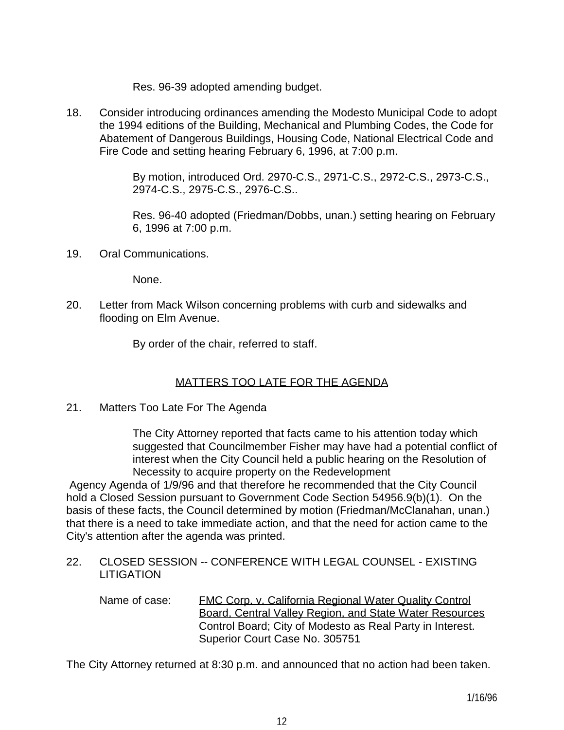Res. 96-39 adopted amending budget.

18. Consider introducing ordinances amending the Modesto Municipal Code to adopt the 1994 editions of the Building, Mechanical and Plumbing Codes, the Code for Abatement of Dangerous Buildings, Housing Code, National Electrical Code and Fire Code and setting hearing February 6, 1996, at 7:00 p.m.

    By motion, introduced Ord. 2970-C.S., 2971-C.S., 2972-C.S., 2973-C.S., 2974-C.S., 2975-C.S., 2976-C.S..

    Res. 96-40 adopted (Friedman/Dobbs, unan.) setting hearing on February 6, 1996 at 7:00 p.m.

19. Oral Communications.

    None.

20. Letter from Mack Wilson concerning problems with curb and sidewalks and flooding on Elm Avenue.

    By order of the chair, referred to staff.

## MATTERS TOO LATE FOR THE AGENDA

21. Matters Too Late For The Agenda

    The City Attorney reported that facts came to his attention today which suggested that Councilmember Fisher may have had a potential conflict of interest when the City Council held a public hearing on the Resolution of Necessity to acquire property on the Redevelopment Agency Agenda of 1/9/96 and that therefore he recommended that the City Council hold a Closed Session pursuant to Government Code Section 54956.9(b)(1). On the basis of these facts, the Council determined by motion (Friedman/McClanahan, unan.) that there is a need to take immediate action, and that the need for action came to the City's attention after the agenda was printed.

22. CLOSED SESSION -- CONFERENCE WITH LEGAL COUNSEL - EXISTING LITIGATION

    Name of case: FMC Corp. v. California Regional Water Quality Control Board, Central Valley Region, and State Water Resources Control Board; City of Modesto as Real Party in Interest. Superior Court Case No. 305751

The City Attorney returned at 8:30 p.m. and announced that no action had been taken.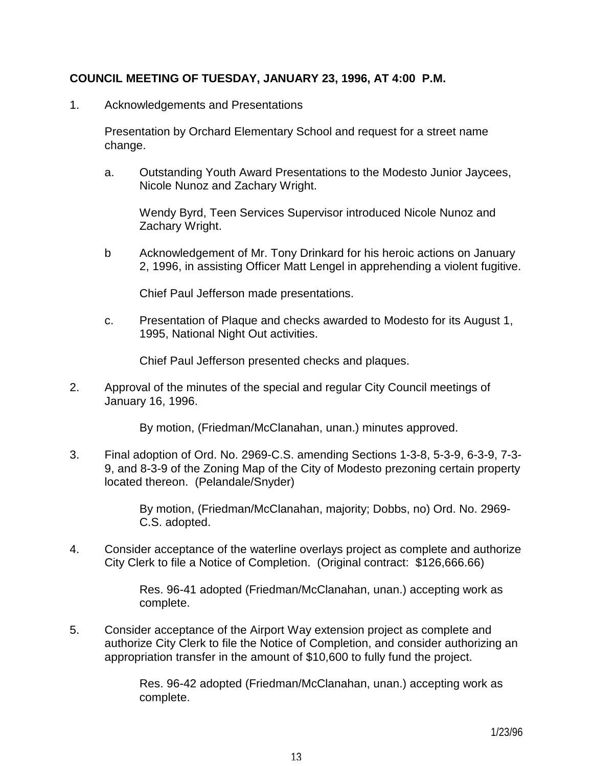**COUNCIL MEETING OF TUESDAY, JANUARY 23, 1996, AT 4:00 P.M.**

1. Acknowledgements and Presentations

   Presentation by Orchard Elementary School and request for a street name change.

   a. Outstanding Youth Award Presentations to the Modesto Junior Jaycees, Nicole Nunoz and Zachary Wright.

      Wendy Byrd, Teen Services Supervisor introduced Nicole Nunoz and Zachary Wright.

   b Acknowledgement of Mr. Tony Drinkard for his heroic actions on January 2, 1996, in assisting Officer Matt Lengel in apprehending a violent fugitive.

      Chief Paul Jefferson made presentations.

   c. Presentation of Plaque and checks awarded to Modesto for its August 1, 1995, National Night Out activities.

      Chief Paul Jefferson presented checks and plaques.

2. Approval of the minutes of the special and regular City Council meetings of January 16, 1996.

   By motion, (Friedman/McClanahan, unan.) minutes approved.

3. Final adoption of Ord. No. 2969-C.S. amending Sections 1-3-8, 5-3-9, 6-3-9, 7-3-9, and 8-3-9 of the Zoning Map of the City of Modesto prezoning certain property located thereon. (Pelandale/Snyder)

   By motion, (Friedman/McClanahan, majority; Dobbs, no) Ord. No. 2969-C.S. adopted.

4. Consider acceptance of the waterline overlays project as complete and authorize City Clerk to file a Notice of Completion. (Original contract: $126,666.66)

   Res. 96-41 adopted (Friedman/McClanahan, unan.) accepting work as complete.

5. Consider acceptance of the Airport Way extension project as complete and authorize City Clerk to file the Notice of Completion, and consider authorizing an appropriation transfer in the amount of $10,600 to fully fund the project.

   Res. 96-42 adopted (Friedman/McClanahan, unan.) accepting work as complete.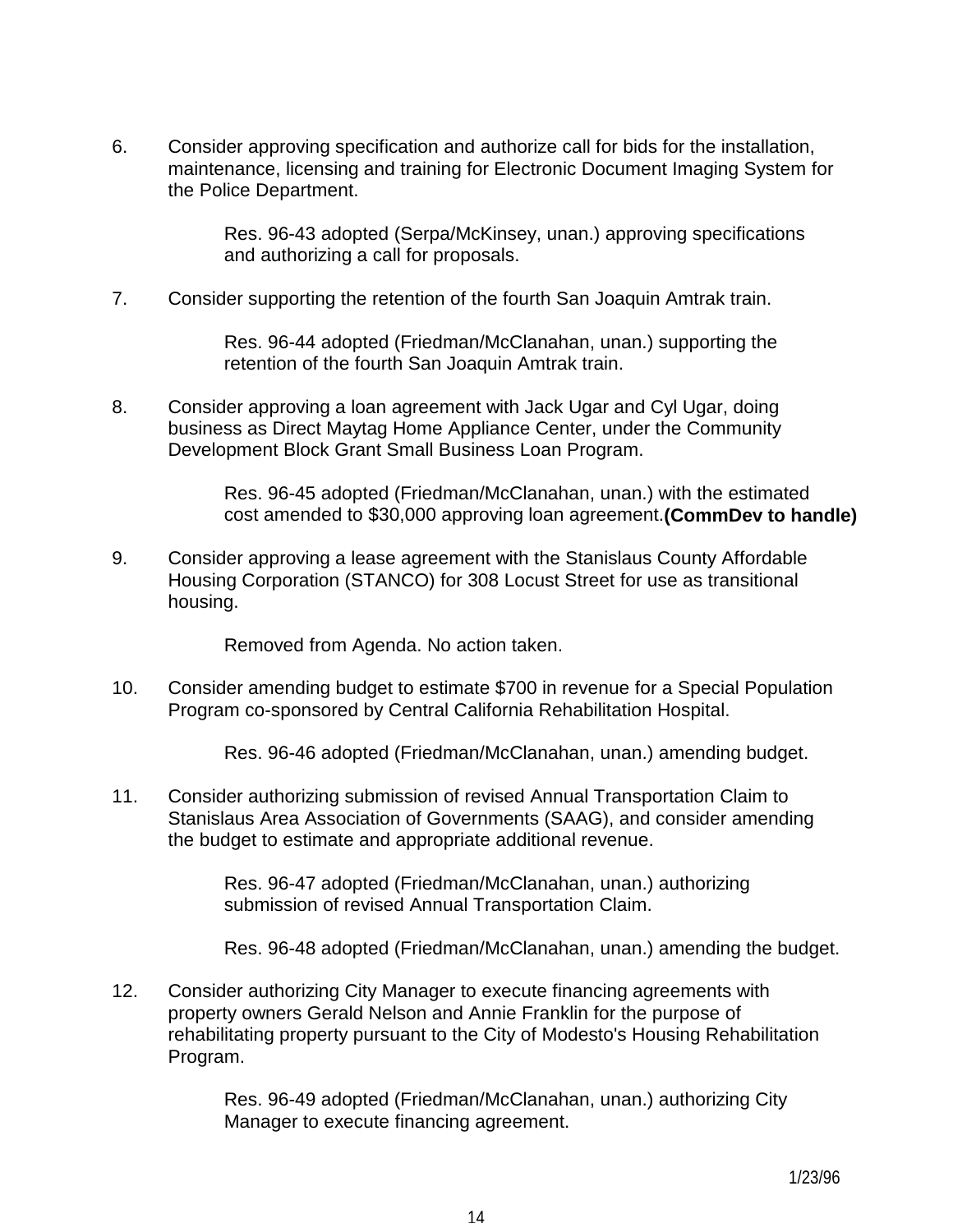6. Consider approving specification and authorize call for bids for the installation, maintenance, licensing and training for Electronic Document Imaging System for the Police Department.

   Res. 96-43 adopted (Serpa/McKinsey, unan.) approving specifications and authorizing a call for proposals.

7. Consider supporting the retention of the fourth San Joaquin Amtrak train.

   Res. 96-44 adopted (Friedman/McClanahan, unan.) supporting the retention of the fourth San Joaquin Amtrak train.

8. Consider approving a loan agreement with Jack Ugar and Cyl Ugar, doing business as Direct Maytag Home Appliance Center, under the Community Development Block Grant Small Business Loan Program.

   Res. 96-45 adopted (Friedman/McClanahan, unan.) with the estimated cost amended to $30,000 approving loan agreement.**(CommDev to handle)**

9. Consider approving a lease agreement with the Stanislaus County Affordable Housing Corporation (STANCO) for 308 Locust Street for use as transitional housing.

   Removed from Agenda. No action taken.

10. Consider amending budget to estimate $700 in revenue for a Special Population Program co-sponsored by Central California Rehabilitation Hospital.

    Res. 96-46 adopted (Friedman/McClanahan, unan.) amending budget.

11. Consider authorizing submission of revised Annual Transportation Claim to Stanislaus Area Association of Governments (SAAG), and consider amending the budget to estimate and appropriate additional revenue.

    Res. 96-47 adopted (Friedman/McClanahan, unan.) authorizing submission of revised Annual Transportation Claim.

    Res. 96-48 adopted (Friedman/McClanahan, unan.) amending the budget.

12. Consider authorizing City Manager to execute financing agreements with property owners Gerald Nelson and Annie Franklin for the purpose of rehabilitating property pursuant to the City of Modesto's Housing Rehabilitation Program.

    Res. 96-49 adopted (Friedman/McClanahan, unan.) authorizing City Manager to execute financing agreement.

1/23/96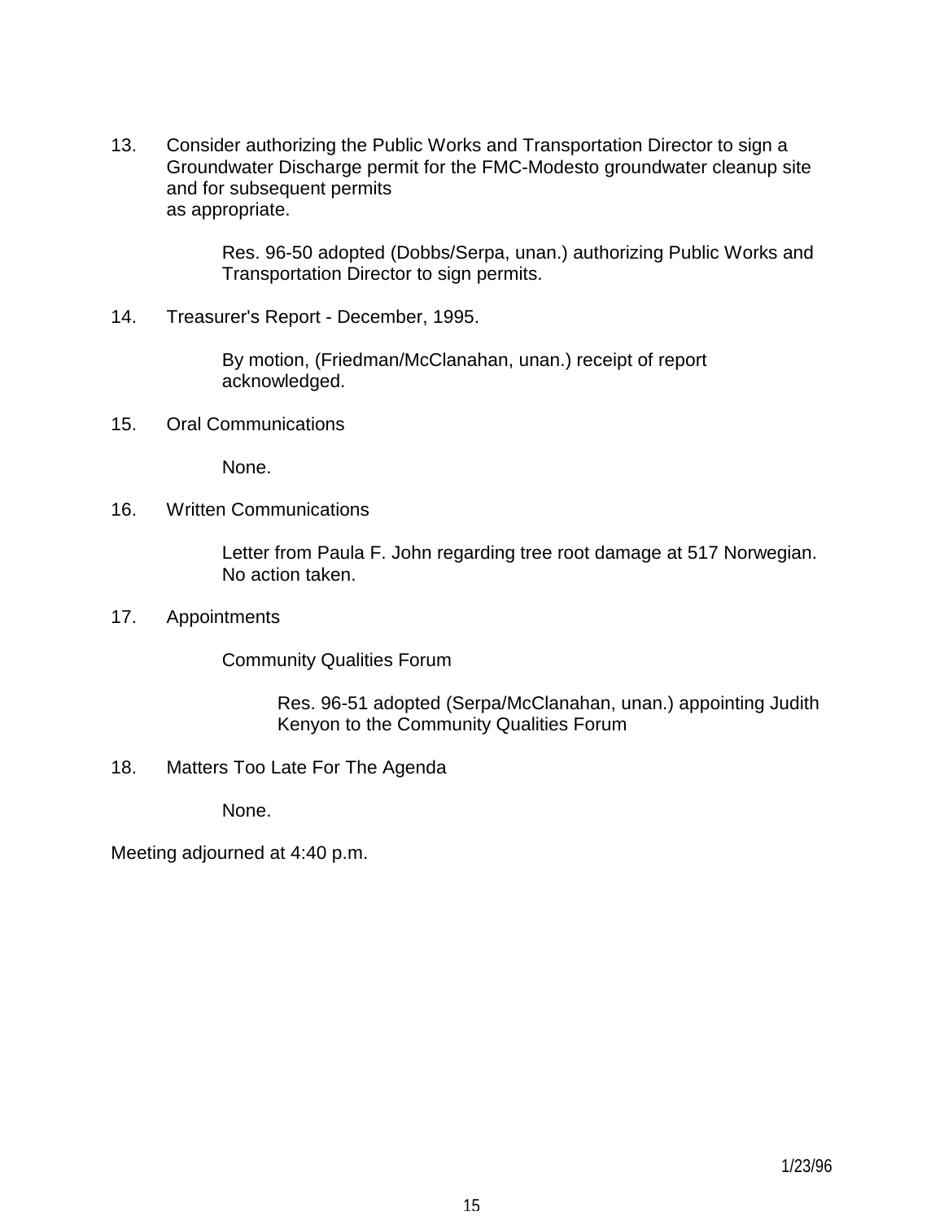13. Consider authorizing the Public Works and Transportation Director to sign a Groundwater Discharge permit for the FMC-Modesto groundwater cleanup site and for subsequent permits as appropriate.

    Res. 96-50 adopted (Dobbs/Serpa, unan.) authorizing Public Works and Transportation Director to sign permits.

14. Treasurer's Report - December, 1995.

    By motion, (Friedman/McClanahan, unan.) receipt of report acknowledged.

15. Oral Communications

    None.

16. Written Communications

    Letter from Paula F. John regarding tree root damage at 517 Norwegian. No action taken.

17. Appointments

    Community Qualities Forum

    Res. 96-51 adopted (Serpa/McClanahan, unan.) appointing Judith Kenyon to the Community Qualities Forum

18. Matters Too Late For The Agenda

    None.

Meeting adjourned at 4:40 p.m.

1/23/96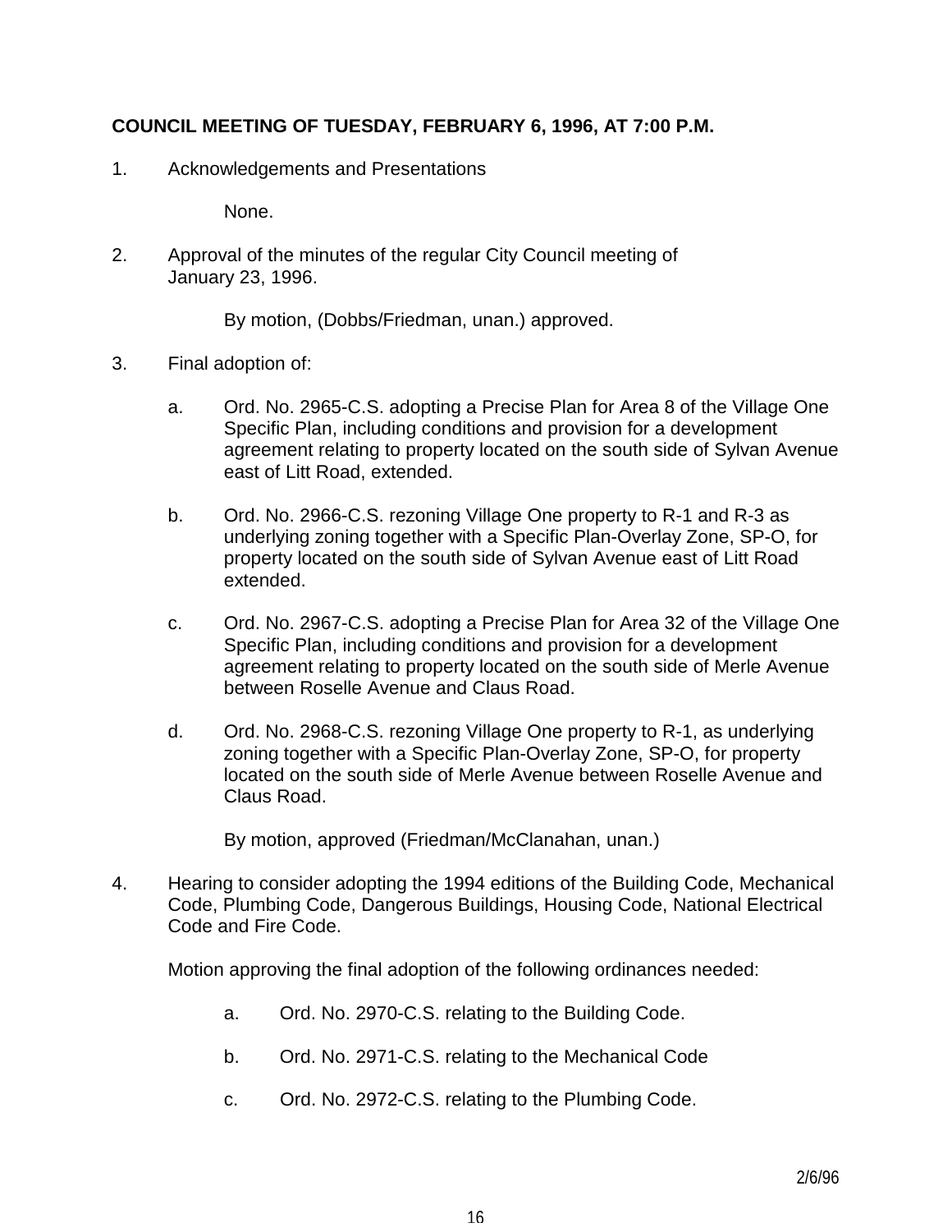**COUNCIL MEETING OF TUESDAY, FEBRUARY 6, 1996, AT 7:00 P.M.**

1. Acknowledgements and Presentations

   None.

2. Approval of the minutes of the regular City Council meeting of January 23, 1996.

   By motion, (Dobbs/Friedman, unan.) approved.

3. Final adoption of:

   a. Ord. No. 2965-C.S. adopting a Precise Plan for Area 8 of the Village One Specific Plan, including conditions and provision for a development agreement relating to property located on the south side of Sylvan Avenue east of Litt Road, extended.

   b. Ord. No. 2966-C.S. rezoning Village One property to R-1 and R-3 as underlying zoning together with a Specific Plan-Overlay Zone, SP-O, for property located on the south side of Sylvan Avenue east of Litt Road extended.

   c. Ord. No. 2967-C.S. adopting a Precise Plan for Area 32 of the Village One Specific Plan, including conditions and provision for a development agreement relating to property located on the south side of Merle Avenue between Roselle Avenue and Claus Road.

   d. Ord. No. 2968-C.S. rezoning Village One property to R-1, as underlying zoning together with a Specific Plan-Overlay Zone, SP-O, for property located on the south side of Merle Avenue between Roselle Avenue and Claus Road.

   By motion, approved (Friedman/McClanahan, unan.)

4. Hearing to consider adopting the 1994 editions of the Building Code, Mechanical Code, Plumbing Code, Dangerous Buildings, Housing Code, National Electrical Code and Fire Code.

   Motion approving the final adoption of the following ordinances needed:

   a. Ord. No. 2970-C.S. relating to the Building Code.

   b. Ord. No. 2971-C.S. relating to the Mechanical Code

   c. Ord. No. 2972-C.S. relating to the Plumbing Code.

2/6/96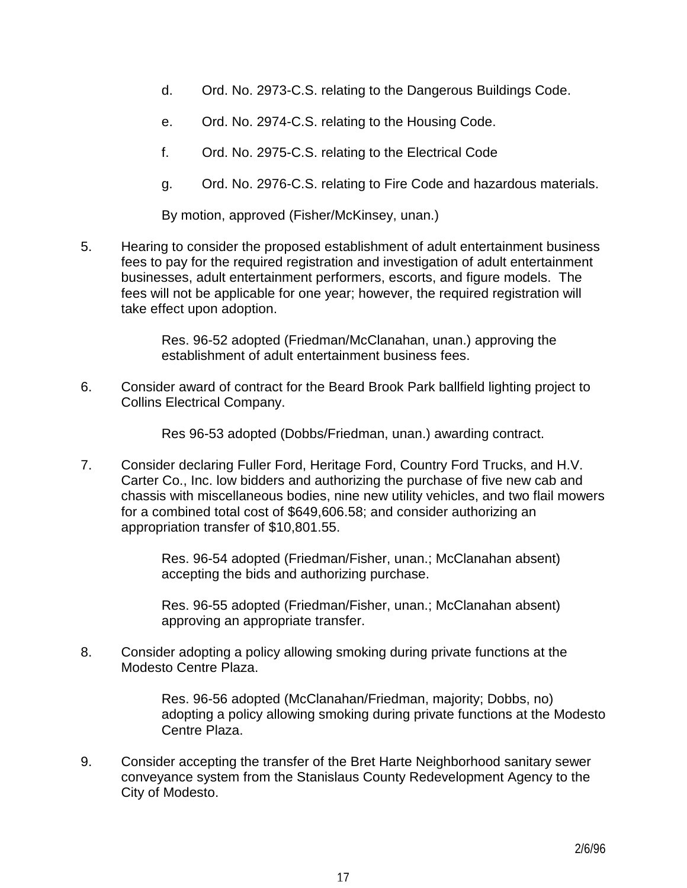d. Ord. No. 2973-C.S. relating to the Dangerous Buildings Code.

e. Ord. No. 2974-C.S. relating to the Housing Code.

f. Ord. No. 2975-C.S. relating to the Electrical Code

g. Ord. No. 2976-C.S. relating to Fire Code and hazardous materials.

By motion, approved (Fisher/McKinsey, unan.)

5. Hearing to consider the proposed establishment of adult entertainment business fees to pay for the required registration and investigation of adult entertainment businesses, adult entertainment performers, escorts, and figure models. The fees will not be applicable for one year; however, the required registration will take effect upon adoption.

   Res. 96-52 adopted (Friedman/McClanahan, unan.) approving the establishment of adult entertainment business fees.

6. Consider award of contract for the Beard Brook Park ballfield lighting project to Collins Electrical Company.

   Res 96-53 adopted (Dobbs/Friedman, unan.) awarding contract.

7. Consider declaring Fuller Ford, Heritage Ford, Country Ford Trucks, and H.V. Carter Co., Inc. low bidders and authorizing the purchase of five new cab and chassis with miscellaneous bodies, nine new utility vehicles, and two flail mowers for a combined total cost of $649,606.58; and consider authorizing an appropriation transfer of $10,801.55.

   Res. 96-54 adopted (Friedman/Fisher, unan.; McClanahan absent) accepting the bids and authorizing purchase.

   Res. 96-55 adopted (Friedman/Fisher, unan.; McClanahan absent) approving an appropriate transfer.

8. Consider adopting a policy allowing smoking during private functions at the Modesto Centre Plaza.

   Res. 96-56 adopted (McClanahan/Friedman, majority; Dobbs, no) adopting a policy allowing smoking during private functions at the Modesto Centre Plaza.

9. Consider accepting the transfer of the Bret Harte Neighborhood sanitary sewer conveyance system from the Stanislaus County Redevelopment Agency to the City of Modesto.

2/6/96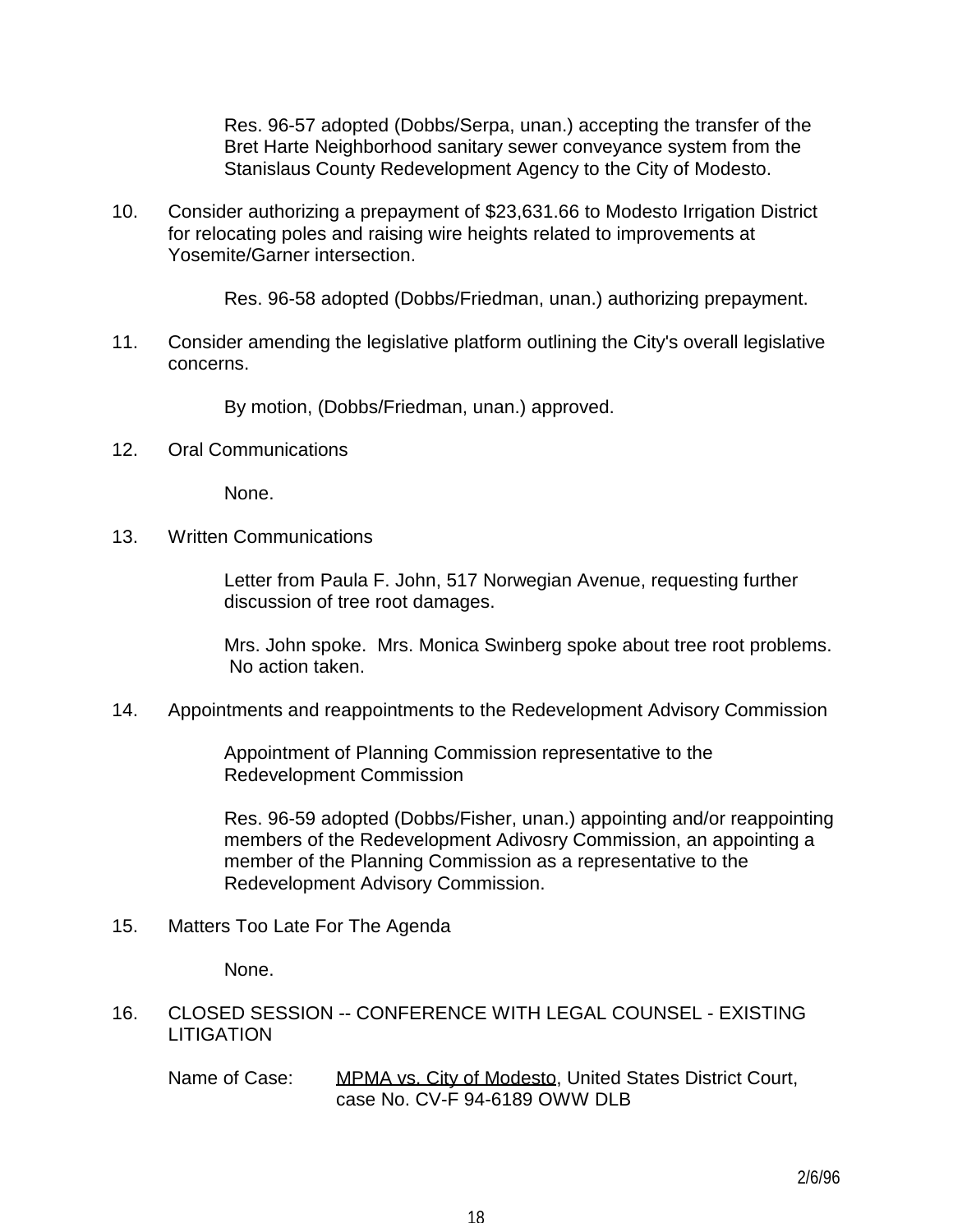Res. 96-57 adopted (Dobbs/Serpa, unan.) accepting the transfer of the Bret Harte Neighborhood sanitary sewer conveyance system from the Stanislaus County Redevelopment Agency to the City of Modesto.

10. Consider authorizing a prepayment of $23,631.66 to Modesto Irrigation District for relocating poles and raising wire heights related to improvements at Yosemite/Garner intersection.

    Res. 96-58 adopted (Dobbs/Friedman, unan.) authorizing prepayment.

11. Consider amending the legislative platform outlining the City's overall legislative concerns.

    By motion, (Dobbs/Friedman, unan.) approved.

12. Oral Communications

    None.

13. Written Communications

    Letter from Paula F. John, 517 Norwegian Avenue, requesting further discussion of tree root damages.

    Mrs. John spoke. Mrs. Monica Swinberg spoke about tree root problems. No action taken.

14. Appointments and reappointments to the Redevelopment Advisory Commission

    Appointment of Planning Commission representative to the Redevelopment Commission

    Res. 96-59 adopted (Dobbs/Fisher, unan.) appointing and/or reappointing members of the Redevelopment Adivosry Commission, an appointing a member of the Planning Commission as a representative to the Redevelopment Advisory Commission.

15. Matters Too Late For The Agenda

    None.

16. CLOSED SESSION -- CONFERENCE WITH LEGAL COUNSEL - EXISTING LITIGATION

    Name of Case: MPMA vs. City of Modesto, United States District Court, case No. CV-F 94-6189 OWW DLB

2/6/96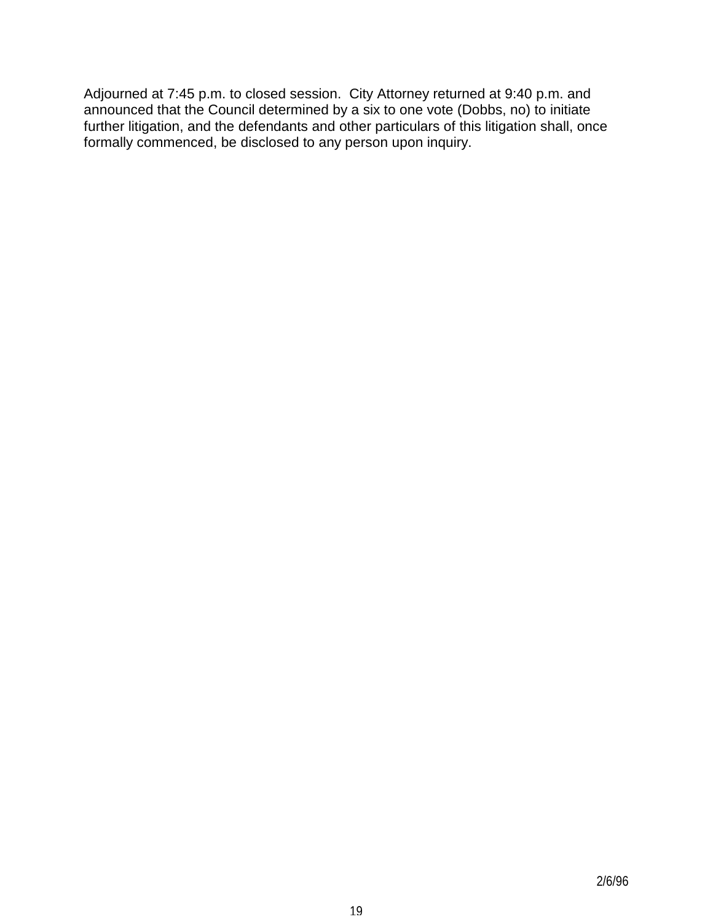Adjourned at 7:45 p.m. to closed session. City Attorney returned at 9:40 p.m. and announced that the Council determined by a six to one vote (Dobbs, no) to initiate further litigation, and the defendants and other particulars of this litigation shall, once formally commenced, be disclosed to any person upon inquiry.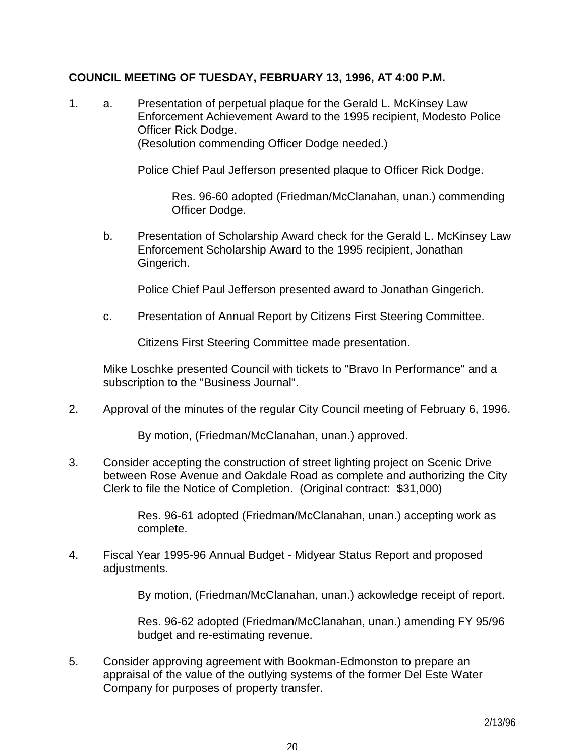**COUNCIL MEETING OF TUESDAY, FEBRUARY 13, 1996, AT 4:00 P.M.**

1. a. Presentation of perpetual plaque for the Gerald L. McKinsey Law Enforcement Achievement Award to the 1995 recipient, Modesto Police Officer Rick Dodge. (Resolution commending Officer Dodge needed.)

   Police Chief Paul Jefferson presented plaque to Officer Rick Dodge.

   Res. 96-60 adopted (Friedman/McClanahan, unan.) commending Officer Dodge.

   b. Presentation of Scholarship Award check for the Gerald L. McKinsey Law Enforcement Scholarship Award to the 1995 recipient, Jonathan Gingerich.

   Police Chief Paul Jefferson presented award to Jonathan Gingerich.

   c. Presentation of Annual Report by Citizens First Steering Committee.

   Citizens First Steering Committee made presentation.

   Mike Loschke presented Council with tickets to "Bravo In Performance" and a subscription to the "Business Journal".

2. Approval of the minutes of the regular City Council meeting of February 6, 1996.

   By motion, (Friedman/McClanahan, unan.) approved.

3. Consider accepting the construction of street lighting project on Scenic Drive between Rose Avenue and Oakdale Road as complete and authorizing the City Clerk to file the Notice of Completion. (Original contract: $31,000)

   Res. 96-61 adopted (Friedman/McClanahan, unan.) accepting work as complete.

4. Fiscal Year 1995-96 Annual Budget - Midyear Status Report and proposed adjustments.

   By motion, (Friedman/McClanahan, unan.) ackowledge receipt of report.

   Res. 96-62 adopted (Friedman/McClanahan, unan.) amending FY 95/96 budget and re-estimating revenue.

5. Consider approving agreement with Bookman-Edmonston to prepare an appraisal of the value of the outlying systems of the former Del Este Water Company for purposes of property transfer.

2/13/96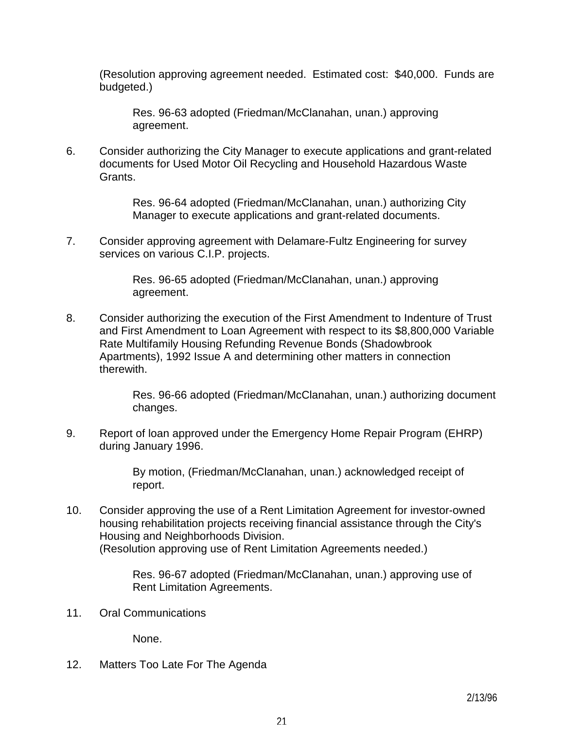(Resolution approving agreement needed. Estimated cost: $40,000. Funds are budgeted.)

> Res. 96-63 adopted (Friedman/McClanahan, unan.) approving agreement.

6. Consider authorizing the City Manager to execute applications and grant-related documents for Used Motor Oil Recycling and Household Hazardous Waste Grants.

   > Res. 96-64 adopted (Friedman/McClanahan, unan.) authorizing City Manager to execute applications and grant-related documents.

7. Consider approving agreement with Delamare-Fultz Engineering for survey services on various C.I.P. projects.

   > Res. 96-65 adopted (Friedman/McClanahan, unan.) approving agreement.

8. Consider authorizing the execution of the First Amendment to Indenture of Trust and First Amendment to Loan Agreement with respect to its $8,800,000 Variable Rate Multifamily Housing Refunding Revenue Bonds (Shadowbrook Apartments), 1992 Issue A and determining other matters in connection therewith.

   > Res. 96-66 adopted (Friedman/McClanahan, unan.) authorizing document changes.

9. Report of loan approved under the Emergency Home Repair Program (EHRP) during January 1996.

   > By motion, (Friedman/McClanahan, unan.) acknowledged receipt of report.

10. Consider approving the use of a Rent Limitation Agreement for investor-owned housing rehabilitation projects receiving financial assistance through the City's Housing and Neighborhoods Division.
    (Resolution approving use of Rent Limitation Agreements needed.)

    > Res. 96-67 adopted (Friedman/McClanahan, unan.) approving use of Rent Limitation Agreements.

11. Oral Communications

    > None.

12. Matters Too Late For The Agenda

2/13/96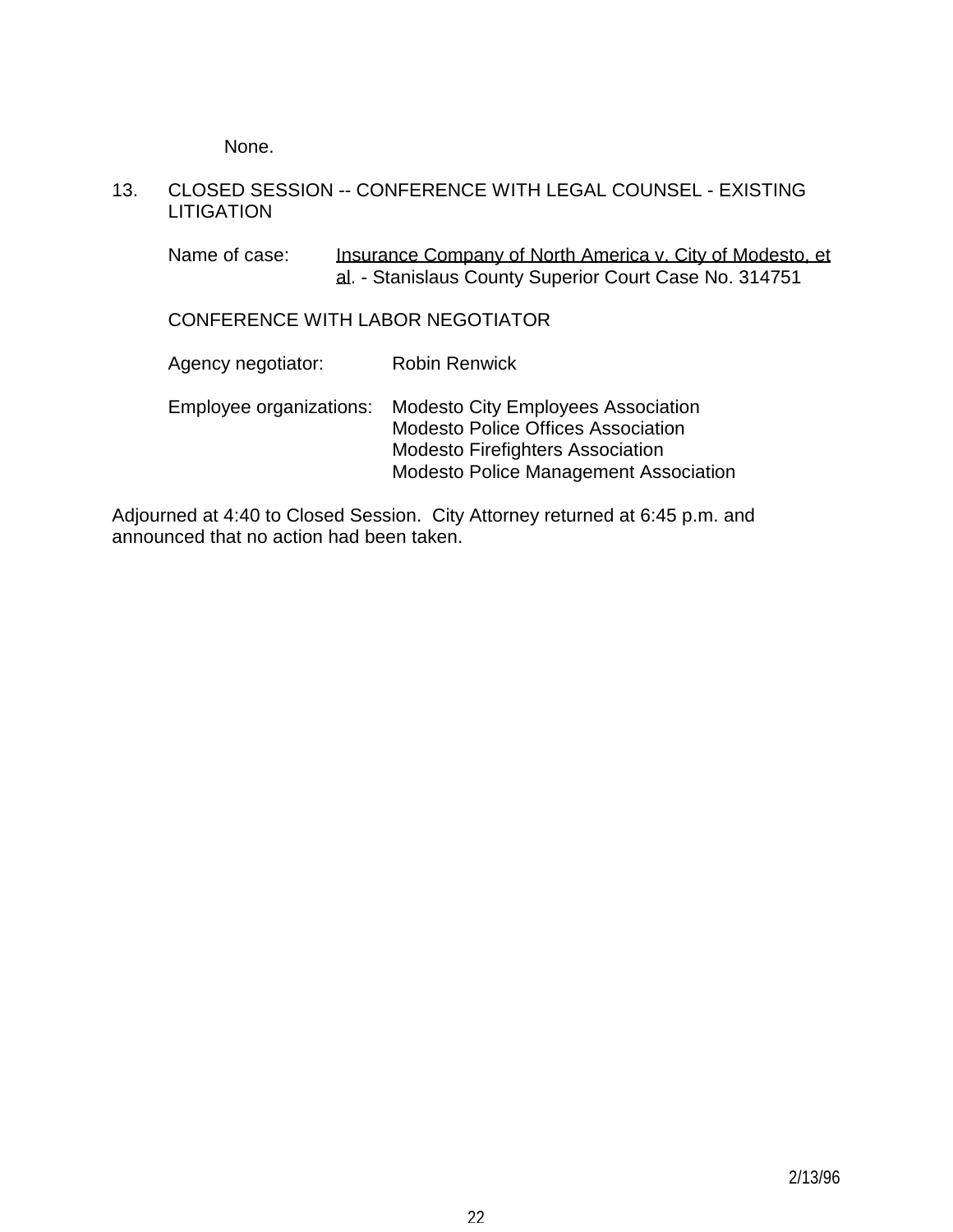None.

13. CLOSED SESSION -- CONFERENCE WITH LEGAL COUNSEL - EXISTING LITIGATION

    Name of case: Insurance Company of North America v. City of Modesto, et al. - Stanislaus County Superior Court Case No. 314751

    CONFERENCE WITH LABOR NEGOTIATOR

    Agency negotiator: Robin Renwick

    Employee organizations: Modesto City Employees Association
    Modesto Police Offices Association
    Modesto Firefighters Association
    Modesto Police Management Association

Adjourned at 4:40 to Closed Session. City Attorney returned at 6:45 p.m. and announced that no action had been taken.

2/13/96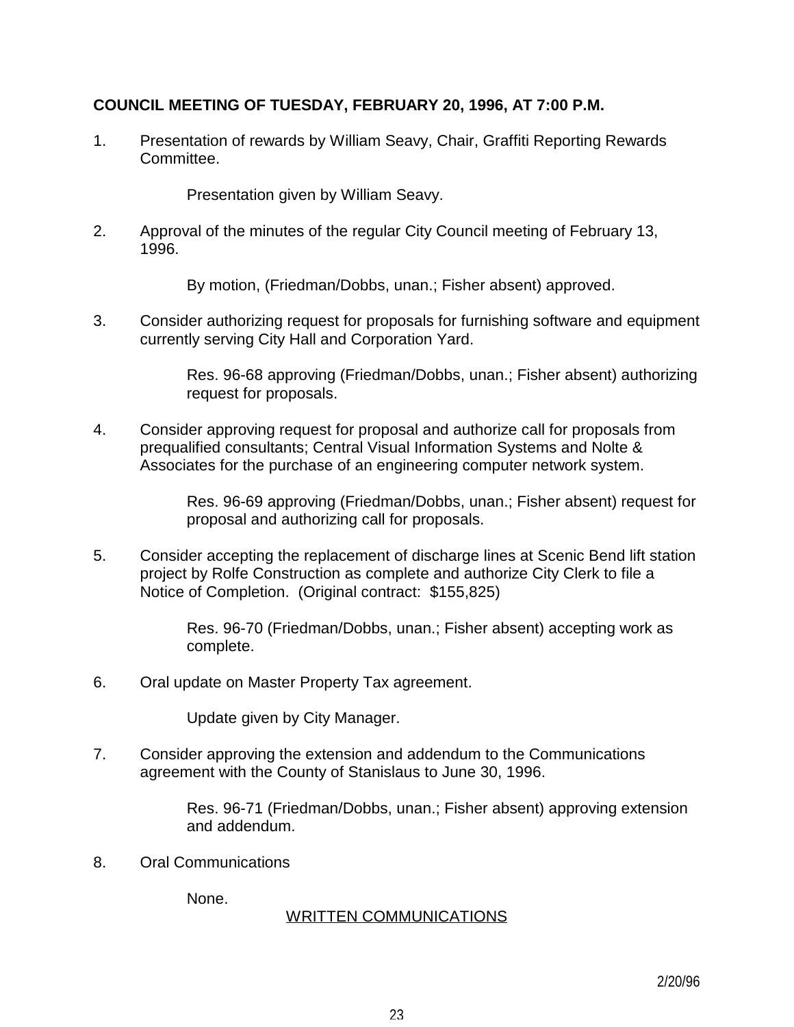**COUNCIL MEETING OF TUESDAY, FEBRUARY 20, 1996, AT 7:00 P.M.**

1. Presentation of rewards by William Seavy, Chair, Graffiti Reporting Rewards Committee.

   Presentation given by William Seavy.

2. Approval of the minutes of the regular City Council meeting of February 13, 1996.

   By motion, (Friedman/Dobbs, unan.; Fisher absent) approved.

3. Consider authorizing request for proposals for furnishing software and equipment currently serving City Hall and Corporation Yard.

   Res. 96-68 approving (Friedman/Dobbs, unan.; Fisher absent) authorizing request for proposals.

4. Consider approving request for proposal and authorize call for proposals from prequalified consultants; Central Visual Information Systems and Nolte & Associates for the purchase of an engineering computer network system.

   Res. 96-69 approving (Friedman/Dobbs, unan.; Fisher absent) request for proposal and authorizing call for proposals.

5. Consider accepting the replacement of discharge lines at Scenic Bend lift station project by Rolfe Construction as complete and authorize City Clerk to file a Notice of Completion. (Original contract: $155,825)

   Res. 96-70 (Friedman/Dobbs, unan.; Fisher absent) accepting work as complete.

6. Oral update on Master Property Tax agreement.

   Update given by City Manager.

7. Consider approving the extension and addendum to the Communications agreement with the County of Stanislaus to June 30, 1996.

   Res. 96-71 (Friedman/Dobbs, unan.; Fisher absent) approving extension and addendum.

8. Oral Communications

   None.

WRITTEN COMMUNICATIONS

2/20/96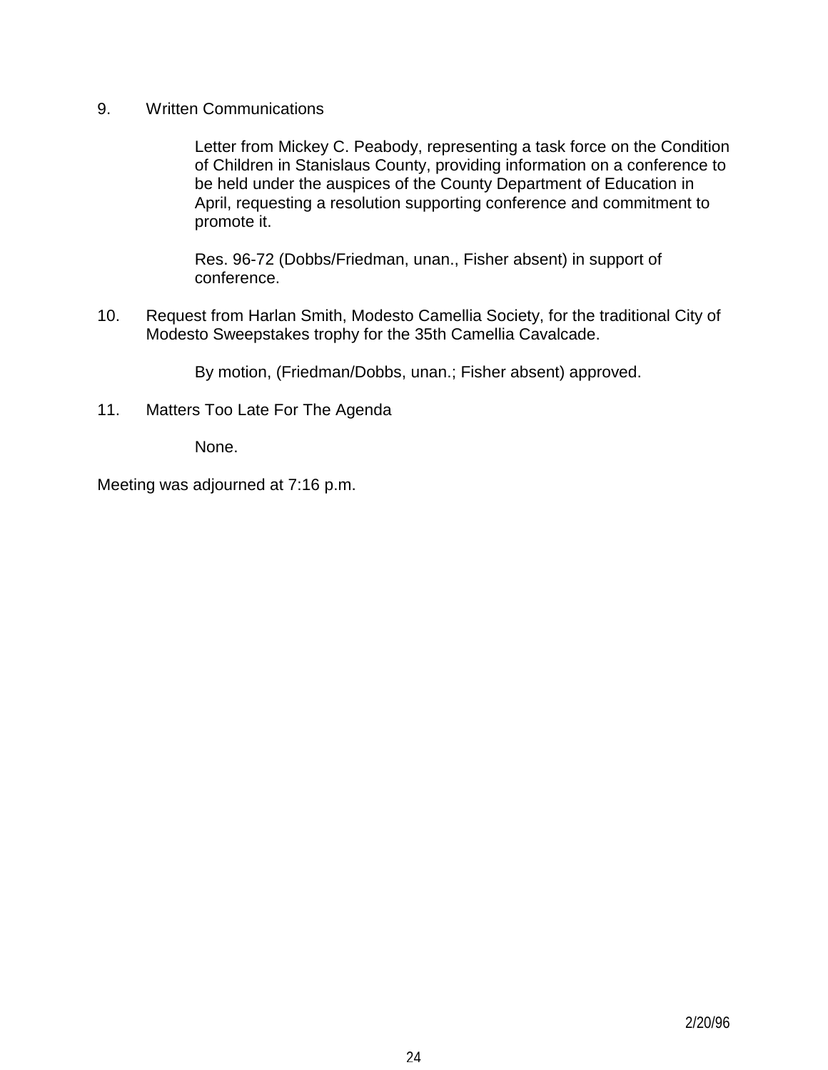9. Written Communications

   Letter from Mickey C. Peabody, representing a task force on the Condition of Children in Stanislaus County, providing information on a conference to be held under the auspices of the County Department of Education in April, requesting a resolution supporting conference and commitment to promote it.

   Res. 96-72 (Dobbs/Friedman, unan., Fisher absent) in support of conference.

10. Request from Harlan Smith, Modesto Camellia Society, for the traditional City of Modesto Sweepstakes trophy for the 35th Camellia Cavalcade.

    By motion, (Friedman/Dobbs, unan.; Fisher absent) approved.

11. Matters Too Late For The Agenda

    None.

Meeting was adjourned at 7:16 p.m.

2/20/96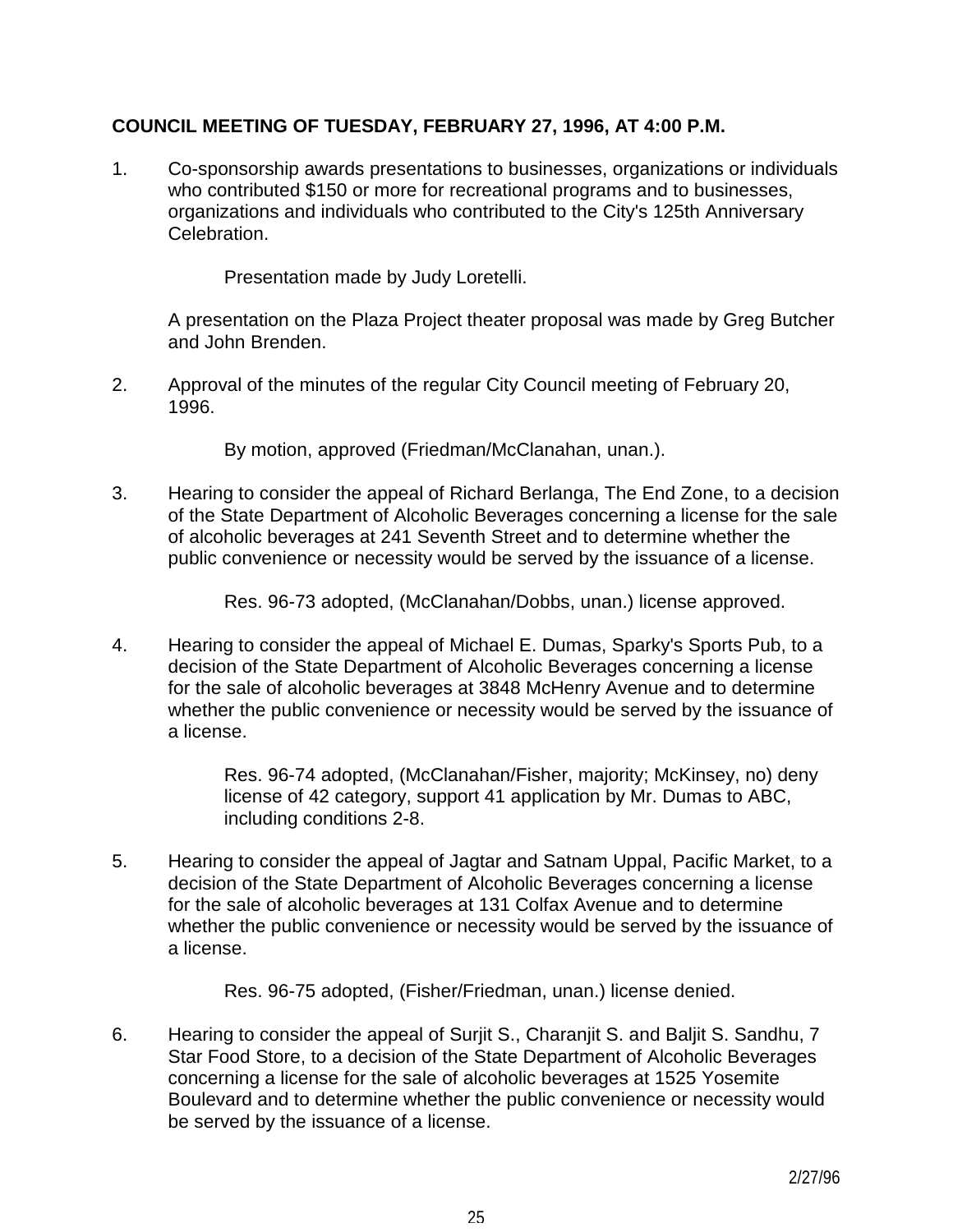**COUNCIL MEETING OF TUESDAY, FEBRUARY 27, 1996, AT 4:00 P.M.**

1. Co-sponsorship awards presentations to businesses, organizations or individuals who contributed $150 or more for recreational programs and to businesses, organizations and individuals who contributed to the City's 125th Anniversary Celebration.

   Presentation made by Judy Loretelli.

   A presentation on the Plaza Project theater proposal was made by Greg Butcher and John Brenden.

2. Approval of the minutes of the regular City Council meeting of February 20, 1996.

   By motion, approved (Friedman/McClanahan, unan.).

3. Hearing to consider the appeal of Richard Berlanga, The End Zone, to a decision of the State Department of Alcoholic Beverages concerning a license for the sale of alcoholic beverages at 241 Seventh Street and to determine whether the public convenience or necessity would be served by the issuance of a license.

   Res. 96-73 adopted, (McClanahan/Dobbs, unan.) license approved.

4. Hearing to consider the appeal of Michael E. Dumas, Sparky's Sports Pub, to a decision of the State Department of Alcoholic Beverages concerning a license for the sale of alcoholic beverages at 3848 McHenry Avenue and to determine whether the public convenience or necessity would be served by the issuance of a license.

   Res. 96-74 adopted, (McClanahan/Fisher, majority; McKinsey, no) deny license of 42 category, support 41 application by Mr. Dumas to ABC, including conditions 2-8.

5. Hearing to consider the appeal of Jagtar and Satnam Uppal, Pacific Market, to a decision of the State Department of Alcoholic Beverages concerning a license for the sale of alcoholic beverages at 131 Colfax Avenue and to determine whether the public convenience or necessity would be served by the issuance of a license.

   Res. 96-75 adopted, (Fisher/Friedman, unan.) license denied.

6. Hearing to consider the appeal of Surjit S., Charanjit S. and Baljit S. Sandhu, 7 Star Food Store, to a decision of the State Department of Alcoholic Beverages concerning a license for the sale of alcoholic beverages at 1525 Yosemite Boulevard and to determine whether the public convenience or necessity would be served by the issuance of a license.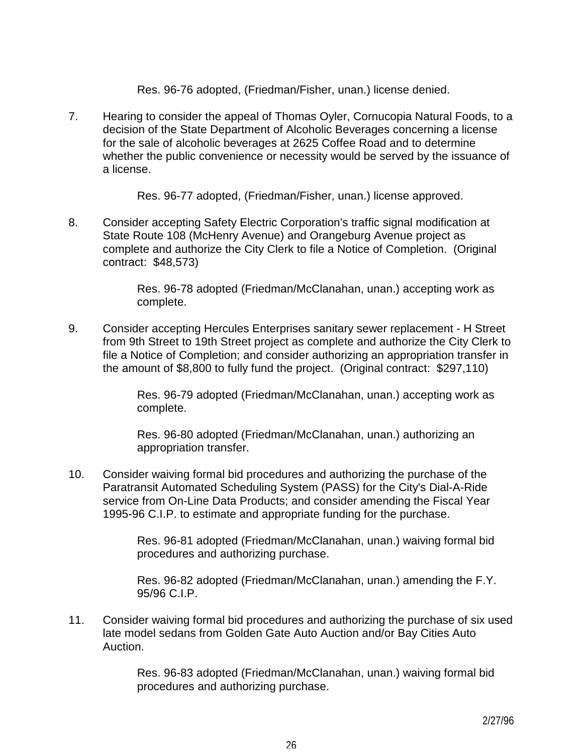Res. 96-76 adopted, (Friedman/Fisher, unan.) license denied.

7. Hearing to consider the appeal of Thomas Oyler, Cornucopia Natural Foods, to a decision of the State Department of Alcoholic Beverages concerning a license for the sale of alcoholic beverages at 2625 Coffee Road and to determine whether the public convenience or necessity would be served by the issuance of a license.

   Res. 96-77 adopted, (Friedman/Fisher, unan.) license approved.

8. Consider accepting Safety Electric Corporation's traffic signal modification at State Route 108 (McHenry Avenue) and Orangeburg Avenue project as complete and authorize the City Clerk to file a Notice of Completion. (Original contract: $48,573)

   Res. 96-78 adopted (Friedman/McClanahan, unan.) accepting work as complete.

9. Consider accepting Hercules Enterprises sanitary sewer replacement - H Street from 9th Street to 19th Street project as complete and authorize the City Clerk to file a Notice of Completion; and consider authorizing an appropriation transfer in the amount of $8,800 to fully fund the project. (Original contract: $297,110)

   Res. 96-79 adopted (Friedman/McClanahan, unan.) accepting work as complete.

   Res. 96-80 adopted (Friedman/McClanahan, unan.) authorizing an appropriation transfer.

10. Consider waiving formal bid procedures and authorizing the purchase of the Paratransit Automated Scheduling System (PASS) for the City's Dial-A-Ride service from On-Line Data Products; and consider amending the Fiscal Year 1995-96 C.I.P. to estimate and appropriate funding for the purchase.

    Res. 96-81 adopted (Friedman/McClanahan, unan.) waiving formal bid procedures and authorizing purchase.

    Res. 96-82 adopted (Friedman/McClanahan, unan.) amending the F.Y. 95/96 C.I.P.

11. Consider waiving formal bid procedures and authorizing the purchase of six used late model sedans from Golden Gate Auto Auction and/or Bay Cities Auto Auction.

    Res. 96-83 adopted (Friedman/McClanahan, unan.) waiving formal bid procedures and authorizing purchase.

2/27/96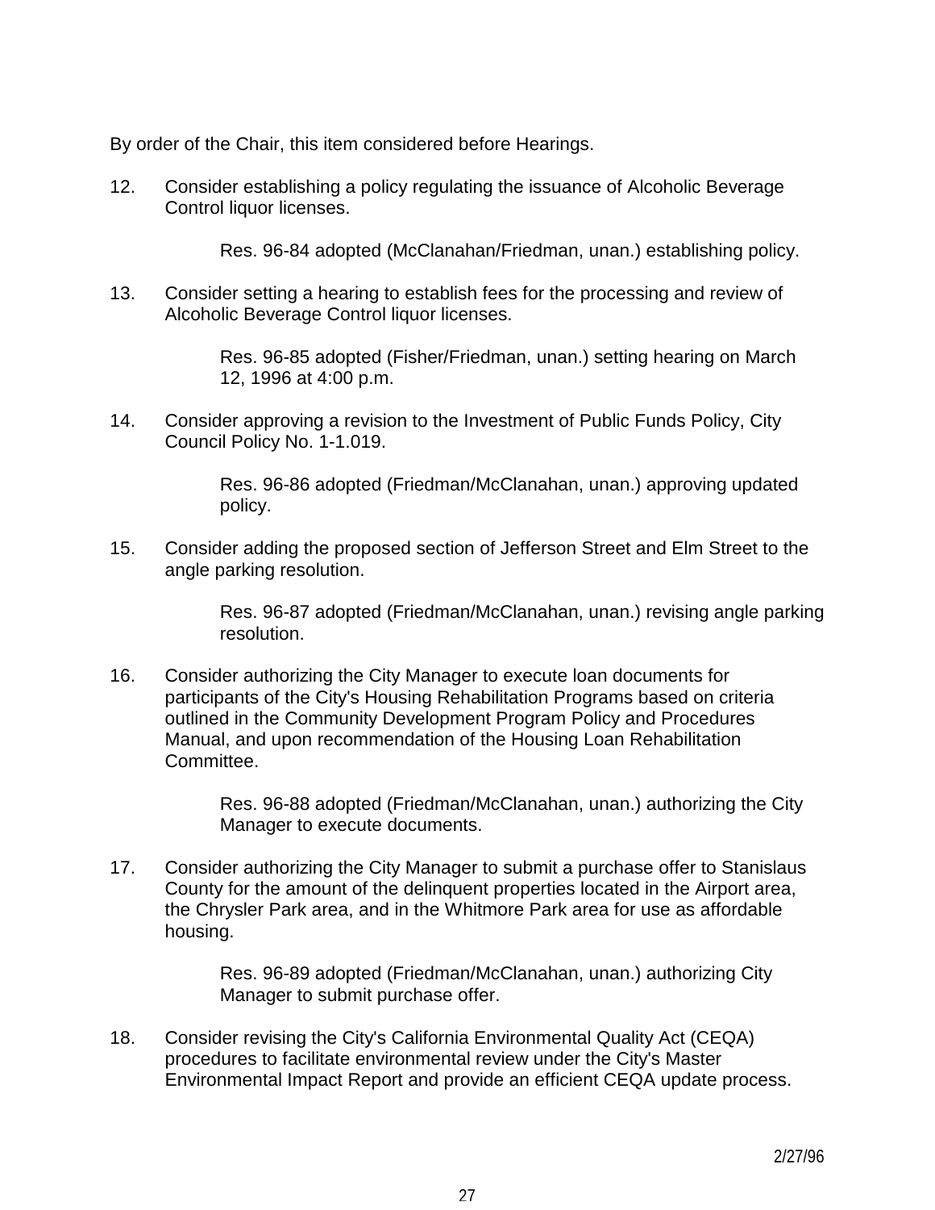By order of the Chair, this item considered before Hearings.

12. Consider establishing a policy regulating the issuance of Alcoholic Beverage Control liquor licenses.

    Res. 96-84 adopted (McClanahan/Friedman, unan.) establishing policy.

13. Consider setting a hearing to establish fees for the processing and review of Alcoholic Beverage Control liquor licenses.

    Res. 96-85 adopted (Fisher/Friedman, unan.) setting hearing on March 12, 1996 at 4:00 p.m.

14. Consider approving a revision to the Investment of Public Funds Policy, City Council Policy No. 1-1.019.

    Res. 96-86 adopted (Friedman/McClanahan, unan.) approving updated policy.

15. Consider adding the proposed section of Jefferson Street and Elm Street to the angle parking resolution.

    Res. 96-87 adopted (Friedman/McClanahan, unan.) revising angle parking resolution.

16. Consider authorizing the City Manager to execute loan documents for participants of the City's Housing Rehabilitation Programs based on criteria outlined in the Community Development Program Policy and Procedures Manual, and upon recommendation of the Housing Loan Rehabilitation Committee.

    Res. 96-88 adopted (Friedman/McClanahan, unan.) authorizing the City Manager to execute documents.

17. Consider authorizing the City Manager to submit a purchase offer to Stanislaus County for the amount of the delinquent properties located in the Airport area, the Chrysler Park area, and in the Whitmore Park area for use as affordable housing.

    Res. 96-89 adopted (Friedman/McClanahan, unan.) authorizing City Manager to submit purchase offer.

18. Consider revising the City's California Environmental Quality Act (CEQA) procedures to facilitate environmental review under the City's Master Environmental Impact Report and provide an efficient CEQA update process.

2/27/96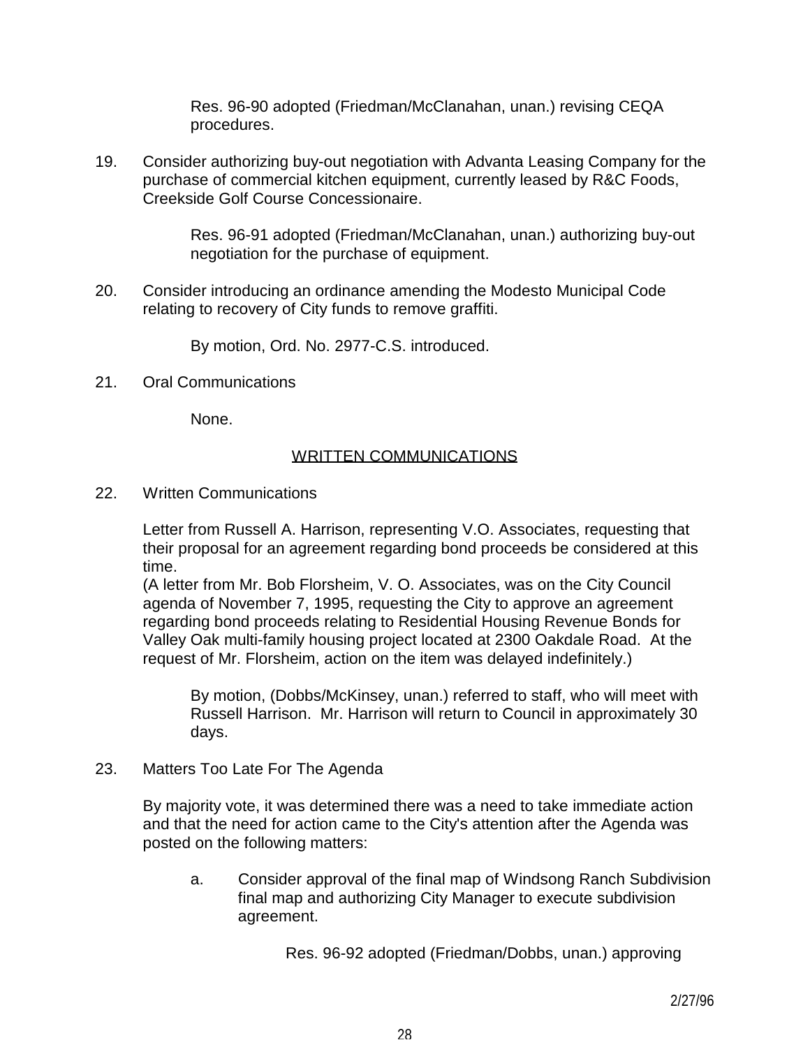Res. 96-90 adopted (Friedman/McClanahan, unan.) revising CEQA procedures.

19. Consider authorizing buy-out negotiation with Advanta Leasing Company for the purchase of commercial kitchen equipment, currently leased by R&C Foods, Creekside Golf Course Concessionaire.

    Res. 96-91 adopted (Friedman/McClanahan, unan.) authorizing buy-out negotiation for the purchase of equipment.

20. Consider introducing an ordinance amending the Modesto Municipal Code relating to recovery of City funds to remove graffiti.

    By motion, Ord. No. 2977-C.S. introduced.

21. Oral Communications

    None.

## WRITTEN COMMUNICATIONS

22. Written Communications

    Letter from Russell A. Harrison, representing V.O. Associates, requesting that their proposal for an agreement regarding bond proceeds be considered at this time.
    (A letter from Mr. Bob Florsheim, V. O. Associates, was on the City Council agenda of November 7, 1995, requesting the City to approve an agreement regarding bond proceeds relating to Residential Housing Revenue Bonds for Valley Oak multi-family housing project located at 2300 Oakdale Road. At the request of Mr. Florsheim, action on the item was delayed indefinitely.)

    By motion, (Dobbs/McKinsey, unan.) referred to staff, who will meet with Russell Harrison. Mr. Harrison will return to Council in approximately 30 days.

23. Matters Too Late For The Agenda

    By majority vote, it was determined there was a need to take immediate action and that the need for action came to the City's attention after the Agenda was posted on the following matters:

    a. Consider approval of the final map of Windsong Ranch Subdivision final map and authorizing City Manager to execute subdivision agreement.

        Res. 96-92 adopted (Friedman/Dobbs, unan.) approving

2/27/96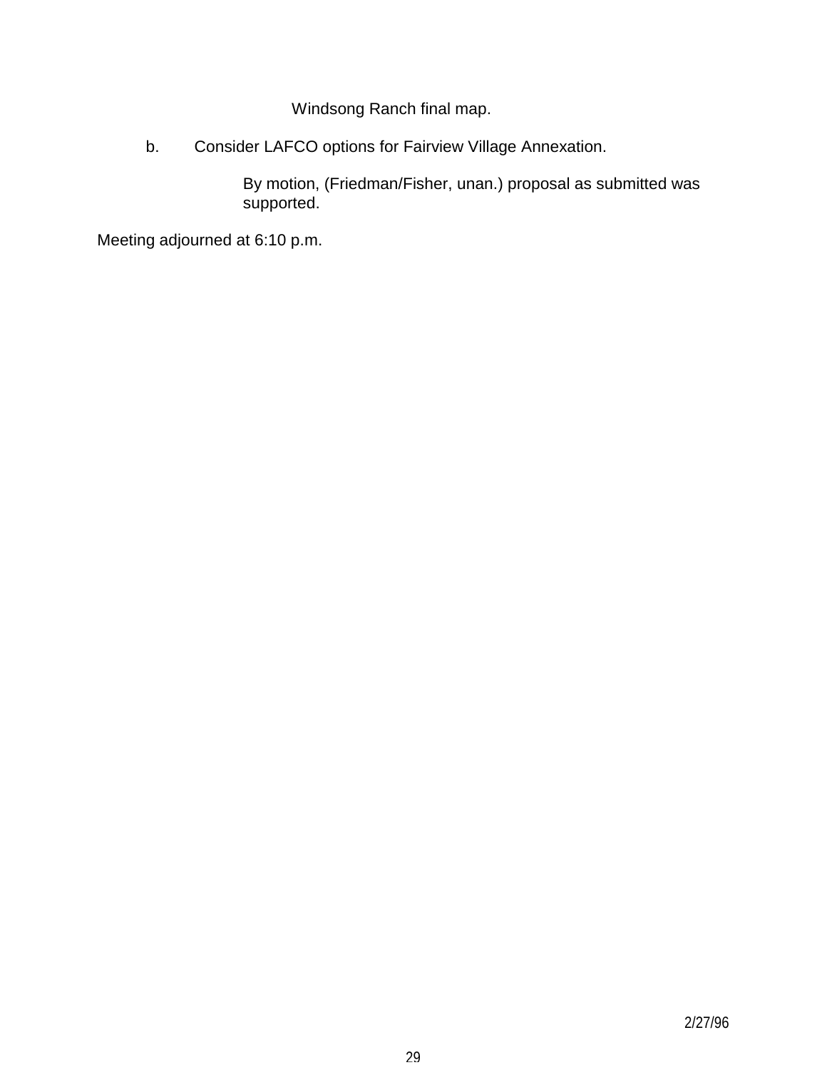Windsong Ranch final map.

b. Consider LAFCO options for Fairview Village Annexation.

By motion, (Friedman/Fisher, unan.) proposal as submitted was supported.

Meeting adjourned at 6:10 p.m.

2/27/96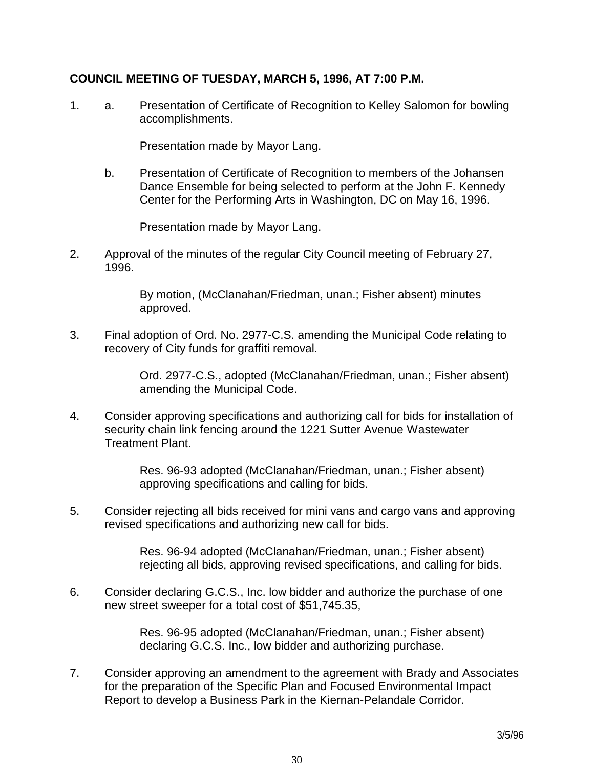**COUNCIL MEETING OF TUESDAY, MARCH 5, 1996, AT 7:00 P.M.**

1. a. Presentation of Certificate of Recognition to Kelley Salomon for bowling accomplishments.

   Presentation made by Mayor Lang.

   b. Presentation of Certificate of Recognition to members of the Johansen Dance Ensemble for being selected to perform at the John F. Kennedy Center for the Performing Arts in Washington, DC on May 16, 1996.

   Presentation made by Mayor Lang.

2. Approval of the minutes of the regular City Council meeting of February 27, 1996.

   By motion, (McClanahan/Friedman, unan.; Fisher absent) minutes approved.

3. Final adoption of Ord. No. 2977-C.S. amending the Municipal Code relating to recovery of City funds for graffiti removal.

   Ord. 2977-C.S., adopted (McClanahan/Friedman, unan.; Fisher absent) amending the Municipal Code.

4. Consider approving specifications and authorizing call for bids for installation of security chain link fencing around the 1221 Sutter Avenue Wastewater Treatment Plant.

   Res. 96-93 adopted (McClanahan/Friedman, unan.; Fisher absent) approving specifications and calling for bids.

5. Consider rejecting all bids received for mini vans and cargo vans and approving revised specifications and authorizing new call for bids.

   Res. 96-94 adopted (McClanahan/Friedman, unan.; Fisher absent) rejecting all bids, approving revised specifications, and calling for bids.

6. Consider declaring G.C.S., Inc. low bidder and authorize the purchase of one new street sweeper for a total cost of $51,745.35,

   Res. 96-95 adopted (McClanahan/Friedman, unan.; Fisher absent) declaring G.C.S. Inc., low bidder and authorizing purchase.

7. Consider approving an amendment to the agreement with Brady and Associates for the preparation of the Specific Plan and Focused Environmental Impact Report to develop a Business Park in the Kiernan-Pelandale Corridor.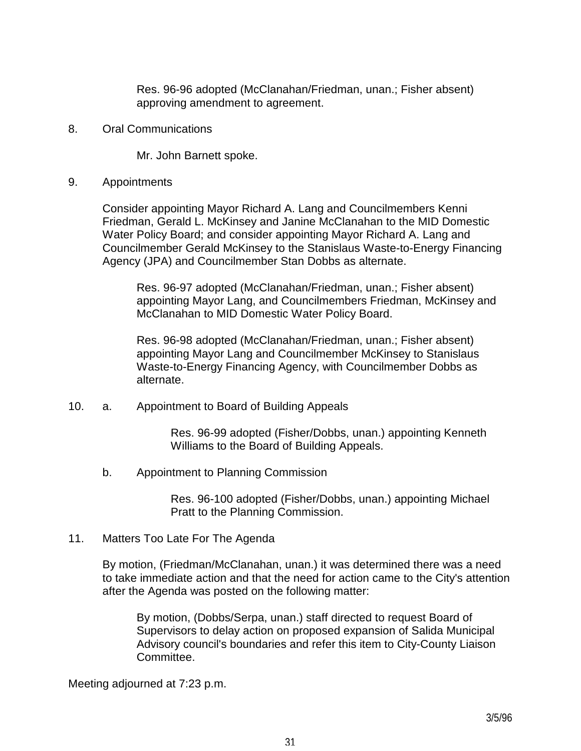Res. 96-96 adopted (McClanahan/Friedman, unan.; Fisher absent) approving amendment to agreement.

8. Oral Communications

   Mr. John Barnett spoke.

9. Appointments

   Consider appointing Mayor Richard A. Lang and Councilmembers Kenni Friedman, Gerald L. McKinsey and Janine McClanahan to the MID Domestic Water Policy Board; and consider appointing Mayor Richard A. Lang and Councilmember Gerald McKinsey to the Stanislaus Waste-to-Energy Financing Agency (JPA) and Councilmember Stan Dobbs as alternate.

   Res. 96-97 adopted (McClanahan/Friedman, unan.; Fisher absent) appointing Mayor Lang, and Councilmembers Friedman, McKinsey and McClanahan to MID Domestic Water Policy Board.

   Res. 96-98 adopted (McClanahan/Friedman, unan.; Fisher absent) appointing Mayor Lang and Councilmember McKinsey to Stanislaus Waste-to-Energy Financing Agency, with Councilmember Dobbs as alternate.

10. a. Appointment to Board of Building Appeals

   Res. 96-99 adopted (Fisher/Dobbs, unan.) appointing Kenneth Williams to the Board of Building Appeals.

   b. Appointment to Planning Commission

   Res. 96-100 adopted (Fisher/Dobbs, unan.) appointing Michael Pratt to the Planning Commission.

11. Matters Too Late For The Agenda

   By motion, (Friedman/McClanahan, unan.) it was determined there was a need to take immediate action and that the need for action came to the City's attention after the Agenda was posted on the following matter:

   By motion, (Dobbs/Serpa, unan.) staff directed to request Board of Supervisors to delay action on proposed expansion of Salida Municipal Advisory council's boundaries and refer this item to City-County Liaison Committee.

Meeting adjourned at 7:23 p.m.

3/5/96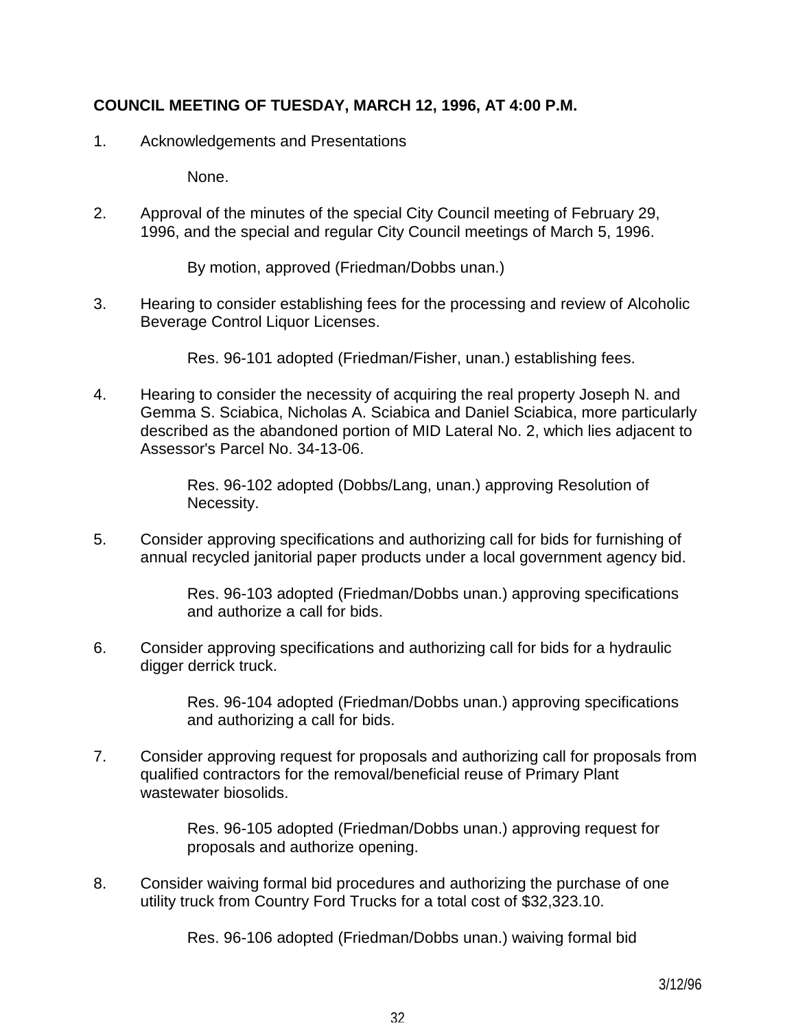**COUNCIL MEETING OF TUESDAY, MARCH 12, 1996, AT 4:00 P.M.**

1. Acknowledgements and Presentations

   None.

2. Approval of the minutes of the special City Council meeting of February 29, 1996, and the special and regular City Council meetings of March 5, 1996.

   By motion, approved (Friedman/Dobbs unan.)

3. Hearing to consider establishing fees for the processing and review of Alcoholic Beverage Control Liquor Licenses.

   Res. 96-101 adopted (Friedman/Fisher, unan.) establishing fees.

4. Hearing to consider the necessity of acquiring the real property Joseph N. and Gemma S. Sciabica, Nicholas A. Sciabica and Daniel Sciabica, more particularly described as the abandoned portion of MID Lateral No. 2, which lies adjacent to Assessor's Parcel No. 34-13-06.

   Res. 96-102 adopted (Dobbs/Lang, unan.) approving Resolution of Necessity.

5. Consider approving specifications and authorizing call for bids for furnishing of annual recycled janitorial paper products under a local government agency bid.

   Res. 96-103 adopted (Friedman/Dobbs unan.) approving specifications and authorize a call for bids.

6. Consider approving specifications and authorizing call for bids for a hydraulic digger derrick truck.

   Res. 96-104 adopted (Friedman/Dobbs unan.) approving specifications and authorizing a call for bids.

7. Consider approving request for proposals and authorizing call for proposals from qualified contractors for the removal/beneficial reuse of Primary Plant wastewater biosolids.

   Res. 96-105 adopted (Friedman/Dobbs unan.) approving request for proposals and authorize opening.

8. Consider waiving formal bid procedures and authorizing the purchase of one utility truck from Country Ford Trucks for a total cost of $32,323.10.

   Res. 96-106 adopted (Friedman/Dobbs unan.) waiving formal bid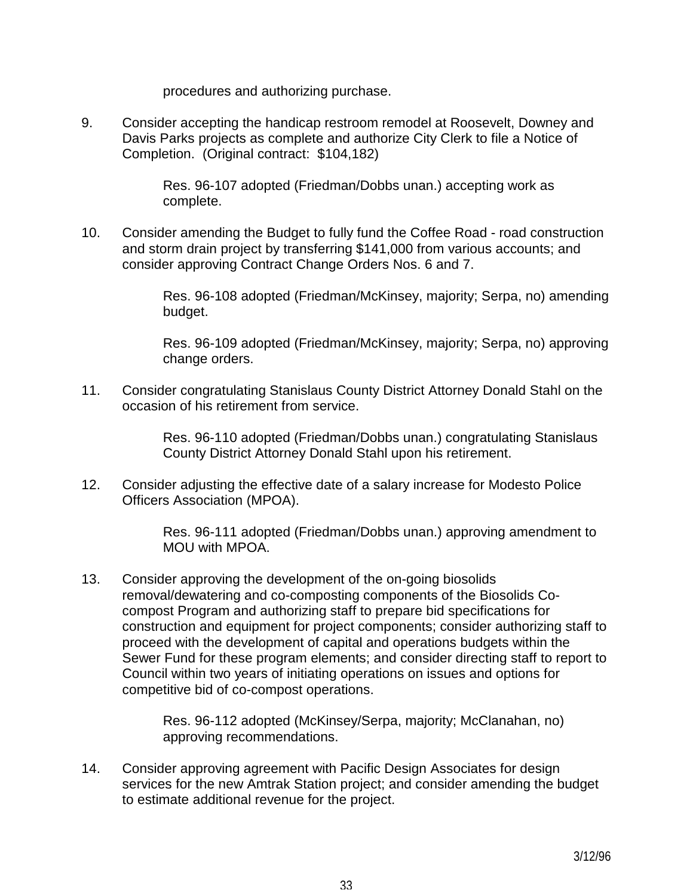procedures and authorizing purchase.

9. Consider accepting the handicap restroom remodel at Roosevelt, Downey and Davis Parks projects as complete and authorize City Clerk to file a Notice of Completion. (Original contract: $104,182)

   Res. 96-107 adopted (Friedman/Dobbs unan.) accepting work as complete.

10. Consider amending the Budget to fully fund the Coffee Road - road construction and storm drain project by transferring $141,000 from various accounts; and consider approving Contract Change Orders Nos. 6 and 7.

    Res. 96-108 adopted (Friedman/McKinsey, majority; Serpa, no) amending budget.

    Res. 96-109 adopted (Friedman/McKinsey, majority; Serpa, no) approving change orders.

11. Consider congratulating Stanislaus County District Attorney Donald Stahl on the occasion of his retirement from service.

    Res. 96-110 adopted (Friedman/Dobbs unan.) congratulating Stanislaus County District Attorney Donald Stahl upon his retirement.

12. Consider adjusting the effective date of a salary increase for Modesto Police Officers Association (MPOA).

    Res. 96-111 adopted (Friedman/Dobbs unan.) approving amendment to MOU with MPOA.

13. Consider approving the development of the on-going biosolids removal/dewatering and co-composting components of the Biosolids Co-compost Program and authorizing staff to prepare bid specifications for construction and equipment for project components; consider authorizing staff to proceed with the development of capital and operations budgets within the Sewer Fund for these program elements; and consider directing staff to report to Council within two years of initiating operations on issues and options for competitive bid of co-compost operations.

    Res. 96-112 adopted (McKinsey/Serpa, majority; McClanahan, no) approving recommendations.

14. Consider approving agreement with Pacific Design Associates for design services for the new Amtrak Station project; and consider amending the budget to estimate additional revenue for the project.

3/12/96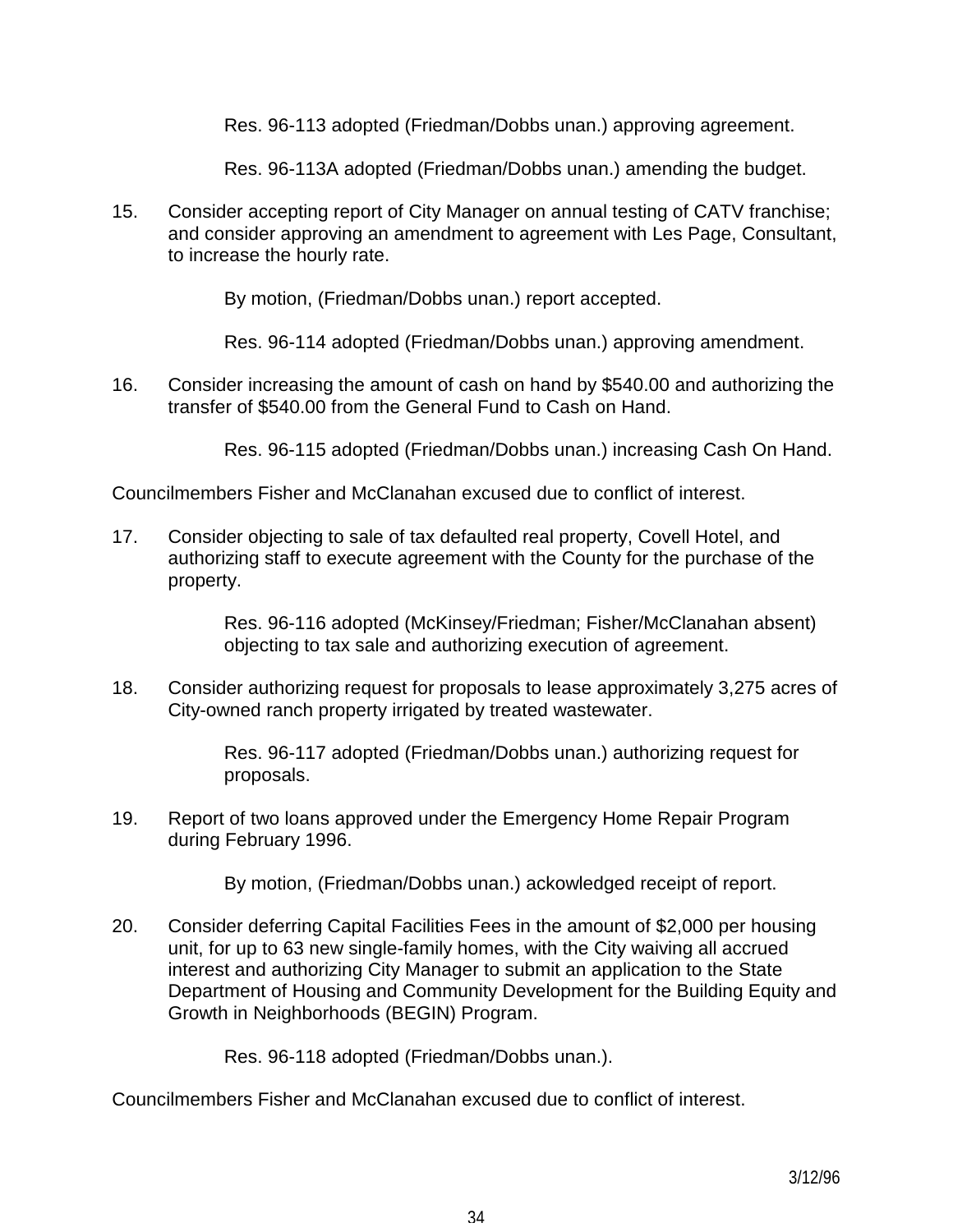Res. 96-113 adopted (Friedman/Dobbs unan.) approving agreement.

Res. 96-113A adopted (Friedman/Dobbs unan.) amending the budget.

15. Consider accepting report of City Manager on annual testing of CATV franchise; and consider approving an amendment to agreement with Les Page, Consultant, to increase the hourly rate.

    By motion, (Friedman/Dobbs unan.) report accepted.

    Res. 96-114 adopted (Friedman/Dobbs unan.) approving amendment.

16. Consider increasing the amount of cash on hand by $540.00 and authorizing the transfer of $540.00 from the General Fund to Cash on Hand.

    Res. 96-115 adopted (Friedman/Dobbs unan.) increasing Cash On Hand.

Councilmembers Fisher and McClanahan excused due to conflict of interest.

17. Consider objecting to sale of tax defaulted real property, Covell Hotel, and authorizing staff to execute agreement with the County for the purchase of the property.

    Res. 96-116 adopted (McKinsey/Friedman; Fisher/McClanahan absent) objecting to tax sale and authorizing execution of agreement.

18. Consider authorizing request for proposals to lease approximately 3,275 acres of City-owned ranch property irrigated by treated wastewater.

    Res. 96-117 adopted (Friedman/Dobbs unan.) authorizing request for proposals.

19. Report of two loans approved under the Emergency Home Repair Program during February 1996.

    By motion, (Friedman/Dobbs unan.) ackowledged receipt of report.

20. Consider deferring Capital Facilities Fees in the amount of $2,000 per housing unit, for up to 63 new single-family homes, with the City waiving all accrued interest and authorizing City Manager to submit an application to the State Department of Housing and Community Development for the Building Equity and Growth in Neighborhoods (BEGIN) Program.

    Res. 96-118 adopted (Friedman/Dobbs unan.).

Councilmembers Fisher and McClanahan excused due to conflict of interest.

3/12/96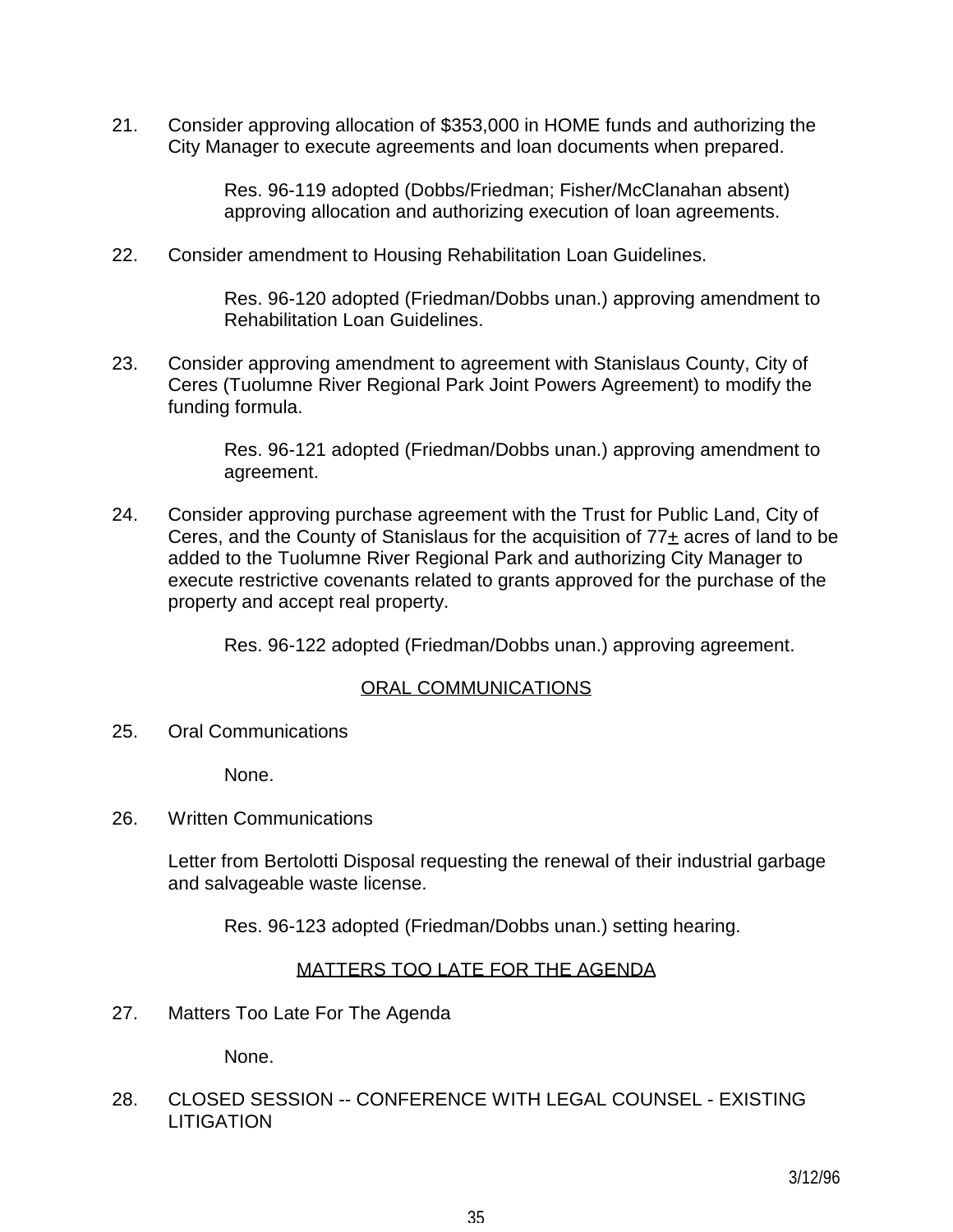21. Consider approving allocation of $353,000 in HOME funds and authorizing the City Manager to execute agreements and loan documents when prepared.

    Res. 96-119 adopted (Dobbs/Friedman; Fisher/McClanahan absent) approving allocation and authorizing execution of loan agreements.

22. Consider amendment to Housing Rehabilitation Loan Guidelines.

    Res. 96-120 adopted (Friedman/Dobbs unan.) approving amendment to Rehabilitation Loan Guidelines.

23. Consider approving amendment to agreement with Stanislaus County, City of Ceres (Tuolumne River Regional Park Joint Powers Agreement) to modify the funding formula.

    Res. 96-121 adopted (Friedman/Dobbs unan.) approving amendment to agreement.

24. Consider approving purchase agreement with the Trust for Public Land, City of Ceres, and the County of Stanislaus for the acquisition of 77± acres of land to be added to the Tuolumne River Regional Park and authorizing City Manager to execute restrictive covenants related to grants approved for the purchase of the property and accept real property.

    Res. 96-122 adopted (Friedman/Dobbs unan.) approving agreement.

<u>ORAL COMMUNICATIONS</u>

25. Oral Communications

    None.

26. Written Communications

    Letter from Bertolotti Disposal requesting the renewal of their industrial garbage and salvageable waste license.

    Res. 96-123 adopted (Friedman/Dobbs unan.) setting hearing.

<u>MATTERS TOO LATE FOR THE AGENDA</u>

27. Matters Too Late For The Agenda

    None.

28. CLOSED SESSION -- CONFERENCE WITH LEGAL COUNSEL - EXISTING LITIGATION

3/12/96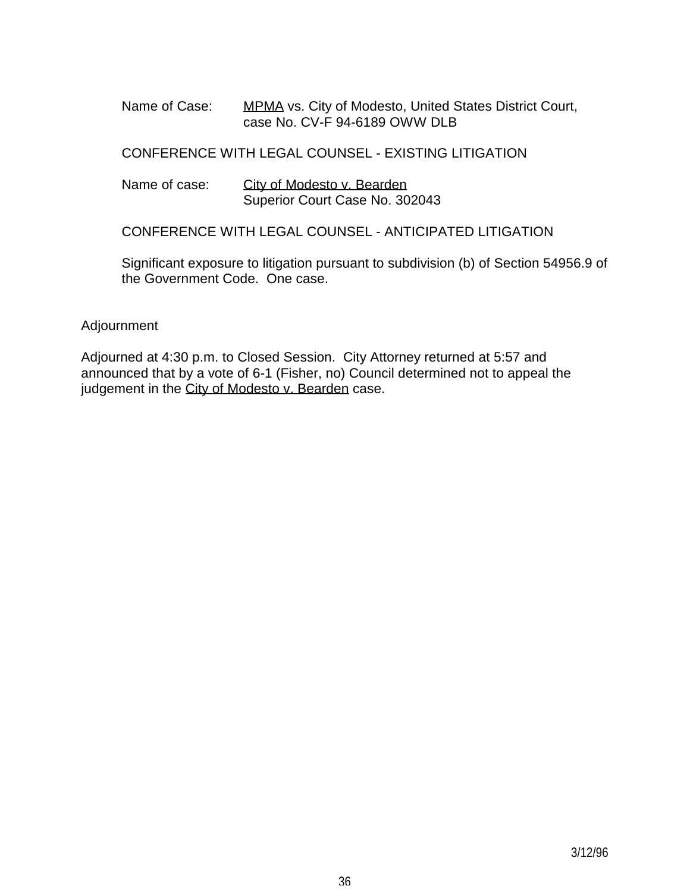Name of Case: MPMA vs. City of Modesto, United States District Court, case No. CV-F 94-6189 OWW DLB

CONFERENCE WITH LEGAL COUNSEL - EXISTING LITIGATION

Name of case: City of Modesto v. Bearden
Superior Court Case No. 302043

CONFERENCE WITH LEGAL COUNSEL - ANTICIPATED LITIGATION

Significant exposure to litigation pursuant to subdivision (b) of Section 54956.9 of the Government Code. One case.

Adjournment

Adjourned at 4:30 p.m. to Closed Session. City Attorney returned at 5:57 and announced that by a vote of 6-1 (Fisher, no) Council determined not to appeal the judgement in the City of Modesto v. Bearden case.

3/12/96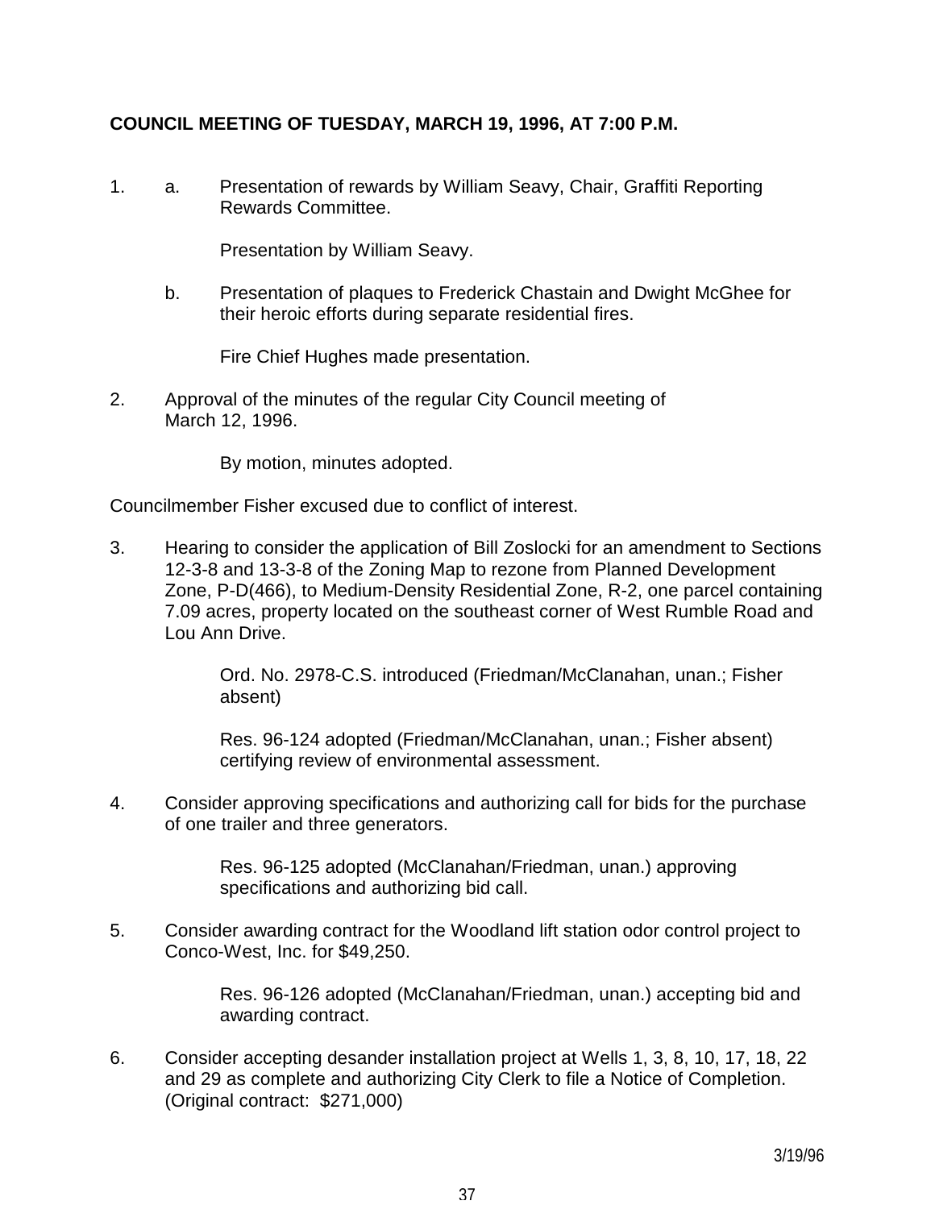**COUNCIL MEETING OF TUESDAY, MARCH 19, 1996, AT 7:00 P.M.**

1. a. Presentation of rewards by William Seavy, Chair, Graffiti Reporting Rewards Committee.

   Presentation by William Seavy.

   b. Presentation of plaques to Frederick Chastain and Dwight McGhee for their heroic efforts during separate residential fires.

   Fire Chief Hughes made presentation.

2. Approval of the minutes of the regular City Council meeting of March 12, 1996.

   By motion, minutes adopted.

Councilmember Fisher excused due to conflict of interest.

3. Hearing to consider the application of Bill Zoslocki for an amendment to Sections 12-3-8 and 13-3-8 of the Zoning Map to rezone from Planned Development Zone, P-D(466), to Medium-Density Residential Zone, R-2, one parcel containing 7.09 acres, property located on the southeast corner of West Rumble Road and Lou Ann Drive.

   Ord. No. 2978-C.S. introduced (Friedman/McClanahan, unan.; Fisher absent)

   Res. 96-124 adopted (Friedman/McClanahan, unan.; Fisher absent) certifying review of environmental assessment.

4. Consider approving specifications and authorizing call for bids for the purchase of one trailer and three generators.

   Res. 96-125 adopted (McClanahan/Friedman, unan.) approving specifications and authorizing bid call.

5. Consider awarding contract for the Woodland lift station odor control project to Conco-West, Inc. for $49,250.

   Res. 96-126 adopted (McClanahan/Friedman, unan.) accepting bid and awarding contract.

6. Consider accepting desander installation project at Wells 1, 3, 8, 10, 17, 18, 22 and 29 as complete and authorizing City Clerk to file a Notice of Completion. (Original contract: $271,000)

3/19/96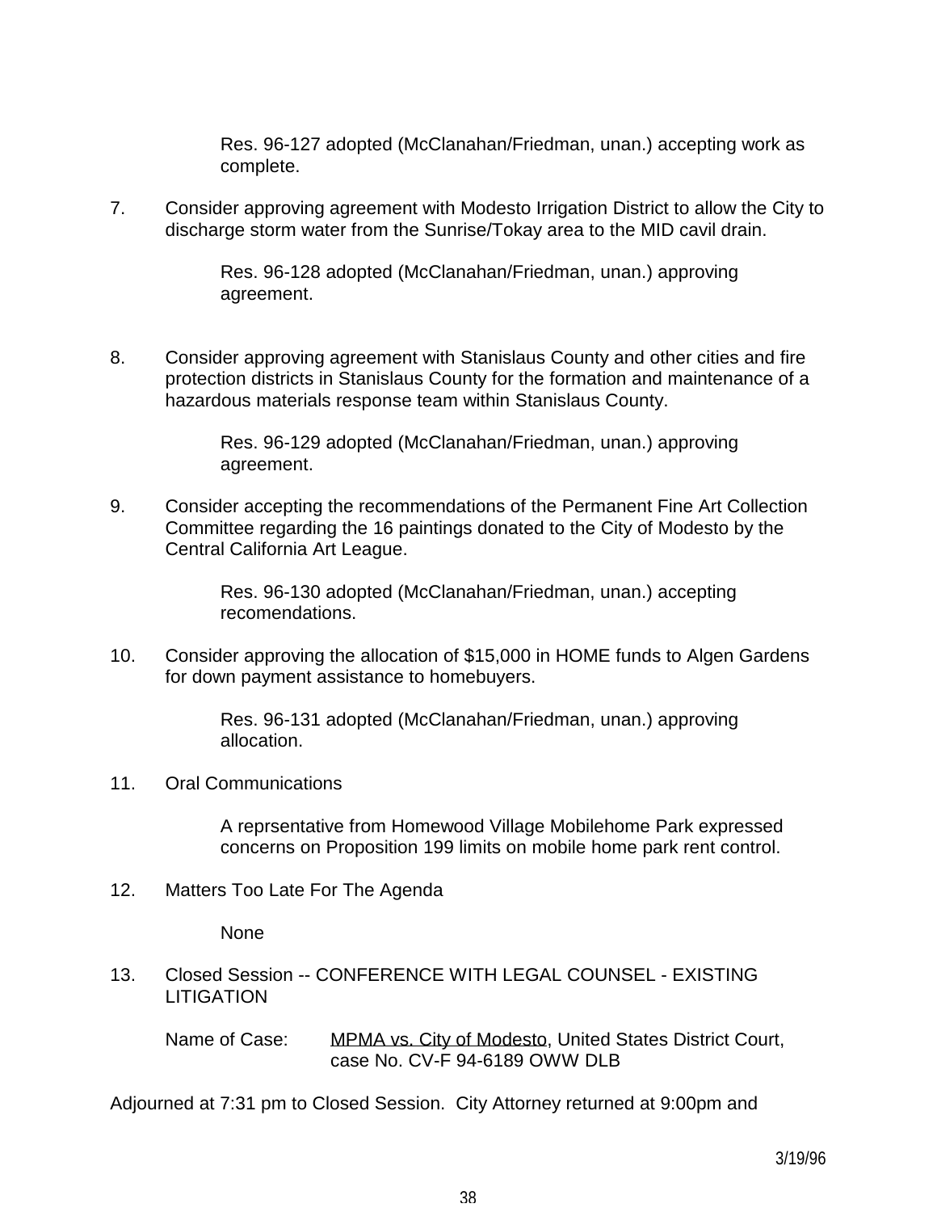Res. 96-127 adopted (McClanahan/Friedman, unan.) accepting work as complete.

7. Consider approving agreement with Modesto Irrigation District to allow the City to discharge storm water from the Sunrise/Tokay area to the MID cavil drain.

   Res. 96-128 adopted (McClanahan/Friedman, unan.) approving agreement.

8. Consider approving agreement with Stanislaus County and other cities and fire protection districts in Stanislaus County for the formation and maintenance of a hazardous materials response team within Stanislaus County.

   Res. 96-129 adopted (McClanahan/Friedman, unan.) approving agreement.

9. Consider accepting the recommendations of the Permanent Fine Art Collection Committee regarding the 16 paintings donated to the City of Modesto by the Central California Art League.

   Res. 96-130 adopted (McClanahan/Friedman, unan.) accepting recomendations.

10. Consider approving the allocation of $15,000 in HOME funds to Algen Gardens for down payment assistance to homebuyers.

    Res. 96-131 adopted (McClanahan/Friedman, unan.) approving allocation.

11. Oral Communications

    A reprsentative from Homewood Village Mobilehome Park expressed concerns on Proposition 199 limits on mobile home park rent control.

12. Matters Too Late For The Agenda

    None

13. Closed Session -- CONFERENCE WITH LEGAL COUNSEL - EXISTING LITIGATION

    Name of Case: MPMA vs. City of Modesto, United States District Court, case No. CV-F 94-6189 OWW DLB

Adjourned at 7:31 pm to Closed Session. City Attorney returned at 9:00pm and

3/19/96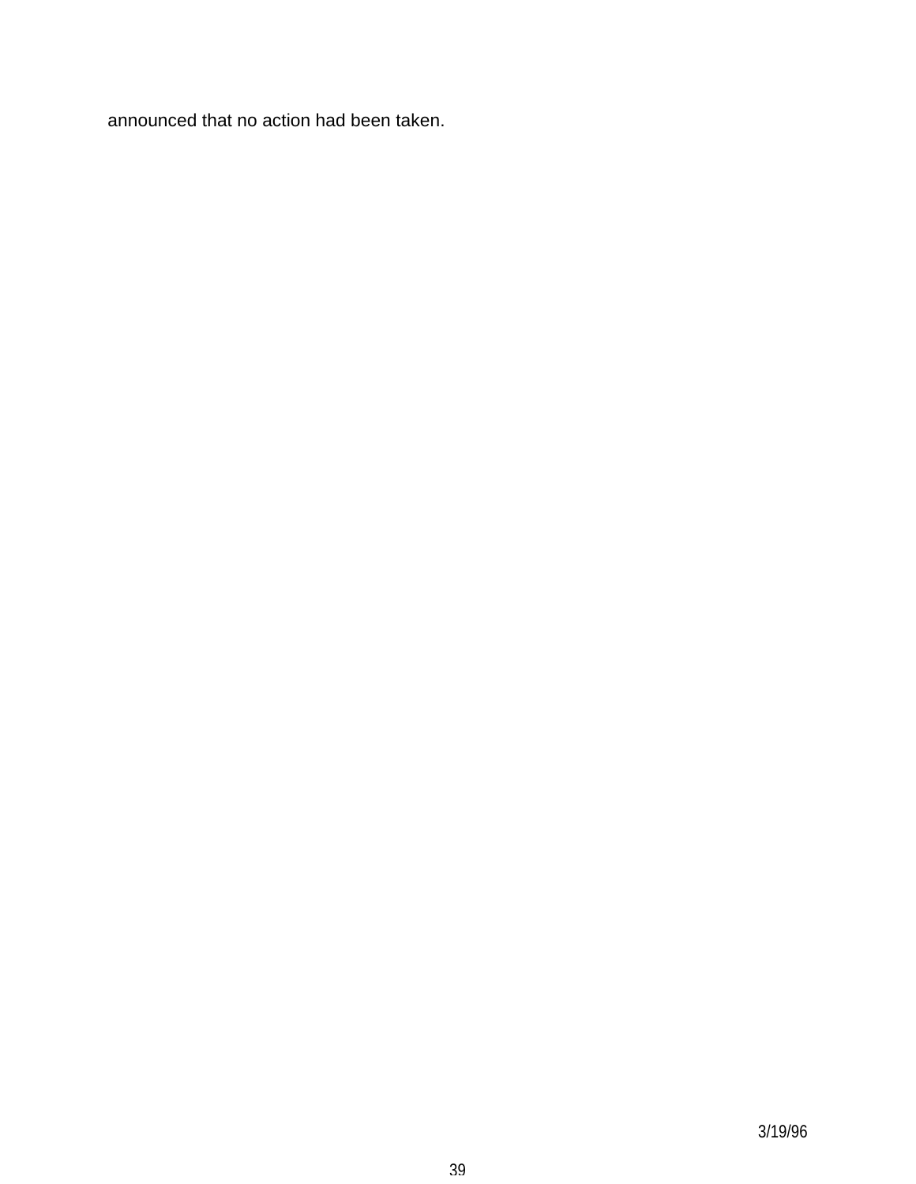announced that no action had been taken.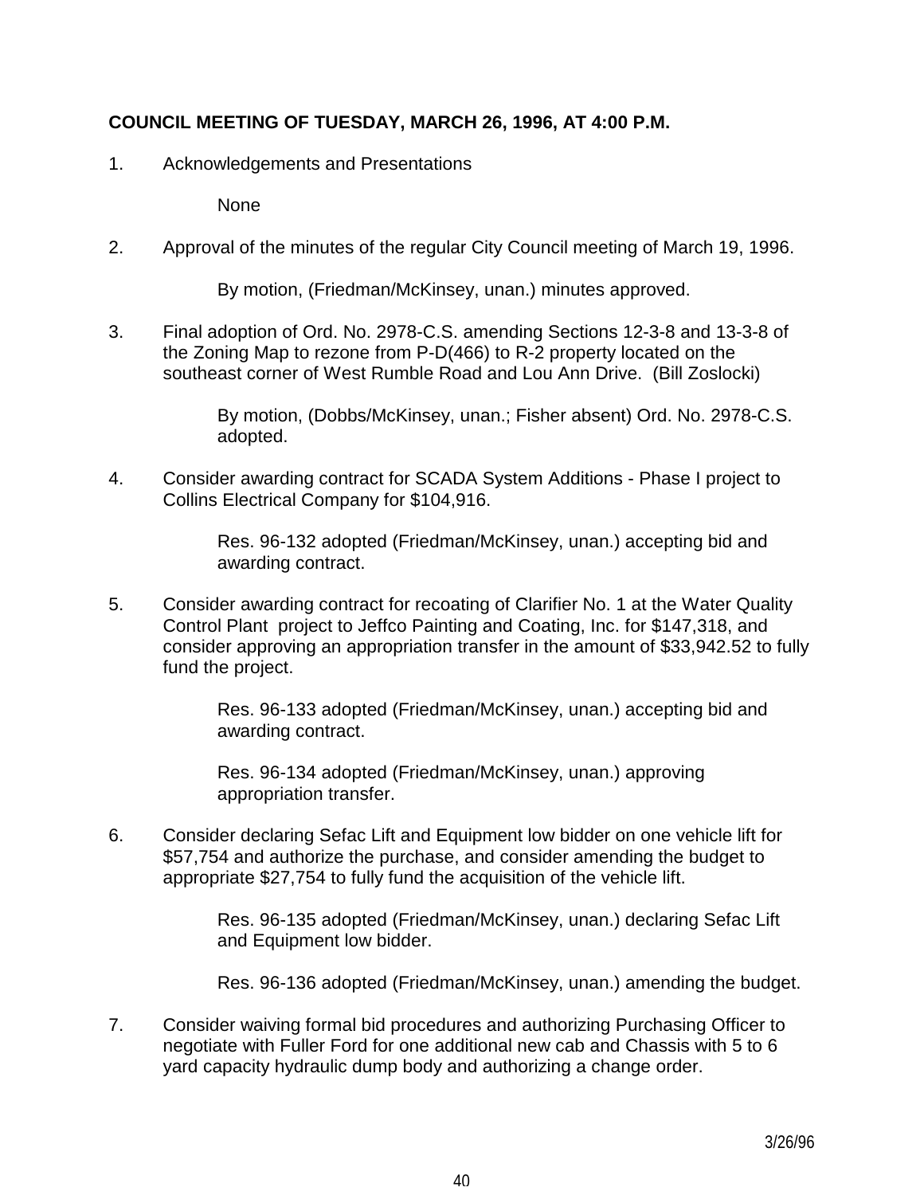**COUNCIL MEETING OF TUESDAY, MARCH 26, 1996, AT 4:00 P.M.**

1. Acknowledgements and Presentations

   None

2. Approval of the minutes of the regular City Council meeting of March 19, 1996.

   By motion, (Friedman/McKinsey, unan.) minutes approved.

3. Final adoption of Ord. No. 2978-C.S. amending Sections 12-3-8 and 13-3-8 of the Zoning Map to rezone from P-D(466) to R-2 property located on the southeast corner of West Rumble Road and Lou Ann Drive. (Bill Zoslocki)

   By motion, (Dobbs/McKinsey, unan.; Fisher absent) Ord. No. 2978-C.S. adopted.

4. Consider awarding contract for SCADA System Additions - Phase I project to Collins Electrical Company for $104,916.

   Res. 96-132 adopted (Friedman/McKinsey, unan.) accepting bid and awarding contract.

5. Consider awarding contract for recoating of Clarifier No. 1 at the Water Quality Control Plant project to Jeffco Painting and Coating, Inc. for $147,318, and consider approving an appropriation transfer in the amount of $33,942.52 to fully fund the project.

   Res. 96-133 adopted (Friedman/McKinsey, unan.) accepting bid and awarding contract.

   Res. 96-134 adopted (Friedman/McKinsey, unan.) approving appropriation transfer.

6. Consider declaring Sefac Lift and Equipment low bidder on one vehicle lift for $57,754 and authorize the purchase, and consider amending the budget to appropriate $27,754 to fully fund the acquisition of the vehicle lift.

   Res. 96-135 adopted (Friedman/McKinsey, unan.) declaring Sefac Lift and Equipment low bidder.

   Res. 96-136 adopted (Friedman/McKinsey, unan.) amending the budget.

7. Consider waiving formal bid procedures and authorizing Purchasing Officer to negotiate with Fuller Ford for one additional new cab and Chassis with 5 to 6 yard capacity hydraulic dump body and authorizing a change order.

3/26/96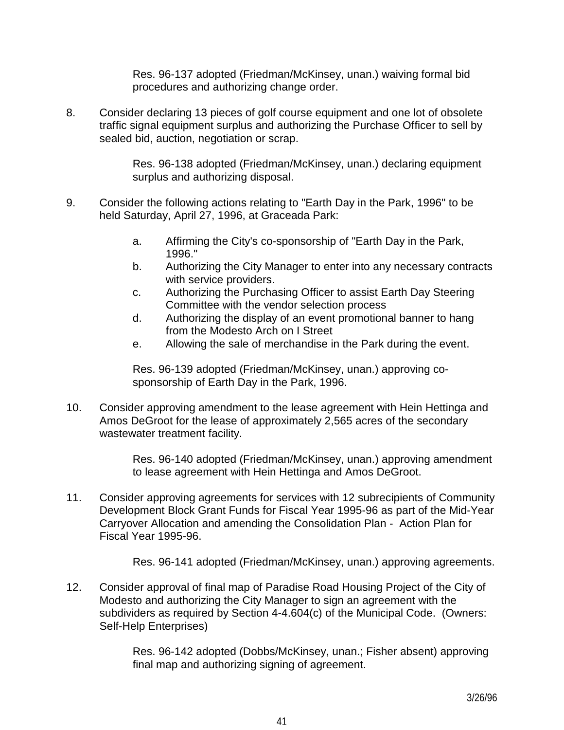Res. 96-137 adopted (Friedman/McKinsey, unan.) waiving formal bid procedures and authorizing change order.

8. Consider declaring 13 pieces of golf course equipment and one lot of obsolete traffic signal equipment surplus and authorizing the Purchase Officer to sell by sealed bid, auction, negotiation or scrap.

   Res. 96-138 adopted (Friedman/McKinsey, unan.) declaring equipment surplus and authorizing disposal.

9. Consider the following actions relating to "Earth Day in the Park, 1996" to be held Saturday, April 27, 1996, at Graceada Park:

   a. Affirming the City's co-sponsorship of "Earth Day in the Park, 1996."
   b. Authorizing the City Manager to enter into any necessary contracts with service providers.
   c. Authorizing the Purchasing Officer to assist Earth Day Steering Committee with the vendor selection process
   d. Authorizing the display of an event promotional banner to hang from the Modesto Arch on I Street
   e. Allowing the sale of merchandise in the Park during the event.

   Res. 96-139 adopted (Friedman/McKinsey, unan.) approving co-sponsorship of Earth Day in the Park, 1996.

10. Consider approving amendment to the lease agreement with Hein Hettinga and Amos DeGroot for the lease of approximately 2,565 acres of the secondary wastewater treatment facility.

   Res. 96-140 adopted (Friedman/McKinsey, unan.) approving amendment to lease agreement with Hein Hettinga and Amos DeGroot.

11. Consider approving agreements for services with 12 subrecipients of Community Development Block Grant Funds for Fiscal Year 1995-96 as part of the Mid-Year Carryover Allocation and amending the Consolidation Plan - Action Plan for Fiscal Year 1995-96.

   Res. 96-141 adopted (Friedman/McKinsey, unan.) approving agreements.

12. Consider approval of final map of Paradise Road Housing Project of the City of Modesto and authorizing the City Manager to sign an agreement with the subdividers as required by Section 4-4.604(c) of the Municipal Code. (Owners: Self-Help Enterprises)

   Res. 96-142 adopted (Dobbs/McKinsey, unan.; Fisher absent) approving final map and authorizing signing of agreement.

3/26/96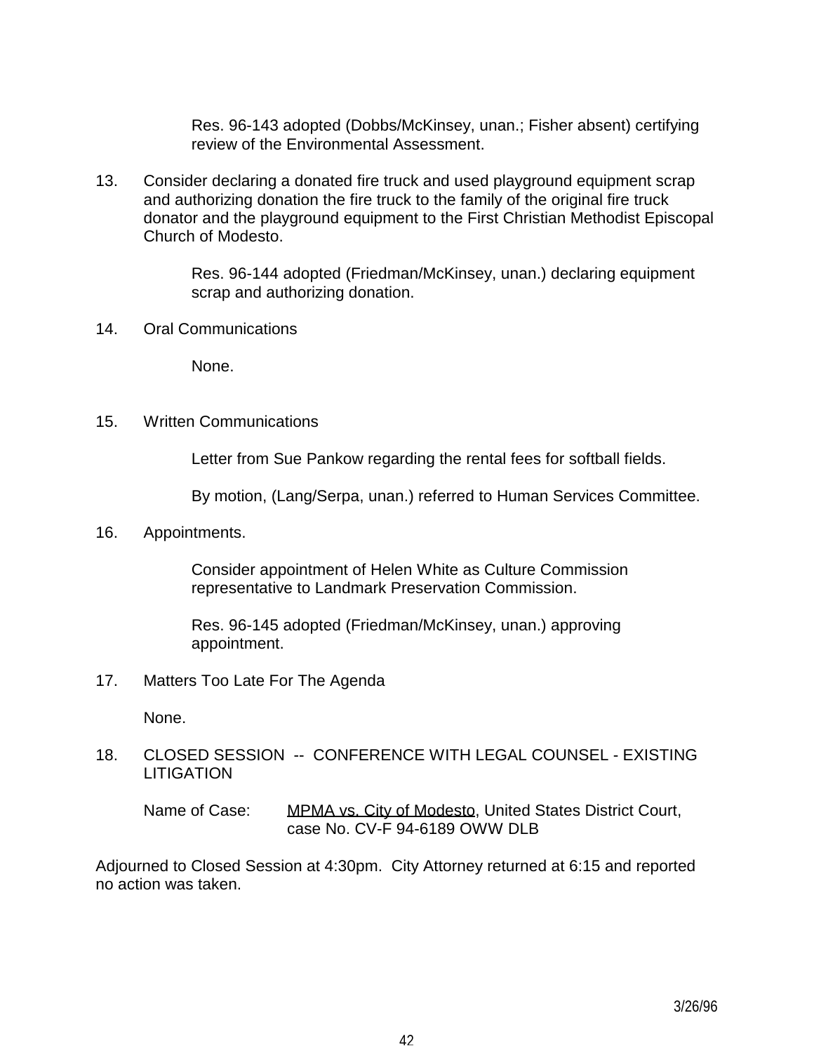Res. 96-143 adopted (Dobbs/McKinsey, unan.; Fisher absent) certifying review of the Environmental Assessment.

13. Consider declaring a donated fire truck and used playground equipment scrap and authorizing donation the fire truck to the family of the original fire truck donator and the playground equipment to the First Christian Methodist Episcopal Church of Modesto.

    Res. 96-144 adopted (Friedman/McKinsey, unan.) declaring equipment scrap and authorizing donation.

14. Oral Communications

    None.

15. Written Communications

    Letter from Sue Pankow regarding the rental fees for softball fields.

    By motion, (Lang/Serpa, unan.) referred to Human Services Committee.

16. Appointments.

    Consider appointment of Helen White as Culture Commission representative to Landmark Preservation Commission.

    Res. 96-145 adopted (Friedman/McKinsey, unan.) approving appointment.

17. Matters Too Late For The Agenda

    None.

18. CLOSED SESSION -- CONFERENCE WITH LEGAL COUNSEL - EXISTING LITIGATION

    Name of Case: MPMA vs. City of Modesto, United States District Court, case No. CV-F 94-6189 OWW DLB

Adjourned to Closed Session at 4:30pm. City Attorney returned at 6:15 and reported no action was taken.

3/26/96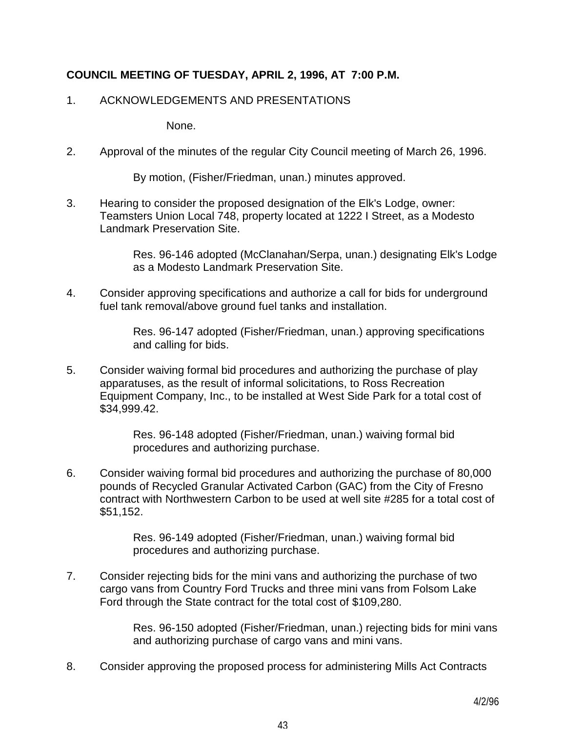**COUNCIL MEETING OF TUESDAY, APRIL 2, 1996, AT 7:00 P.M.**

1. ACKNOWLEDGEMENTS AND PRESENTATIONS

   None.

2. Approval of the minutes of the regular City Council meeting of March 26, 1996.

   By motion, (Fisher/Friedman, unan.) minutes approved.

3. Hearing to consider the proposed designation of the Elk's Lodge, owner: Teamsters Union Local 748, property located at 1222 I Street, as a Modesto Landmark Preservation Site.

   Res. 96-146 adopted (McClanahan/Serpa, unan.) designating Elk's Lodge as a Modesto Landmark Preservation Site.

4. Consider approving specifications and authorize a call for bids for underground fuel tank removal/above ground fuel tanks and installation.

   Res. 96-147 adopted (Fisher/Friedman, unan.) approving specifications and calling for bids.

5. Consider waiving formal bid procedures and authorizing the purchase of play apparatuses, as the result of informal solicitations, to Ross Recreation Equipment Company, Inc., to be installed at West Side Park for a total cost of $34,999.42.

   Res. 96-148 adopted (Fisher/Friedman, unan.) waiving formal bid procedures and authorizing purchase.

6. Consider waiving formal bid procedures and authorizing the purchase of 80,000 pounds of Recycled Granular Activated Carbon (GAC) from the City of Fresno contract with Northwestern Carbon to be used at well site #285 for a total cost of $51,152.

   Res. 96-149 adopted (Fisher/Friedman, unan.) waiving formal bid procedures and authorizing purchase.

7. Consider rejecting bids for the mini vans and authorizing the purchase of two cargo vans from Country Ford Trucks and three mini vans from Folsom Lake Ford through the State contract for the total cost of $109,280.

   Res. 96-150 adopted (Fisher/Friedman, unan.) rejecting bids for mini vans and authorizing purchase of cargo vans and mini vans.

8. Consider approving the proposed process for administering Mills Act Contracts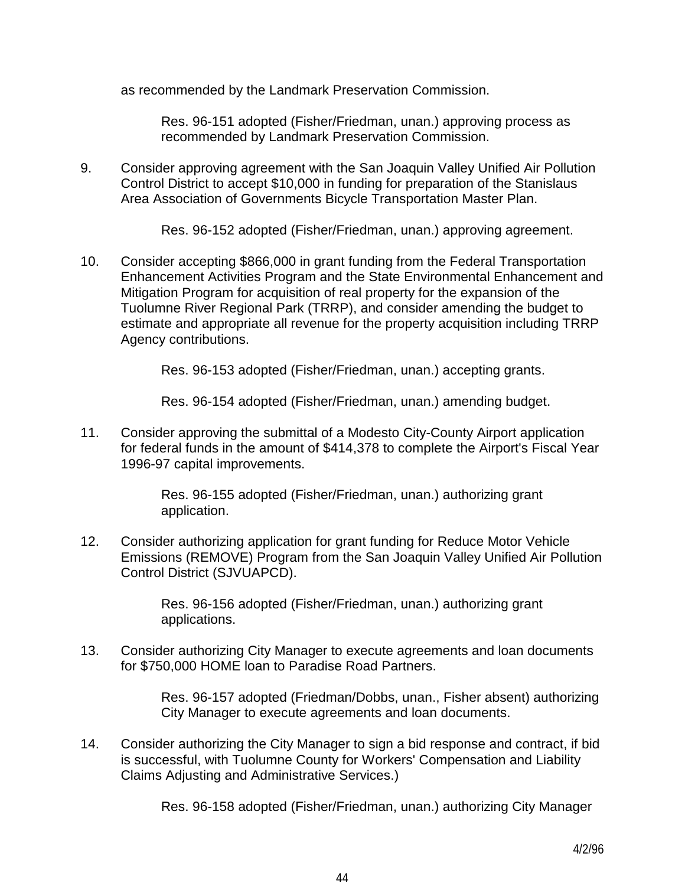as recommended by the Landmark Preservation Commission.

Res. 96-151 adopted (Fisher/Friedman, unan.) approving process as recommended by Landmark Preservation Commission.

9. Consider approving agreement with the San Joaquin Valley Unified Air Pollution Control District to accept $10,000 in funding for preparation of the Stanislaus Area Association of Governments Bicycle Transportation Master Plan.

   Res. 96-152 adopted (Fisher/Friedman, unan.) approving agreement.

10. Consider accepting $866,000 in grant funding from the Federal Transportation Enhancement Activities Program and the State Environmental Enhancement and Mitigation Program for acquisition of real property for the expansion of the Tuolumne River Regional Park (TRRP), and consider amending the budget to estimate and appropriate all revenue for the property acquisition including TRRP Agency contributions.

    Res. 96-153 adopted (Fisher/Friedman, unan.) accepting grants.

    Res. 96-154 adopted (Fisher/Friedman, unan.) amending budget.

11. Consider approving the submittal of a Modesto City-County Airport application for federal funds in the amount of $414,378 to complete the Airport's Fiscal Year 1996-97 capital improvements.

    Res. 96-155 adopted (Fisher/Friedman, unan.) authorizing grant application.

12. Consider authorizing application for grant funding for Reduce Motor Vehicle Emissions (REMOVE) Program from the San Joaquin Valley Unified Air Pollution Control District (SJVUAPCD).

    Res. 96-156 adopted (Fisher/Friedman, unan.) authorizing grant applications.

13. Consider authorizing City Manager to execute agreements and loan documents for $750,000 HOME loan to Paradise Road Partners.

    Res. 96-157 adopted (Friedman/Dobbs, unan., Fisher absent) authorizing City Manager to execute agreements and loan documents.

14. Consider authorizing the City Manager to sign a bid response and contract, if bid is successful, with Tuolumne County for Workers' Compensation and Liability Claims Adjusting and Administrative Services.)

    Res. 96-158 adopted (Fisher/Friedman, unan.) authorizing City Manager

4/2/96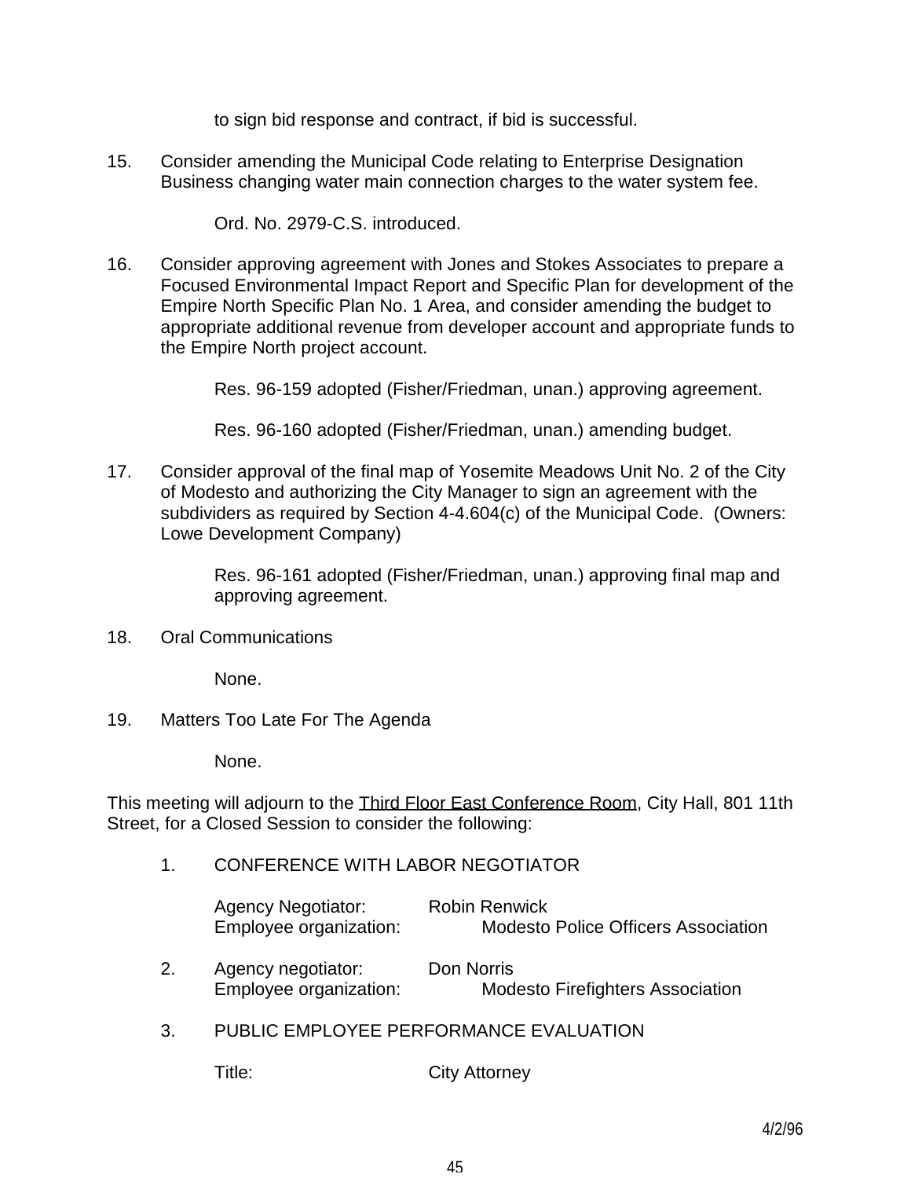to sign bid response and contract, if bid is successful.

15. Consider amending the Municipal Code relating to Enterprise Designation Business changing water main connection charges to the water system fee.

    Ord. No. 2979-C.S. introduced.

16. Consider approving agreement with Jones and Stokes Associates to prepare a Focused Environmental Impact Report and Specific Plan for development of the Empire North Specific Plan No. 1 Area, and consider amending the budget to appropriate additional revenue from developer account and appropriate funds to the Empire North project account.

    Res. 96-159 adopted (Fisher/Friedman, unan.) approving agreement.

    Res. 96-160 adopted (Fisher/Friedman, unan.) amending budget.

17. Consider approval of the final map of Yosemite Meadows Unit No. 2 of the City of Modesto and authorizing the City Manager to sign an agreement with the subdividers as required by Section 4-4.604(c) of the Municipal Code. (Owners: Lowe Development Company)

    Res. 96-161 adopted (Fisher/Friedman, unan.) approving final map and approving agreement.

18. Oral Communications

    None.

19. Matters Too Late For The Agenda

    None.

This meeting will adjourn to the Third Floor East Conference Room, City Hall, 801 11th Street, for a Closed Session to consider the following:

1. CONFERENCE WITH LABOR NEGOTIATOR

   Agency Negotiator: Robin Renwick
   Employee organization: Modesto Police Officers Association

2. Agency negotiator: Don Norris
   Employee organization: Modesto Firefighters Association

3. PUBLIC EMPLOYEE PERFORMANCE EVALUATION

   Title: City Attorney

4/2/96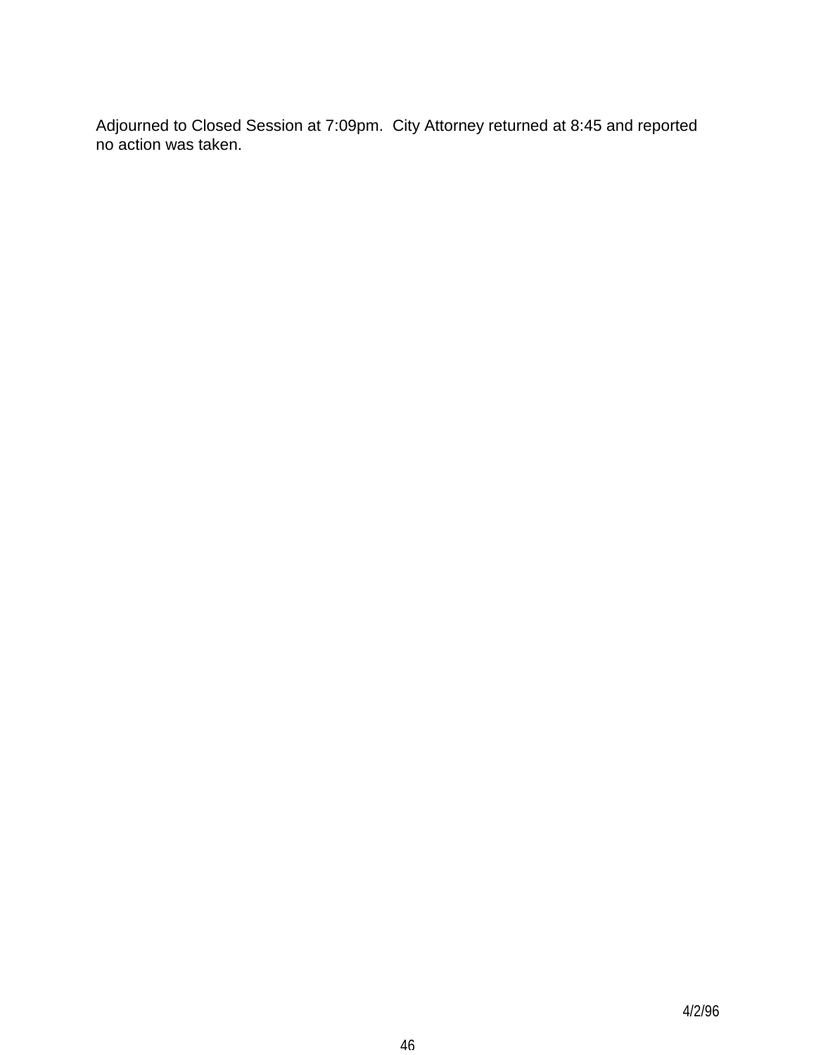Adjourned to Closed Session at 7:09pm.  City Attorney returned at 8:45 and reported no action was taken.

4/2/96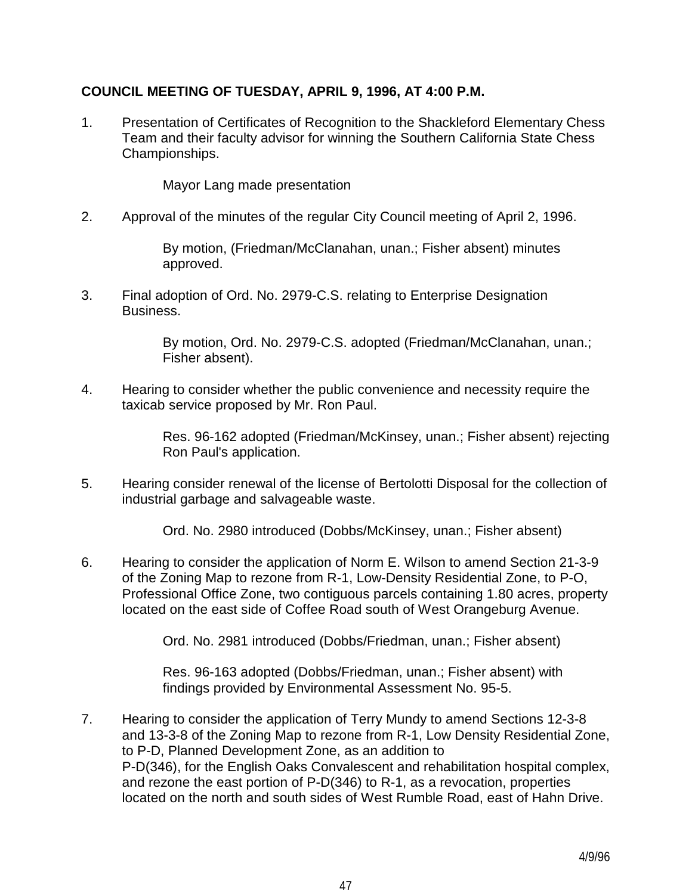**COUNCIL MEETING OF TUESDAY, APRIL 9, 1996, AT 4:00 P.M.**

1. Presentation of Certificates of Recognition to the Shackleford Elementary Chess Team and their faculty advisor for winning the Southern California State Chess Championships.

   Mayor Lang made presentation

2. Approval of the minutes of the regular City Council meeting of April 2, 1996.

   By motion, (Friedman/McClanahan, unan.; Fisher absent) minutes approved.

3. Final adoption of Ord. No. 2979-C.S. relating to Enterprise Designation Business.

   By motion, Ord. No. 2979-C.S. adopted (Friedman/McClanahan, unan.; Fisher absent).

4. Hearing to consider whether the public convenience and necessity require the taxicab service proposed by Mr. Ron Paul.

   Res. 96-162 adopted (Friedman/McKinsey, unan.; Fisher absent) rejecting Ron Paul's application.

5. Hearing consider renewal of the license of Bertolotti Disposal for the collection of industrial garbage and salvageable waste.

   Ord. No. 2980 introduced (Dobbs/McKinsey, unan.; Fisher absent)

6. Hearing to consider the application of Norm E. Wilson to amend Section 21-3-9 of the Zoning Map to rezone from R-1, Low-Density Residential Zone, to P-O, Professional Office Zone, two contiguous parcels containing 1.80 acres, property located on the east side of Coffee Road south of West Orangeburg Avenue.

   Ord. No. 2981 introduced (Dobbs/Friedman, unan.; Fisher absent)

   Res. 96-163 adopted (Dobbs/Friedman, unan.; Fisher absent) with findings provided by Environmental Assessment No. 95-5.

7. Hearing to consider the application of Terry Mundy to amend Sections 12-3-8 and 13-3-8 of the Zoning Map to rezone from R-1, Low Density Residential Zone, to P-D, Planned Development Zone, as an addition to P-D(346), for the English Oaks Convalescent and rehabilitation hospital complex, and rezone the east portion of P-D(346) to R-1, as a revocation, properties located on the north and south sides of West Rumble Road, east of Hahn Drive.

4/9/96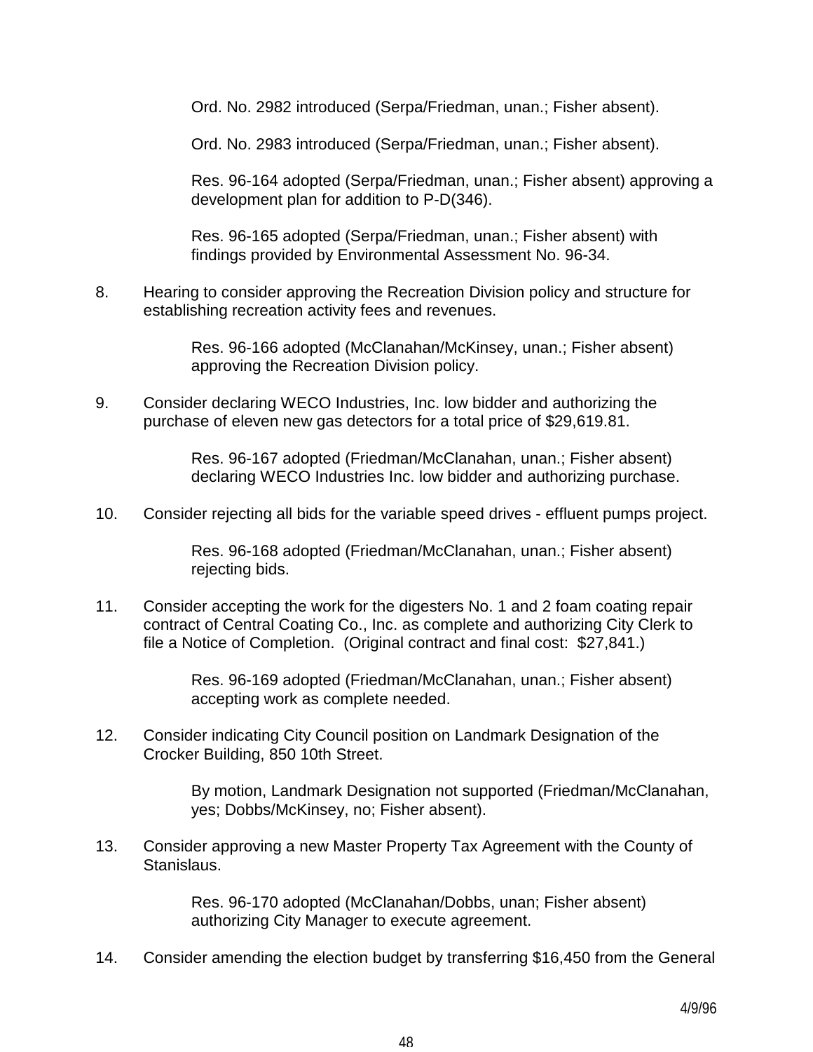Ord. No. 2982 introduced (Serpa/Friedman, unan.; Fisher absent).

Ord. No. 2983 introduced (Serpa/Friedman, unan.; Fisher absent).

Res. 96-164 adopted (Serpa/Friedman, unan.; Fisher absent) approving a development plan for addition to P-D(346).

Res. 96-165 adopted (Serpa/Friedman, unan.; Fisher absent) with findings provided by Environmental Assessment No. 96-34.

8. Hearing to consider approving the Recreation Division policy and structure for establishing recreation activity fees and revenues.

   Res. 96-166 adopted (McClanahan/McKinsey, unan.; Fisher absent) approving the Recreation Division policy.

9. Consider declaring WECO Industries, Inc. low bidder and authorizing the purchase of eleven new gas detectors for a total price of $29,619.81.

   Res. 96-167 adopted (Friedman/McClanahan, unan.; Fisher absent) declaring WECO Industries Inc. low bidder and authorizing purchase.

10. Consider rejecting all bids for the variable speed drives - effluent pumps project.

    Res. 96-168 adopted (Friedman/McClanahan, unan.; Fisher absent) rejecting bids.

11. Consider accepting the work for the digesters No. 1 and 2 foam coating repair contract of Central Coating Co., Inc. as complete and authorizing City Clerk to file a Notice of Completion. (Original contract and final cost: $27,841.)

    Res. 96-169 adopted (Friedman/McClanahan, unan.; Fisher absent) accepting work as complete needed.

12. Consider indicating City Council position on Landmark Designation of the Crocker Building, 850 10th Street.

    By motion, Landmark Designation not supported (Friedman/McClanahan, yes; Dobbs/McKinsey, no; Fisher absent).

13. Consider approving a new Master Property Tax Agreement with the County of Stanislaus.

    Res. 96-170 adopted (McClanahan/Dobbs, unan; Fisher absent) authorizing City Manager to execute agreement.

14. Consider amending the election budget by transferring $16,450 from the General

4/9/96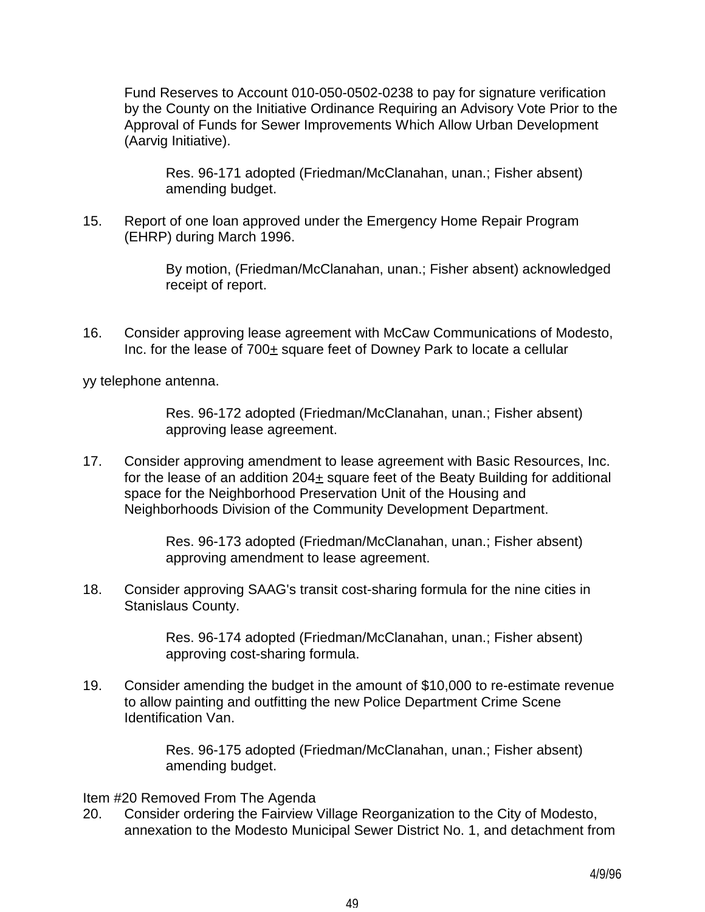Fund Reserves to Account 010-050-0502-0238 to pay for signature verification by the County on the Initiative Ordinance Requiring an Advisory Vote Prior to the Approval of Funds for Sewer Improvements Which Allow Urban Development (Aarvig Initiative).

Res. 96-171 adopted (Friedman/McClanahan, unan.; Fisher absent) amending budget.

15. Report of one loan approved under the Emergency Home Repair Program (EHRP) during March 1996.

By motion, (Friedman/McClanahan, unan.; Fisher absent) acknowledged receipt of report.

16. Consider approving lease agreement with McCaw Communications of Modesto, Inc. for the lease of 700± square feet of Downey Park to locate a cellular

yy telephone antenna.

Res. 96-172 adopted (Friedman/McClanahan, unan.; Fisher absent) approving lease agreement.

17. Consider approving amendment to lease agreement with Basic Resources, Inc. for the lease of an addition 204± square feet of the Beaty Building for additional space for the Neighborhood Preservation Unit of the Housing and Neighborhoods Division of the Community Development Department.

Res. 96-173 adopted (Friedman/McClanahan, unan.; Fisher absent) approving amendment to lease agreement.

18. Consider approving SAAG's transit cost-sharing formula for the nine cities in Stanislaus County.

Res. 96-174 adopted (Friedman/McClanahan, unan.; Fisher absent) approving cost-sharing formula.

19. Consider amending the budget in the amount of $10,000 to re-estimate revenue to allow painting and outfitting the new Police Department Crime Scene Identification Van.

Res. 96-175 adopted (Friedman/McClanahan, unan.; Fisher absent) amending budget.

Item #20 Removed From The Agenda

20. Consider ordering the Fairview Village Reorganization to the City of Modesto, annexation to the Modesto Municipal Sewer District No. 1, and detachment from

4/9/96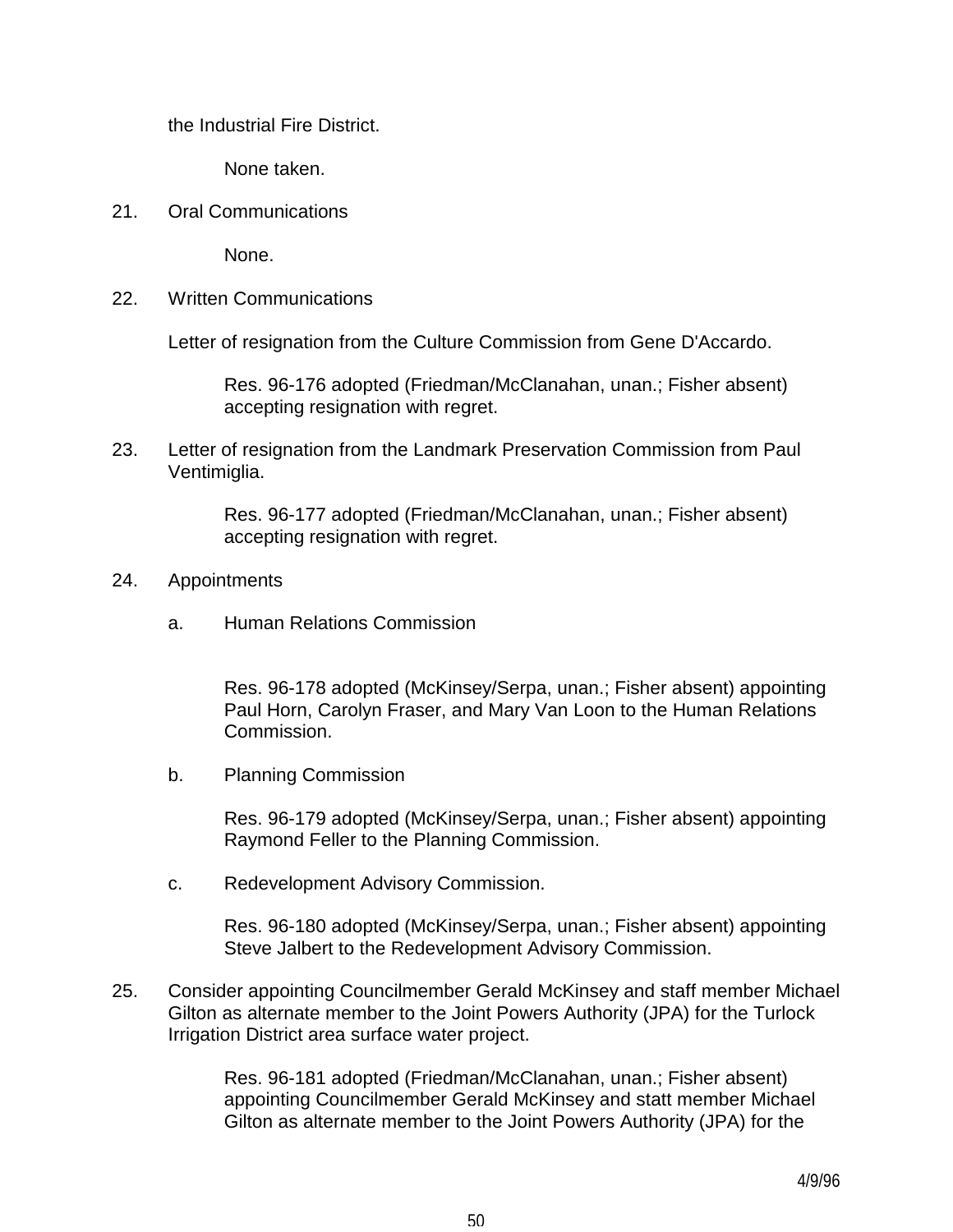the Industrial Fire District.

None taken.

21. Oral Communications

    None.

22. Written Communications

    Letter of resignation from the Culture Commission from Gene D'Accardo.

    Res. 96-176 adopted (Friedman/McClanahan, unan.; Fisher absent) accepting resignation with regret.

23. Letter of resignation from the Landmark Preservation Commission from Paul Ventimiglia.

    Res. 96-177 adopted (Friedman/McClanahan, unan.; Fisher absent) accepting resignation with regret.

24. Appointments

    a. Human Relations Commission

    Res. 96-178 adopted (McKinsey/Serpa, unan.; Fisher absent) appointing Paul Horn, Carolyn Fraser, and Mary Van Loon to the Human Relations Commission.

    b. Planning Commission

    Res. 96-179 adopted (McKinsey/Serpa, unan.; Fisher absent) appointing Raymond Feller to the Planning Commission.

    c. Redevelopment Advisory Commission.

    Res. 96-180 adopted (McKinsey/Serpa, unan.; Fisher absent) appointing Steve Jalbert to the Redevelopment Advisory Commission.

25. Consider appointing Councilmember Gerald McKinsey and staff member Michael Gilton as alternate member to the Joint Powers Authority (JPA) for the Turlock Irrigation District area surface water project.

    Res. 96-181 adopted (Friedman/McClanahan, unan.; Fisher absent) appointing Councilmember Gerald McKinsey and statt member Michael Gilton as alternate member to the Joint Powers Authority (JPA) for the

4/9/96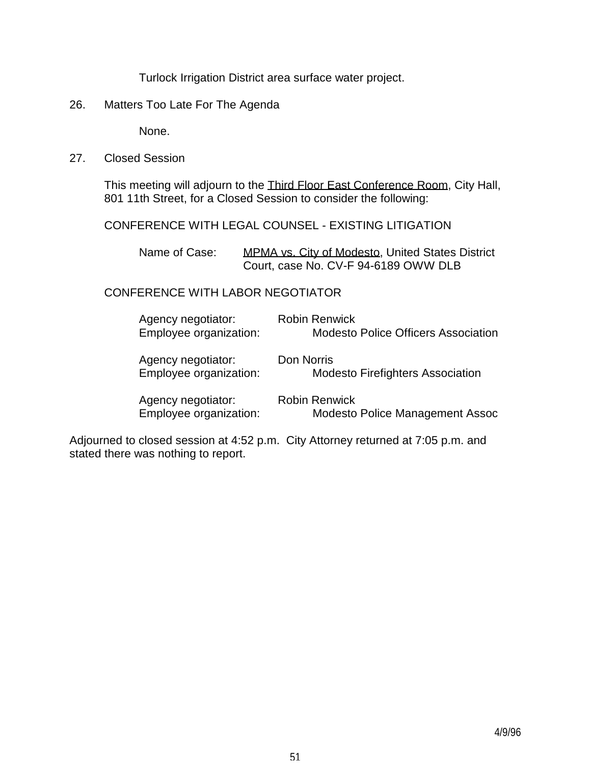Turlock Irrigation District area surface water project.

26. Matters Too Late For The Agenda

None.

27. Closed Session

This meeting will adjourn to the Third Floor East Conference Room, City Hall, 801 11th Street, for a Closed Session to consider the following:

CONFERENCE WITH LEGAL COUNSEL - EXISTING LITIGATION

Name of Case: MPMA vs. City of Modesto, United States District Court, case No. CV-F 94-6189 OWW DLB

CONFERENCE WITH LABOR NEGOTIATOR

Agency negotiator: Robin Renwick
Employee organization: Modesto Police Officers Association

Agency negotiator: Don Norris
Employee organization: Modesto Firefighters Association

Agency negotiator: Robin Renwick
Employee organization: Modesto Police Management Assoc

Adjourned to closed session at 4:52 p.m. City Attorney returned at 7:05 p.m. and stated there was nothing to report.

4/9/96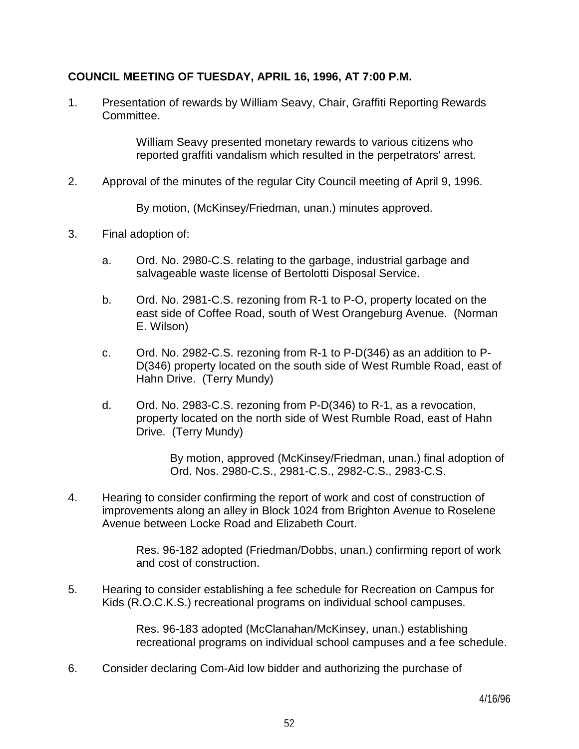**COUNCIL MEETING OF TUESDAY, APRIL 16, 1996, AT 7:00 P.M.**

1. Presentation of rewards by William Seavy, Chair, Graffiti Reporting Rewards Committee.

   William Seavy presented monetary rewards to various citizens who reported graffiti vandalism which resulted in the perpetrators' arrest.

2. Approval of the minutes of the regular City Council meeting of April 9, 1996.

   By motion, (McKinsey/Friedman, unan.) minutes approved.

3. Final adoption of:

   a. Ord. No. 2980-C.S. relating to the garbage, industrial garbage and salvageable waste license of Bertolotti Disposal Service.

   b. Ord. No. 2981-C.S. rezoning from R-1 to P-O, property located on the east side of Coffee Road, south of West Orangeburg Avenue. (Norman E. Wilson)

   c. Ord. No. 2982-C.S. rezoning from R-1 to P-D(346) as an addition to P-D(346) property located on the south side of West Rumble Road, east of Hahn Drive. (Terry Mundy)

   d. Ord. No. 2983-C.S. rezoning from P-D(346) to R-1, as a revocation, property located on the north side of West Rumble Road, east of Hahn Drive. (Terry Mundy)

      By motion, approved (McKinsey/Friedman, unan.) final adoption of Ord. Nos. 2980-C.S., 2981-C.S., 2982-C.S., 2983-C.S.

4. Hearing to consider confirming the report of work and cost of construction of improvements along an alley in Block 1024 from Brighton Avenue to Roselene Avenue between Locke Road and Elizabeth Court.

   Res. 96-182 adopted (Friedman/Dobbs, unan.) confirming report of work and cost of construction.

5. Hearing to consider establishing a fee schedule for Recreation on Campus for Kids (R.O.C.K.S.) recreational programs on individual school campuses.

   Res. 96-183 adopted (McClanahan/McKinsey, unan.) establishing recreational programs on individual school campuses and a fee schedule.

6. Consider declaring Com-Aid low bidder and authorizing the purchase of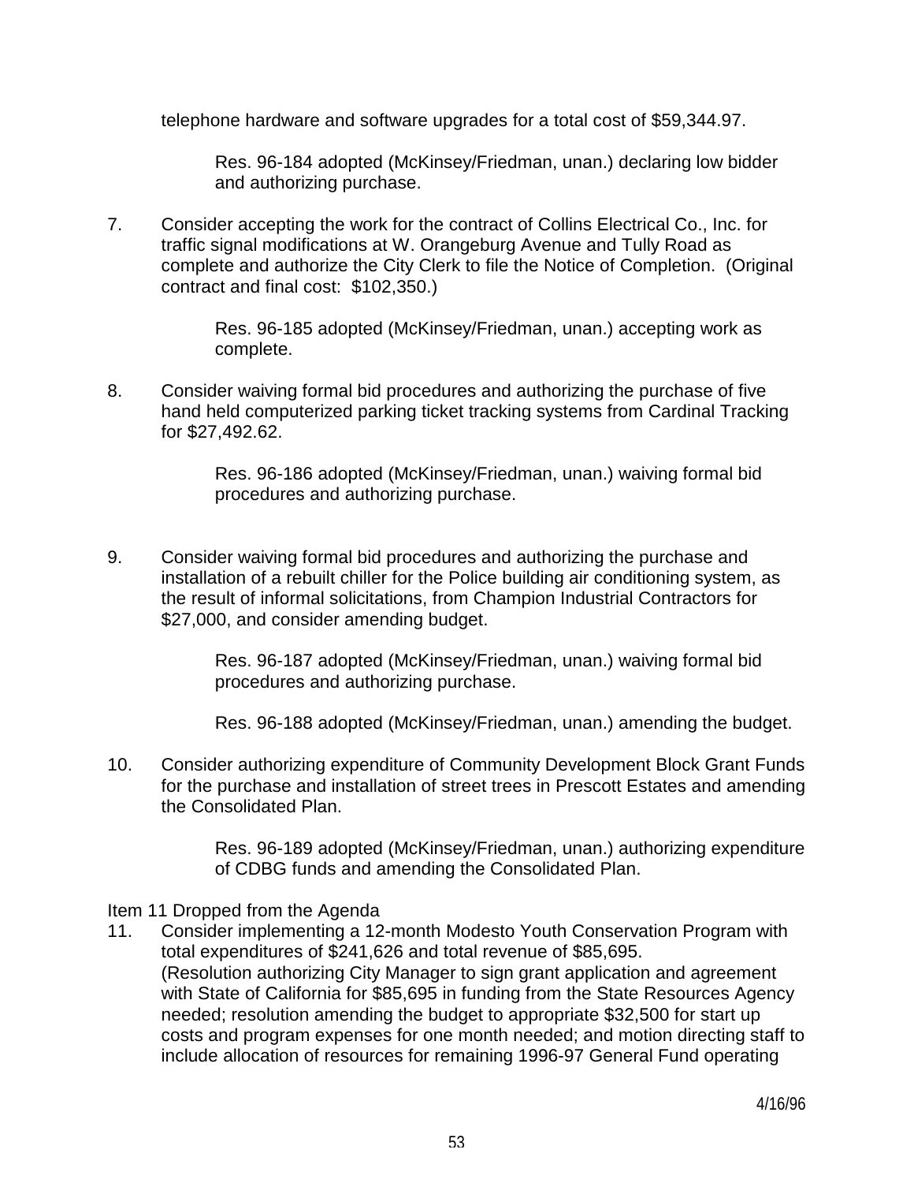telephone hardware and software upgrades for a total cost of $59,344.97.

Res. 96-184 adopted (McKinsey/Friedman, unan.) declaring low bidder and authorizing purchase.

7. Consider accepting the work for the contract of Collins Electrical Co., Inc. for traffic signal modifications at W. Orangeburg Avenue and Tully Road as complete and authorize the City Clerk to file the Notice of Completion. (Original contract and final cost: $102,350.)

   Res. 96-185 adopted (McKinsey/Friedman, unan.) accepting work as complete.

8. Consider waiving formal bid procedures and authorizing the purchase of five hand held computerized parking ticket tracking systems from Cardinal Tracking for $27,492.62.

   Res. 96-186 adopted (McKinsey/Friedman, unan.) waiving formal bid procedures and authorizing purchase.

9. Consider waiving formal bid procedures and authorizing the purchase and installation of a rebuilt chiller for the Police building air conditioning system, as the result of informal solicitations, from Champion Industrial Contractors for $27,000, and consider amending budget.

   Res. 96-187 adopted (McKinsey/Friedman, unan.) waiving formal bid procedures and authorizing purchase.

   Res. 96-188 adopted (McKinsey/Friedman, unan.) amending the budget.

10. Consider authorizing expenditure of Community Development Block Grant Funds for the purchase and installation of street trees in Prescott Estates and amending the Consolidated Plan.

    Res. 96-189 adopted (McKinsey/Friedman, unan.) authorizing expenditure of CDBG funds and amending the Consolidated Plan.

Item 11 Dropped from the Agenda

11. Consider implementing a 12-month Modesto Youth Conservation Program with total expenditures of $241,626 and total revenue of $85,695. (Resolution authorizing City Manager to sign grant application and agreement with State of California for $85,695 in funding from the State Resources Agency needed; resolution amending the budget to appropriate $32,500 for start up costs and program expenses for one month needed; and motion directing staff to include allocation of resources for remaining 1996-97 General Fund operating

4/16/96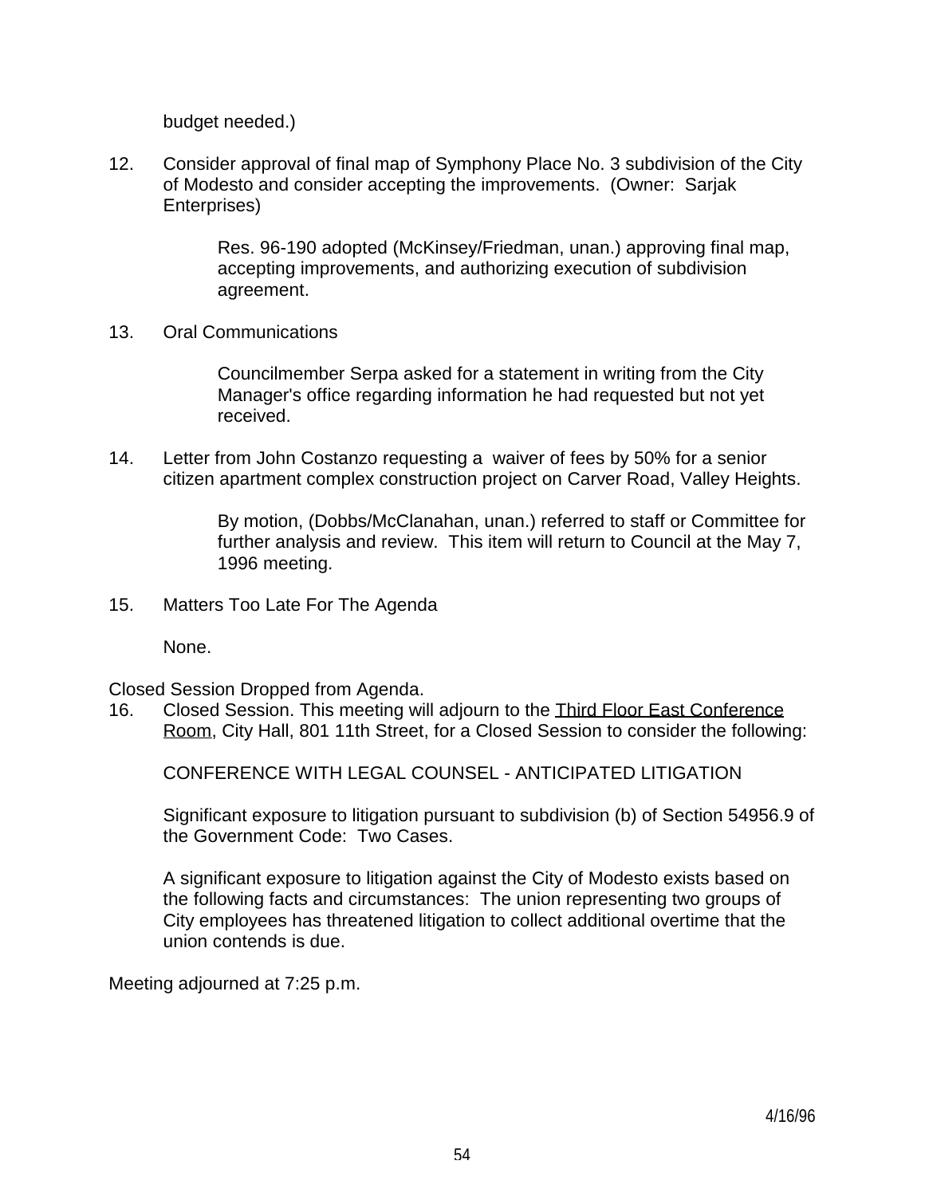budget needed.)

12. Consider approval of final map of Symphony Place No. 3 subdivision of the City of Modesto and consider accepting the improvements. (Owner: Sarjak Enterprises)

    Res. 96-190 adopted (McKinsey/Friedman, unan.) approving final map, accepting improvements, and authorizing execution of subdivision agreement.

13. Oral Communications

    Councilmember Serpa asked for a statement in writing from the City Manager's office regarding information he had requested but not yet received.

14. Letter from John Costanzo requesting a waiver of fees by 50% for a senior citizen apartment complex construction project on Carver Road, Valley Heights.

    By motion, (Dobbs/McClanahan, unan.) referred to staff or Committee for further analysis and review. This item will return to Council at the May 7, 1996 meeting.

15. Matters Too Late For The Agenda

    None.

Closed Session Dropped from Agenda.

16. Closed Session. This meeting will adjourn to the Third Floor East Conference Room, City Hall, 801 11th Street, for a Closed Session to consider the following:

    CONFERENCE WITH LEGAL COUNSEL - ANTICIPATED LITIGATION

    Significant exposure to litigation pursuant to subdivision (b) of Section 54956.9 of the Government Code: Two Cases.

    A significant exposure to litigation against the City of Modesto exists based on the following facts and circumstances: The union representing two groups of City employees has threatened litigation to collect additional overtime that the union contends is due.

Meeting adjourned at 7:25 p.m.

4/16/96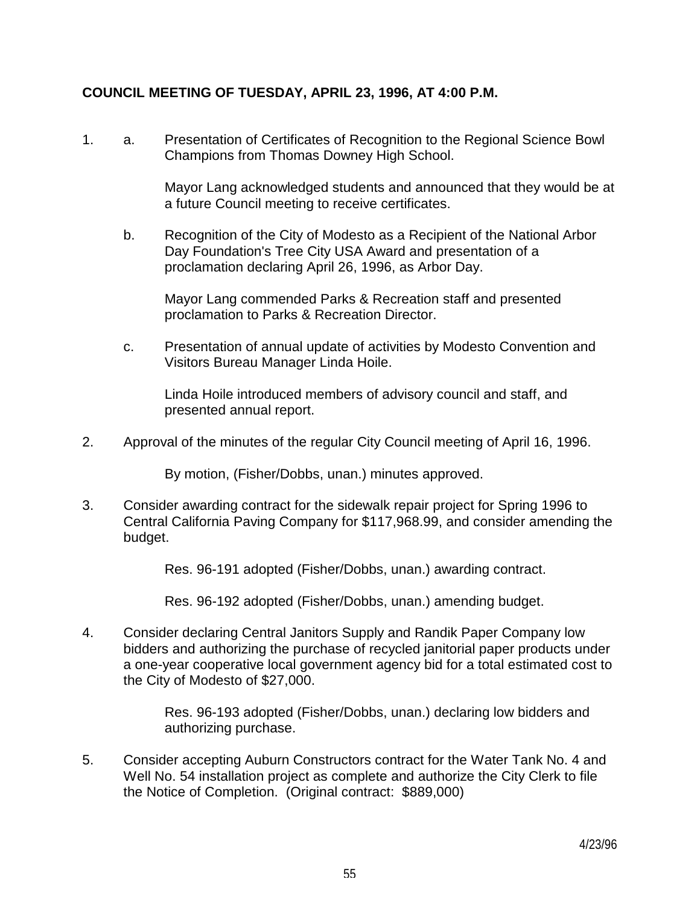**COUNCIL MEETING OF TUESDAY, APRIL 23, 1996, AT 4:00 P.M.**

1. a. Presentation of Certificates of Recognition to the Regional Science Bowl Champions from Thomas Downey High School.

   Mayor Lang acknowledged students and announced that they would be at a future Council meeting to receive certificates.

   b. Recognition of the City of Modesto as a Recipient of the National Arbor Day Foundation's Tree City USA Award and presentation of a proclamation declaring April 26, 1996, as Arbor Day.

   Mayor Lang commended Parks & Recreation staff and presented proclamation to Parks & Recreation Director.

   c. Presentation of annual update of activities by Modesto Convention and Visitors Bureau Manager Linda Hoile.

   Linda Hoile introduced members of advisory council and staff, and presented annual report.

2. Approval of the minutes of the regular City Council meeting of April 16, 1996.

   By motion, (Fisher/Dobbs, unan.) minutes approved.

3. Consider awarding contract for the sidewalk repair project for Spring 1996 to Central California Paving Company for $117,968.99, and consider amending the budget.

   Res. 96-191 adopted (Fisher/Dobbs, unan.) awarding contract.

   Res. 96-192 adopted (Fisher/Dobbs, unan.) amending budget.

4. Consider declaring Central Janitors Supply and Randik Paper Company low bidders and authorizing the purchase of recycled janitorial paper products under a one-year cooperative local government agency bid for a total estimated cost to the City of Modesto of $27,000.

   Res. 96-193 adopted (Fisher/Dobbs, unan.) declaring low bidders and authorizing purchase.

5. Consider accepting Auburn Constructors contract for the Water Tank No. 4 and Well No. 54 installation project as complete and authorize the City Clerk to file the Notice of Completion. (Original contract: $889,000)

4/23/96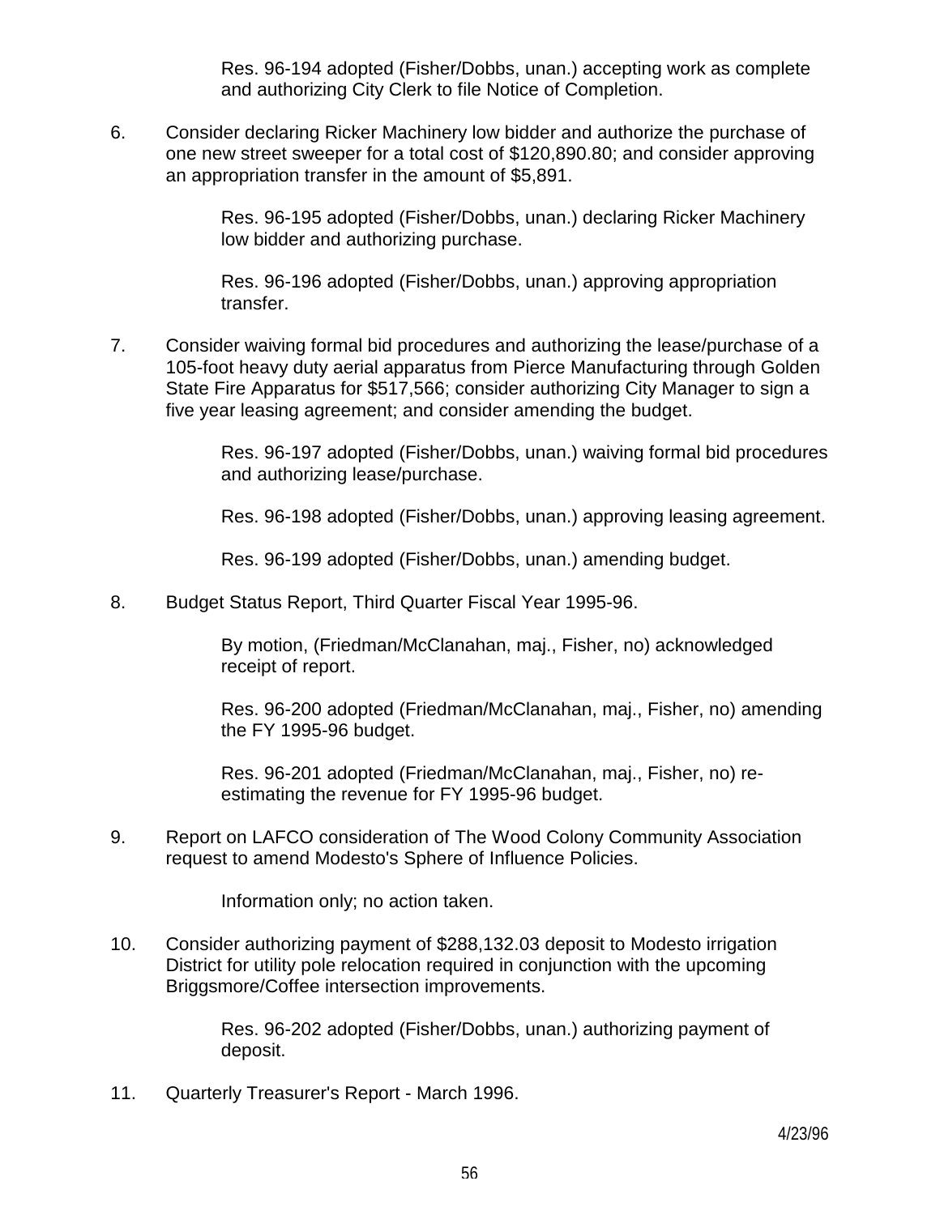Res. 96-194 adopted (Fisher/Dobbs, unan.) accepting work as complete and authorizing City Clerk to file Notice of Completion.

6. Consider declaring Ricker Machinery low bidder and authorize the purchase of one new street sweeper for a total cost of $120,890.80; and consider approving an appropriation transfer in the amount of $5,891.

   Res. 96-195 adopted (Fisher/Dobbs, unan.) declaring Ricker Machinery low bidder and authorizing purchase.

   Res. 96-196 adopted (Fisher/Dobbs, unan.) approving appropriation transfer.

7. Consider waiving formal bid procedures and authorizing the lease/purchase of a 105-foot heavy duty aerial apparatus from Pierce Manufacturing through Golden State Fire Apparatus for $517,566; consider authorizing City Manager to sign a five year leasing agreement; and consider amending the budget.

   Res. 96-197 adopted (Fisher/Dobbs, unan.) waiving formal bid procedures and authorizing lease/purchase.

   Res. 96-198 adopted (Fisher/Dobbs, unan.) approving leasing agreement.

   Res. 96-199 adopted (Fisher/Dobbs, unan.) amending budget.

8. Budget Status Report, Third Quarter Fiscal Year 1995-96.

   By motion, (Friedman/McClanahan, maj., Fisher, no) acknowledged receipt of report.

   Res. 96-200 adopted (Friedman/McClanahan, maj., Fisher, no) amending the FY 1995-96 budget.

   Res. 96-201 adopted (Friedman/McClanahan, maj., Fisher, no) re-estimating the revenue for FY 1995-96 budget.

9. Report on LAFCO consideration of The Wood Colony Community Association request to amend Modesto's Sphere of Influence Policies.

   Information only; no action taken.

10. Consider authorizing payment of $288,132.03 deposit to Modesto irrigation District for utility pole relocation required in conjunction with the upcoming Briggsmore/Coffee intersection improvements.

    Res. 96-202 adopted (Fisher/Dobbs, unan.) authorizing payment of deposit.

11. Quarterly Treasurer's Report - March 1996.

4/23/96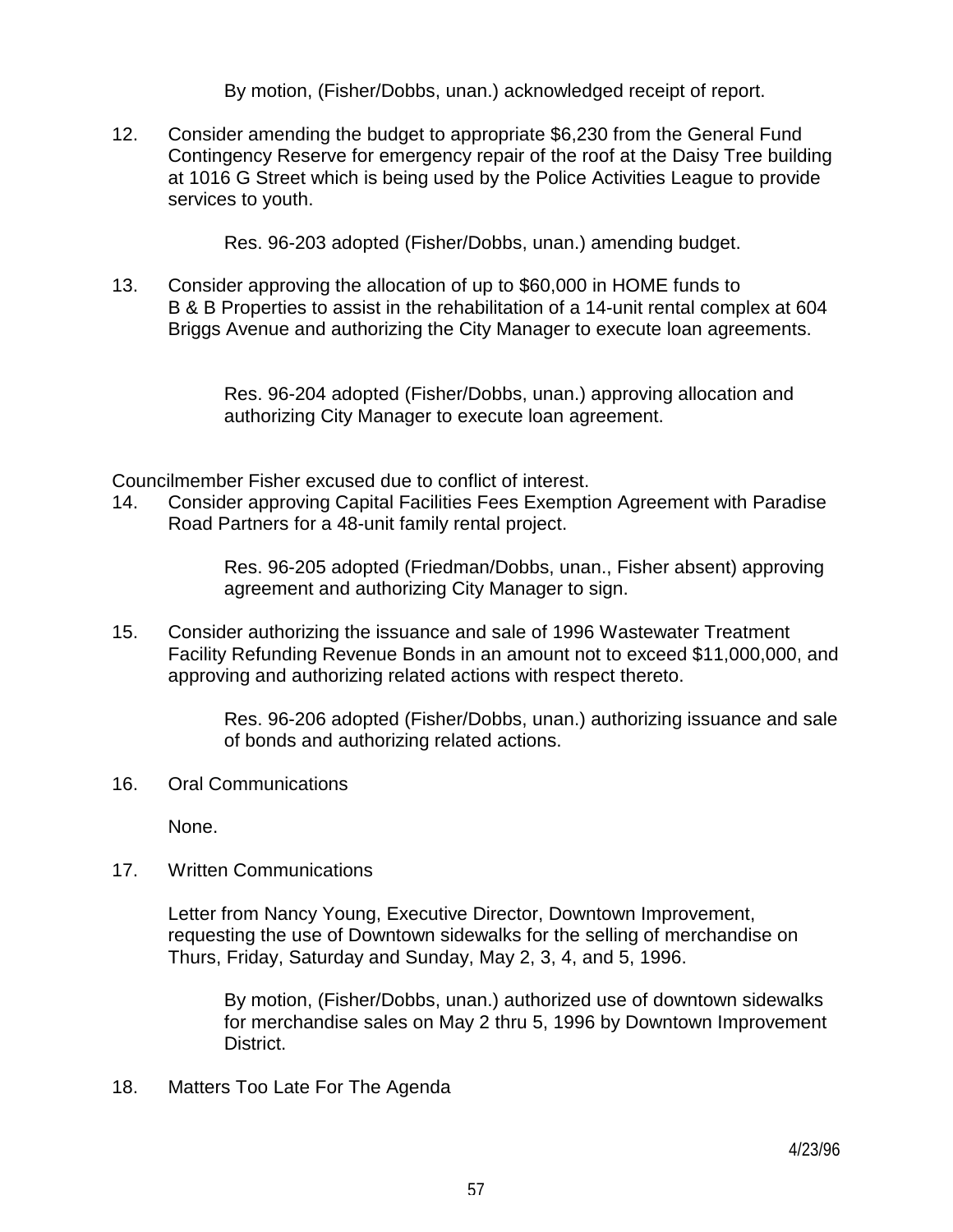By motion, (Fisher/Dobbs, unan.) acknowledged receipt of report.

12. Consider amending the budget to appropriate $6,230 from the General Fund Contingency Reserve for emergency repair of the roof at the Daisy Tree building at 1016 G Street which is being used by the Police Activities League to provide services to youth.

    Res. 96-203 adopted (Fisher/Dobbs, unan.) amending budget.

13. Consider approving the allocation of up to $60,000 in HOME funds to B & B Properties to assist in the rehabilitation of a 14-unit rental complex at 604 Briggs Avenue and authorizing the City Manager to execute loan agreements.

    Res. 96-204 adopted (Fisher/Dobbs, unan.) approving allocation and authorizing City Manager to execute loan agreement.

Councilmember Fisher excused due to conflict of interest.

14. Consider approving Capital Facilities Fees Exemption Agreement with Paradise Road Partners for a 48-unit family rental project.

    Res. 96-205 adopted (Friedman/Dobbs, unan., Fisher absent) approving agreement and authorizing City Manager to sign.

15. Consider authorizing the issuance and sale of 1996 Wastewater Treatment Facility Refunding Revenue Bonds in an amount not to exceed $11,000,000, and approving and authorizing related actions with respect thereto.

    Res. 96-206 adopted (Fisher/Dobbs, unan.) authorizing issuance and sale of bonds and authorizing related actions.

16. Oral Communications

    None.

17. Written Communications

    Letter from Nancy Young, Executive Director, Downtown Improvement, requesting the use of Downtown sidewalks for the selling of merchandise on Thurs, Friday, Saturday and Sunday, May 2, 3, 4, and 5, 1996.

    By motion, (Fisher/Dobbs, unan.) authorized use of downtown sidewalks for merchandise sales on May 2 thru 5, 1996 by Downtown Improvement District.

18. Matters Too Late For The Agenda

4/23/96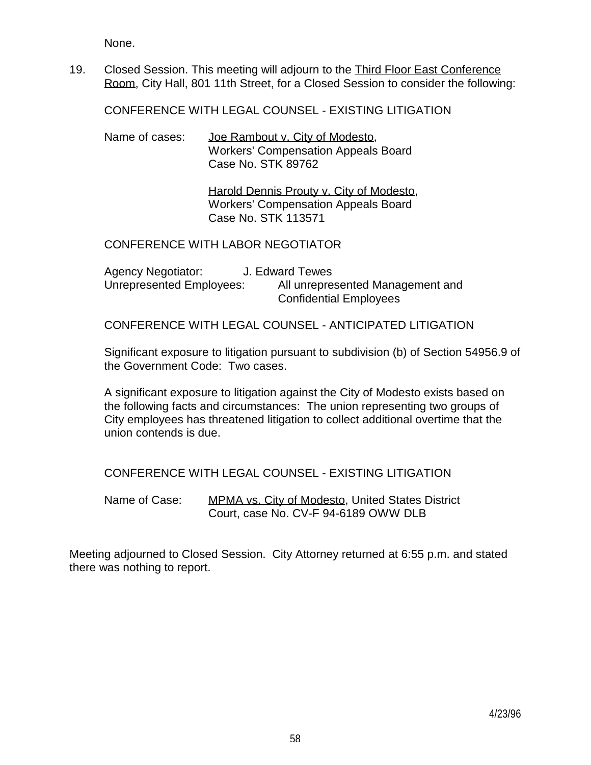None.

19. Closed Session. This meeting will adjourn to the Third Floor East Conference Room, City Hall, 801 11th Street, for a Closed Session to consider the following:

    CONFERENCE WITH LEGAL COUNSEL - EXISTING LITIGATION

    Name of cases: Joe Rambout v. City of Modesto, Workers' Compensation Appeals Board Case No. STK 89762

    Harold Dennis Prouty v. City of Modesto, Workers' Compensation Appeals Board Case No. STK 113571

    CONFERENCE WITH LABOR NEGOTIATOR

    Agency Negotiator: J. Edward Tewes
    Unrepresented Employees: All unrepresented Management and Confidential Employees

    CONFERENCE WITH LEGAL COUNSEL - ANTICIPATED LITIGATION

    Significant exposure to litigation pursuant to subdivision (b) of Section 54956.9 of the Government Code: Two cases.

    A significant exposure to litigation against the City of Modesto exists based on the following facts and circumstances: The union representing two groups of City employees has threatened litigation to collect additional overtime that the union contends is due.

    CONFERENCE WITH LEGAL COUNSEL - EXISTING LITIGATION

    Name of Case: MPMA vs. City of Modesto, United States District Court, case No. CV-F 94-6189 OWW DLB

Meeting adjourned to Closed Session. City Attorney returned at 6:55 p.m. and stated there was nothing to report.

4/23/96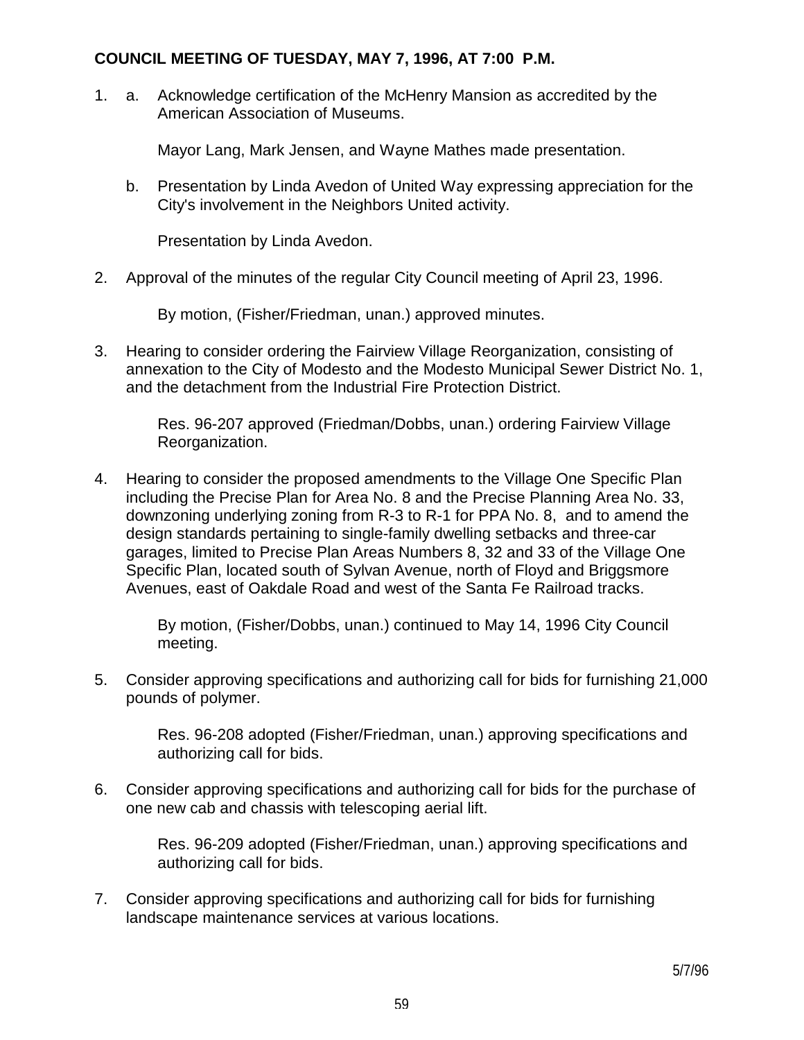**COUNCIL MEETING OF TUESDAY, MAY 7, 1996, AT 7:00 P.M.**

1. a. Acknowledge certification of the McHenry Mansion as accredited by the American Association of Museums.

   Mayor Lang, Mark Jensen, and Wayne Mathes made presentation.

   b. Presentation by Linda Avedon of United Way expressing appreciation for the City's involvement in the Neighbors United activity.

   Presentation by Linda Avedon.

2. Approval of the minutes of the regular City Council meeting of April 23, 1996.

   By motion, (Fisher/Friedman, unan.) approved minutes.

3. Hearing to consider ordering the Fairview Village Reorganization, consisting of annexation to the City of Modesto and the Modesto Municipal Sewer District No. 1, and the detachment from the Industrial Fire Protection District.

   Res. 96-207 approved (Friedman/Dobbs, unan.) ordering Fairview Village Reorganization.

4. Hearing to consider the proposed amendments to the Village One Specific Plan including the Precise Plan for Area No. 8 and the Precise Planning Area No. 33, downzoning underlying zoning from R-3 to R-1 for PPA No. 8, and to amend the design standards pertaining to single-family dwelling setbacks and three-car garages, limited to Precise Plan Areas Numbers 8, 32 and 33 of the Village One Specific Plan, located south of Sylvan Avenue, north of Floyd and Briggsmore Avenues, east of Oakdale Road and west of the Santa Fe Railroad tracks.

   By motion, (Fisher/Dobbs, unan.) continued to May 14, 1996 City Council meeting.

5. Consider approving specifications and authorizing call for bids for furnishing 21,000 pounds of polymer.

   Res. 96-208 adopted (Fisher/Friedman, unan.) approving specifications and authorizing call for bids.

6. Consider approving specifications and authorizing call for bids for the purchase of one new cab and chassis with telescoping aerial lift.

   Res. 96-209 adopted (Fisher/Friedman, unan.) approving specifications and authorizing call for bids.

7. Consider approving specifications and authorizing call for bids for furnishing landscape maintenance services at various locations.

5/7/96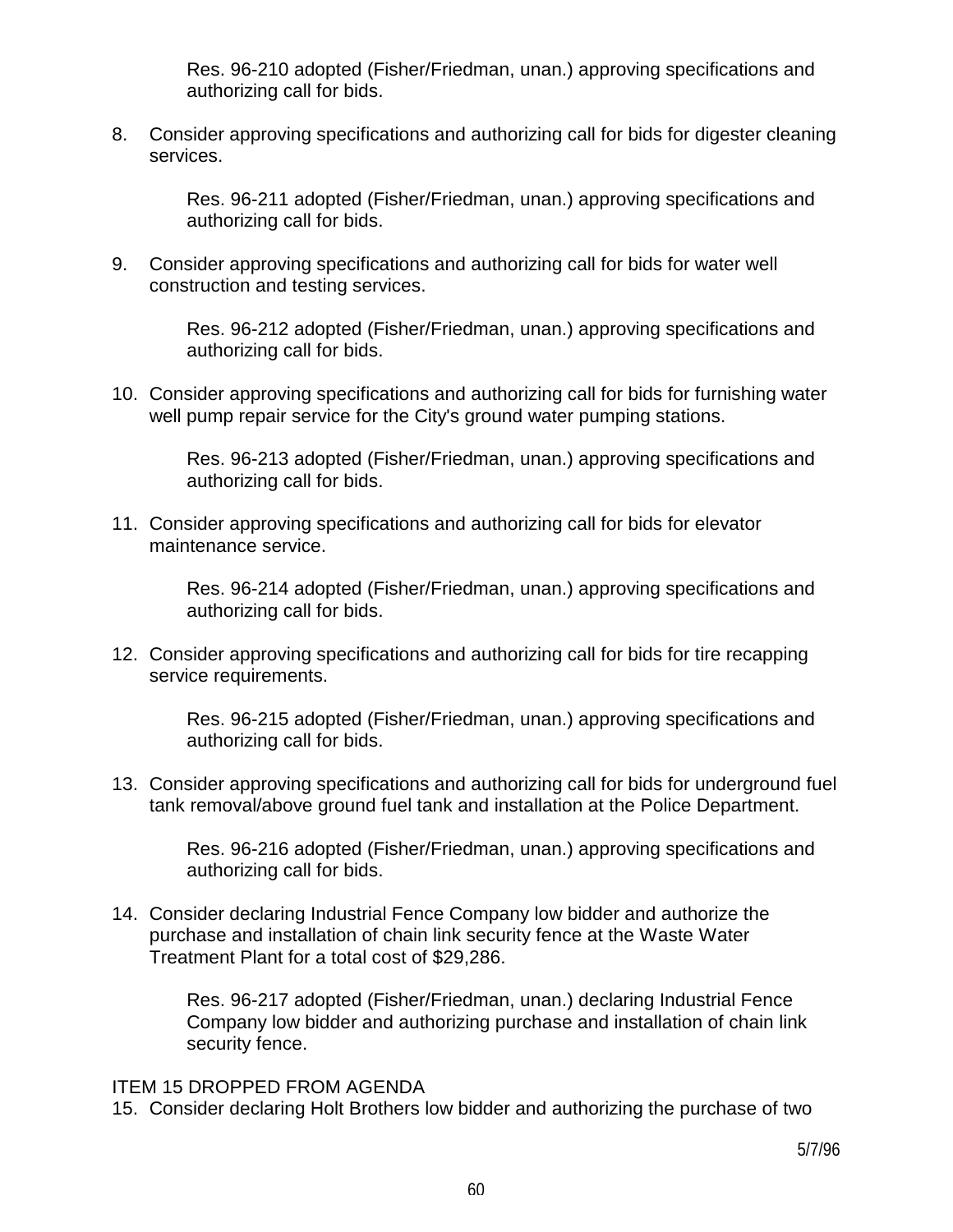Res. 96-210 adopted (Fisher/Friedman, unan.) approving specifications and authorizing call for bids.

8. Consider approving specifications and authorizing call for bids for digester cleaning services.

   Res. 96-211 adopted (Fisher/Friedman, unan.) approving specifications and authorizing call for bids.

9. Consider approving specifications and authorizing call for bids for water well construction and testing services.

   Res. 96-212 adopted (Fisher/Friedman, unan.) approving specifications and authorizing call for bids.

10. Consider approving specifications and authorizing call for bids for furnishing water well pump repair service for the City's ground water pumping stations.

    Res. 96-213 adopted (Fisher/Friedman, unan.) approving specifications and authorizing call for bids.

11. Consider approving specifications and authorizing call for bids for elevator maintenance service.

    Res. 96-214 adopted (Fisher/Friedman, unan.) approving specifications and authorizing call for bids.

12. Consider approving specifications and authorizing call for bids for tire recapping service requirements.

    Res. 96-215 adopted (Fisher/Friedman, unan.) approving specifications and authorizing call for bids.

13. Consider approving specifications and authorizing call for bids for underground fuel tank removal/above ground fuel tank and installation at the Police Department.

    Res. 96-216 adopted (Fisher/Friedman, unan.) approving specifications and authorizing call for bids.

14. Consider declaring Industrial Fence Company low bidder and authorize the purchase and installation of chain link security fence at the Waste Water Treatment Plant for a total cost of $29,286.

    Res. 96-217 adopted (Fisher/Friedman, unan.) declaring Industrial Fence Company low bidder and authorizing purchase and installation of chain link security fence.

ITEM 15 DROPPED FROM AGENDA

15. Consider declaring Holt Brothers low bidder and authorizing the purchase of two

5/7/96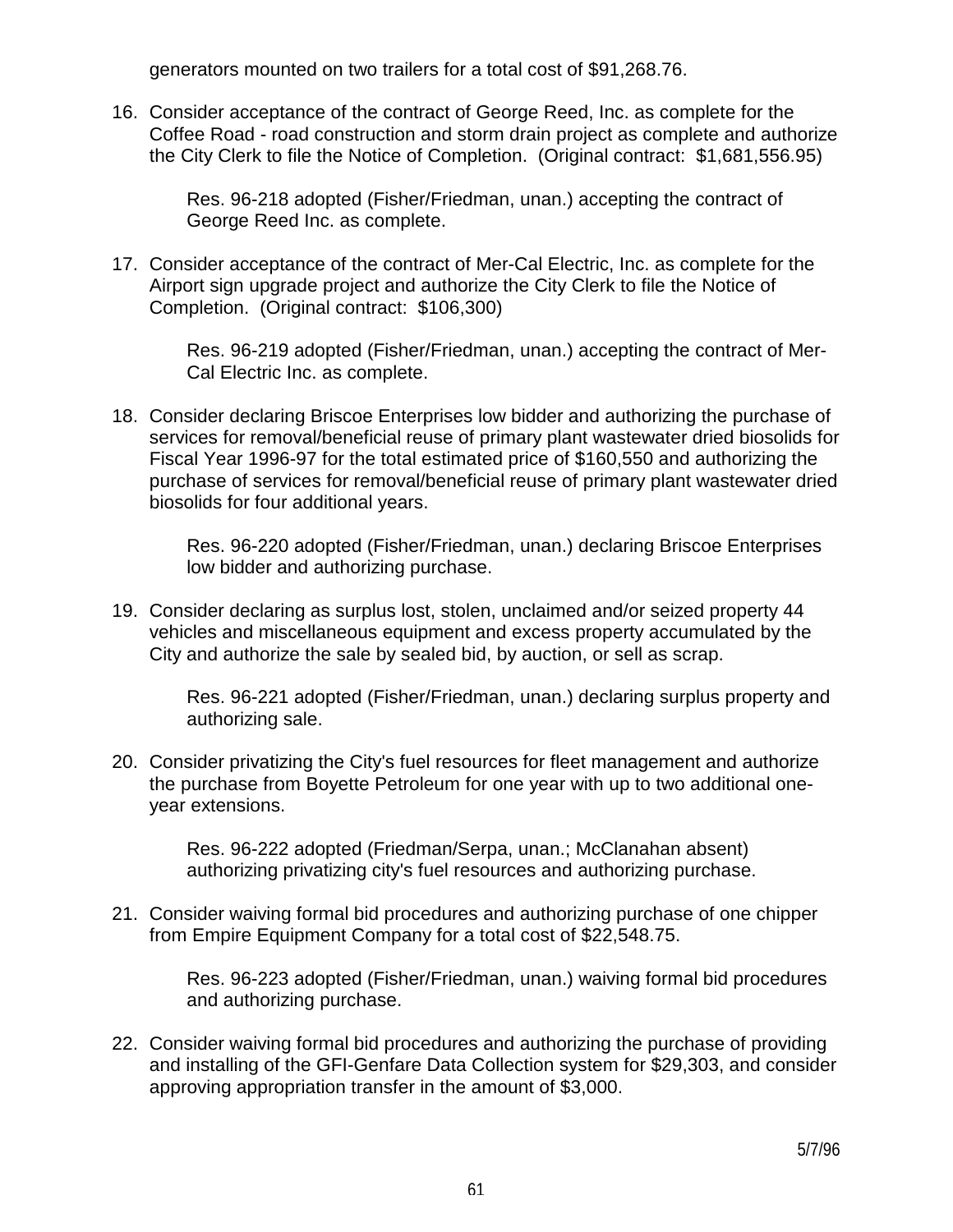generators mounted on two trailers for a total cost of $91,268.76.

16. Consider acceptance of the contract of George Reed, Inc. as complete for the Coffee Road - road construction and storm drain project as complete and authorize the City Clerk to file the Notice of Completion. (Original contract: $1,681,556.95)

    Res. 96-218 adopted (Fisher/Friedman, unan.) accepting the contract of George Reed Inc. as complete.

17. Consider acceptance of the contract of Mer-Cal Electric, Inc. as complete for the Airport sign upgrade project and authorize the City Clerk to file the Notice of Completion. (Original contract: $106,300)

    Res. 96-219 adopted (Fisher/Friedman, unan.) accepting the contract of Mer-Cal Electric Inc. as complete.

18. Consider declaring Briscoe Enterprises low bidder and authorizing the purchase of services for removal/beneficial reuse of primary plant wastewater dried biosolids for Fiscal Year 1996-97 for the total estimated price of $160,550 and authorizing the purchase of services for removal/beneficial reuse of primary plant wastewater dried biosolids for four additional years.

    Res. 96-220 adopted (Fisher/Friedman, unan.) declaring Briscoe Enterprises low bidder and authorizing purchase.

19. Consider declaring as surplus lost, stolen, unclaimed and/or seized property 44 vehicles and miscellaneous equipment and excess property accumulated by the City and authorize the sale by sealed bid, by auction, or sell as scrap.

    Res. 96-221 adopted (Fisher/Friedman, unan.) declaring surplus property and authorizing sale.

20. Consider privatizing the City's fuel resources for fleet management and authorize the purchase from Boyette Petroleum for one year with up to two additional one-year extensions.

    Res. 96-222 adopted (Friedman/Serpa, unan.; McClanahan absent) authorizing privatizing city's fuel resources and authorizing purchase.

21. Consider waiving formal bid procedures and authorizing purchase of one chipper from Empire Equipment Company for a total cost of $22,548.75.

    Res. 96-223 adopted (Fisher/Friedman, unan.) waiving formal bid procedures and authorizing purchase.

22. Consider waiving formal bid procedures and authorizing the purchase of providing and installing of the GFI-Genfare Data Collection system for $29,303, and consider approving appropriation transfer in the amount of $3,000.

5/7/96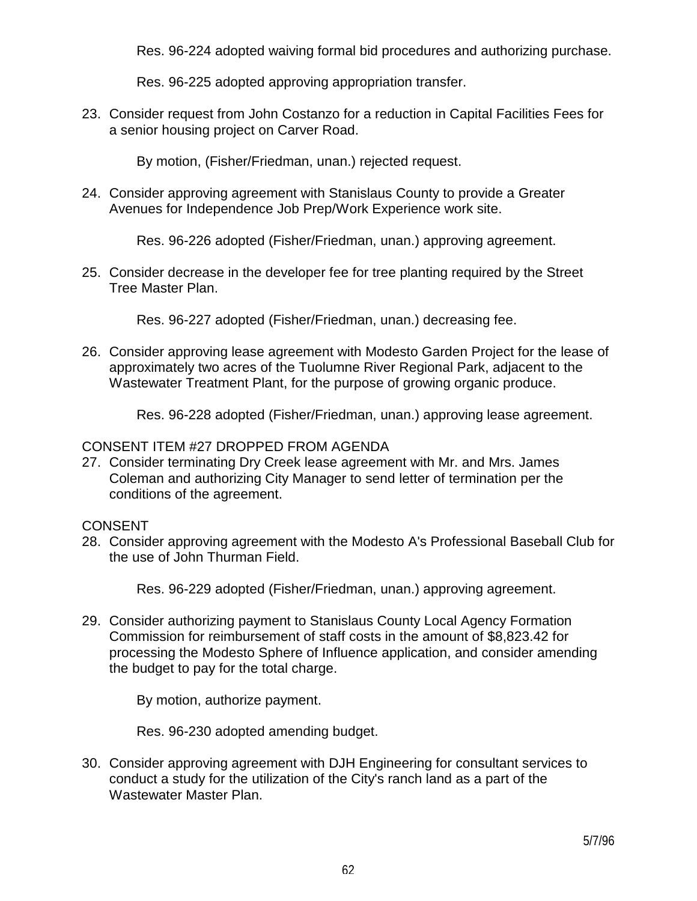Res. 96-224 adopted waiving formal bid procedures and authorizing purchase.

Res. 96-225 adopted approving appropriation transfer.

23. Consider request from John Costanzo for a reduction in Capital Facilities Fees for a senior housing project on Carver Road.

    By motion, (Fisher/Friedman, unan.) rejected request.

24. Consider approving agreement with Stanislaus County to provide a Greater Avenues for Independence Job Prep/Work Experience work site.

    Res. 96-226 adopted (Fisher/Friedman, unan.) approving agreement.

25. Consider decrease in the developer fee for tree planting required by the Street Tree Master Plan.

    Res. 96-227 adopted (Fisher/Friedman, unan.) decreasing fee.

26. Consider approving lease agreement with Modesto Garden Project for the lease of approximately two acres of the Tuolumne River Regional Park, adjacent to the Wastewater Treatment Plant, for the purpose of growing organic produce.

    Res. 96-228 adopted (Fisher/Friedman, unan.) approving lease agreement.

CONSENT ITEM #27 DROPPED FROM AGENDA

27. Consider terminating Dry Creek lease agreement with Mr. and Mrs. James Coleman and authorizing City Manager to send letter of termination per the conditions of the agreement.

CONSENT

28. Consider approving agreement with the Modesto A's Professional Baseball Club for the use of John Thurman Field.

    Res. 96-229 adopted (Fisher/Friedman, unan.) approving agreement.

29. Consider authorizing payment to Stanislaus County Local Agency Formation Commission for reimbursement of staff costs in the amount of $8,823.42 for processing the Modesto Sphere of Influence application, and consider amending the budget to pay for the total charge.

    By motion, authorize payment.

    Res. 96-230 adopted amending budget.

30. Consider approving agreement with DJH Engineering for consultant services to conduct a study for the utilization of the City's ranch land as a part of the Wastewater Master Plan.

5/7/96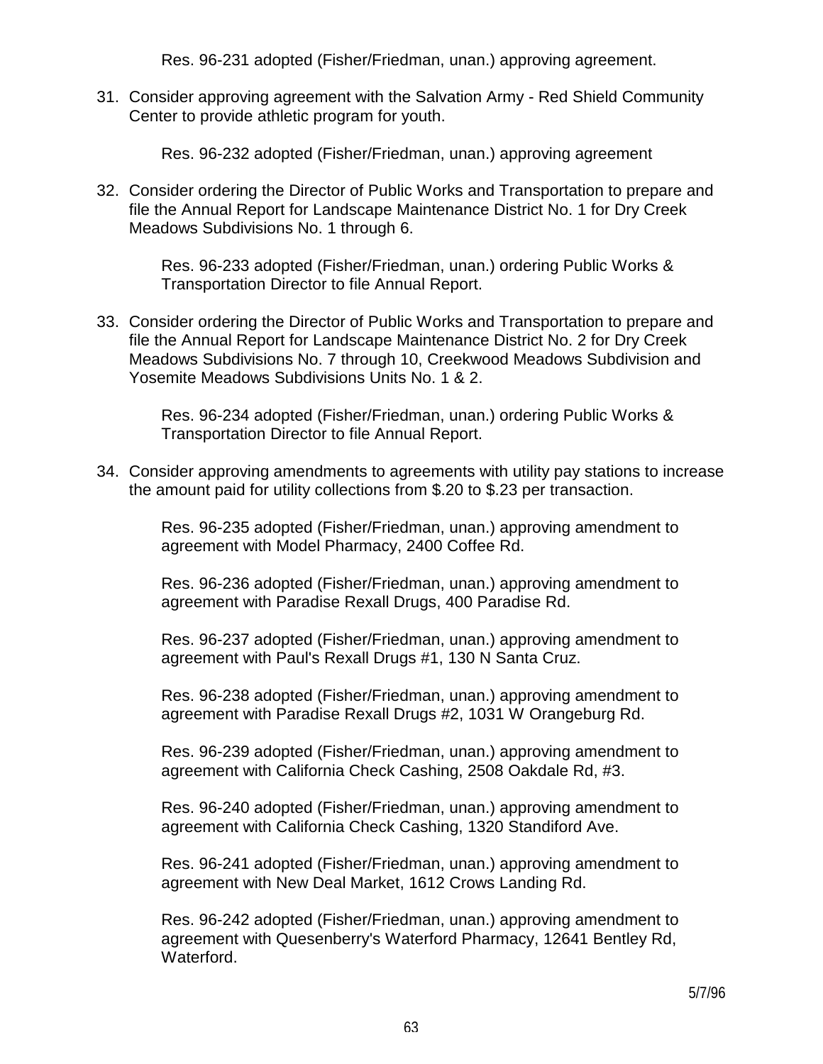Res. 96-231 adopted (Fisher/Friedman, unan.) approving agreement.

31. Consider approving agreement with the Salvation Army - Red Shield Community Center to provide athletic program for youth.

    Res. 96-232 adopted (Fisher/Friedman, unan.) approving agreement

32. Consider ordering the Director of Public Works and Transportation to prepare and file the Annual Report for Landscape Maintenance District No. 1 for Dry Creek Meadows Subdivisions No. 1 through 6.

    Res. 96-233 adopted (Fisher/Friedman, unan.) ordering Public Works & Transportation Director to file Annual Report.

33. Consider ordering the Director of Public Works and Transportation to prepare and file the Annual Report for Landscape Maintenance District No. 2 for Dry Creek Meadows Subdivisions No. 7 through 10, Creekwood Meadows Subdivision and Yosemite Meadows Subdivisions Units No. 1 & 2.

    Res. 96-234 adopted (Fisher/Friedman, unan.) ordering Public Works & Transportation Director to file Annual Report.

34. Consider approving amendments to agreements with utility pay stations to increase the amount paid for utility collections from $.20 to $.23 per transaction.

    Res. 96-235 adopted (Fisher/Friedman, unan.) approving amendment to agreement with Model Pharmacy, 2400 Coffee Rd.

    Res. 96-236 adopted (Fisher/Friedman, unan.) approving amendment to agreement with Paradise Rexall Drugs, 400 Paradise Rd.

    Res. 96-237 adopted (Fisher/Friedman, unan.) approving amendment to agreement with Paul's Rexall Drugs #1, 130 N Santa Cruz.

    Res. 96-238 adopted (Fisher/Friedman, unan.) approving amendment to agreement with Paradise Rexall Drugs #2, 1031 W Orangeburg Rd.

    Res. 96-239 adopted (Fisher/Friedman, unan.) approving amendment to agreement with California Check Cashing, 2508 Oakdale Rd, #3.

    Res. 96-240 adopted (Fisher/Friedman, unan.) approving amendment to agreement with California Check Cashing, 1320 Standiford Ave.

    Res. 96-241 adopted (Fisher/Friedman, unan.) approving amendment to agreement with New Deal Market, 1612 Crows Landing Rd.

    Res. 96-242 adopted (Fisher/Friedman, unan.) approving amendment to agreement with Quesenberry's Waterford Pharmacy, 12641 Bentley Rd, Waterford.

5/7/96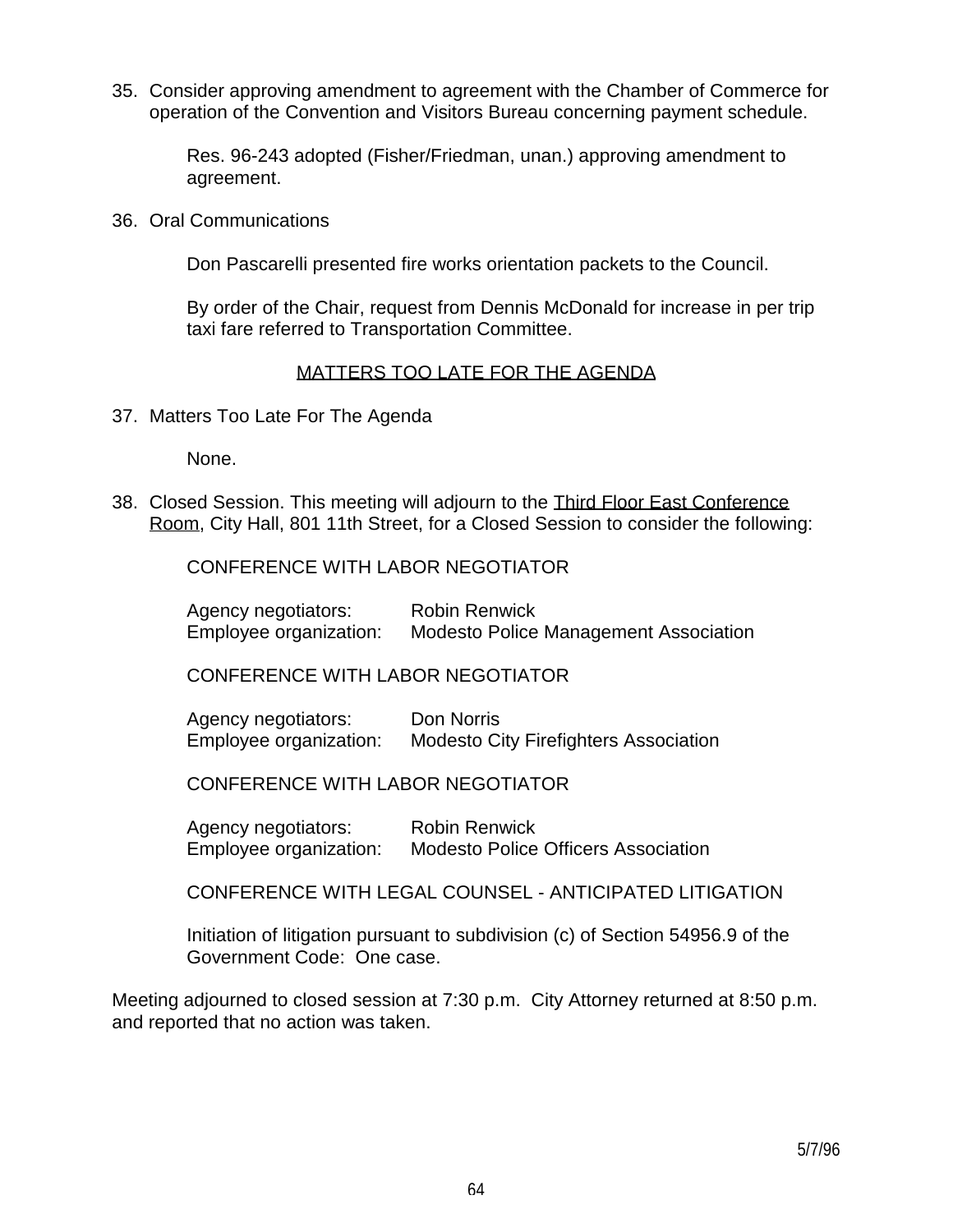35. Consider approving amendment to agreement with the Chamber of Commerce for operation of the Convention and Visitors Bureau concerning payment schedule.

    Res. 96-243 adopted (Fisher/Friedman, unan.) approving amendment to agreement.

36. Oral Communications

    Don Pascarelli presented fire works orientation packets to the Council.

    By order of the Chair, request from Dennis McDonald for increase in per trip taxi fare referred to Transportation Committee.

<u>MATTERS TOO LATE FOR THE AGENDA</u>

37. Matters Too Late For The Agenda

    None.

38. Closed Session. This meeting will adjourn to the <u>Third Floor East Conference Room</u>, City Hall, 801 11th Street, for a Closed Session to consider the following:

    CONFERENCE WITH LABOR NEGOTIATOR

    Agency negotiators: Robin Renwick
    Employee organization: Modesto Police Management Association

    CONFERENCE WITH LABOR NEGOTIATOR

    Agency negotiators: Don Norris
    Employee organization: Modesto City Firefighters Association

    CONFERENCE WITH LABOR NEGOTIATOR

    Agency negotiators: Robin Renwick
    Employee organization: Modesto Police Officers Association

    CONFERENCE WITH LEGAL COUNSEL - ANTICIPATED LITIGATION

    Initiation of litigation pursuant to subdivision (c) of Section 54956.9 of the Government Code: One case.

Meeting adjourned to closed session at 7:30 p.m. City Attorney returned at 8:50 p.m. and reported that no action was taken.

5/7/96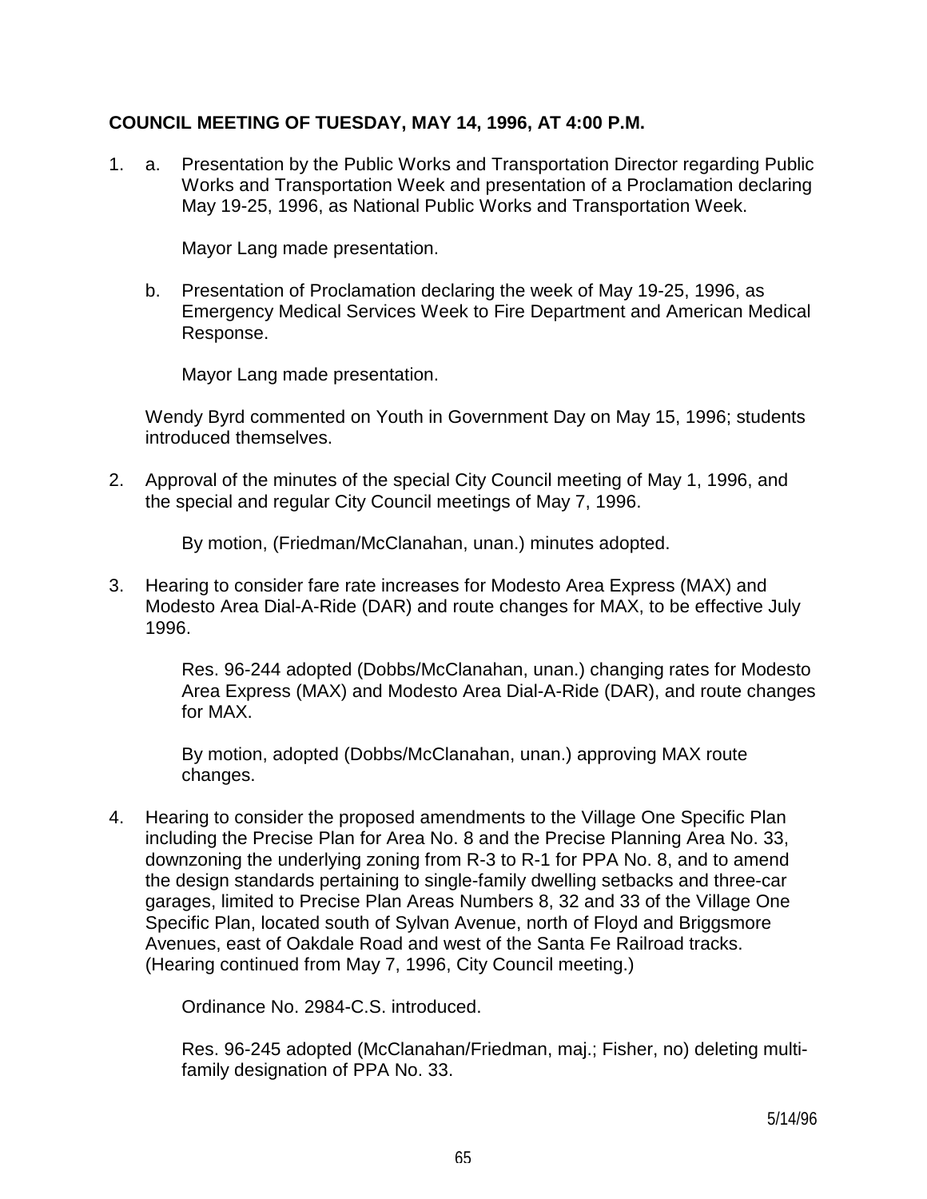**COUNCIL MEETING OF TUESDAY, MAY 14, 1996, AT 4:00 P.M.**

1. a. Presentation by the Public Works and Transportation Director regarding Public Works and Transportation Week and presentation of a Proclamation declaring May 19-25, 1996, as National Public Works and Transportation Week.

   Mayor Lang made presentation.

   b. Presentation of Proclamation declaring the week of May 19-25, 1996, as Emergency Medical Services Week to Fire Department and American Medical Response.

   Mayor Lang made presentation.

   Wendy Byrd commented on Youth in Government Day on May 15, 1996; students introduced themselves.

2. Approval of the minutes of the special City Council meeting of May 1, 1996, and the special and regular City Council meetings of May 7, 1996.

   By motion, (Friedman/McClanahan, unan.) minutes adopted.

3. Hearing to consider fare rate increases for Modesto Area Express (MAX) and Modesto Area Dial-A-Ride (DAR) and route changes for MAX, to be effective July 1996.

   Res. 96-244 adopted (Dobbs/McClanahan, unan.) changing rates for Modesto Area Express (MAX) and Modesto Area Dial-A-Ride (DAR), and route changes for MAX.

   By motion, adopted (Dobbs/McClanahan, unan.) approving MAX route changes.

4. Hearing to consider the proposed amendments to the Village One Specific Plan including the Precise Plan for Area No. 8 and the Precise Planning Area No. 33, downzoning the underlying zoning from R-3 to R-1 for PPA No. 8, and to amend the design standards pertaining to single-family dwelling setbacks and three-car garages, limited to Precise Plan Areas Numbers 8, 32 and 33 of the Village One Specific Plan, located south of Sylvan Avenue, north of Floyd and Briggsmore Avenues, east of Oakdale Road and west of the Santa Fe Railroad tracks. (Hearing continued from May 7, 1996, City Council meeting.)

   Ordinance No. 2984-C.S. introduced.

   Res. 96-245 adopted (McClanahan/Friedman, maj.; Fisher, no) deleting multi-family designation of PPA No. 33.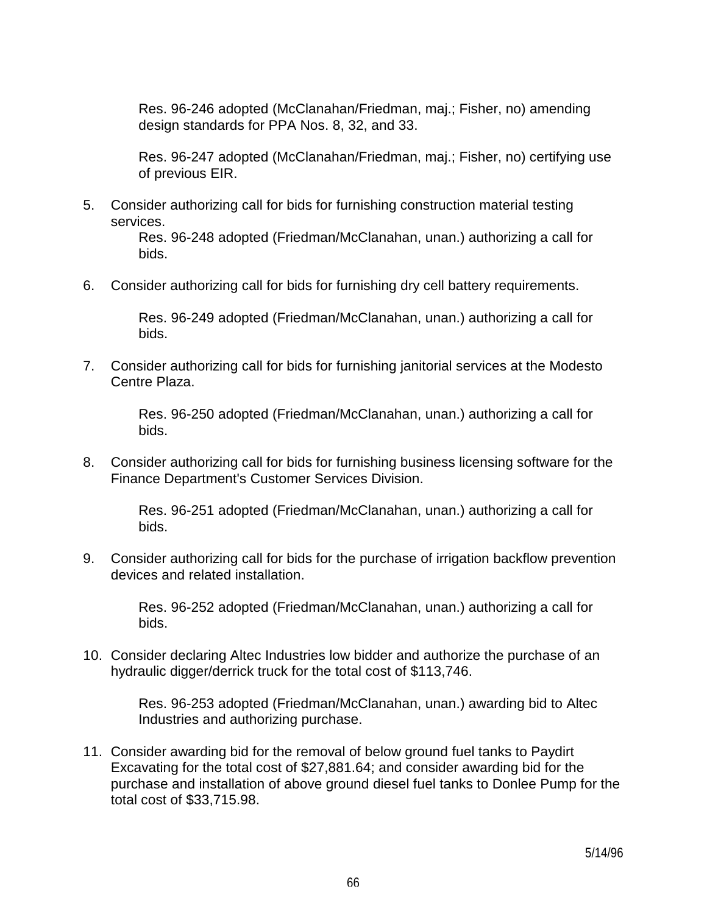Res. 96-246 adopted (McClanahan/Friedman, maj.; Fisher, no) amending design standards for PPA Nos. 8, 32, and 33.

Res. 96-247 adopted (McClanahan/Friedman, maj.; Fisher, no) certifying use of previous EIR.

5. Consider authorizing call for bids for furnishing construction material testing services.

   Res. 96-248 adopted (Friedman/McClanahan, unan.) authorizing a call for bids.

6. Consider authorizing call for bids for furnishing dry cell battery requirements.

   Res. 96-249 adopted (Friedman/McClanahan, unan.) authorizing a call for bids.

7. Consider authorizing call for bids for furnishing janitorial services at the Modesto Centre Plaza.

   Res. 96-250 adopted (Friedman/McClanahan, unan.) authorizing a call for bids.

8. Consider authorizing call for bids for furnishing business licensing software for the Finance Department's Customer Services Division.

   Res. 96-251 adopted (Friedman/McClanahan, unan.) authorizing a call for bids.

9. Consider authorizing call for bids for the purchase of irrigation backflow prevention devices and related installation.

   Res. 96-252 adopted (Friedman/McClanahan, unan.) authorizing a call for bids.

10. Consider declaring Altec Industries low bidder and authorize the purchase of an hydraulic digger/derrick truck for the total cost of $113,746.

    Res. 96-253 adopted (Friedman/McClanahan, unan.) awarding bid to Altec Industries and authorizing purchase.

11. Consider awarding bid for the removal of below ground fuel tanks to Paydirt Excavating for the total cost of $27,881.64; and consider awarding bid for the purchase and installation of above ground diesel fuel tanks to Donlee Pump for the total cost of $33,715.98.

5/14/96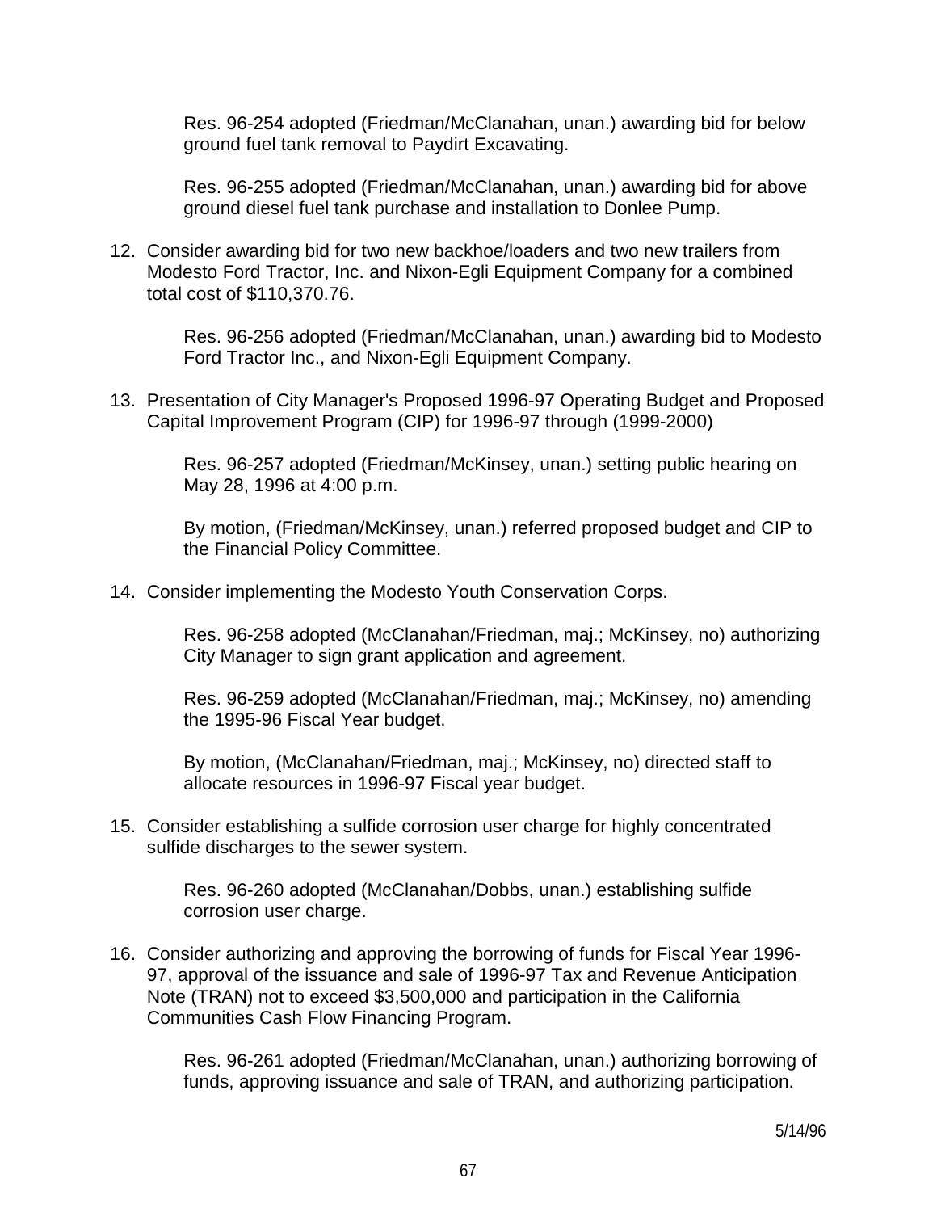Res. 96-254 adopted (Friedman/McClanahan, unan.) awarding bid for below ground fuel tank removal to Paydirt Excavating.

Res. 96-255 adopted (Friedman/McClanahan, unan.) awarding bid for above ground diesel fuel tank purchase and installation to Donlee Pump.

12. Consider awarding bid for two new backhoe/loaders and two new trailers from Modesto Ford Tractor, Inc. and Nixon-Egli Equipment Company for a combined total cost of $110,370.76.

    Res. 96-256 adopted (Friedman/McClanahan, unan.) awarding bid to Modesto Ford Tractor Inc., and Nixon-Egli Equipment Company.

13. Presentation of City Manager's Proposed 1996-97 Operating Budget and Proposed Capital Improvement Program (CIP) for 1996-97 through (1999-2000)

    Res. 96-257 adopted (Friedman/McKinsey, unan.) setting public hearing on May 28, 1996 at 4:00 p.m.

    By motion, (Friedman/McKinsey, unan.) referred proposed budget and CIP to the Financial Policy Committee.

14. Consider implementing the Modesto Youth Conservation Corps.

    Res. 96-258 adopted (McClanahan/Friedman, maj.; McKinsey, no) authorizing City Manager to sign grant application and agreement.

    Res. 96-259 adopted (McClanahan/Friedman, maj.; McKinsey, no) amending the 1995-96 Fiscal Year budget.

    By motion, (McClanahan/Friedman, maj.; McKinsey, no) directed staff to allocate resources in 1996-97 Fiscal year budget.

15. Consider establishing a sulfide corrosion user charge for highly concentrated sulfide discharges to the sewer system.

    Res. 96-260 adopted (McClanahan/Dobbs, unan.) establishing sulfide corrosion user charge.

16. Consider authorizing and approving the borrowing of funds for Fiscal Year 1996-97, approval of the issuance and sale of 1996-97 Tax and Revenue Anticipation Note (TRAN) not to exceed $3,500,000 and participation in the California Communities Cash Flow Financing Program.

    Res. 96-261 adopted (Friedman/McClanahan, unan.) authorizing borrowing of funds, approving issuance and sale of TRAN, and authorizing participation.

5/14/96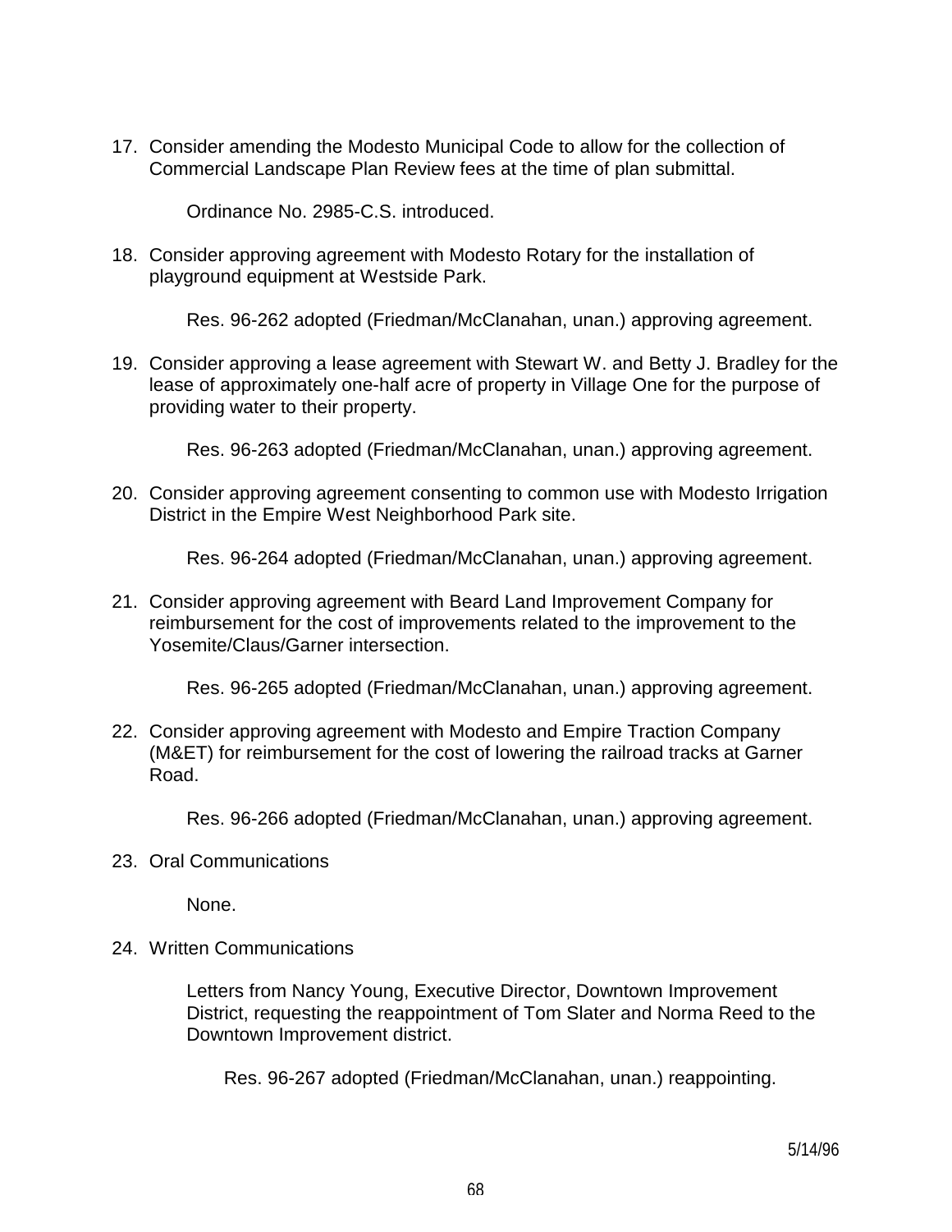17. Consider amending the Modesto Municipal Code to allow for the collection of Commercial Landscape Plan Review fees at the time of plan submittal.

    Ordinance No. 2985-C.S. introduced.

18. Consider approving agreement with Modesto Rotary for the installation of playground equipment at Westside Park.

    Res. 96-262 adopted (Friedman/McClanahan, unan.) approving agreement.

19. Consider approving a lease agreement with Stewart W. and Betty J. Bradley for the lease of approximately one-half acre of property in Village One for the purpose of providing water to their property.

    Res. 96-263 adopted (Friedman/McClanahan, unan.) approving agreement.

20. Consider approving agreement consenting to common use with Modesto Irrigation District in the Empire West Neighborhood Park site.

    Res. 96-264 adopted (Friedman/McClanahan, unan.) approving agreement.

21. Consider approving agreement with Beard Land Improvement Company for reimbursement for the cost of improvements related to the improvement to the Yosemite/Claus/Garner intersection.

    Res. 96-265 adopted (Friedman/McClanahan, unan.) approving agreement.

22. Consider approving agreement with Modesto and Empire Traction Company (M&ET) for reimbursement for the cost of lowering the railroad tracks at Garner Road.

    Res. 96-266 adopted (Friedman/McClanahan, unan.) approving agreement.

23. Oral Communications

    None.

24. Written Communications

    Letters from Nancy Young, Executive Director, Downtown Improvement District, requesting the reappointment of Tom Slater and Norma Reed to the Downtown Improvement district.

    Res. 96-267 adopted (Friedman/McClanahan, unan.) reappointing.

5/14/96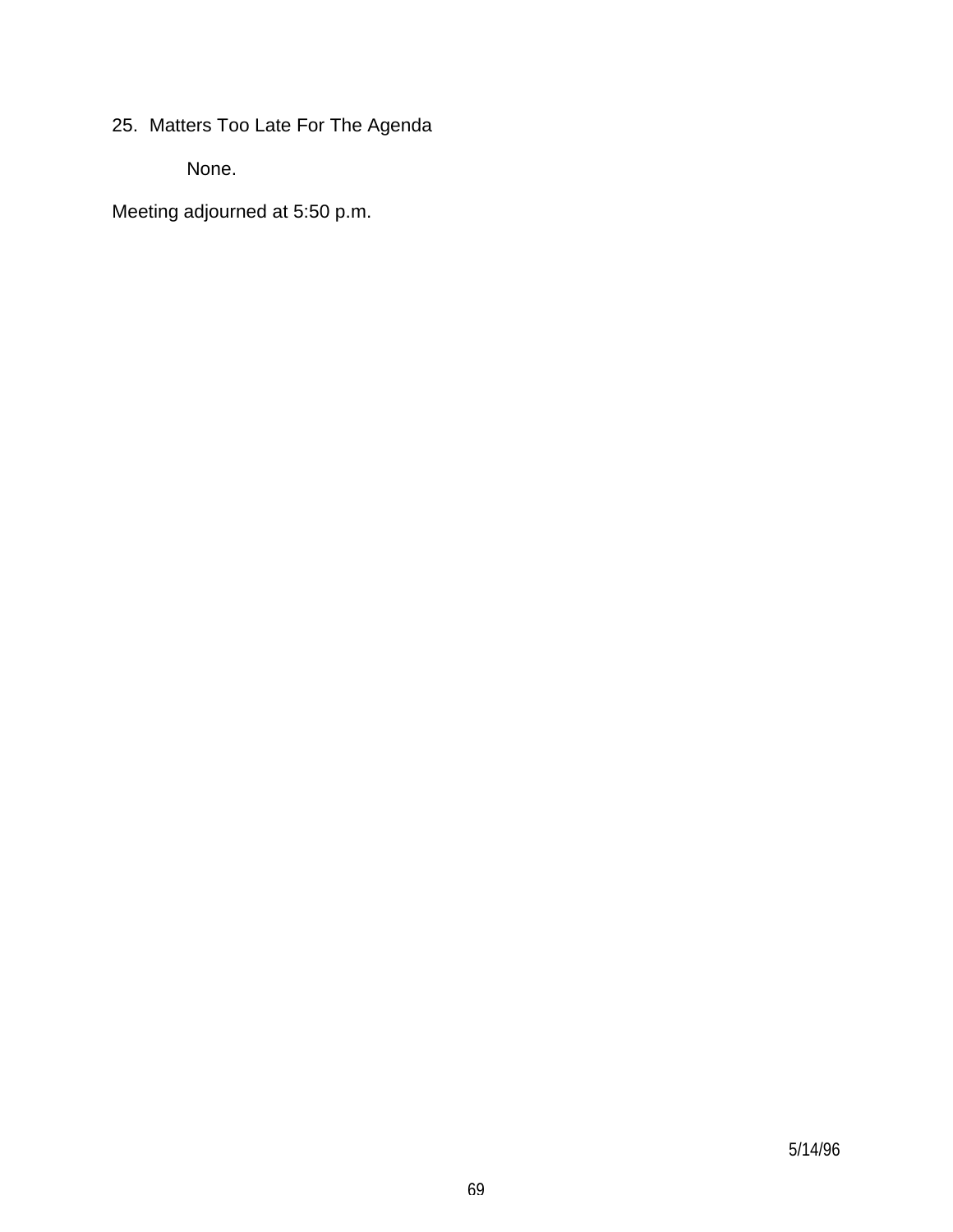25. Matters Too Late For The Agenda

None.

Meeting adjourned at 5:50 p.m.

5/14/96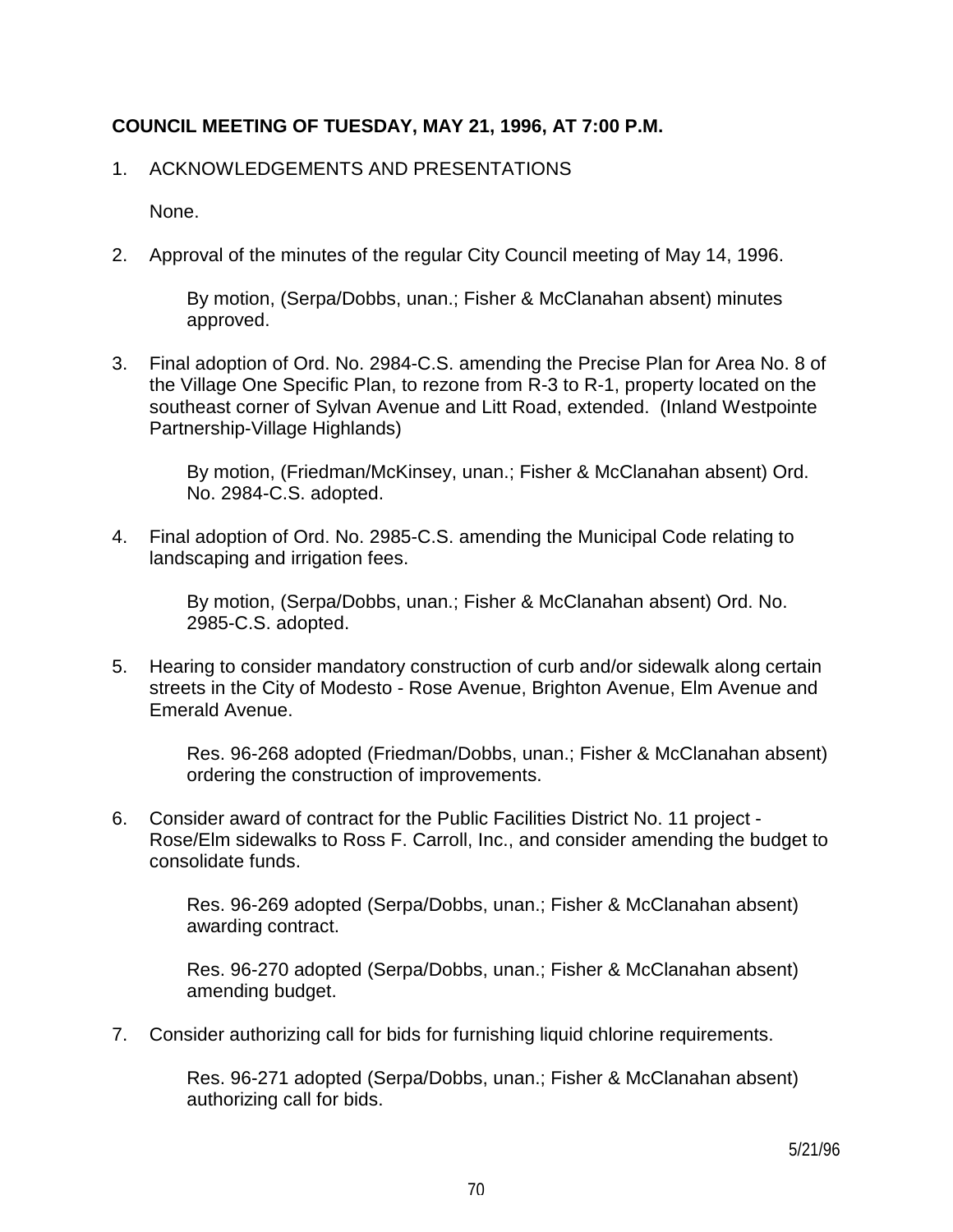**COUNCIL MEETING OF TUESDAY, MAY 21, 1996, AT 7:00 P.M.**

1. ACKNOWLEDGEMENTS AND PRESENTATIONS

   None.

2. Approval of the minutes of the regular City Council meeting of May 14, 1996.

   By motion, (Serpa/Dobbs, unan.; Fisher & McClanahan absent) minutes approved.

3. Final adoption of Ord. No. 2984-C.S. amending the Precise Plan for Area No. 8 of the Village One Specific Plan, to rezone from R-3 to R-1, property located on the southeast corner of Sylvan Avenue and Litt Road, extended. (Inland Westpointe Partnership-Village Highlands)

   By motion, (Friedman/McKinsey, unan.; Fisher & McClanahan absent) Ord. No. 2984-C.S. adopted.

4. Final adoption of Ord. No. 2985-C.S. amending the Municipal Code relating to landscaping and irrigation fees.

   By motion, (Serpa/Dobbs, unan.; Fisher & McClanahan absent) Ord. No. 2985-C.S. adopted.

5. Hearing to consider mandatory construction of curb and/or sidewalk along certain streets in the City of Modesto - Rose Avenue, Brighton Avenue, Elm Avenue and Emerald Avenue.

   Res. 96-268 adopted (Friedman/Dobbs, unan.; Fisher & McClanahan absent) ordering the construction of improvements.

6. Consider award of contract for the Public Facilities District No. 11 project - Rose/Elm sidewalks to Ross F. Carroll, Inc., and consider amending the budget to consolidate funds.

   Res. 96-269 adopted (Serpa/Dobbs, unan.; Fisher & McClanahan absent) awarding contract.

   Res. 96-270 adopted (Serpa/Dobbs, unan.; Fisher & McClanahan absent) amending budget.

7. Consider authorizing call for bids for furnishing liquid chlorine requirements.

   Res. 96-271 adopted (Serpa/Dobbs, unan.; Fisher & McClanahan absent) authorizing call for bids.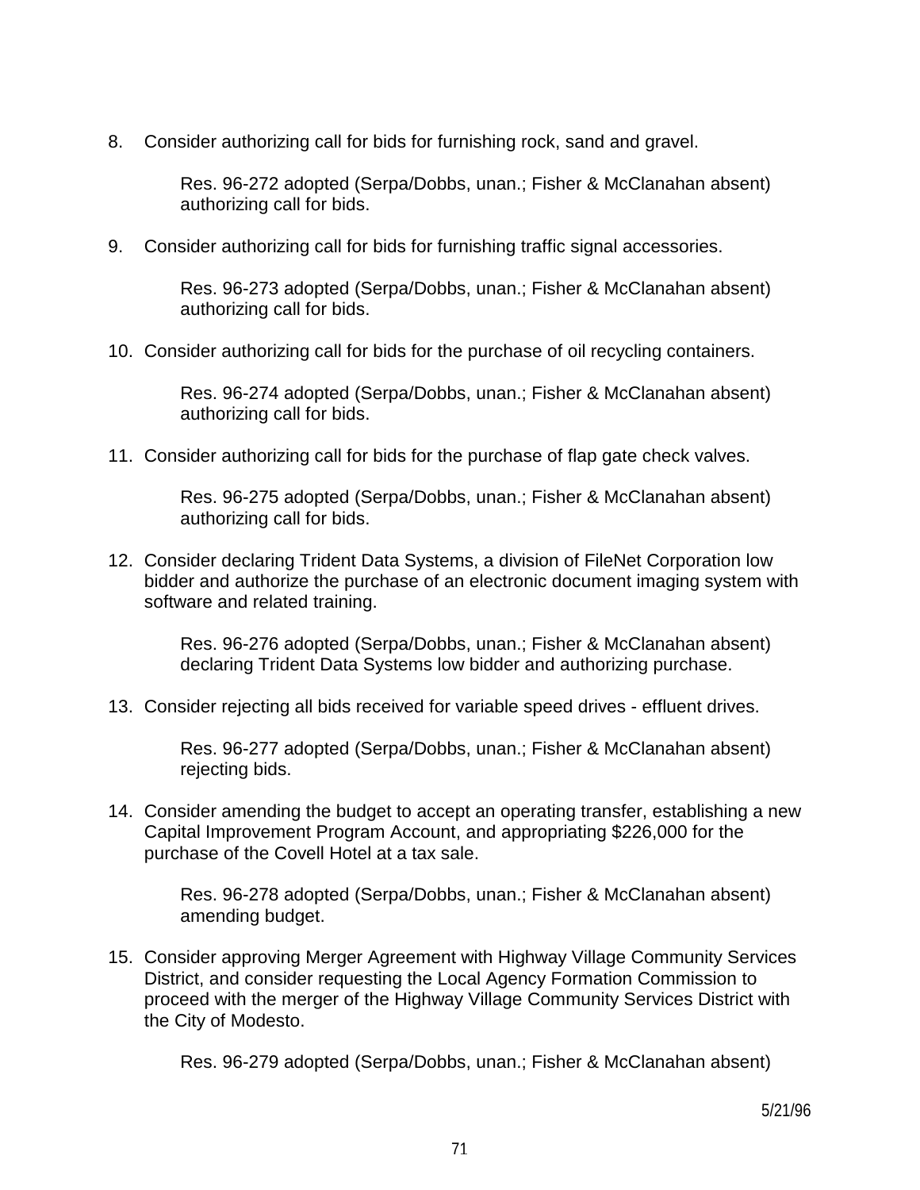8. Consider authorizing call for bids for furnishing rock, sand and gravel.

   Res. 96-272 adopted (Serpa/Dobbs, unan.; Fisher & McClanahan absent) authorizing call for bids.

9. Consider authorizing call for bids for furnishing traffic signal accessories.

   Res. 96-273 adopted (Serpa/Dobbs, unan.; Fisher & McClanahan absent) authorizing call for bids.

10. Consider authorizing call for bids for the purchase of oil recycling containers.

    Res. 96-274 adopted (Serpa/Dobbs, unan.; Fisher & McClanahan absent) authorizing call for bids.

11. Consider authorizing call for bids for the purchase of flap gate check valves.

    Res. 96-275 adopted (Serpa/Dobbs, unan.; Fisher & McClanahan absent) authorizing call for bids.

12. Consider declaring Trident Data Systems, a division of FileNet Corporation low bidder and authorize the purchase of an electronic document imaging system with software and related training.

    Res. 96-276 adopted (Serpa/Dobbs, unan.; Fisher & McClanahan absent) declaring Trident Data Systems low bidder and authorizing purchase.

13. Consider rejecting all bids received for variable speed drives - effluent drives.

    Res. 96-277 adopted (Serpa/Dobbs, unan.; Fisher & McClanahan absent) rejecting bids.

14. Consider amending the budget to accept an operating transfer, establishing a new Capital Improvement Program Account, and appropriating $226,000 for the purchase of the Covell Hotel at a tax sale.

    Res. 96-278 adopted (Serpa/Dobbs, unan.; Fisher & McClanahan absent) amending budget.

15. Consider approving Merger Agreement with Highway Village Community Services District, and consider requesting the Local Agency Formation Commission to proceed with the merger of the Highway Village Community Services District with the City of Modesto.

    Res. 96-279 adopted (Serpa/Dobbs, unan.; Fisher & McClanahan absent)

5/21/96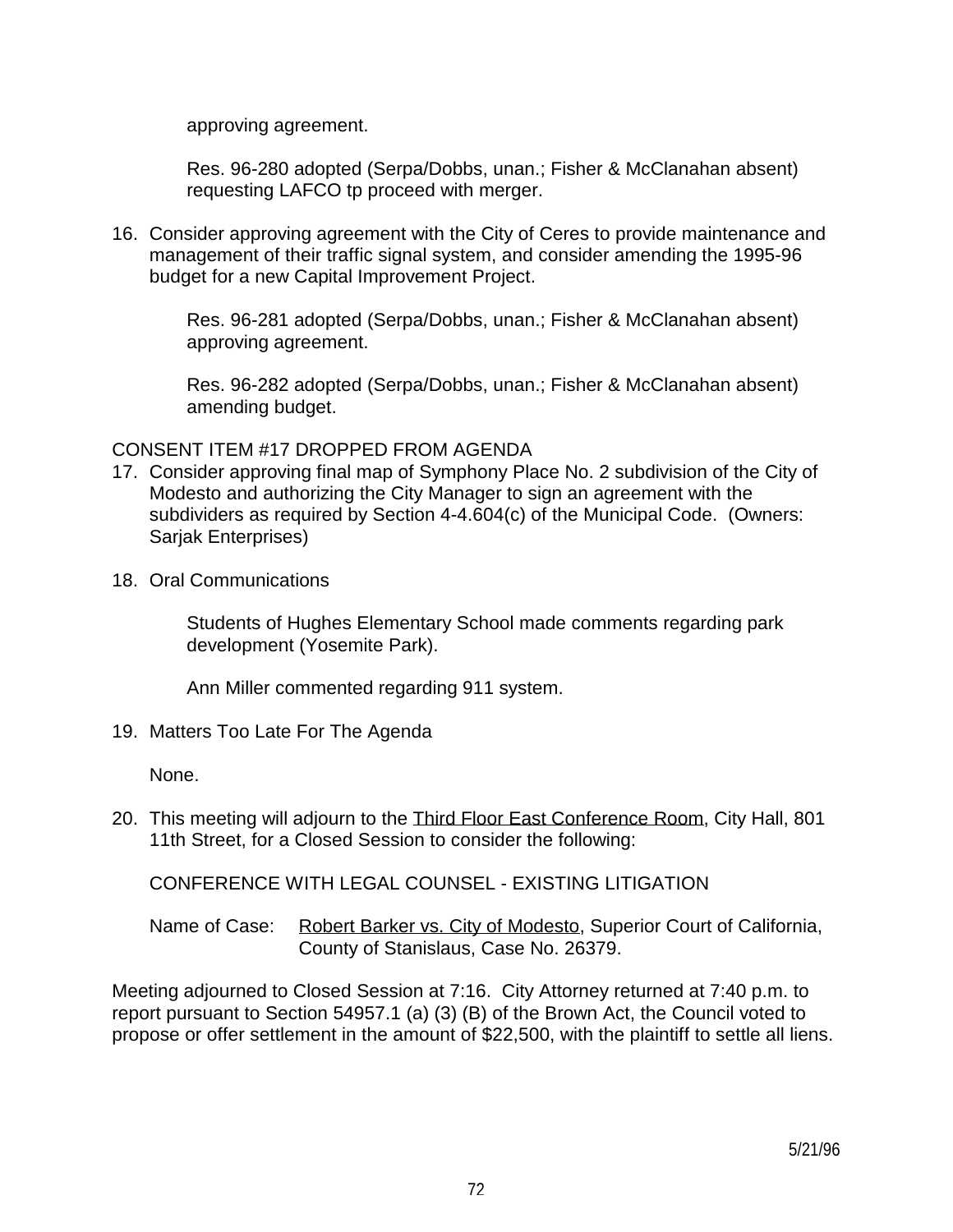approving agreement.

Res. 96-280 adopted (Serpa/Dobbs, unan.; Fisher & McClanahan absent) requesting LAFCO tp proceed with merger.

16. Consider approving agreement with the City of Ceres to provide maintenance and management of their traffic signal system, and consider amending the 1995-96 budget for a new Capital Improvement Project.

    Res. 96-281 adopted (Serpa/Dobbs, unan.; Fisher & McClanahan absent) approving agreement.

    Res. 96-282 adopted (Serpa/Dobbs, unan.; Fisher & McClanahan absent) amending budget.

CONSENT ITEM #17 DROPPED FROM AGENDA

17. Consider approving final map of Symphony Place No. 2 subdivision of the City of Modesto and authorizing the City Manager to sign an agreement with the subdividers as required by Section 4-4.604(c) of the Municipal Code. (Owners: Sarjak Enterprises)

18. Oral Communications

    Students of Hughes Elementary School made comments regarding park development (Yosemite Park).

    Ann Miller commented regarding 911 system.

19. Matters Too Late For The Agenda

    None.

20. This meeting will adjourn to the Third Floor East Conference Room, City Hall, 801 11th Street, for a Closed Session to consider the following:

    CONFERENCE WITH LEGAL COUNSEL - EXISTING LITIGATION

    Name of Case: Robert Barker vs. City of Modesto, Superior Court of California, County of Stanislaus, Case No. 26379.

Meeting adjourned to Closed Session at 7:16. City Attorney returned at 7:40 p.m. to report pursuant to Section 54957.1 (a) (3) (B) of the Brown Act, the Council voted to propose or offer settlement in the amount of $22,500, with the plaintiff to settle all liens.

5/21/96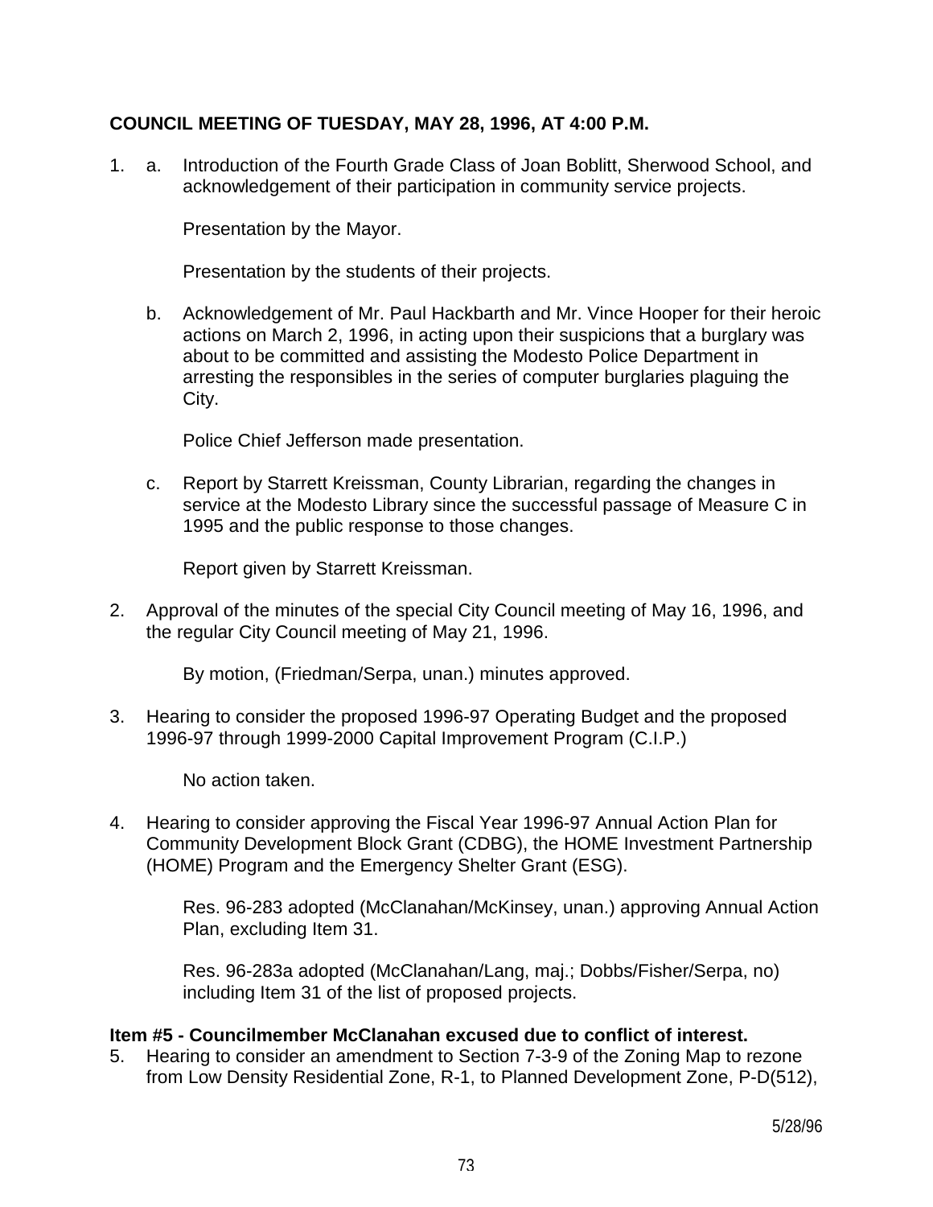**COUNCIL MEETING OF TUESDAY, MAY 28, 1996, AT 4:00 P.M.**

1. a. Introduction of the Fourth Grade Class of Joan Boblitt, Sherwood School, and acknowledgement of their participation in community service projects.

   Presentation by the Mayor.

   Presentation by the students of their projects.

   b. Acknowledgement of Mr. Paul Hackbarth and Mr. Vince Hooper for their heroic actions on March 2, 1996, in acting upon their suspicions that a burglary was about to be committed and assisting the Modesto Police Department in arresting the responsibles in the series of computer burglaries plaguing the City.

   Police Chief Jefferson made presentation.

   c. Report by Starrett Kreissman, County Librarian, regarding the changes in service at the Modesto Library since the successful passage of Measure C in 1995 and the public response to those changes.

   Report given by Starrett Kreissman.

2. Approval of the minutes of the special City Council meeting of May 16, 1996, and the regular City Council meeting of May 21, 1996.

   By motion, (Friedman/Serpa, unan.) minutes approved.

3. Hearing to consider the proposed 1996-97 Operating Budget and the proposed 1996-97 through 1999-2000 Capital Improvement Program (C.I.P.)

   No action taken.

4. Hearing to consider approving the Fiscal Year 1996-97 Annual Action Plan for Community Development Block Grant (CDBG), the HOME Investment Partnership (HOME) Program and the Emergency Shelter Grant (ESG).

   Res. 96-283 adopted (McClanahan/McKinsey, unan.) approving Annual Action Plan, excluding Item 31.

   Res. 96-283a adopted (McClanahan/Lang, maj.; Dobbs/Fisher/Serpa, no) including Item 31 of the list of proposed projects.

**Item #5 - Councilmember McClanahan excused due to conflict of interest.**

5. Hearing to consider an amendment to Section 7-3-9 of the Zoning Map to rezone from Low Density Residential Zone, R-1, to Planned Development Zone, P-D(512),

5/28/96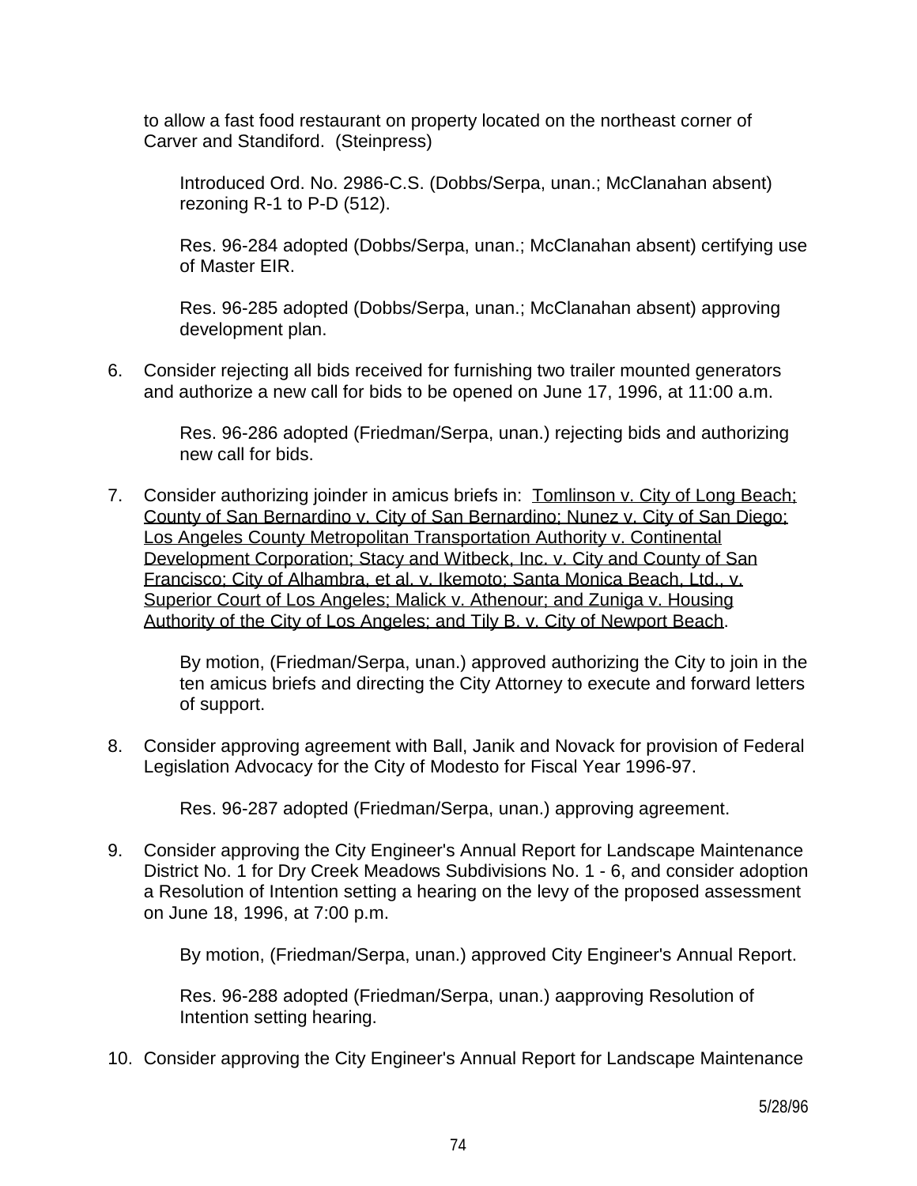to allow a fast food restaurant on property located on the northeast corner of Carver and Standiford.  (Steinpress)

Introduced Ord. No. 2986-C.S. (Dobbs/Serpa, unan.; McClanahan absent) rezoning R-1 to P-D (512).

Res. 96-284 adopted (Dobbs/Serpa, unan.; McClanahan absent) certifying use of Master EIR.

Res. 96-285 adopted (Dobbs/Serpa, unan.; McClanahan absent) approving development plan.

6. Consider rejecting all bids received for furnishing two trailer mounted generators and authorize a new call for bids to be opened on June 17, 1996, at 11:00 a.m.

   Res. 96-286 adopted (Friedman/Serpa, unan.) rejecting bids and authorizing new call for bids.

7. Consider authorizing joinder in amicus briefs in:  Tomlinson v. City of Long Beach; County of San Bernardino v. City of San Bernardino; Nunez v. City of San Diego; Los Angeles County Metropolitan Transportation Authority v. Continental Development Corporation; Stacy and Witbeck, Inc. v. City and County of San Francisco; City of Alhambra, et al. v. Ikemoto; Santa Monica Beach, Ltd., v. Superior Court of Los Angeles; Malick v. Athenour; and Zuniga v. Housing Authority of the City of Los Angeles; and Tily B. v. City of Newport Beach.

   By motion, (Friedman/Serpa, unan.) approved authorizing the City to join in the ten amicus briefs and directing the City Attorney to execute and forward letters of support.

8. Consider approving agreement with Ball, Janik and Novack for provision of Federal Legislation Advocacy for the City of Modesto for Fiscal Year 1996-97.

   Res. 96-287 adopted (Friedman/Serpa, unan.) approving agreement.

9. Consider approving the City Engineer's Annual Report for Landscape Maintenance District No. 1 for Dry Creek Meadows Subdivisions No. 1 - 6, and consider adoption a Resolution of Intention setting a hearing on the levy of the proposed assessment on June 18, 1996, at 7:00 p.m.

   By motion, (Friedman/Serpa, unan.) approved City Engineer's Annual Report.

   Res. 96-288 adopted (Friedman/Serpa, unan.) aapproving Resolution of Intention setting hearing.

10. Consider approving the City Engineer's Annual Report for Landscape Maintenance

5/28/96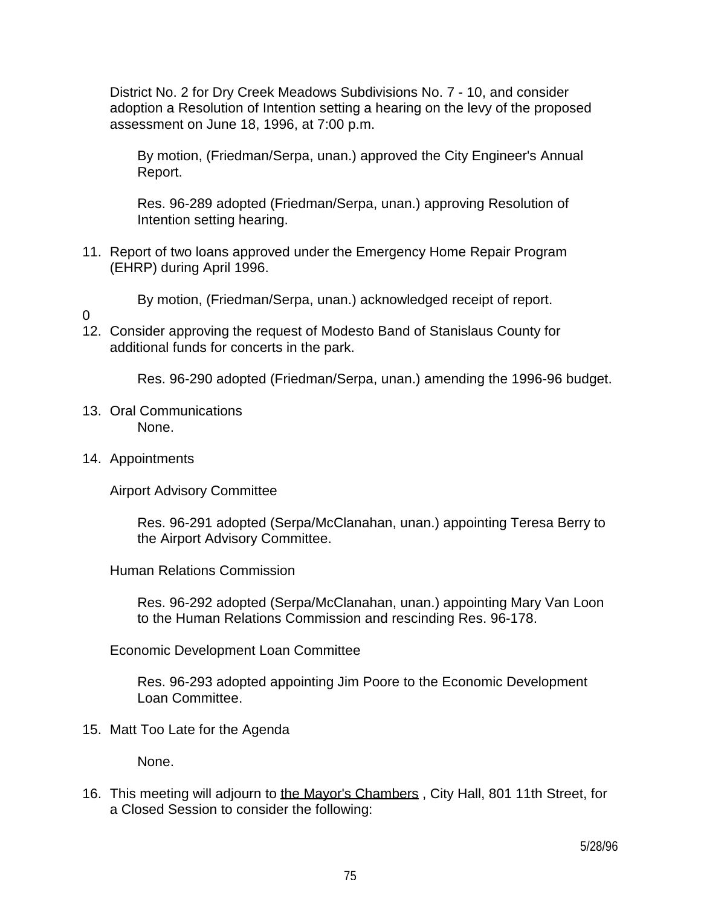District No. 2 for Dry Creek Meadows Subdivisions No. 7 - 10, and consider adoption a Resolution of Intention setting a hearing on the levy of the proposed assessment on June 18, 1996, at 7:00 p.m.

By motion, (Friedman/Serpa, unan.) approved the City Engineer's Annual Report.

Res. 96-289 adopted (Friedman/Serpa, unan.) approving Resolution of Intention setting hearing.

11. Report of two loans approved under the Emergency Home Repair Program (EHRP) during April 1996.

    By motion, (Friedman/Serpa, unan.) acknowledged receipt of report.

0

12. Consider approving the request of Modesto Band of Stanislaus County for additional funds for concerts in the park.

    Res. 96-290 adopted (Friedman/Serpa, unan.) amending the 1996-96 budget.

13. Oral Communications

    None.

14. Appointments

    Airport Advisory Committee

    Res. 96-291 adopted (Serpa/McClanahan, unan.) appointing Teresa Berry to the Airport Advisory Committee.

    Human Relations Commission

    Res. 96-292 adopted (Serpa/McClanahan, unan.) appointing Mary Van Loon to the Human Relations Commission and rescinding Res. 96-178.

    Economic Development Loan Committee

    Res. 96-293 adopted appointing Jim Poore to the Economic Development Loan Committee.

15. Matt Too Late for the Agenda

    None.

16. This meeting will adjourn to the Mayor's Chambers , City Hall, 801 11th Street, for a Closed Session to consider the following:

5/28/96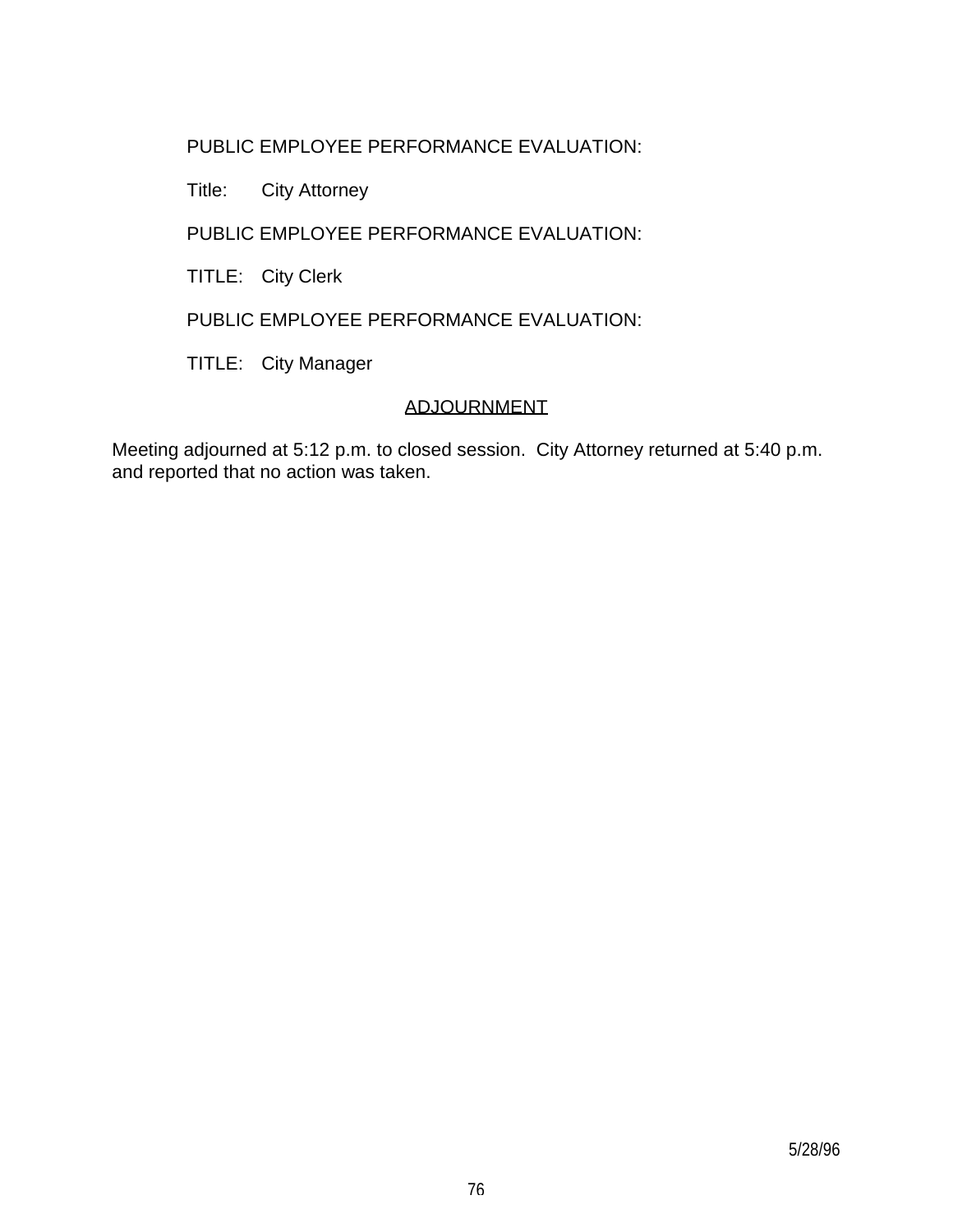PUBLIC EMPLOYEE PERFORMANCE EVALUATION:

Title: City Attorney

PUBLIC EMPLOYEE PERFORMANCE EVALUATION:

TITLE: City Clerk

PUBLIC EMPLOYEE PERFORMANCE EVALUATION:

TITLE: City Manager

## ADJOURNMENT

Meeting adjourned at 5:12 p.m. to closed session. City Attorney returned at 5:40 p.m. and reported that no action was taken.

5/28/96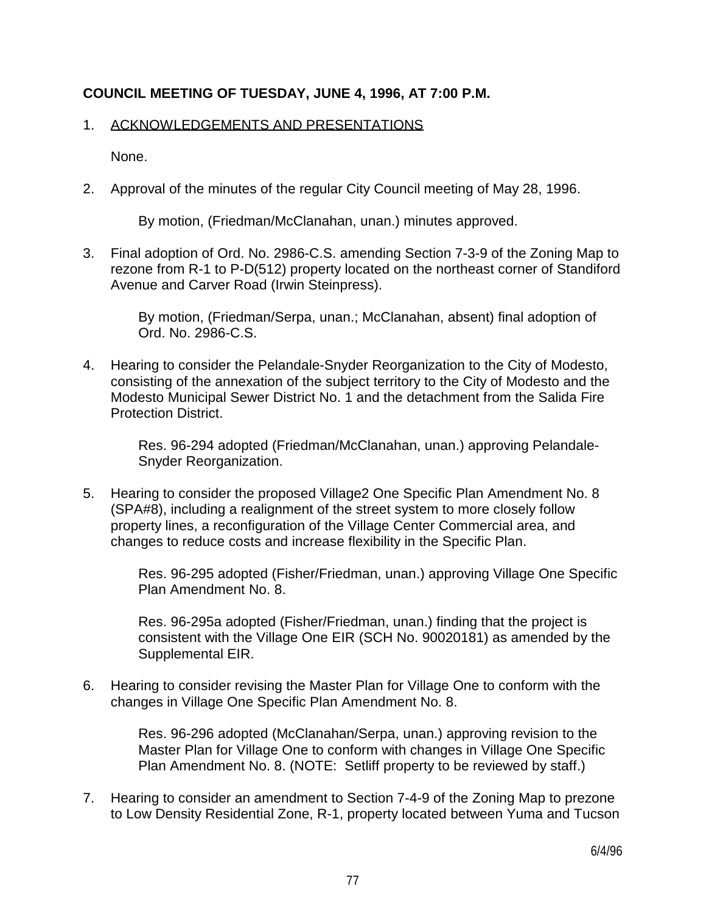**COUNCIL MEETING OF TUESDAY, JUNE 4, 1996, AT 7:00 P.M.**

1. ACKNOWLEDGEMENTS AND PRESENTATIONS

   None.

2. Approval of the minutes of the regular City Council meeting of May 28, 1996.

   By motion, (Friedman/McClanahan, unan.) minutes approved.

3. Final adoption of Ord. No. 2986-C.S. amending Section 7-3-9 of the Zoning Map to rezone from R-1 to P-D(512) property located on the northeast corner of Standiford Avenue and Carver Road (Irwin Steinpress).

   By motion, (Friedman/Serpa, unan.; McClanahan, absent) final adoption of Ord. No. 2986-C.S.

4. Hearing to consider the Pelandale-Snyder Reorganization to the City of Modesto, consisting of the annexation of the subject territory to the City of Modesto and the Modesto Municipal Sewer District No. 1 and the detachment from the Salida Fire Protection District.

   Res. 96-294 adopted (Friedman/McClanahan, unan.) approving Pelandale-Snyder Reorganization.

5. Hearing to consider the proposed Village2 One Specific Plan Amendment No. 8 (SPA#8), including a realignment of the street system to more closely follow property lines, a reconfiguration of the Village Center Commercial area, and changes to reduce costs and increase flexibility in the Specific Plan.

   Res. 96-295 adopted (Fisher/Friedman, unan.) approving Village One Specific Plan Amendment No. 8.

   Res. 96-295a adopted (Fisher/Friedman, unan.) finding that the project is consistent with the Village One EIR (SCH No. 90020181) as amended by the Supplemental EIR.

6. Hearing to consider revising the Master Plan for Village One to conform with the changes in Village One Specific Plan Amendment No. 8.

   Res. 96-296 adopted (McClanahan/Serpa, unan.) approving revision to the Master Plan for Village One to conform with changes in Village One Specific Plan Amendment No. 8. (NOTE: Setliff property to be reviewed by staff.)

7. Hearing to consider an amendment to Section 7-4-9 of the Zoning Map to prezone to Low Density Residential Zone, R-1, property located between Yuma and Tucson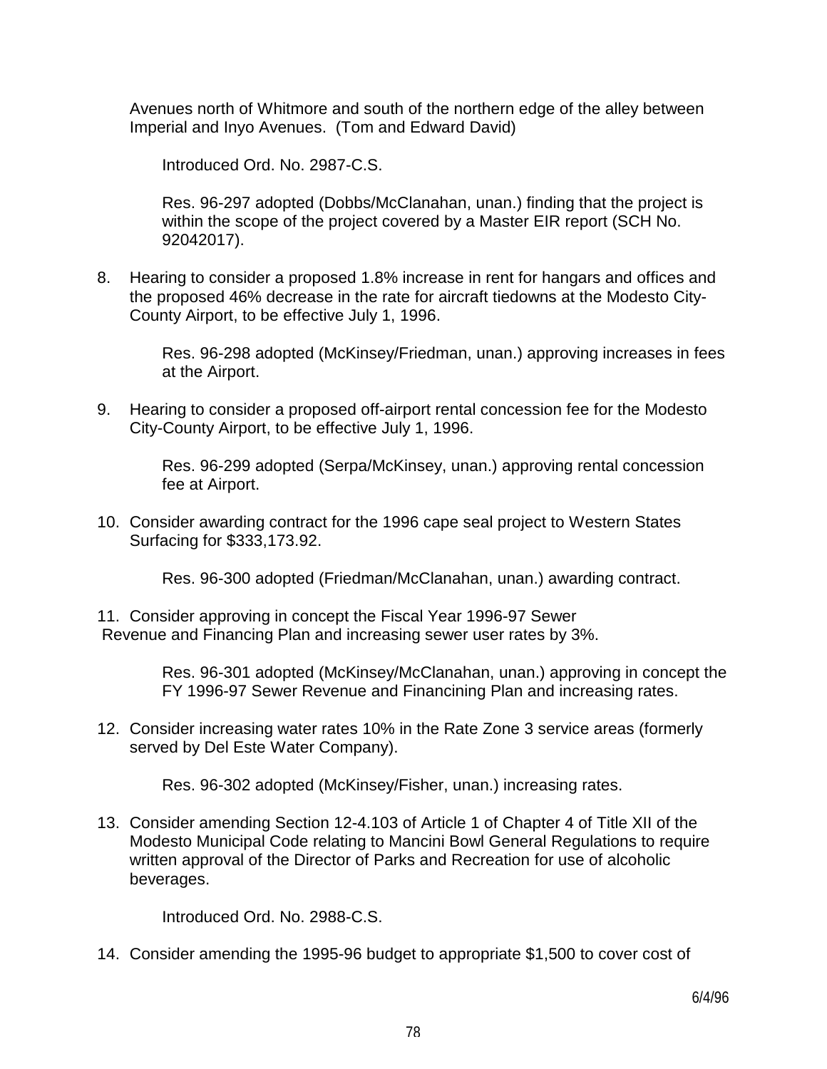Avenues north of Whitmore and south of the northern edge of the alley between Imperial and Inyo Avenues. (Tom and Edward David)

Introduced Ord. No. 2987-C.S.

Res. 96-297 adopted (Dobbs/McClanahan, unan.) finding that the project is within the scope of the project covered by a Master EIR report (SCH No. 92042017).

8. Hearing to consider a proposed 1.8% increase in rent for hangars and offices and the proposed 46% decrease in the rate for aircraft tiedowns at the Modesto City-County Airport, to be effective July 1, 1996.

   Res. 96-298 adopted (McKinsey/Friedman, unan.) approving increases in fees at the Airport.

9. Hearing to consider a proposed off-airport rental concession fee for the Modesto City-County Airport, to be effective July 1, 1996.

   Res. 96-299 adopted (Serpa/McKinsey, unan.) approving rental concession fee at Airport.

10. Consider awarding contract for the 1996 cape seal project to Western States Surfacing for $333,173.92.

    Res. 96-300 adopted (Friedman/McClanahan, unan.) awarding contract.

11. Consider approving in concept the Fiscal Year 1996-97 Sewer Revenue and Financing Plan and increasing sewer user rates by 3%.

    Res. 96-301 adopted (McKinsey/McClanahan, unan.) approving in concept the FY 1996-97 Sewer Revenue and Financining Plan and increasing rates.

12. Consider increasing water rates 10% in the Rate Zone 3 service areas (formerly served by Del Este Water Company).

    Res. 96-302 adopted (McKinsey/Fisher, unan.) increasing rates.

13. Consider amending Section 12-4.103 of Article 1 of Chapter 4 of Title XII of the Modesto Municipal Code relating to Mancini Bowl General Regulations to require written approval of the Director of Parks and Recreation for use of alcoholic beverages.

    Introduced Ord. No. 2988-C.S.

14. Consider amending the 1995-96 budget to appropriate $1,500 to cover cost of

6/4/96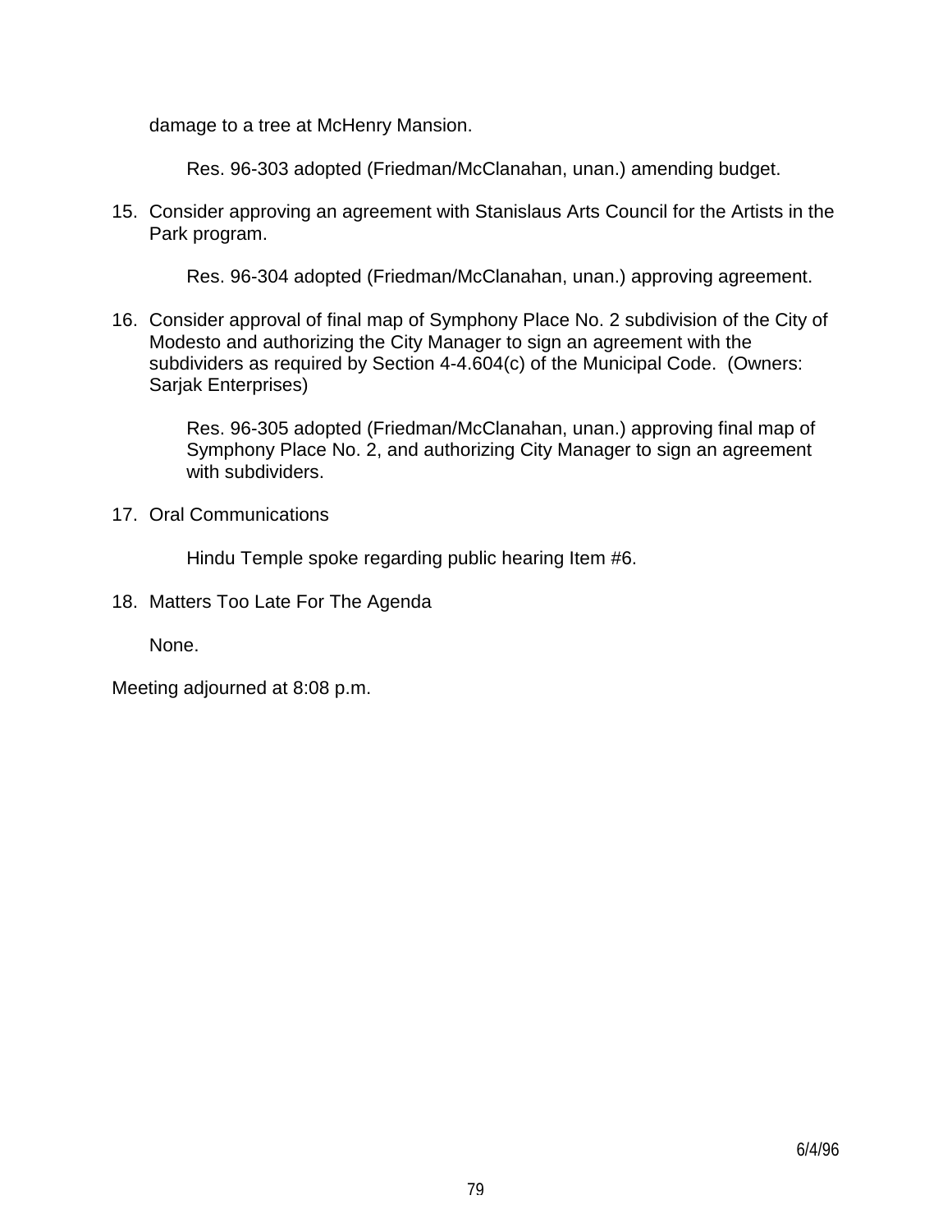damage to a tree at McHenry Mansion.

Res. 96-303 adopted (Friedman/McClanahan, unan.) amending budget.

15. Consider approving an agreement with Stanislaus Arts Council for the Artists in the Park program.

    Res. 96-304 adopted (Friedman/McClanahan, unan.) approving agreement.

16. Consider approval of final map of Symphony Place No. 2 subdivision of the City of Modesto and authorizing the City Manager to sign an agreement with the subdividers as required by Section 4-4.604(c) of the Municipal Code. (Owners: Sarjak Enterprises)

    Res. 96-305 adopted (Friedman/McClanahan, unan.) approving final map of Symphony Place No. 2, and authorizing City Manager to sign an agreement with subdividers.

17. Oral Communications

    Hindu Temple spoke regarding public hearing Item #6.

18. Matters Too Late For The Agenda

    None.

Meeting adjourned at 8:08 p.m.

6/4/96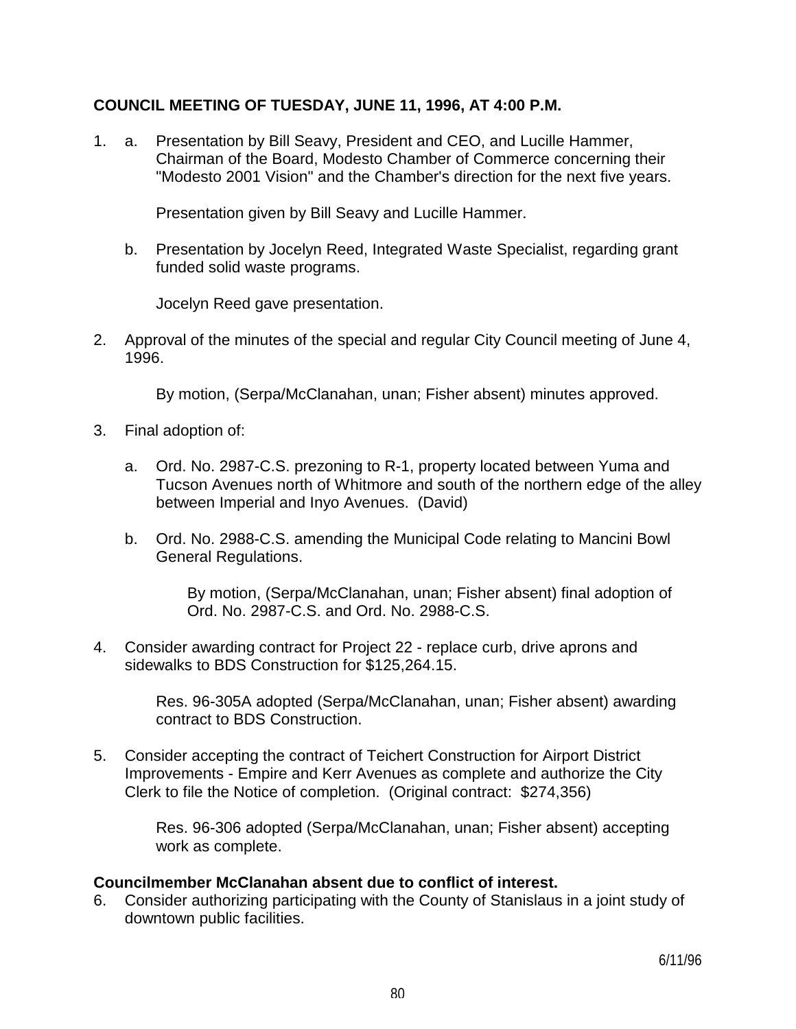**COUNCIL MEETING OF TUESDAY, JUNE 11, 1996, AT 4:00 P.M.**

1. a. Presentation by Bill Seavy, President and CEO, and Lucille Hammer, Chairman of the Board, Modesto Chamber of Commerce concerning their "Modesto 2001 Vision" and the Chamber's direction for the next five years.

   Presentation given by Bill Seavy and Lucille Hammer.

   b. Presentation by Jocelyn Reed, Integrated Waste Specialist, regarding grant funded solid waste programs.

   Jocelyn Reed gave presentation.

2. Approval of the minutes of the special and regular City Council meeting of June 4, 1996.

   By motion, (Serpa/McClanahan, unan; Fisher absent) minutes approved.

3. Final adoption of:

   a. Ord. No. 2987-C.S. prezoning to R-1, property located between Yuma and Tucson Avenues north of Whitmore and south of the northern edge of the alley between Imperial and Inyo Avenues. (David)

   b. Ord. No. 2988-C.S. amending the Municipal Code relating to Mancini Bowl General Regulations.

   By motion, (Serpa/McClanahan, unan; Fisher absent) final adoption of Ord. No. 2987-C.S. and Ord. No. 2988-C.S.

4. Consider awarding contract for Project 22 - replace curb, drive aprons and sidewalks to BDS Construction for $125,264.15.

   Res. 96-305A adopted (Serpa/McClanahan, unan; Fisher absent) awarding contract to BDS Construction.

5. Consider accepting the contract of Teichert Construction for Airport District Improvements - Empire and Kerr Avenues as complete and authorize the City Clerk to file the Notice of completion. (Original contract: $274,356)

   Res. 96-306 adopted (Serpa/McClanahan, unan; Fisher absent) accepting work as complete.

**Councilmember McClanahan absent due to conflict of interest.**

6. Consider authorizing participating with the County of Stanislaus in a joint study of downtown public facilities.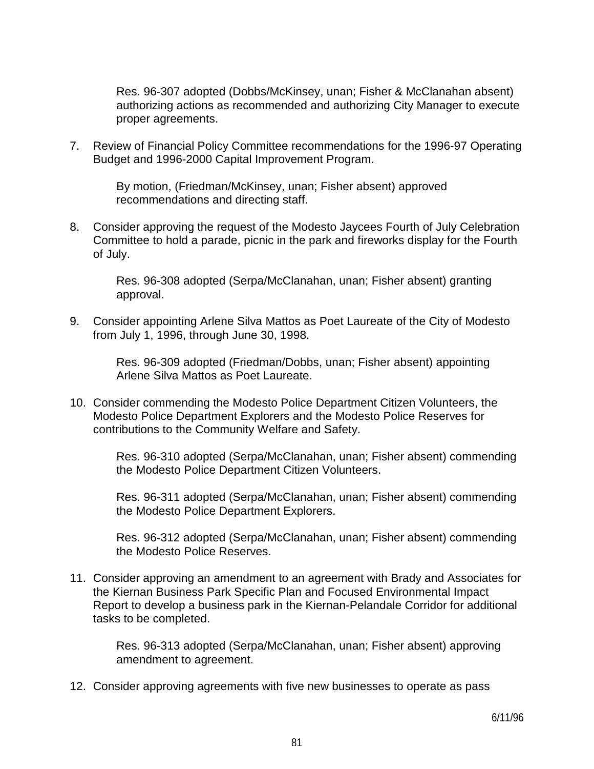Res. 96-307 adopted (Dobbs/McKinsey, unan; Fisher & McClanahan absent) authorizing actions as recommended and authorizing City Manager to execute proper agreements.

7. Review of Financial Policy Committee recommendations for the 1996-97 Operating Budget and 1996-2000 Capital Improvement Program.

   By motion, (Friedman/McKinsey, unan; Fisher absent) approved recommendations and directing staff.

8. Consider approving the request of the Modesto Jaycees Fourth of July Celebration Committee to hold a parade, picnic in the park and fireworks display for the Fourth of July.

   Res. 96-308 adopted (Serpa/McClanahan, unan; Fisher absent) granting approval.

9. Consider appointing Arlene Silva Mattos as Poet Laureate of the City of Modesto from July 1, 1996, through June 30, 1998.

   Res. 96-309 adopted (Friedman/Dobbs, unan; Fisher absent) appointing Arlene Silva Mattos as Poet Laureate.

10. Consider commending the Modesto Police Department Citizen Volunteers, the Modesto Police Department Explorers and the Modesto Police Reserves for contributions to the Community Welfare and Safety.

    Res. 96-310 adopted (Serpa/McClanahan, unan; Fisher absent) commending the Modesto Police Department Citizen Volunteers.

    Res. 96-311 adopted (Serpa/McClanahan, unan; Fisher absent) commending the Modesto Police Department Explorers.

    Res. 96-312 adopted (Serpa/McClanahan, unan; Fisher absent) commending the Modesto Police Reserves.

11. Consider approving an amendment to an agreement with Brady and Associates for the Kiernan Business Park Specific Plan and Focused Environmental Impact Report to develop a business park in the Kiernan-Pelandale Corridor for additional tasks to be completed.

    Res. 96-313 adopted (Serpa/McClanahan, unan; Fisher absent) approving amendment to agreement.

12. Consider approving agreements with five new businesses to operate as pass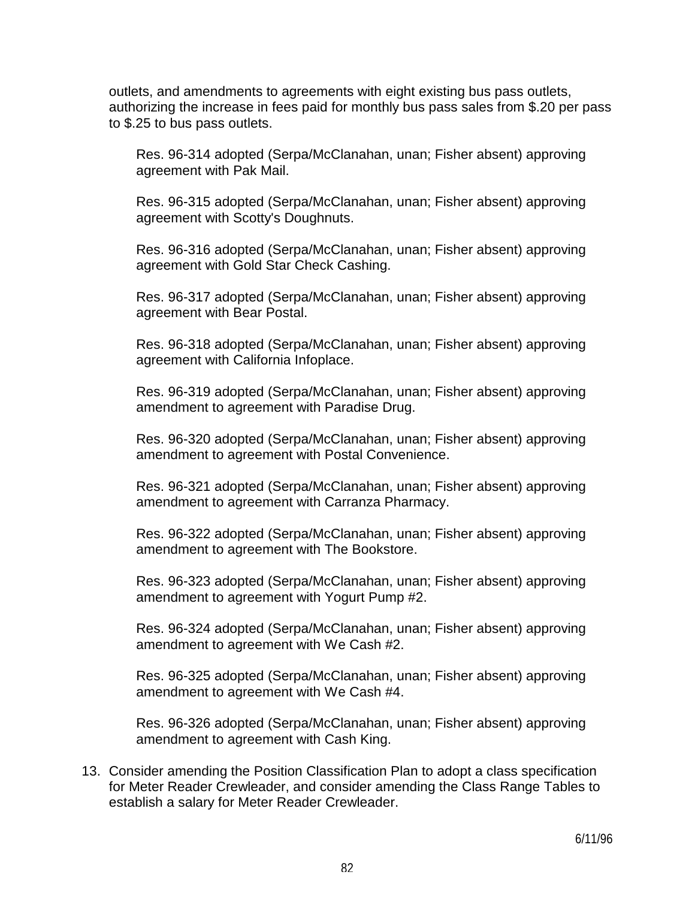outlets, and amendments to agreements with eight existing bus pass outlets, authorizing the increase in fees paid for monthly bus pass sales from $.20 per pass to $.25 to bus pass outlets.

Res. 96-314 adopted (Serpa/McClanahan, unan; Fisher absent) approving agreement with Pak Mail.

Res. 96-315 adopted (Serpa/McClanahan, unan; Fisher absent) approving agreement with Scotty's Doughnuts.

Res. 96-316 adopted (Serpa/McClanahan, unan; Fisher absent) approving agreement with Gold Star Check Cashing.

Res. 96-317 adopted (Serpa/McClanahan, unan; Fisher absent) approving agreement with Bear Postal.

Res. 96-318 adopted (Serpa/McClanahan, unan; Fisher absent) approving agreement with California Infoplace.

Res. 96-319 adopted (Serpa/McClanahan, unan; Fisher absent) approving amendment to agreement with Paradise Drug.

Res. 96-320 adopted (Serpa/McClanahan, unan; Fisher absent) approving amendment to agreement with Postal Convenience.

Res. 96-321 adopted (Serpa/McClanahan, unan; Fisher absent) approving amendment to agreement with Carranza Pharmacy.

Res. 96-322 adopted (Serpa/McClanahan, unan; Fisher absent) approving amendment to agreement with The Bookstore.

Res. 96-323 adopted (Serpa/McClanahan, unan; Fisher absent) approving amendment to agreement with Yogurt Pump #2.

Res. 96-324 adopted (Serpa/McClanahan, unan; Fisher absent) approving amendment to agreement with We Cash #2.

Res. 96-325 adopted (Serpa/McClanahan, unan; Fisher absent) approving amendment to agreement with We Cash #4.

Res. 96-326 adopted (Serpa/McClanahan, unan; Fisher absent) approving amendment to agreement with Cash King.

13. Consider amending the Position Classification Plan to adopt a class specification for Meter Reader Crewleader, and consider amending the Class Range Tables to establish a salary for Meter Reader Crewleader.

6/11/96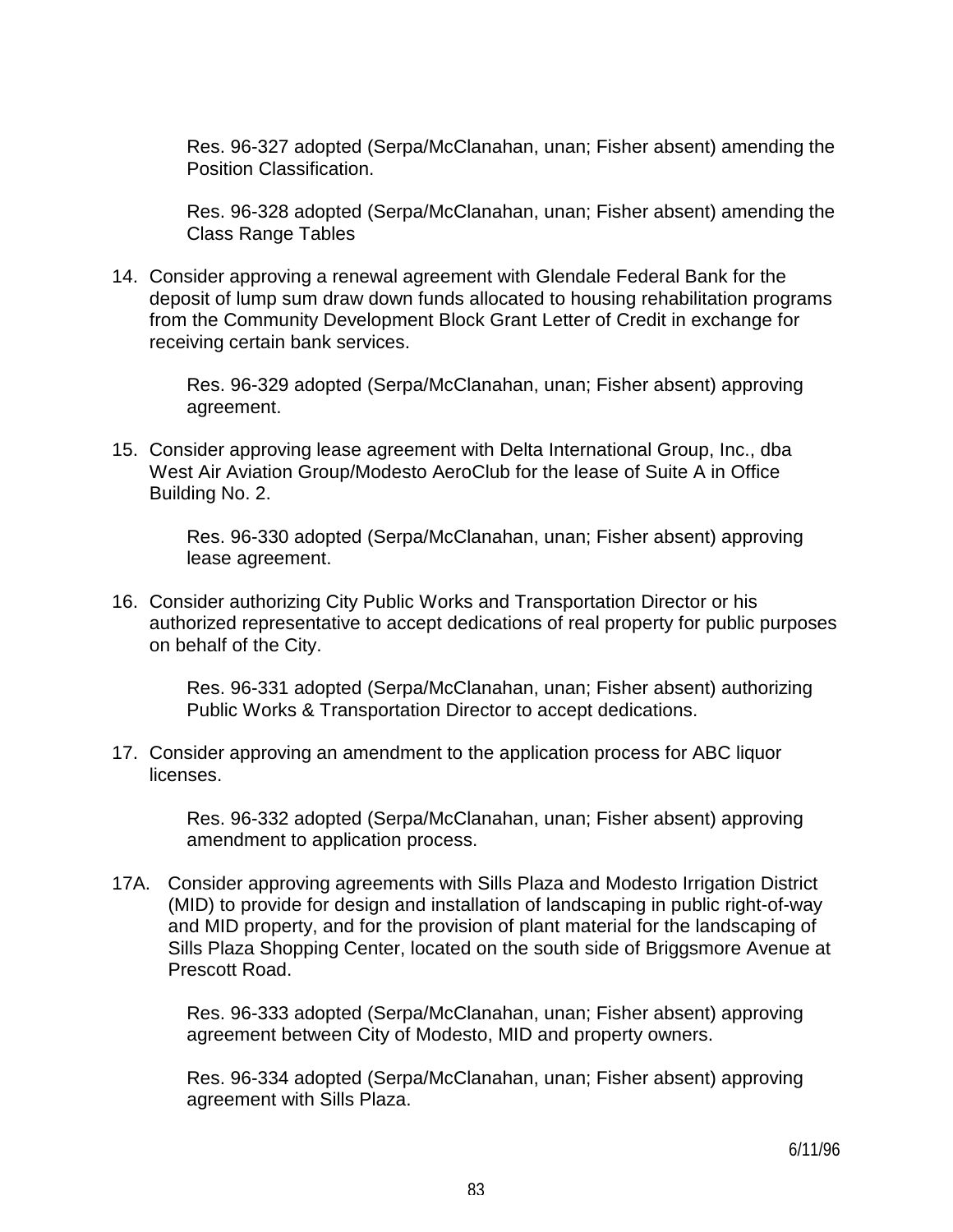Res. 96-327 adopted (Serpa/McClanahan, unan; Fisher absent) amending the Position Classification.

Res. 96-328 adopted (Serpa/McClanahan, unan; Fisher absent) amending the Class Range Tables

14. Consider approving a renewal agreement with Glendale Federal Bank for the deposit of lump sum draw down funds allocated to housing rehabilitation programs from the Community Development Block Grant Letter of Credit in exchange for receiving certain bank services.

    Res. 96-329 adopted (Serpa/McClanahan, unan; Fisher absent) approving agreement.

15. Consider approving lease agreement with Delta International Group, Inc., dba West Air Aviation Group/Modesto AeroClub for the lease of Suite A in Office Building No. 2.

    Res. 96-330 adopted (Serpa/McClanahan, unan; Fisher absent) approving lease agreement.

16. Consider authorizing City Public Works and Transportation Director or his authorized representative to accept dedications of real property for public purposes on behalf of the City.

    Res. 96-331 adopted (Serpa/McClanahan, unan; Fisher absent) authorizing Public Works & Transportation Director to accept dedications.

17. Consider approving an amendment to the application process for ABC liquor licenses.

    Res. 96-332 adopted (Serpa/McClanahan, unan; Fisher absent) approving amendment to application process.

17A. Consider approving agreements with Sills Plaza and Modesto Irrigation District (MID) to provide for design and installation of landscaping in public right-of-way and MID property, and for the provision of plant material for the landscaping of Sills Plaza Shopping Center, located on the south side of Briggsmore Avenue at Prescott Road.

    Res. 96-333 adopted (Serpa/McClanahan, unan; Fisher absent) approving agreement between City of Modesto, MID and property owners.

    Res. 96-334 adopted (Serpa/McClanahan, unan; Fisher absent) approving agreement with Sills Plaza.

6/11/96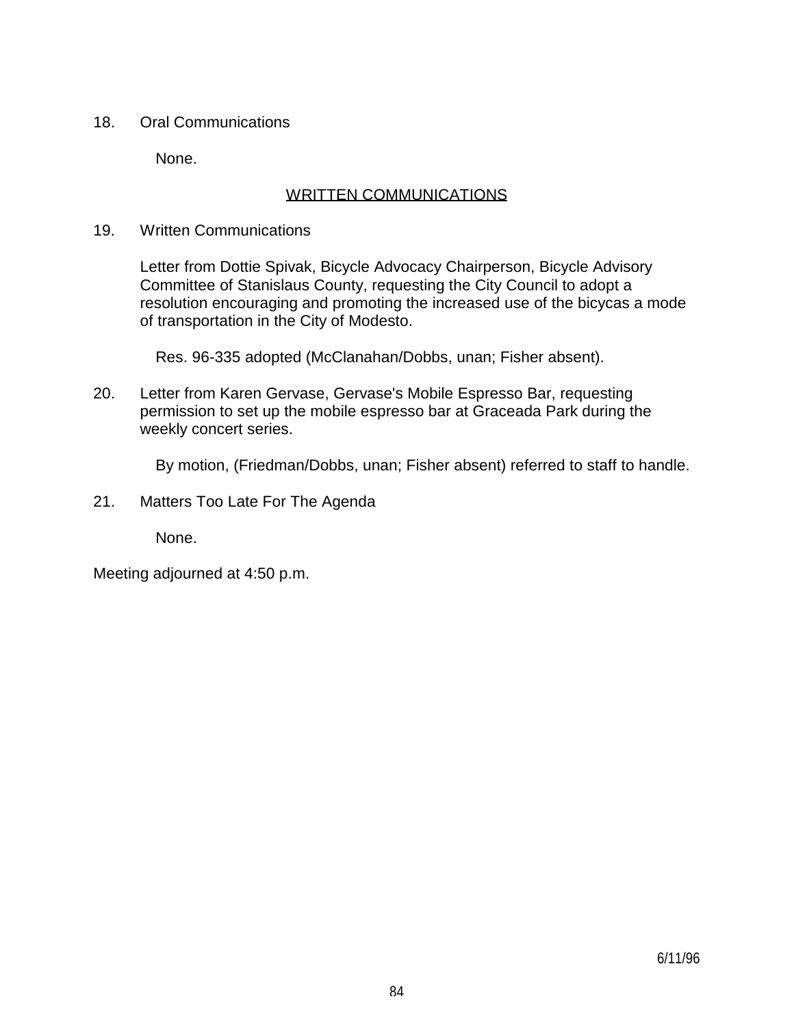18. Oral Communications

None.

<u>WRITTEN COMMUNICATIONS</u>

19. Written Communications

Letter from Dottie Spivak, Bicycle Advocacy Chairperson, Bicycle Advisory Committee of Stanislaus County, requesting the City Council to adopt a resolution encouraging and promoting the increased use of the bicycas a mode of transportation in the City of Modesto.

Res. 96-335 adopted (McClanahan/Dobbs, unan; Fisher absent).

20. Letter from Karen Gervase, Gervase's Mobile Espresso Bar, requesting permission to set up the mobile espresso bar at Graceada Park during the weekly concert series.

By motion, (Friedman/Dobbs, unan; Fisher absent) referred to staff to handle.

21. Matters Too Late For The Agenda

None.

Meeting adjourned at 4:50 p.m.

6/11/96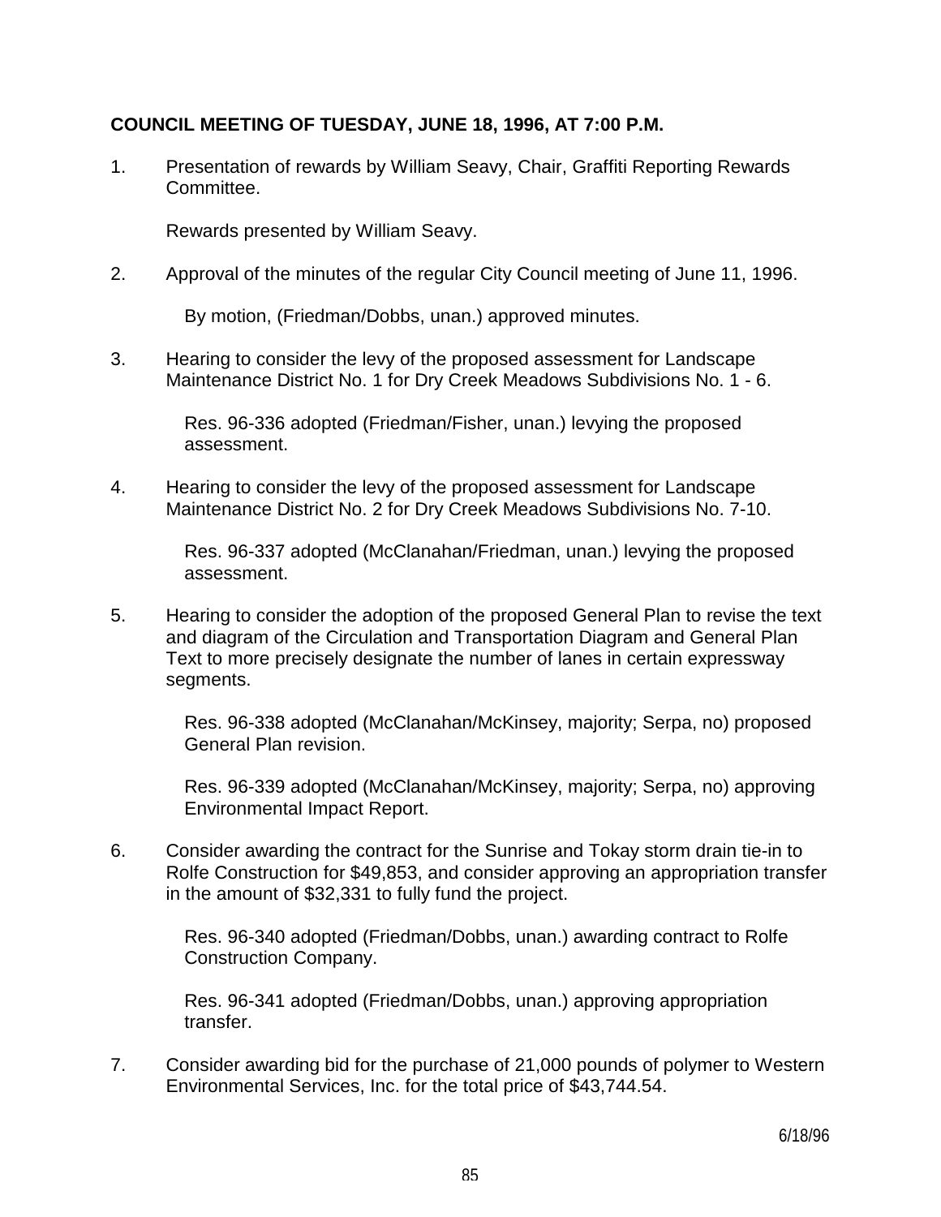**COUNCIL MEETING OF TUESDAY, JUNE 18, 1996, AT 7:00 P.M.**

1. Presentation of rewards by William Seavy, Chair, Graffiti Reporting Rewards Committee.

   Rewards presented by William Seavy.

2. Approval of the minutes of the regular City Council meeting of June 11, 1996.

   By motion, (Friedman/Dobbs, unan.) approved minutes.

3. Hearing to consider the levy of the proposed assessment for Landscape Maintenance District No. 1 for Dry Creek Meadows Subdivisions No. 1 - 6.

   Res. 96-336 adopted (Friedman/Fisher, unan.) levying the proposed assessment.

4. Hearing to consider the levy of the proposed assessment for Landscape Maintenance District No. 2 for Dry Creek Meadows Subdivisions No. 7-10.

   Res. 96-337 adopted (McClanahan/Friedman, unan.) levying the proposed assessment.

5. Hearing to consider the adoption of the proposed General Plan to revise the text and diagram of the Circulation and Transportation Diagram and General Plan Text to more precisely designate the number of lanes in certain expressway segments.

   Res. 96-338 adopted (McClanahan/McKinsey, majority; Serpa, no) proposed General Plan revision.

   Res. 96-339 adopted (McClanahan/McKinsey, majority; Serpa, no) approving Environmental Impact Report.

6. Consider awarding the contract for the Sunrise and Tokay storm drain tie-in to Rolfe Construction for $49,853, and consider approving an appropriation transfer in the amount of $32,331 to fully fund the project.

   Res. 96-340 adopted (Friedman/Dobbs, unan.) awarding contract to Rolfe Construction Company.

   Res. 96-341 adopted (Friedman/Dobbs, unan.) approving appropriation transfer.

7. Consider awarding bid for the purchase of 21,000 pounds of polymer to Western Environmental Services, Inc. for the total price of $43,744.54.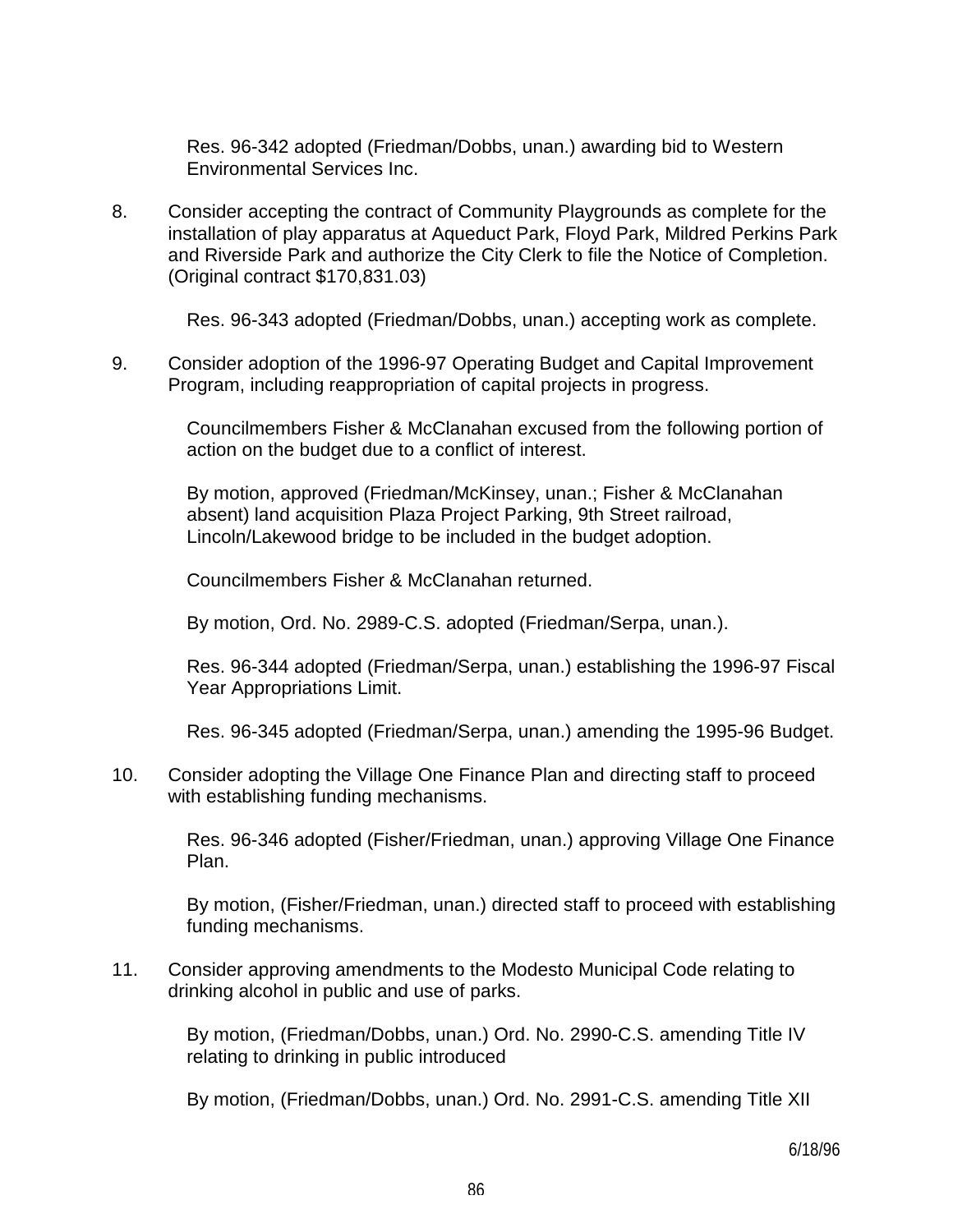Res. 96-342 adopted (Friedman/Dobbs, unan.) awarding bid to Western Environmental Services Inc.

8. Consider accepting the contract of Community Playgrounds as complete for the installation of play apparatus at Aqueduct Park, Floyd Park, Mildred Perkins Park and Riverside Park and authorize the City Clerk to file the Notice of Completion. (Original contract $170,831.03)

   Res. 96-343 adopted (Friedman/Dobbs, unan.) accepting work as complete.

9. Consider adoption of the 1996-97 Operating Budget and Capital Improvement Program, including reappropriation of capital projects in progress.

   Councilmembers Fisher & McClanahan excused from the following portion of action on the budget due to a conflict of interest.

   By motion, approved (Friedman/McKinsey, unan.; Fisher & McClanahan absent) land acquisition Plaza Project Parking, 9th Street railroad, Lincoln/Lakewood bridge to be included in the budget adoption.

   Councilmembers Fisher & McClanahan returned.

   By motion, Ord. No. 2989-C.S. adopted (Friedman/Serpa, unan.).

   Res. 96-344 adopted (Friedman/Serpa, unan.) establishing the 1996-97 Fiscal Year Appropriations Limit.

   Res. 96-345 adopted (Friedman/Serpa, unan.) amending the 1995-96 Budget.

10. Consider adopting the Village One Finance Plan and directing staff to proceed with establishing funding mechanisms.

   Res. 96-346 adopted (Fisher/Friedman, unan.) approving Village One Finance Plan.

   By motion, (Fisher/Friedman, unan.) directed staff to proceed with establishing funding mechanisms.

11. Consider approving amendments to the Modesto Municipal Code relating to drinking alcohol in public and use of parks.

   By motion, (Friedman/Dobbs, unan.) Ord. No. 2990-C.S. amending Title IV relating to drinking in public introduced

   By motion, (Friedman/Dobbs, unan.) Ord. No. 2991-C.S. amending Title XII

6/18/96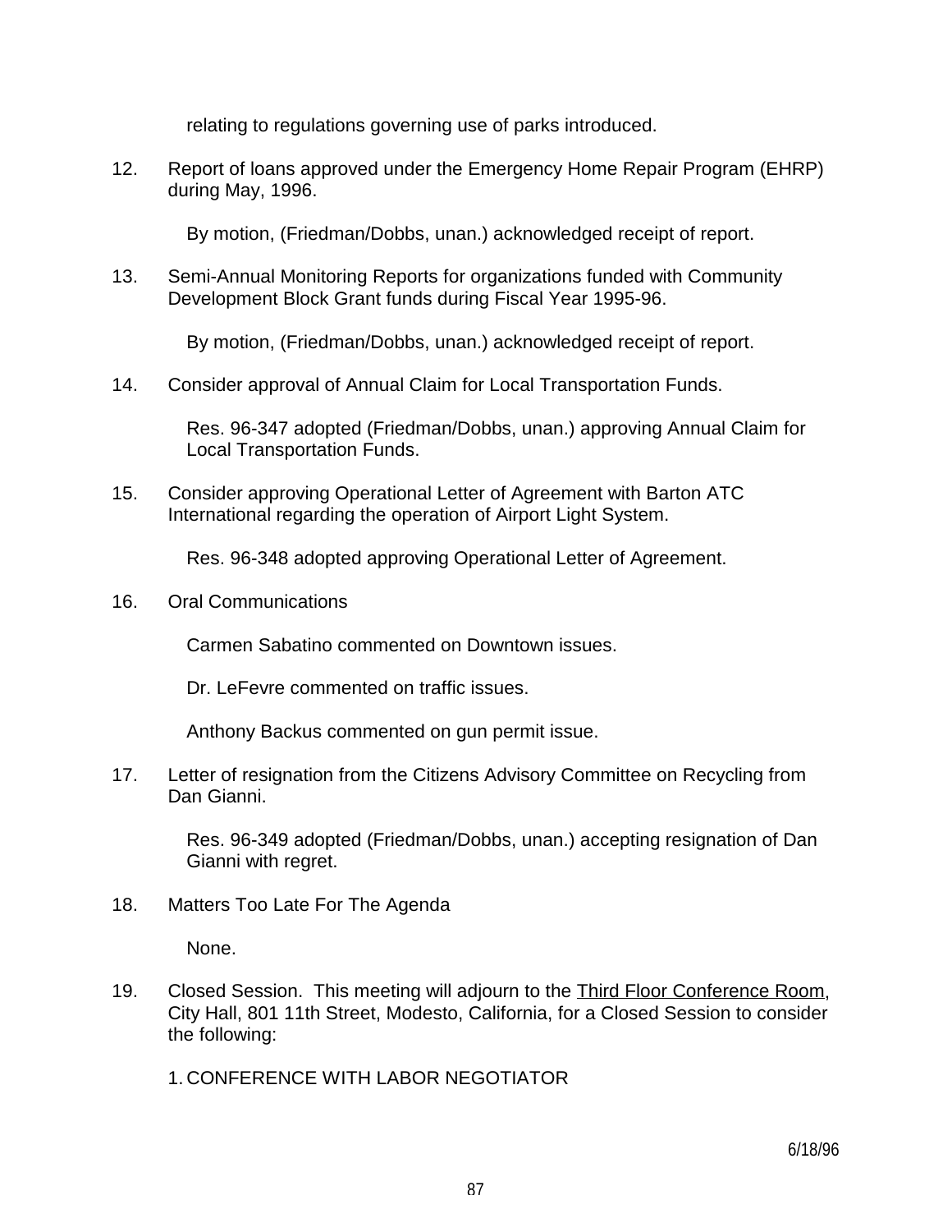relating to regulations governing use of parks introduced.

12. Report of loans approved under the Emergency Home Repair Program (EHRP) during May, 1996.

    By motion, (Friedman/Dobbs, unan.) acknowledged receipt of report.

13. Semi-Annual Monitoring Reports for organizations funded with Community Development Block Grant funds during Fiscal Year 1995-96.

    By motion, (Friedman/Dobbs, unan.) acknowledged receipt of report.

14. Consider approval of Annual Claim for Local Transportation Funds.

    Res. 96-347 adopted (Friedman/Dobbs, unan.) approving Annual Claim for Local Transportation Funds.

15. Consider approving Operational Letter of Agreement with Barton ATC International regarding the operation of Airport Light System.

    Res. 96-348 adopted approving Operational Letter of Agreement.

16. Oral Communications

    Carmen Sabatino commented on Downtown issues.

    Dr. LeFevre commented on traffic issues.

    Anthony Backus commented on gun permit issue.

17. Letter of resignation from the Citizens Advisory Committee on Recycling from Dan Gianni.

    Res. 96-349 adopted (Friedman/Dobbs, unan.) accepting resignation of Dan Gianni with regret.

18. Matters Too Late For The Agenda

    None.

19. Closed Session. This meeting will adjourn to the Third Floor Conference Room, City Hall, 801 11th Street, Modesto, California, for a Closed Session to consider the following:

    1. CONFERENCE WITH LABOR NEGOTIATOR

6/18/96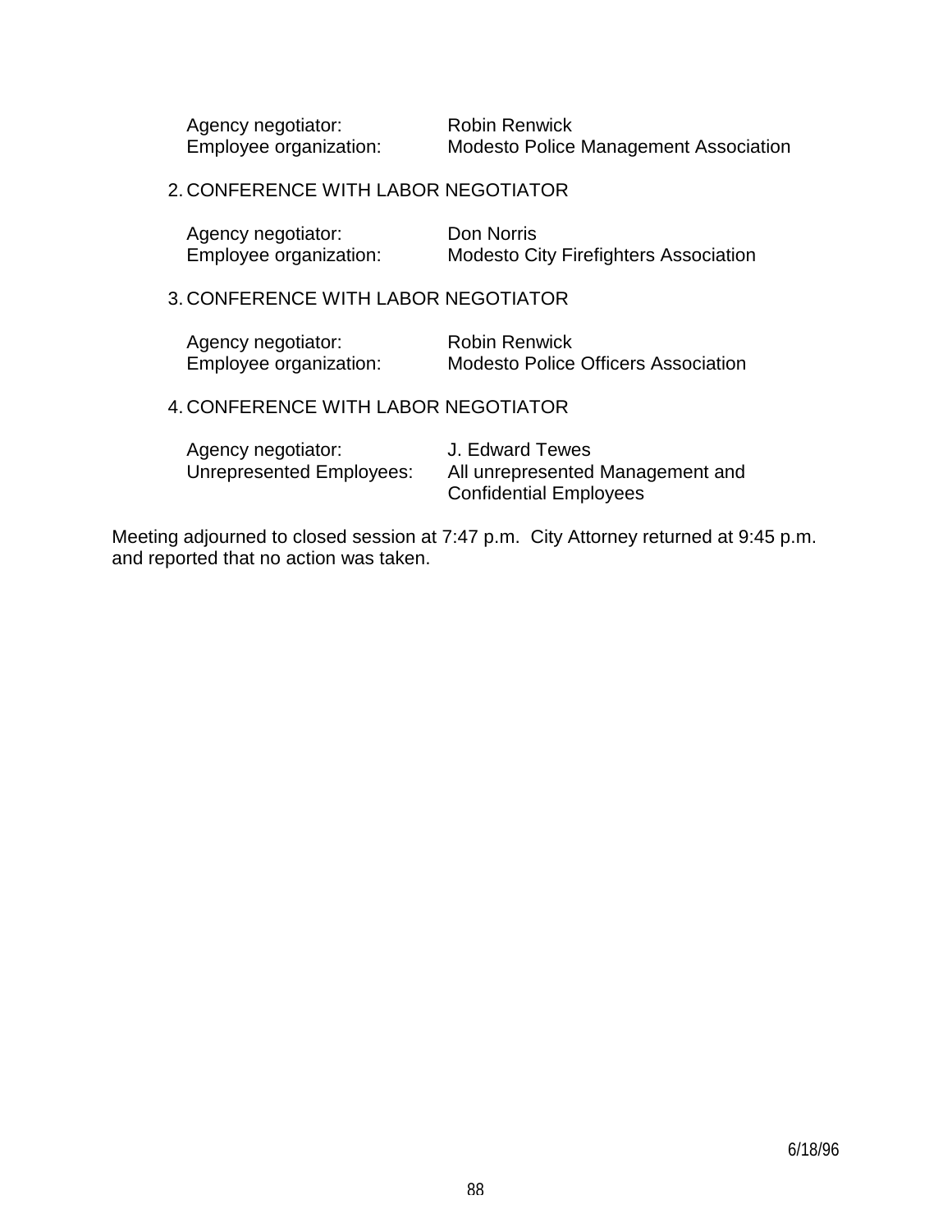Agency negotiator: Robin Renwick
Employee organization: Modesto Police Management Association

2. CONFERENCE WITH LABOR NEGOTIATOR

   Agency negotiator: Don Norris
   Employee organization: Modesto City Firefighters Association

3. CONFERENCE WITH LABOR NEGOTIATOR

   Agency negotiator: Robin Renwick
   Employee organization: Modesto Police Officers Association

4. CONFERENCE WITH LABOR NEGOTIATOR

   Agency negotiator: J. Edward Tewes
   Unrepresented Employees: All unrepresented Management and Confidential Employees

Meeting adjourned to closed session at 7:47 p.m. City Attorney returned at 9:45 p.m. and reported that no action was taken.

6/18/96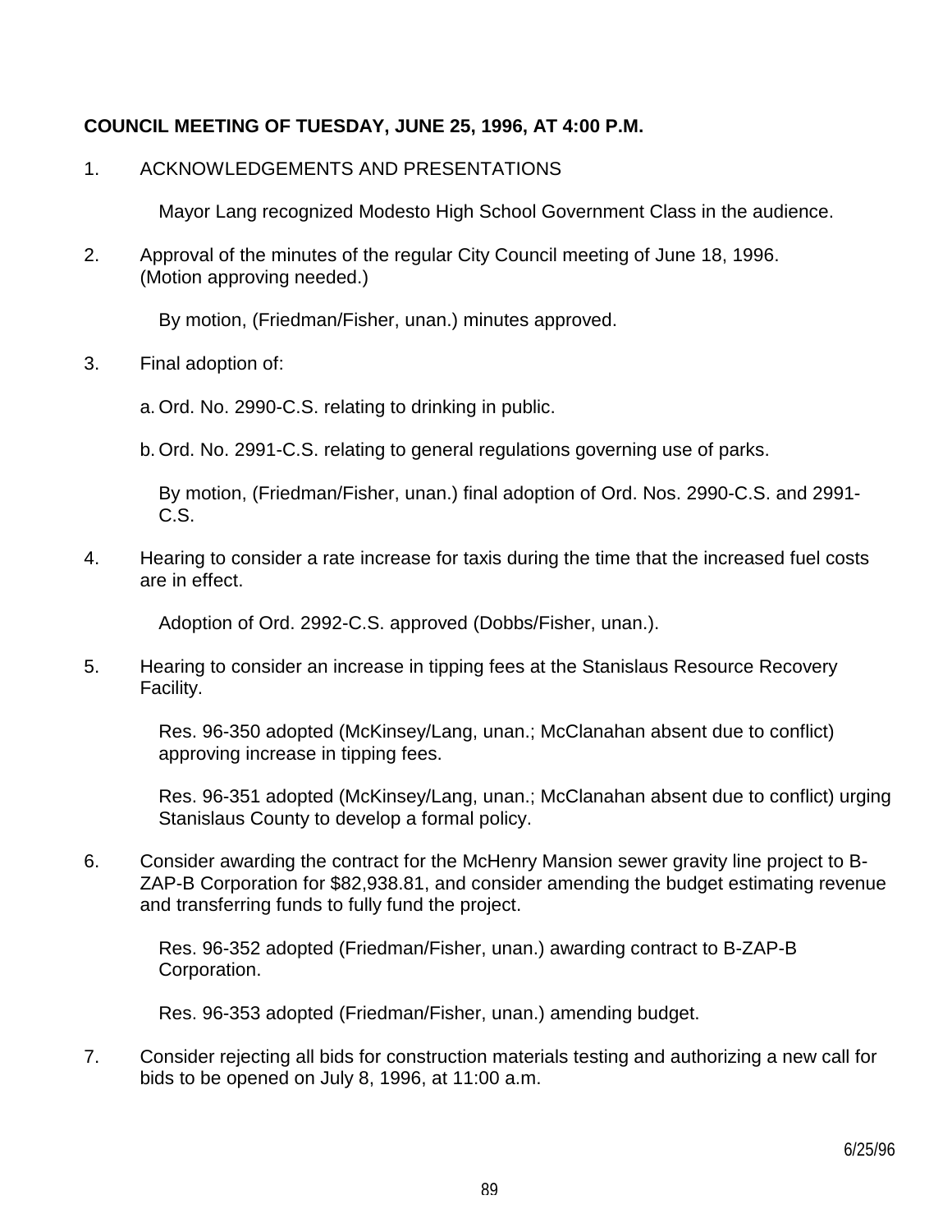**COUNCIL MEETING OF TUESDAY, JUNE 25, 1996, AT 4:00 P.M.**

1. ACKNOWLEDGEMENTS AND PRESENTATIONS

   Mayor Lang recognized Modesto High School Government Class in the audience.

2. Approval of the minutes of the regular City Council meeting of June 18, 1996. (Motion approving needed.)

   By motion, (Friedman/Fisher, unan.) minutes approved.

3. Final adoption of:

   a. Ord. No. 2990-C.S. relating to drinking in public.

   b. Ord. No. 2991-C.S. relating to general regulations governing use of parks.

   By motion, (Friedman/Fisher, unan.) final adoption of Ord. Nos. 2990-C.S. and 2991-C.S.

4. Hearing to consider a rate increase for taxis during the time that the increased fuel costs are in effect.

   Adoption of Ord. 2992-C.S. approved (Dobbs/Fisher, unan.).

5. Hearing to consider an increase in tipping fees at the Stanislaus Resource Recovery Facility.

   Res. 96-350 adopted (McKinsey/Lang, unan.; McClanahan absent due to conflict) approving increase in tipping fees.

   Res. 96-351 adopted (McKinsey/Lang, unan.; McClanahan absent due to conflict) urging Stanislaus County to develop a formal policy.

6. Consider awarding the contract for the McHenry Mansion sewer gravity line project to B-ZAP-B Corporation for $82,938.81, and consider amending the budget estimating revenue and transferring funds to fully fund the project.

   Res. 96-352 adopted (Friedman/Fisher, unan.) awarding contract to B-ZAP-B Corporation.

   Res. 96-353 adopted (Friedman/Fisher, unan.) amending budget.

7. Consider rejecting all bids for construction materials testing and authorizing a new call for bids to be opened on July 8, 1996, at 11:00 a.m.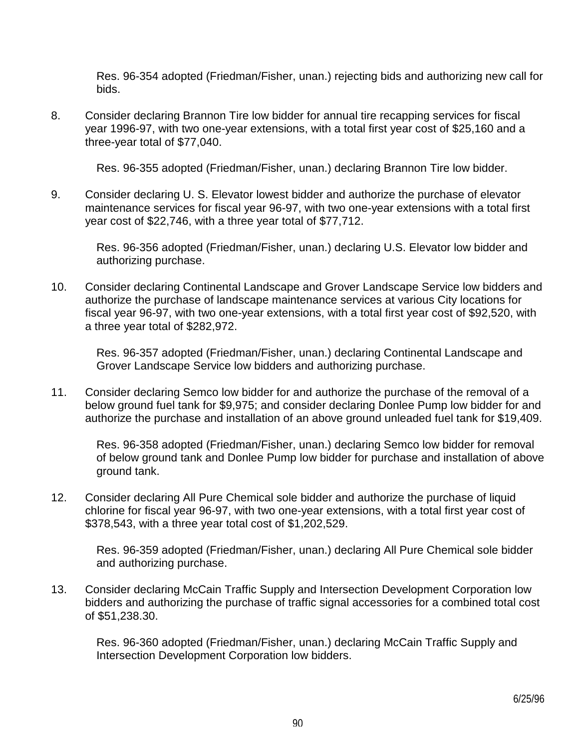Res. 96-354 adopted (Friedman/Fisher, unan.) rejecting bids and authorizing new call for bids.

8. Consider declaring Brannon Tire low bidder for annual tire recapping services for fiscal year 1996-97, with two one-year extensions, with a total first year cost of $25,160 and a three-year total of $77,040.

   Res. 96-355 adopted (Friedman/Fisher, unan.) declaring Brannon Tire low bidder.

9. Consider declaring U. S. Elevator lowest bidder and authorize the purchase of elevator maintenance services for fiscal year 96-97, with two one-year extensions with a total first year cost of $22,746, with a three year total of $77,712.

   Res. 96-356 adopted (Friedman/Fisher, unan.) declaring U.S. Elevator low bidder and authorizing purchase.

10. Consider declaring Continental Landscape and Grover Landscape Service low bidders and authorize the purchase of landscape maintenance services at various City locations for fiscal year 96-97, with two one-year extensions, with a total first year cost of $92,520, with a three year total of $282,972.

    Res. 96-357 adopted (Friedman/Fisher, unan.) declaring Continental Landscape and Grover Landscape Service low bidders and authorizing purchase.

11. Consider declaring Semco low bidder for and authorize the purchase of the removal of a below ground fuel tank for $9,975; and consider declaring Donlee Pump low bidder for and authorize the purchase and installation of an above ground unleaded fuel tank for $19,409.

    Res. 96-358 adopted (Friedman/Fisher, unan.) declaring Semco low bidder for removal of below ground tank and Donlee Pump low bidder for purchase and installation of above ground tank.

12. Consider declaring All Pure Chemical sole bidder and authorize the purchase of liquid chlorine for fiscal year 96-97, with two one-year extensions, with a total first year cost of $378,543, with a three year total cost of $1,202,529.

    Res. 96-359 adopted (Friedman/Fisher, unan.) declaring All Pure Chemical sole bidder and authorizing purchase.

13. Consider declaring McCain Traffic Supply and Intersection Development Corporation low bidders and authorizing the purchase of traffic signal accessories for a combined total cost of $51,238.30.

    Res. 96-360 adopted (Friedman/Fisher, unan.) declaring McCain Traffic Supply and Intersection Development Corporation low bidders.

6/25/96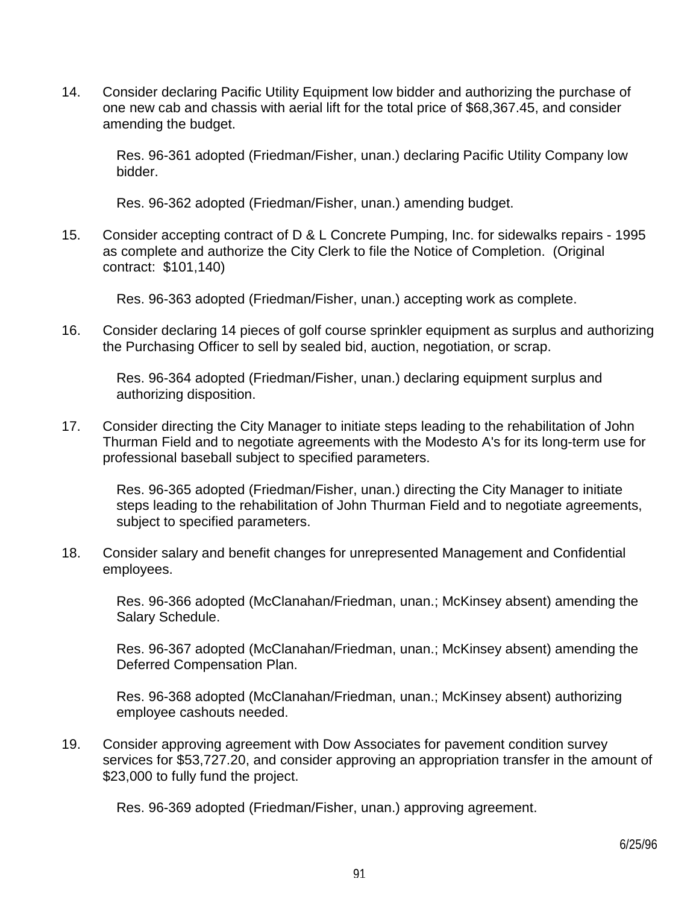14. Consider declaring Pacific Utility Equipment low bidder and authorizing the purchase of one new cab and chassis with aerial lift for the total price of $68,367.45, and consider amending the budget.

    Res. 96-361 adopted (Friedman/Fisher, unan.) declaring Pacific Utility Company low bidder.

    Res. 96-362 adopted (Friedman/Fisher, unan.) amending budget.

15. Consider accepting contract of D & L Concrete Pumping, Inc. for sidewalks repairs - 1995 as complete and authorize the City Clerk to file the Notice of Completion. (Original contract: $101,140)

    Res. 96-363 adopted (Friedman/Fisher, unan.) accepting work as complete.

16. Consider declaring 14 pieces of golf course sprinkler equipment as surplus and authorizing the Purchasing Officer to sell by sealed bid, auction, negotiation, or scrap.

    Res. 96-364 adopted (Friedman/Fisher, unan.) declaring equipment surplus and authorizing disposition.

17. Consider directing the City Manager to initiate steps leading to the rehabilitation of John Thurman Field and to negotiate agreements with the Modesto A's for its long-term use for professional baseball subject to specified parameters.

    Res. 96-365 adopted (Friedman/Fisher, unan.) directing the City Manager to initiate steps leading to the rehabilitation of John Thurman Field and to negotiate agreements, subject to specified parameters.

18. Consider salary and benefit changes for unrepresented Management and Confidential employees.

    Res. 96-366 adopted (McClanahan/Friedman, unan.; McKinsey absent) amending the Salary Schedule.

    Res. 96-367 adopted (McClanahan/Friedman, unan.; McKinsey absent) amending the Deferred Compensation Plan.

    Res. 96-368 adopted (McClanahan/Friedman, unan.; McKinsey absent) authorizing employee cashouts needed.

19. Consider approving agreement with Dow Associates for pavement condition survey services for $53,727.20, and consider approving an appropriation transfer in the amount of $23,000 to fully fund the project.

    Res. 96-369 adopted (Friedman/Fisher, unan.) approving agreement.

6/25/96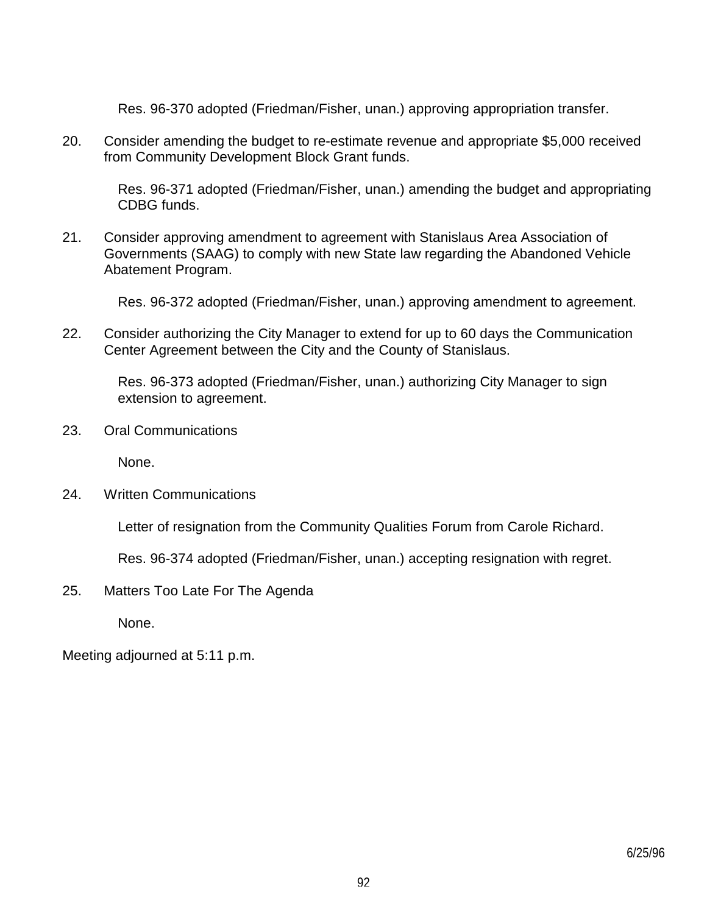Res. 96-370 adopted (Friedman/Fisher, unan.) approving appropriation transfer.

20. Consider amending the budget to re-estimate revenue and appropriate $5,000 received from Community Development Block Grant funds.

    Res. 96-371 adopted (Friedman/Fisher, unan.) amending the budget and appropriating CDBG funds.

21. Consider approving amendment to agreement with Stanislaus Area Association of Governments (SAAG) to comply with new State law regarding the Abandoned Vehicle Abatement Program.

    Res. 96-372 adopted (Friedman/Fisher, unan.) approving amendment to agreement.

22. Consider authorizing the City Manager to extend for up to 60 days the Communication Center Agreement between the City and the County of Stanislaus.

    Res. 96-373 adopted (Friedman/Fisher, unan.) authorizing City Manager to sign extension to agreement.

23. Oral Communications

    None.

24. Written Communications

    Letter of resignation from the Community Qualities Forum from Carole Richard.

    Res. 96-374 adopted (Friedman/Fisher, unan.) accepting resignation with regret.

25. Matters Too Late For The Agenda

    None.

Meeting adjourned at 5:11 p.m.

6/25/96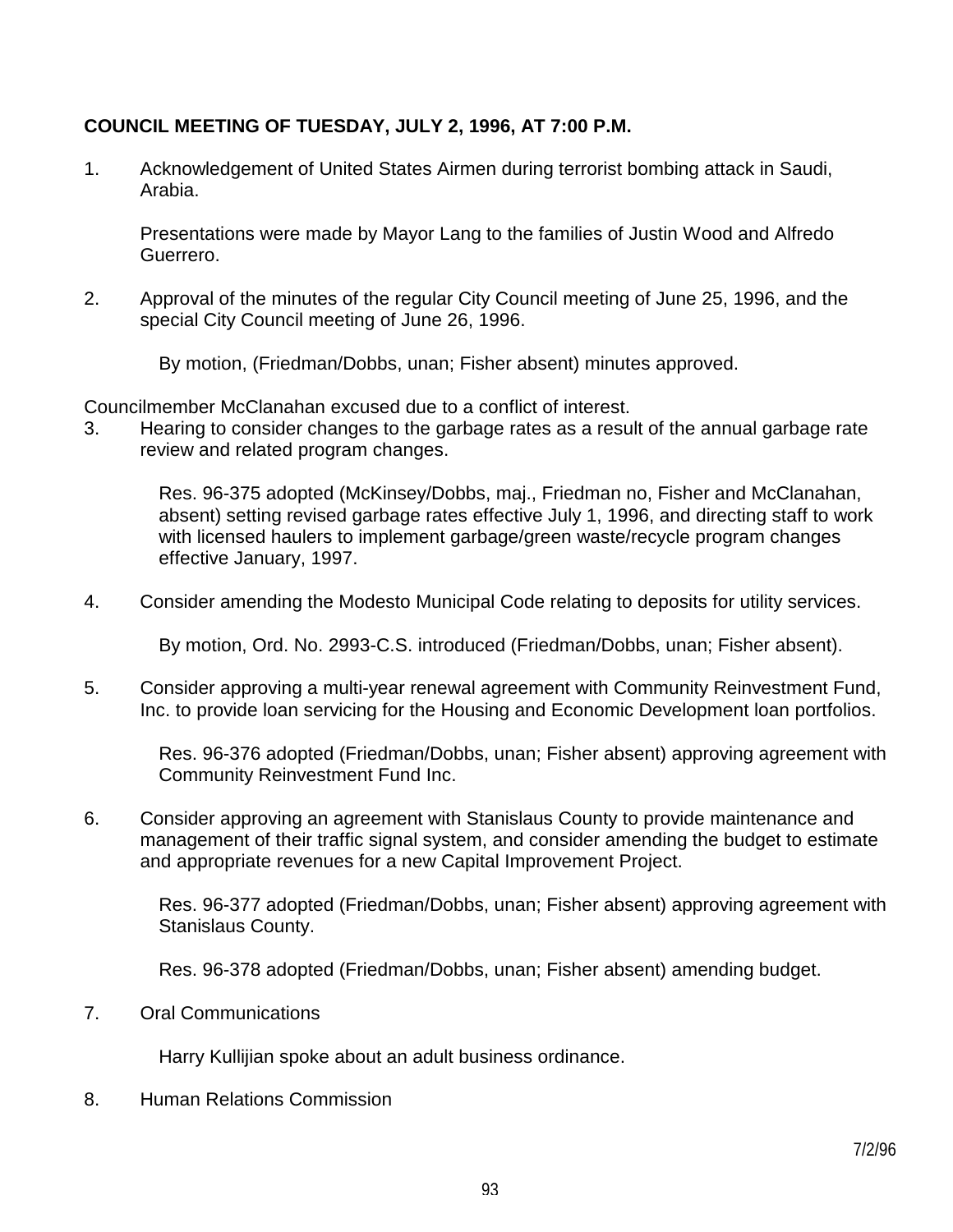**COUNCIL MEETING OF TUESDAY, JULY 2, 1996, AT 7:00 P.M.**

1. Acknowledgement of United States Airmen during terrorist bombing attack in Saudi, Arabia.

   Presentations were made by Mayor Lang to the families of Justin Wood and Alfredo Guerrero.

2. Approval of the minutes of the regular City Council meeting of June 25, 1996, and the special City Council meeting of June 26, 1996.

   By motion, (Friedman/Dobbs, unan; Fisher absent) minutes approved.

Councilmember McClanahan excused due to a conflict of interest.

3. Hearing to consider changes to the garbage rates as a result of the annual garbage rate review and related program changes.

   Res. 96-375 adopted (McKinsey/Dobbs, maj., Friedman no, Fisher and McClanahan, absent) setting revised garbage rates effective July 1, 1996, and directing staff to work with licensed haulers to implement garbage/green waste/recycle program changes effective January, 1997.

4. Consider amending the Modesto Municipal Code relating to deposits for utility services.

   By motion, Ord. No. 2993-C.S. introduced (Friedman/Dobbs, unan; Fisher absent).

5. Consider approving a multi-year renewal agreement with Community Reinvestment Fund, Inc. to provide loan servicing for the Housing and Economic Development loan portfolios.

   Res. 96-376 adopted (Friedman/Dobbs, unan; Fisher absent) approving agreement with Community Reinvestment Fund Inc.

6. Consider approving an agreement with Stanislaus County to provide maintenance and management of their traffic signal system, and consider amending the budget to estimate and appropriate revenues for a new Capital Improvement Project.

   Res. 96-377 adopted (Friedman/Dobbs, unan; Fisher absent) approving agreement with Stanislaus County.

   Res. 96-378 adopted (Friedman/Dobbs, unan; Fisher absent) amending budget.

7. Oral Communications

   Harry Kullijian spoke about an adult business ordinance.

8. Human Relations Commission

7/2/96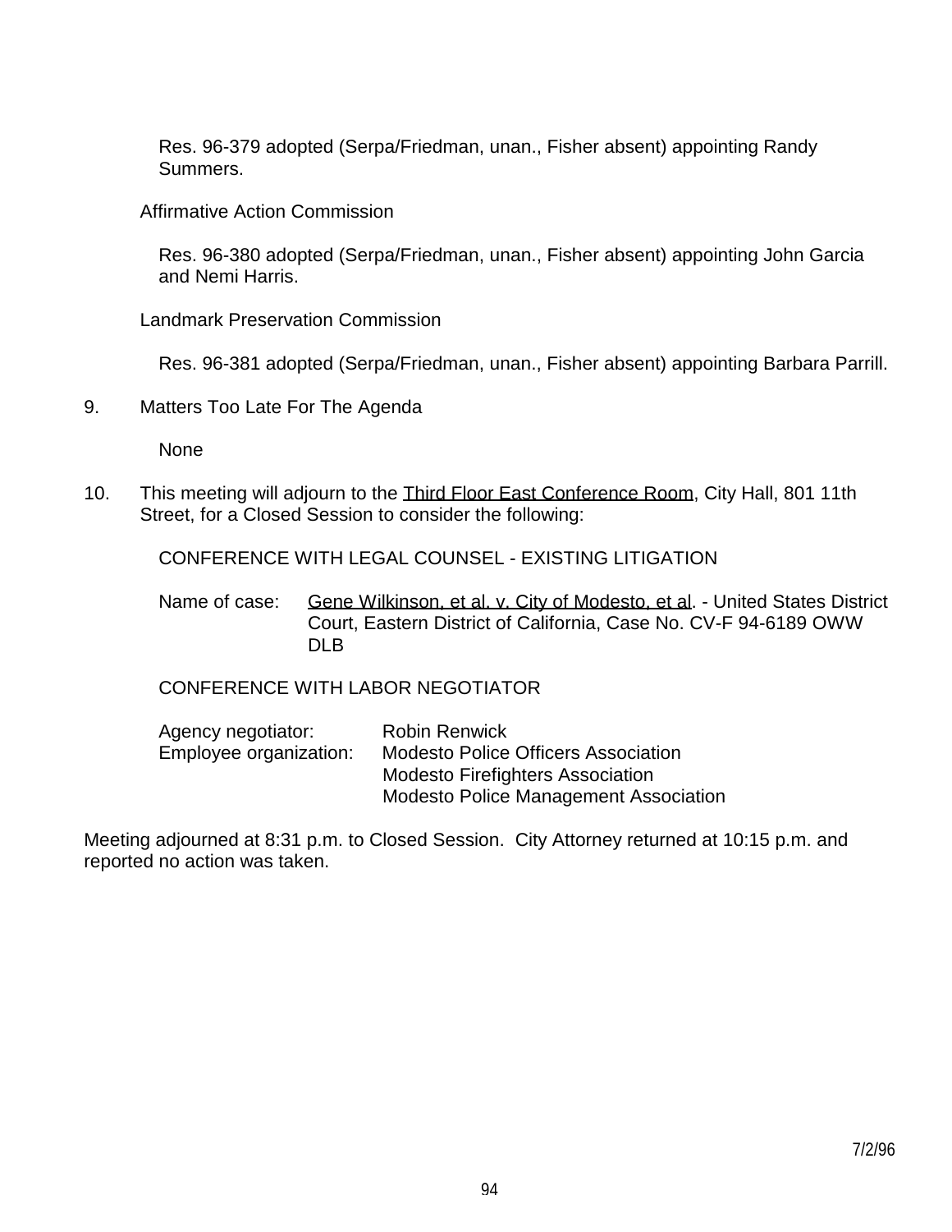Res. 96-379 adopted (Serpa/Friedman, unan., Fisher absent) appointing Randy Summers.

Affirmative Action Commission

Res. 96-380 adopted (Serpa/Friedman, unan., Fisher absent) appointing John Garcia and Nemi Harris.

Landmark Preservation Commission

Res. 96-381 adopted (Serpa/Friedman, unan., Fisher absent) appointing Barbara Parrill.

9. Matters Too Late For The Agenda

   None

10. This meeting will adjourn to the Third Floor East Conference Room, City Hall, 801 11th Street, for a Closed Session to consider the following:

    CONFERENCE WITH LEGAL COUNSEL - EXISTING LITIGATION

    Name of case: Gene Wilkinson, et al. v. City of Modesto, et al. - United States District Court, Eastern District of California, Case No. CV-F 94-6189 OWW DLB

    CONFERENCE WITH LABOR NEGOTIATOR

    Agency negotiator: Robin Renwick
    Employee organization: Modesto Police Officers Association
    Modesto Firefighters Association
    Modesto Police Management Association

Meeting adjourned at 8:31 p.m. to Closed Session. City Attorney returned at 10:15 p.m. and reported no action was taken.

7/2/96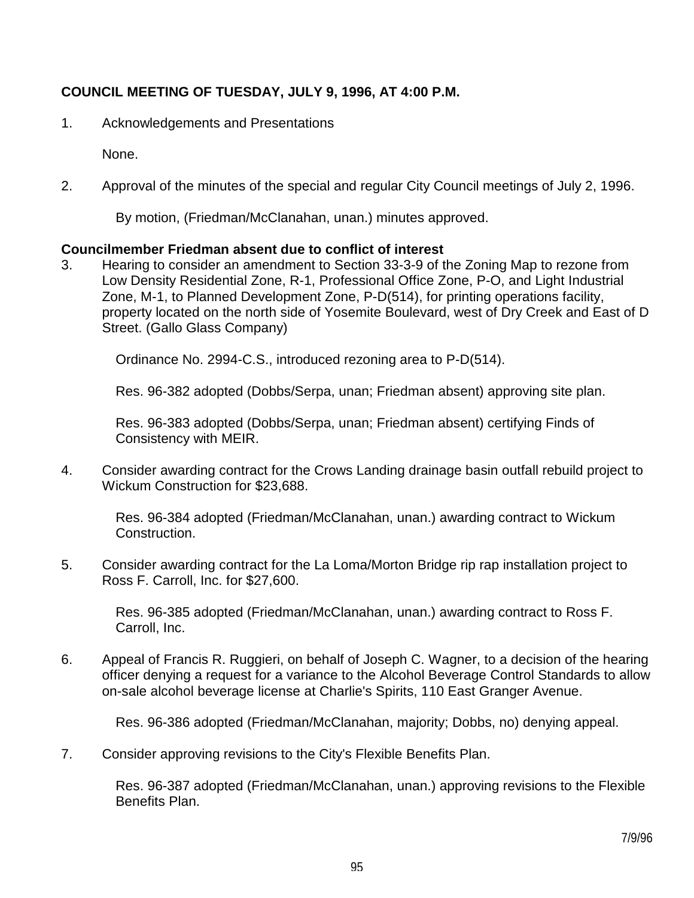**COUNCIL MEETING OF TUESDAY, JULY 9, 1996, AT 4:00 P.M.**

1. Acknowledgements and Presentations

   None.

2. Approval of the minutes of the special and regular City Council meetings of July 2, 1996.

   By motion, (Friedman/McClanahan, unan.) minutes approved.

**Councilmember Friedman absent due to conflict of interest**

3. Hearing to consider an amendment to Section 33-3-9 of the Zoning Map to rezone from Low Density Residential Zone, R-1, Professional Office Zone, P-O, and Light Industrial Zone, M-1, to Planned Development Zone, P-D(514), for printing operations facility, property located on the north side of Yosemite Boulevard, west of Dry Creek and East of D Street. (Gallo Glass Company)

   Ordinance No. 2994-C.S., introduced rezoning area to P-D(514).

   Res. 96-382 adopted (Dobbs/Serpa, unan; Friedman absent) approving site plan.

   Res. 96-383 adopted (Dobbs/Serpa, unan; Friedman absent) certifying Finds of Consistency with MEIR.

4. Consider awarding contract for the Crows Landing drainage basin outfall rebuild project to Wickum Construction for $23,688.

   Res. 96-384 adopted (Friedman/McClanahan, unan.) awarding contract to Wickum Construction.

5. Consider awarding contract for the La Loma/Morton Bridge rip rap installation project to Ross F. Carroll, Inc. for $27,600.

   Res. 96-385 adopted (Friedman/McClanahan, unan.) awarding contract to Ross F. Carroll, Inc.

6. Appeal of Francis R. Ruggieri, on behalf of Joseph C. Wagner, to a decision of the hearing officer denying a request for a variance to the Alcohol Beverage Control Standards to allow on-sale alcohol beverage license at Charlie's Spirits, 110 East Granger Avenue.

   Res. 96-386 adopted (Friedman/McClanahan, majority; Dobbs, no) denying appeal.

7. Consider approving revisions to the City's Flexible Benefits Plan.

   Res. 96-387 adopted (Friedman/McClanahan, unan.) approving revisions to the Flexible Benefits Plan.

7/9/96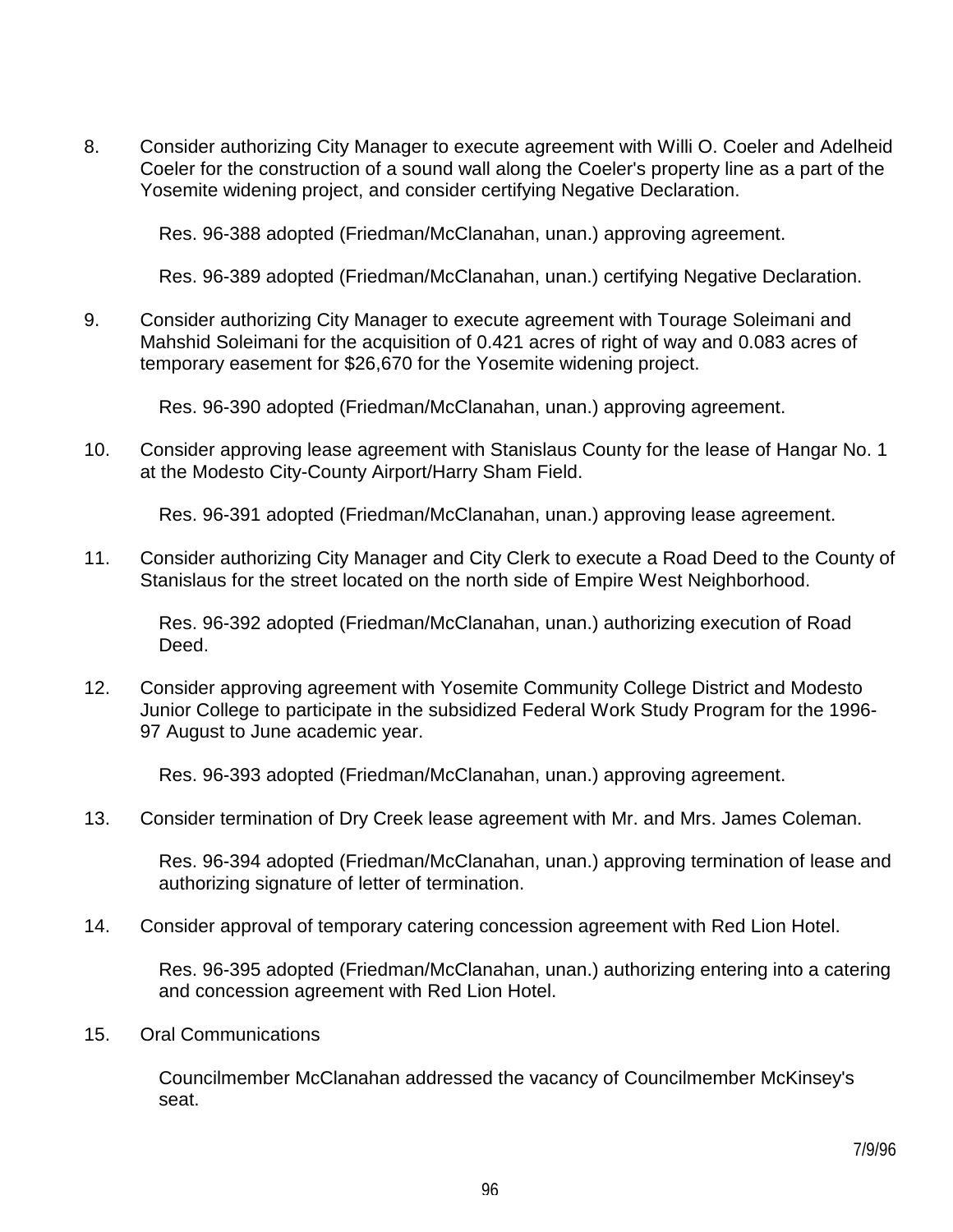8. Consider authorizing City Manager to execute agreement with Willi O. Coeler and Adelheid Coeler for the construction of a sound wall along the Coeler's property line as a part of the Yosemite widening project, and consider certifying Negative Declaration.

   Res. 96-388 adopted (Friedman/McClanahan, unan.) approving agreement.

   Res. 96-389 adopted (Friedman/McClanahan, unan.) certifying Negative Declaration.

9. Consider authorizing City Manager to execute agreement with Tourage Soleimani and Mahshid Soleimani for the acquisition of 0.421 acres of right of way and 0.083 acres of temporary easement for $26,670 for the Yosemite widening project.

   Res. 96-390 adopted (Friedman/McClanahan, unan.) approving agreement.

10. Consider approving lease agreement with Stanislaus County for the lease of Hangar No. 1 at the Modesto City-County Airport/Harry Sham Field.

    Res. 96-391 adopted (Friedman/McClanahan, unan.) approving lease agreement.

11. Consider authorizing City Manager and City Clerk to execute a Road Deed to the County of Stanislaus for the street located on the north side of Empire West Neighborhood.

    Res. 96-392 adopted (Friedman/McClanahan, unan.) authorizing execution of Road Deed.

12. Consider approving agreement with Yosemite Community College District and Modesto Junior College to participate in the subsidized Federal Work Study Program for the 1996-97 August to June academic year.

    Res. 96-393 adopted (Friedman/McClanahan, unan.) approving agreement.

13. Consider termination of Dry Creek lease agreement with Mr. and Mrs. James Coleman.

    Res. 96-394 adopted (Friedman/McClanahan, unan.) approving termination of lease and authorizing signature of letter of termination.

14. Consider approval of temporary catering concession agreement with Red Lion Hotel.

    Res. 96-395 adopted (Friedman/McClanahan, unan.) authorizing entering into a catering and concession agreement with Red Lion Hotel.

15. Oral Communications

    Councilmember McClanahan addressed the vacancy of Councilmember McKinsey's seat.

7/9/96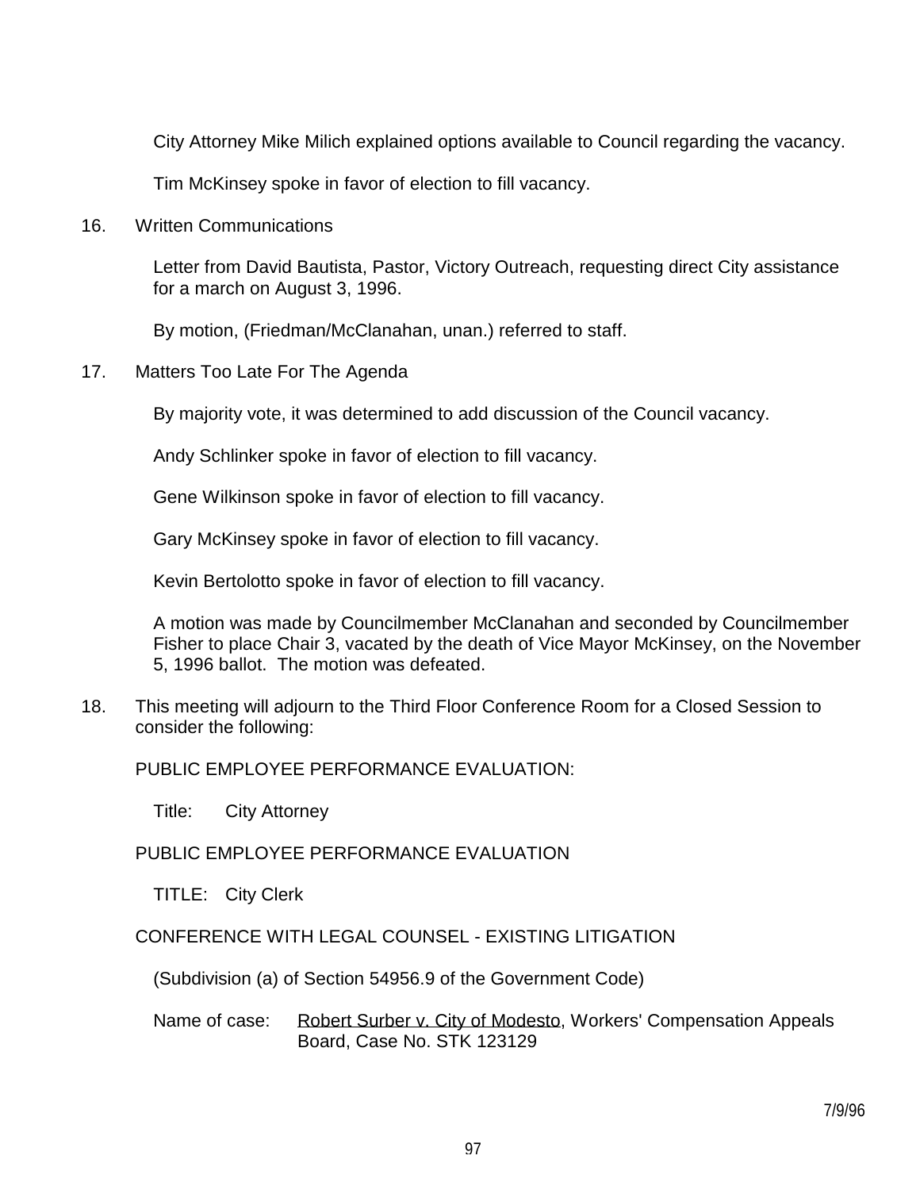City Attorney Mike Milich explained options available to Council regarding the vacancy.

Tim McKinsey spoke in favor of election to fill vacancy.

16. Written Communications

    Letter from David Bautista, Pastor, Victory Outreach, requesting direct City assistance for a march on August 3, 1996.

    By motion, (Friedman/McClanahan, unan.) referred to staff.

17. Matters Too Late For The Agenda

    By majority vote, it was determined to add discussion of the Council vacancy.

    Andy Schlinker spoke in favor of election to fill vacancy.

    Gene Wilkinson spoke in favor of election to fill vacancy.

    Gary McKinsey spoke in favor of election to fill vacancy.

    Kevin Bertolotto spoke in favor of election to fill vacancy.

    A motion was made by Councilmember McClanahan and seconded by Councilmember Fisher to place Chair 3, vacated by the death of Vice Mayor McKinsey, on the November 5, 1996 ballot. The motion was defeated.

18. This meeting will adjourn to the Third Floor Conference Room for a Closed Session to consider the following:

    PUBLIC EMPLOYEE PERFORMANCE EVALUATION:

    Title: City Attorney

    PUBLIC EMPLOYEE PERFORMANCE EVALUATION

    TITLE: City Clerk

    CONFERENCE WITH LEGAL COUNSEL - EXISTING LITIGATION

    (Subdivision (a) of Section 54956.9 of the Government Code)

    Name of case: Robert Surber v. City of Modesto, Workers' Compensation Appeals Board, Case No. STK 123129

7/9/96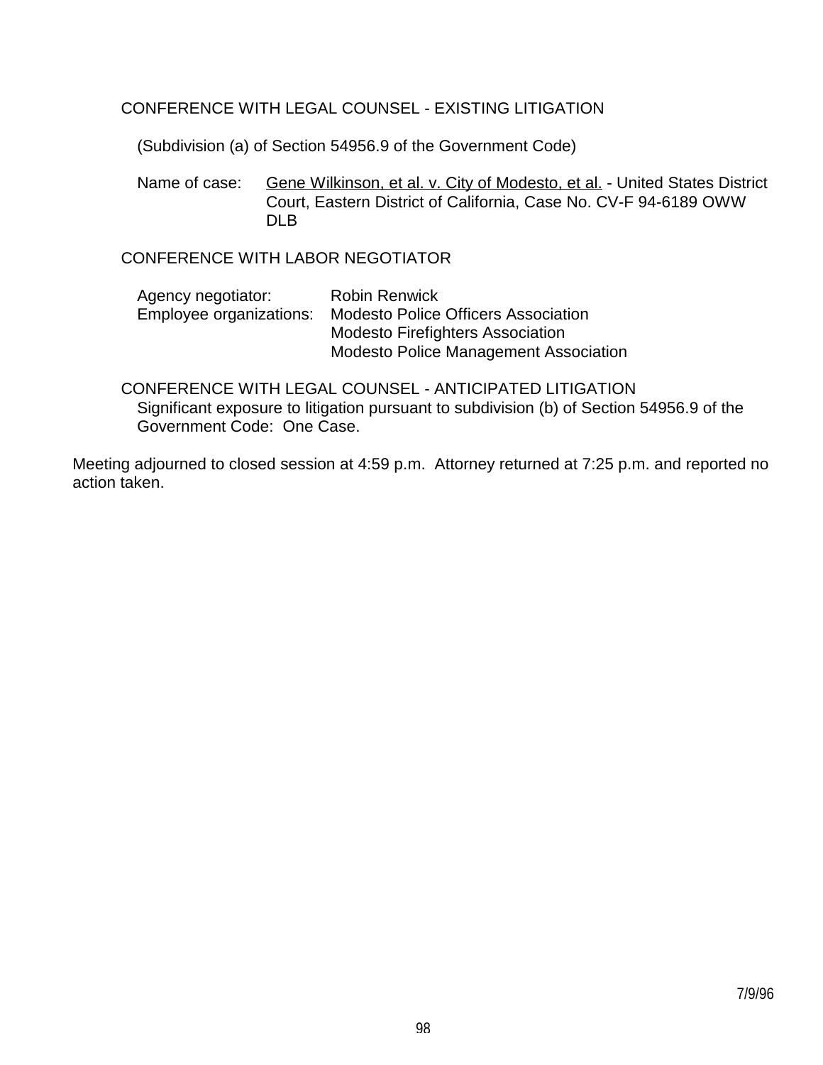CONFERENCE WITH LEGAL COUNSEL - EXISTING LITIGATION

(Subdivision (a) of Section 54956.9 of the Government Code)

Name of case: Gene Wilkinson, et al. v. City of Modesto, et al. - United States District Court, Eastern District of California, Case No. CV-F 94-6189 OWW DLB

CONFERENCE WITH LABOR NEGOTIATOR

Agency negotiator: Robin Renwick
Employee organizations: Modesto Police Officers Association
Modesto Firefighters Association
Modesto Police Management Association

CONFERENCE WITH LEGAL COUNSEL - ANTICIPATED LITIGATION
Significant exposure to litigation pursuant to subdivision (b) of Section 54956.9 of the Government Code: One Case.

Meeting adjourned to closed session at 4:59 p.m. Attorney returned at 7:25 p.m. and reported no action taken.

7/9/96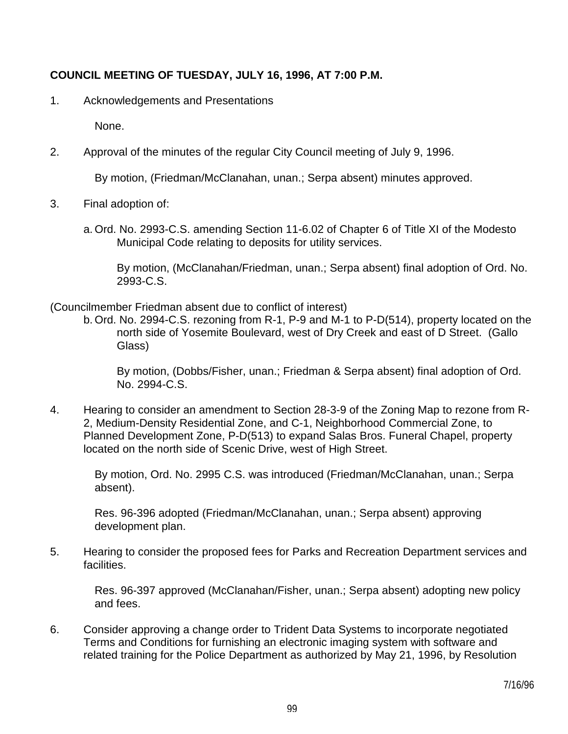**COUNCIL MEETING OF TUESDAY, JULY 16, 1996, AT 7:00 P.M.**

1. Acknowledgements and Presentations

   None.

2. Approval of the minutes of the regular City Council meeting of July 9, 1996.

   By motion, (Friedman/McClanahan, unan.; Serpa absent) minutes approved.

3. Final adoption of:

   a. Ord. No. 2993-C.S. amending Section 11-6.02 of Chapter 6 of Title XI of the Modesto Municipal Code relating to deposits for utility services.

      By motion, (McClanahan/Friedman, unan.; Serpa absent) final adoption of Ord. No. 2993-C.S.

(Councilmember Friedman absent due to conflict of interest)

   b. Ord. No. 2994-C.S. rezoning from R-1, P-9 and M-1 to P-D(514), property located on the north side of Yosemite Boulevard, west of Dry Creek and east of D Street. (Gallo Glass)

      By motion, (Dobbs/Fisher, unan.; Friedman & Serpa absent) final adoption of Ord. No. 2994-C.S.

4. Hearing to consider an amendment to Section 28-3-9 of the Zoning Map to rezone from R-2, Medium-Density Residential Zone, and C-1, Neighborhood Commercial Zone, to Planned Development Zone, P-D(513) to expand Salas Bros. Funeral Chapel, property located on the north side of Scenic Drive, west of High Street.

   By motion, Ord. No. 2995 C.S. was introduced (Friedman/McClanahan, unan.; Serpa absent).

   Res. 96-396 adopted (Friedman/McClanahan, unan.; Serpa absent) approving development plan.

5. Hearing to consider the proposed fees for Parks and Recreation Department services and facilities.

   Res. 96-397 approved (McClanahan/Fisher, unan.; Serpa absent) adopting new policy and fees.

6. Consider approving a change order to Trident Data Systems to incorporate negotiated Terms and Conditions for furnishing an electronic imaging system with software and related training for the Police Department as authorized by May 21, 1996, by Resolution

7/16/96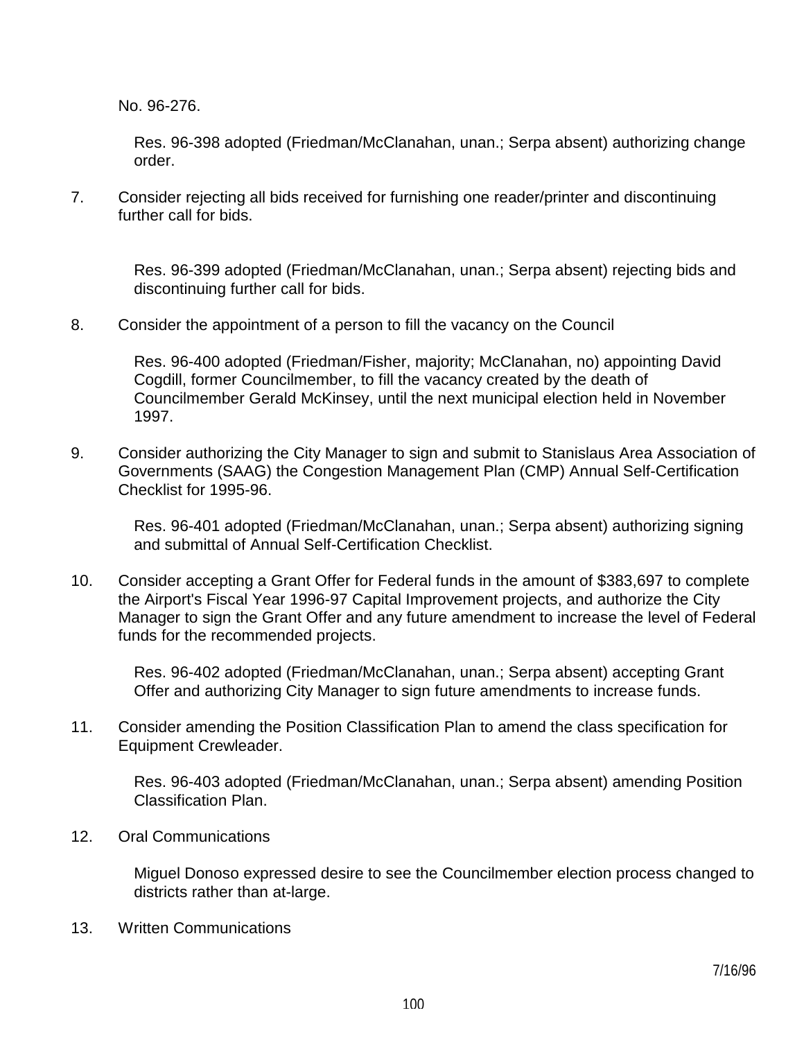No. 96-276.

Res. 96-398 adopted (Friedman/McClanahan, unan.; Serpa absent) authorizing change order.

7. Consider rejecting all bids received for furnishing one reader/printer and discontinuing further call for bids.

   Res. 96-399 adopted (Friedman/McClanahan, unan.; Serpa absent) rejecting bids and discontinuing further call for bids.

8. Consider the appointment of a person to fill the vacancy on the Council

   Res. 96-400 adopted (Friedman/Fisher, majority; McClanahan, no) appointing David Cogdill, former Councilmember, to fill the vacancy created by the death of Councilmember Gerald McKinsey, until the next municipal election held in November 1997.

9. Consider authorizing the City Manager to sign and submit to Stanislaus Area Association of Governments (SAAG) the Congestion Management Plan (CMP) Annual Self-Certification Checklist for 1995-96.

   Res. 96-401 adopted (Friedman/McClanahan, unan.; Serpa absent) authorizing signing and submittal of Annual Self-Certification Checklist.

10. Consider accepting a Grant Offer for Federal funds in the amount of $383,697 to complete the Airport's Fiscal Year 1996-97 Capital Improvement projects, and authorize the City Manager to sign the Grant Offer and any future amendment to increase the level of Federal funds for the recommended projects.

    Res. 96-402 adopted (Friedman/McClanahan, unan.; Serpa absent) accepting Grant Offer and authorizing City Manager to sign future amendments to increase funds.

11. Consider amending the Position Classification Plan to amend the class specification for Equipment Crewleader.

    Res. 96-403 adopted (Friedman/McClanahan, unan.; Serpa absent) amending Position Classification Plan.

12. Oral Communications

    Miguel Donoso expressed desire to see the Councilmember election process changed to districts rather than at-large.

13. Written Communications

7/16/96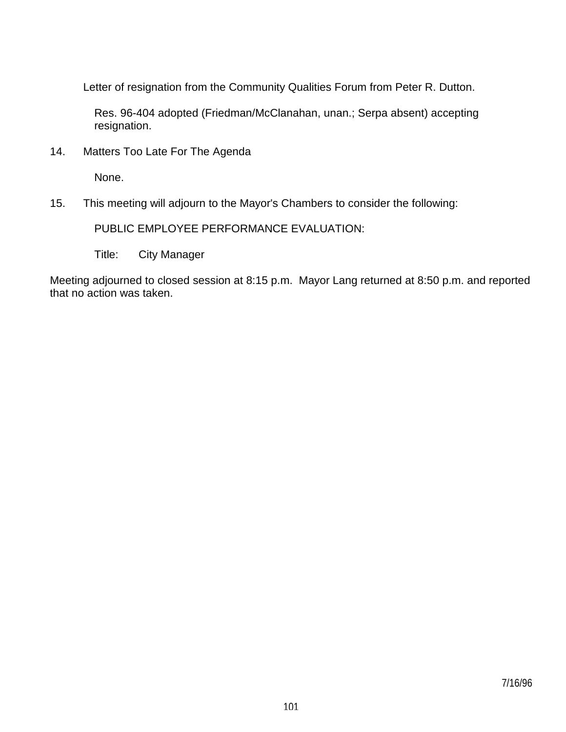Letter of resignation from the Community Qualities Forum from Peter R. Dutton.

Res. 96-404 adopted (Friedman/McClanahan, unan.; Serpa absent) accepting resignation.

14. Matters Too Late For The Agenda

    None.

15. This meeting will adjourn to the Mayor's Chambers to consider the following:

    PUBLIC EMPLOYEE PERFORMANCE EVALUATION:

    Title: City Manager

Meeting adjourned to closed session at 8:15 p.m. Mayor Lang returned at 8:50 p.m. and reported that no action was taken.

7/16/96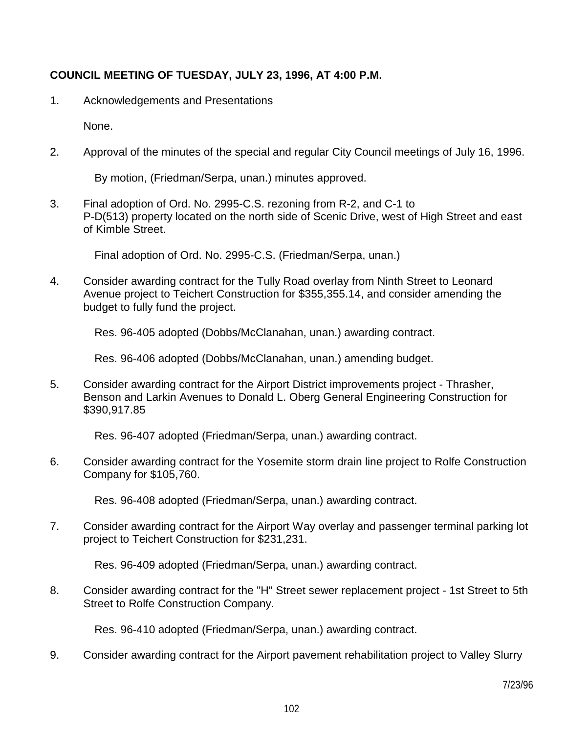**COUNCIL MEETING OF TUESDAY, JULY 23, 1996, AT 4:00 P.M.**

1. Acknowledgements and Presentations

   None.

2. Approval of the minutes of the special and regular City Council meetings of July 16, 1996.

   By motion, (Friedman/Serpa, unan.) minutes approved.

3. Final adoption of Ord. No. 2995-C.S. rezoning from R-2, and C-1 to P-D(513) property located on the north side of Scenic Drive, west of High Street and east of Kimble Street.

   Final adoption of Ord. No. 2995-C.S. (Friedman/Serpa, unan.)

4. Consider awarding contract for the Tully Road overlay from Ninth Street to Leonard Avenue project to Teichert Construction for $355,355.14, and consider amending the budget to fully fund the project.

   Res. 96-405 adopted (Dobbs/McClanahan, unan.) awarding contract.

   Res. 96-406 adopted (Dobbs/McClanahan, unan.) amending budget.

5. Consider awarding contract for the Airport District improvements project - Thrasher, Benson and Larkin Avenues to Donald L. Oberg General Engineering Construction for $390,917.85

   Res. 96-407 adopted (Friedman/Serpa, unan.) awarding contract.

6. Consider awarding contract for the Yosemite storm drain line project to Rolfe Construction Company for $105,760.

   Res. 96-408 adopted (Friedman/Serpa, unan.) awarding contract.

7. Consider awarding contract for the Airport Way overlay and passenger terminal parking lot project to Teichert Construction for $231,231.

   Res. 96-409 adopted (Friedman/Serpa, unan.) awarding contract.

8. Consider awarding contract for the "H" Street sewer replacement project - 1st Street to 5th Street to Rolfe Construction Company.

   Res. 96-410 adopted (Friedman/Serpa, unan.) awarding contract.

9. Consider awarding contract for the Airport pavement rehabilitation project to Valley Slurry

7/23/96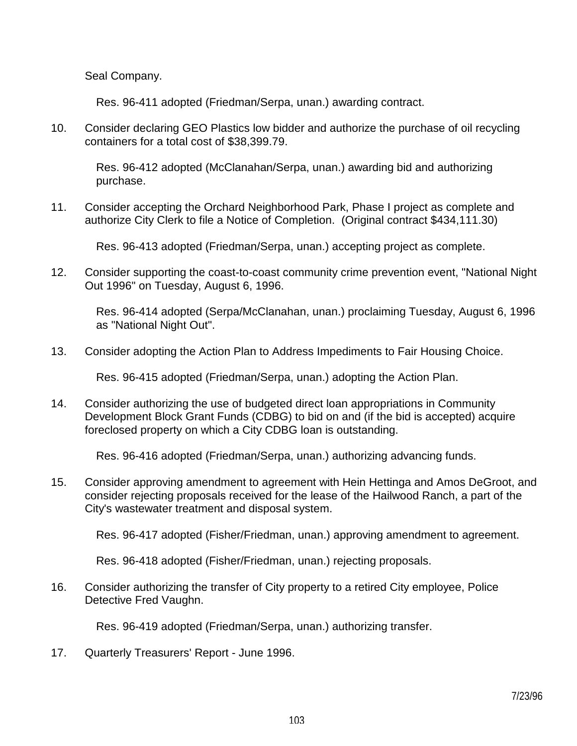Seal Company.

Res. 96-411 adopted (Friedman/Serpa, unan.) awarding contract.

10. Consider declaring GEO Plastics low bidder and authorize the purchase of oil recycling containers for a total cost of $38,399.79.

    Res. 96-412 adopted (McClanahan/Serpa, unan.) awarding bid and authorizing purchase.

11. Consider accepting the Orchard Neighborhood Park, Phase I project as complete and authorize City Clerk to file a Notice of Completion. (Original contract $434,111.30)

    Res. 96-413 adopted (Friedman/Serpa, unan.) accepting project as complete.

12. Consider supporting the coast-to-coast community crime prevention event, "National Night Out 1996" on Tuesday, August 6, 1996.

    Res. 96-414 adopted (Serpa/McClanahan, unan.) proclaiming Tuesday, August 6, 1996 as "National Night Out".

13. Consider adopting the Action Plan to Address Impediments to Fair Housing Choice.

    Res. 96-415 adopted (Friedman/Serpa, unan.) adopting the Action Plan.

14. Consider authorizing the use of budgeted direct loan appropriations in Community Development Block Grant Funds (CDBG) to bid on and (if the bid is accepted) acquire foreclosed property on which a City CDBG loan is outstanding.

    Res. 96-416 adopted (Friedman/Serpa, unan.) authorizing advancing funds.

15. Consider approving amendment to agreement with Hein Hettinga and Amos DeGroot, and consider rejecting proposals received for the lease of the Hailwood Ranch, a part of the City's wastewater treatment and disposal system.

    Res. 96-417 adopted (Fisher/Friedman, unan.) approving amendment to agreement.

    Res. 96-418 adopted (Fisher/Friedman, unan.) rejecting proposals.

16. Consider authorizing the transfer of City property to a retired City employee, Police Detective Fred Vaughn.

    Res. 96-419 adopted (Friedman/Serpa, unan.) authorizing transfer.

17. Quarterly Treasurers' Report - June 1996.

7/23/96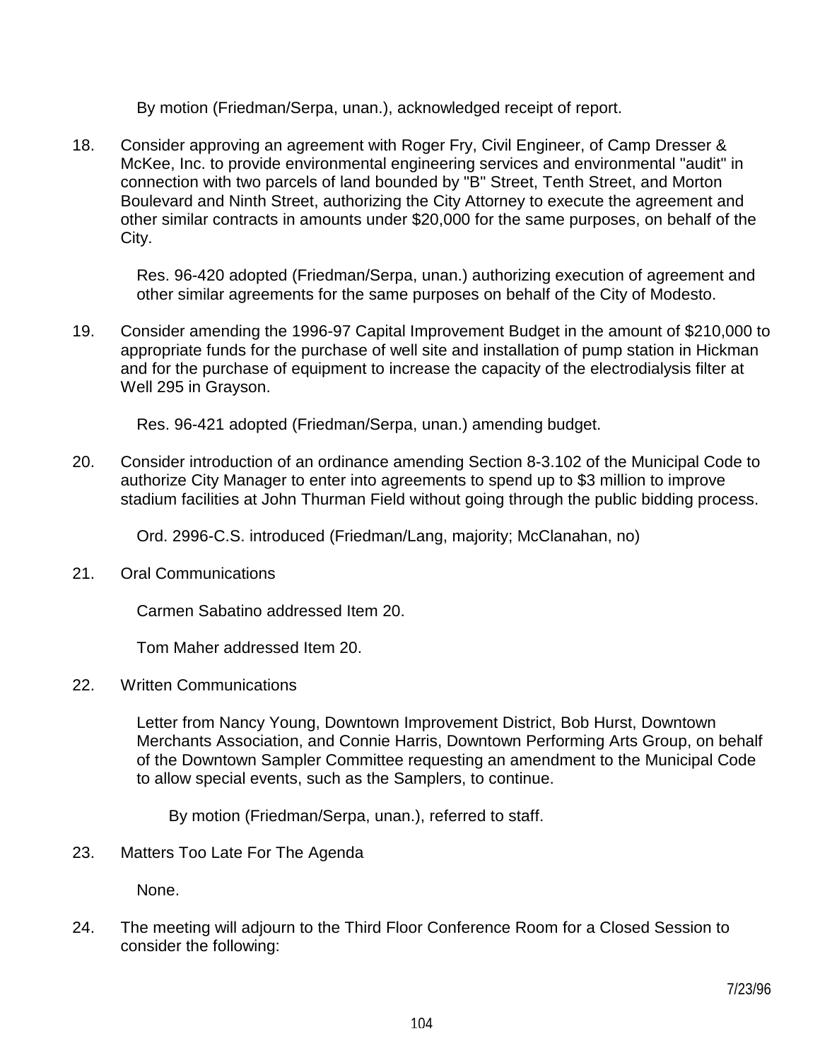By motion (Friedman/Serpa, unan.), acknowledged receipt of report.

18. Consider approving an agreement with Roger Fry, Civil Engineer, of Camp Dresser & McKee, Inc. to provide environmental engineering services and environmental "audit" in connection with two parcels of land bounded by "B" Street, Tenth Street, and Morton Boulevard and Ninth Street, authorizing the City Attorney to execute the agreement and other similar contracts in amounts under $20,000 for the same purposes, on behalf of the City.

   Res. 96-420 adopted (Friedman/Serpa, unan.) authorizing execution of agreement and other similar agreements for the same purposes on behalf of the City of Modesto.

19. Consider amending the 1996-97 Capital Improvement Budget in the amount of $210,000 to appropriate funds for the purchase of well site and installation of pump station in Hickman and for the purchase of equipment to increase the capacity of the electrodialysis filter at Well 295 in Grayson.

   Res. 96-421 adopted (Friedman/Serpa, unan.) amending budget.

20. Consider introduction of an ordinance amending Section 8-3.102 of the Municipal Code to authorize City Manager to enter into agreements to spend up to $3 million to improve stadium facilities at John Thurman Field without going through the public bidding process.

   Ord. 2996-C.S. introduced (Friedman/Lang, majority; McClanahan, no)

21. Oral Communications

   Carmen Sabatino addressed Item 20.

   Tom Maher addressed Item 20.

22. Written Communications

   Letter from Nancy Young, Downtown Improvement District, Bob Hurst, Downtown Merchants Association, and Connie Harris, Downtown Performing Arts Group, on behalf of the Downtown Sampler Committee requesting an amendment to the Municipal Code to allow special events, such as the Samplers, to continue.

   By motion (Friedman/Serpa, unan.), referred to staff.

23. Matters Too Late For The Agenda

   None.

24. The meeting will adjourn to the Third Floor Conference Room for a Closed Session to consider the following:

7/23/96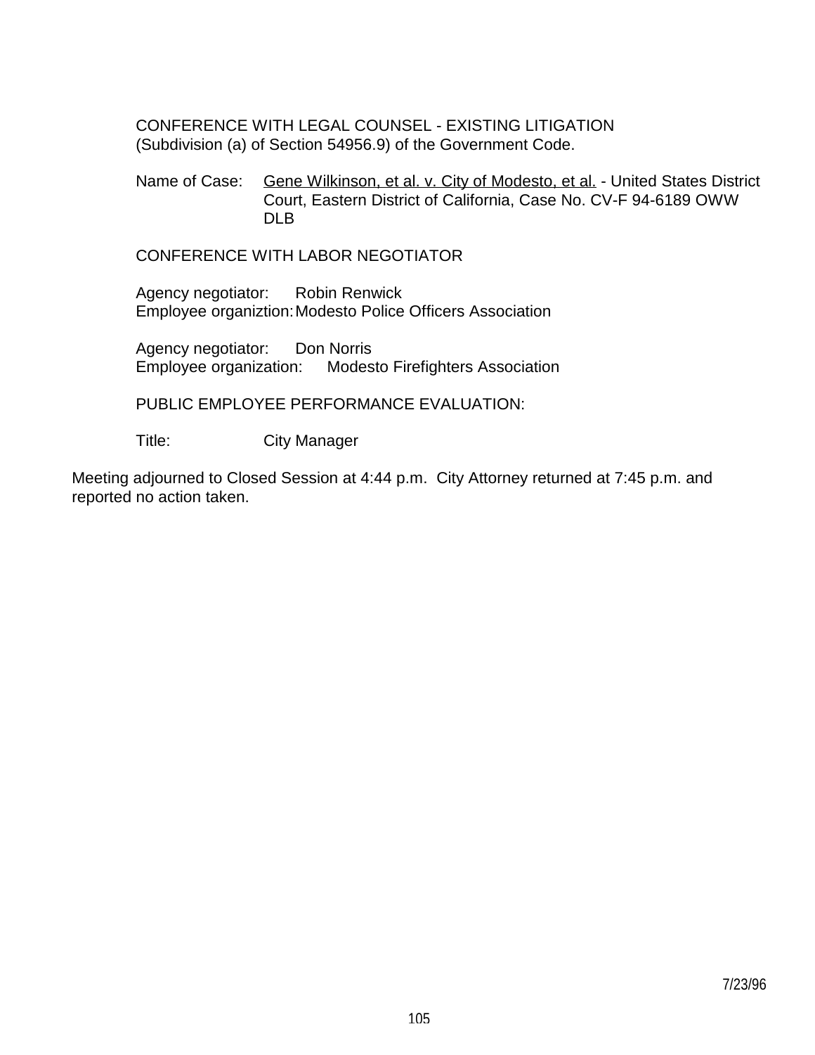CONFERENCE WITH LEGAL COUNSEL - EXISTING LITIGATION
(Subdivision (a) of Section 54956.9) of the Government Code.

Name of Case: Gene Wilkinson, et al. v. City of Modesto, et al. - United States District Court, Eastern District of California, Case No. CV-F 94-6189 OWW DLB

CONFERENCE WITH LABOR NEGOTIATOR

Agency negotiator: Robin Renwick
Employee organiztion: Modesto Police Officers Association

Agency negotiator: Don Norris
Employee organization: Modesto Firefighters Association

PUBLIC EMPLOYEE PERFORMANCE EVALUATION:

Title: City Manager

Meeting adjourned to Closed Session at 4:44 p.m. City Attorney returned at 7:45 p.m. and reported no action taken.

7/23/96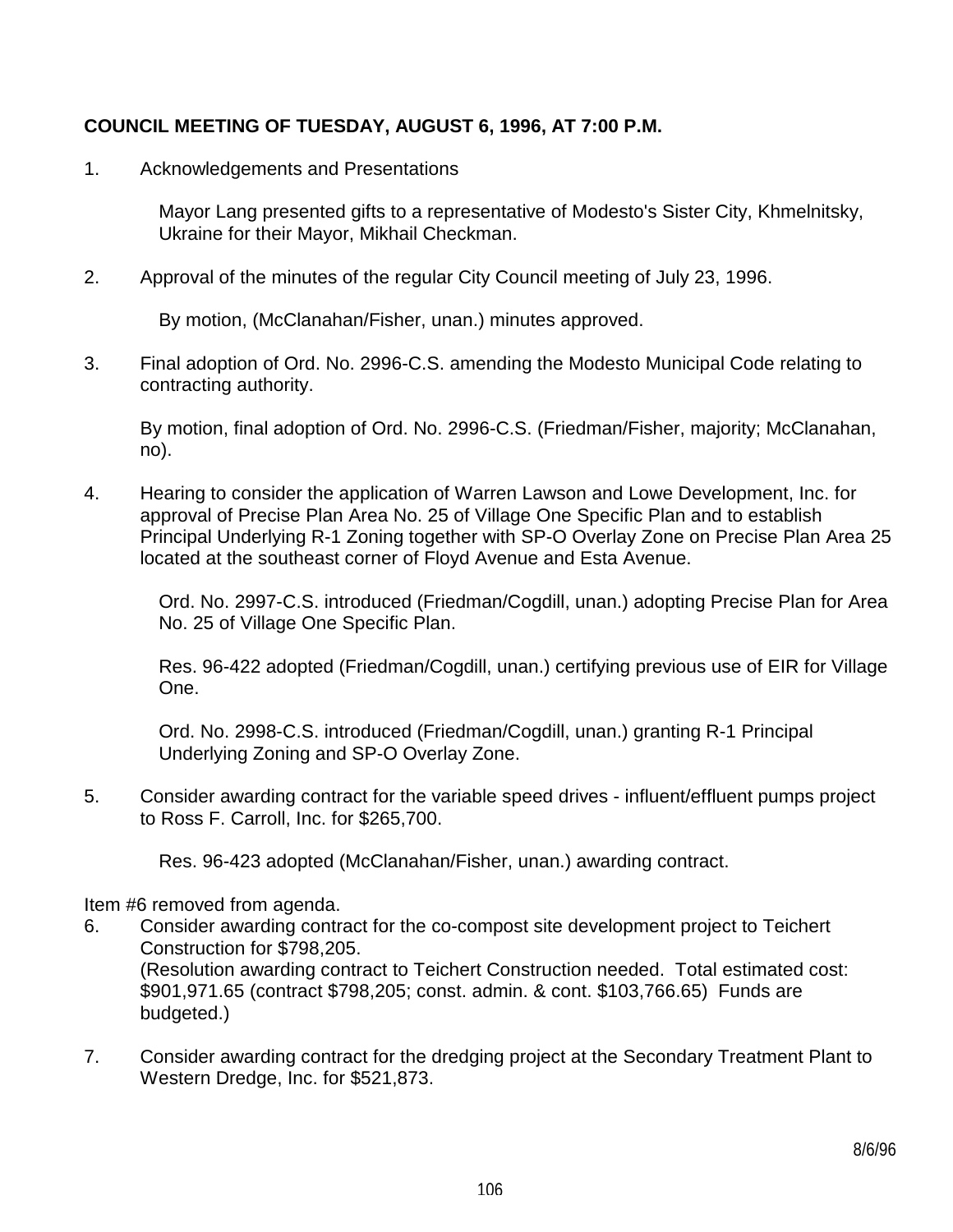**COUNCIL MEETING OF TUESDAY, AUGUST 6, 1996, AT 7:00 P.M.**

1. Acknowledgements and Presentations

   Mayor Lang presented gifts to a representative of Modesto's Sister City, Khmelnitsky, Ukraine for their Mayor, Mikhail Checkman.

2. Approval of the minutes of the regular City Council meeting of July 23, 1996.

   By motion, (McClanahan/Fisher, unan.) minutes approved.

3. Final adoption of Ord. No. 2996-C.S. amending the Modesto Municipal Code relating to contracting authority.

   By motion, final adoption of Ord. No. 2996-C.S. (Friedman/Fisher, majority; McClanahan, no).

4. Hearing to consider the application of Warren Lawson and Lowe Development, Inc. for approval of Precise Plan Area No. 25 of Village One Specific Plan and to establish Principal Underlying R-1 Zoning together with SP-O Overlay Zone on Precise Plan Area 25 located at the southeast corner of Floyd Avenue and Esta Avenue.

   Ord. No. 2997-C.S. introduced (Friedman/Cogdill, unan.) adopting Precise Plan for Area No. 25 of Village One Specific Plan.

   Res. 96-422 adopted (Friedman/Cogdill, unan.) certifying previous use of EIR for Village One.

   Ord. No. 2998-C.S. introduced (Friedman/Cogdill, unan.) granting R-1 Principal Underlying Zoning and SP-O Overlay Zone.

5. Consider awarding contract for the variable speed drives - influent/effluent pumps project to Ross F. Carroll, Inc. for $265,700.

   Res. 96-423 adopted (McClanahan/Fisher, unan.) awarding contract.

Item #6 removed from agenda.

6. Consider awarding contract for the co-compost site development project to Teichert Construction for $798,205.
   (Resolution awarding contract to Teichert Construction needed. Total estimated cost: $901,971.65 (contract $798,205; const. admin. & cont. $103,766.65) Funds are budgeted.)

7. Consider awarding contract for the dredging project at the Secondary Treatment Plant to Western Dredge, Inc. for $521,873.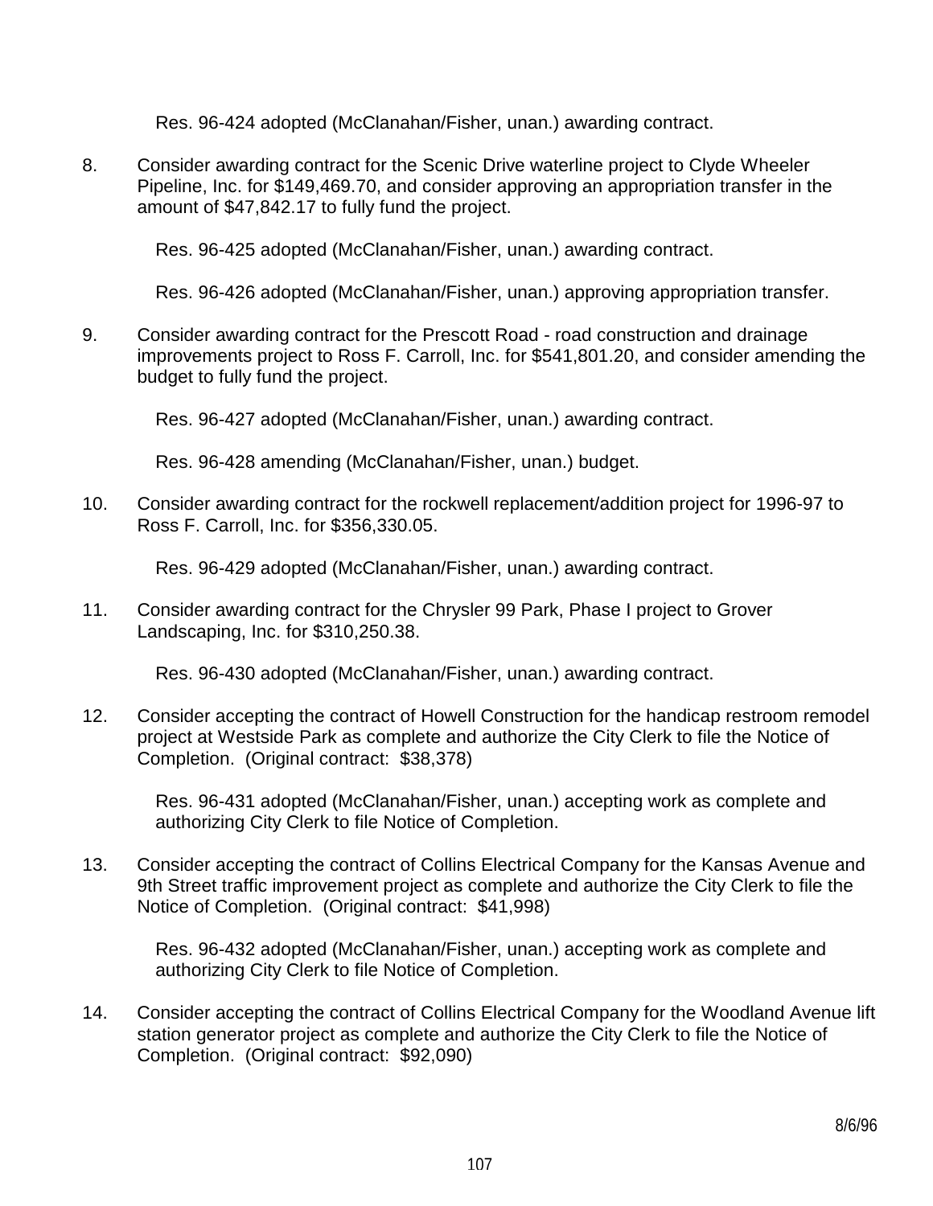Res. 96-424 adopted (McClanahan/Fisher, unan.) awarding contract.

8. Consider awarding contract for the Scenic Drive waterline project to Clyde Wheeler Pipeline, Inc. for $149,469.70, and consider approving an appropriation transfer in the amount of $47,842.17 to fully fund the project.

   Res. 96-425 adopted (McClanahan/Fisher, unan.) awarding contract.

   Res. 96-426 adopted (McClanahan/Fisher, unan.) approving appropriation transfer.

9. Consider awarding contract for the Prescott Road - road construction and drainage improvements project to Ross F. Carroll, Inc. for $541,801.20, and consider amending the budget to fully fund the project.

   Res. 96-427 adopted (McClanahan/Fisher, unan.) awarding contract.

   Res. 96-428 amending (McClanahan/Fisher, unan.) budget.

10. Consider awarding contract for the rockwell replacement/addition project for 1996-97 to Ross F. Carroll, Inc. for $356,330.05.

    Res. 96-429 adopted (McClanahan/Fisher, unan.) awarding contract.

11. Consider awarding contract for the Chrysler 99 Park, Phase I project to Grover Landscaping, Inc. for $310,250.38.

    Res. 96-430 adopted (McClanahan/Fisher, unan.) awarding contract.

12. Consider accepting the contract of Howell Construction for the handicap restroom remodel project at Westside Park as complete and authorize the City Clerk to file the Notice of Completion. (Original contract: $38,378)

    Res. 96-431 adopted (McClanahan/Fisher, unan.) accepting work as complete and authorizing City Clerk to file Notice of Completion.

13. Consider accepting the contract of Collins Electrical Company for the Kansas Avenue and 9th Street traffic improvement project as complete and authorize the City Clerk to file the Notice of Completion. (Original contract: $41,998)

    Res. 96-432 adopted (McClanahan/Fisher, unan.) accepting work as complete and authorizing City Clerk to file Notice of Completion.

14. Consider accepting the contract of Collins Electrical Company for the Woodland Avenue lift station generator project as complete and authorize the City Clerk to file the Notice of Completion. (Original contract: $92,090)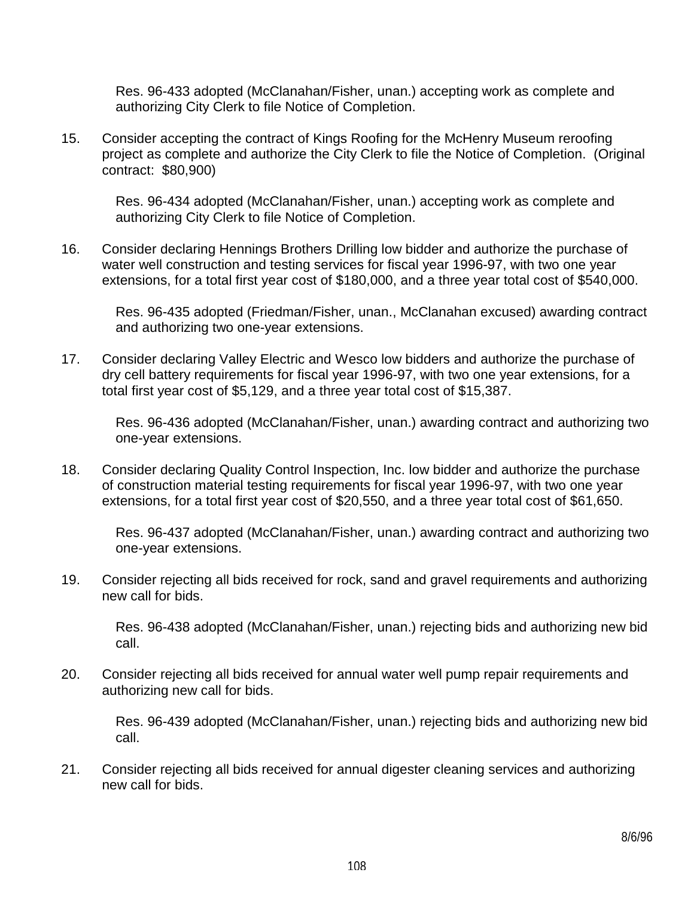Res. 96-433 adopted (McClanahan/Fisher, unan.) accepting work as complete and authorizing City Clerk to file Notice of Completion.

15. Consider accepting the contract of Kings Roofing for the McHenry Museum reroofing project as complete and authorize the City Clerk to file the Notice of Completion. (Original contract: $80,900)

    Res. 96-434 adopted (McClanahan/Fisher, unan.) accepting work as complete and authorizing City Clerk to file Notice of Completion.

16. Consider declaring Hennings Brothers Drilling low bidder and authorize the purchase of water well construction and testing services for fiscal year 1996-97, with two one year extensions, for a total first year cost of $180,000, and a three year total cost of $540,000.

    Res. 96-435 adopted (Friedman/Fisher, unan., McClanahan excused) awarding contract and authorizing two one-year extensions.

17. Consider declaring Valley Electric and Wesco low bidders and authorize the purchase of dry cell battery requirements for fiscal year 1996-97, with two one year extensions, for a total first year cost of $5,129, and a three year total cost of $15,387.

    Res. 96-436 adopted (McClanahan/Fisher, unan.) awarding contract and authorizing two one-year extensions.

18. Consider declaring Quality Control Inspection, Inc. low bidder and authorize the purchase of construction material testing requirements for fiscal year 1996-97, with two one year extensions, for a total first year cost of $20,550, and a three year total cost of $61,650.

    Res. 96-437 adopted (McClanahan/Fisher, unan.) awarding contract and authorizing two one-year extensions.

19. Consider rejecting all bids received for rock, sand and gravel requirements and authorizing new call for bids.

    Res. 96-438 adopted (McClanahan/Fisher, unan.) rejecting bids and authorizing new bid call.

20. Consider rejecting all bids received for annual water well pump repair requirements and authorizing new call for bids.

    Res. 96-439 adopted (McClanahan/Fisher, unan.) rejecting bids and authorizing new bid call.

21. Consider rejecting all bids received for annual digester cleaning services and authorizing new call for bids.

8/6/96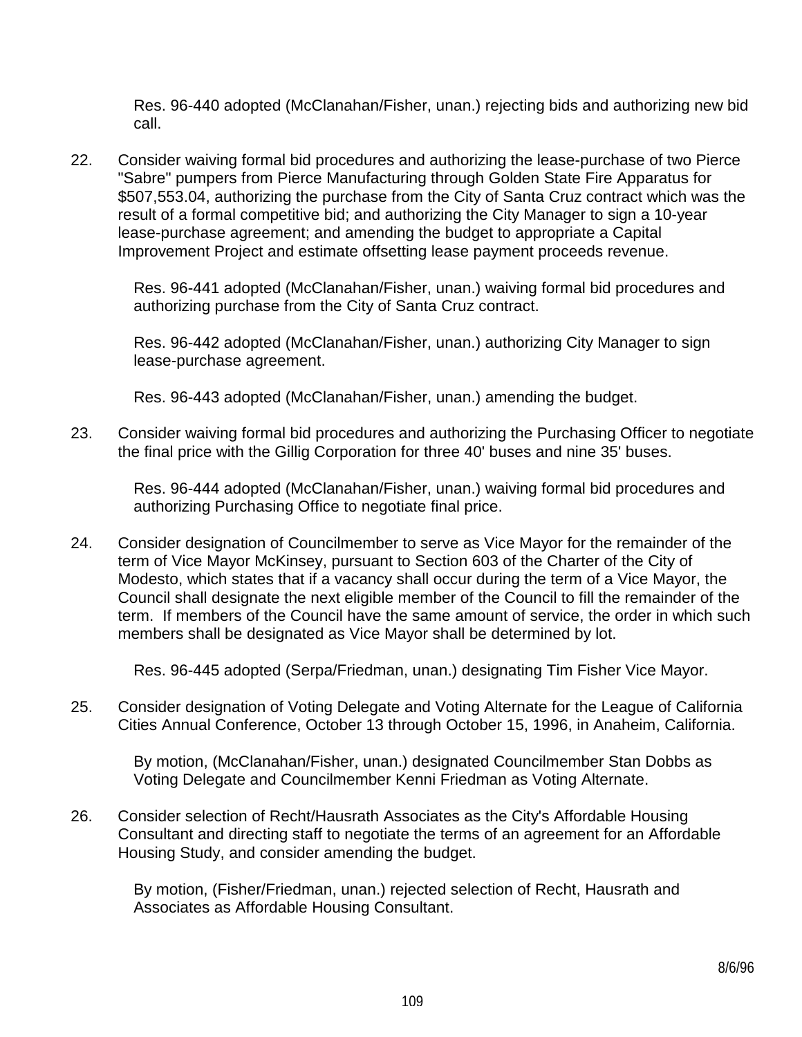Res. 96-440 adopted (McClanahan/Fisher, unan.) rejecting bids and authorizing new bid call.

22. Consider waiving formal bid procedures and authorizing the lease-purchase of two Pierce "Sabre" pumpers from Pierce Manufacturing through Golden State Fire Apparatus for $507,553.04, authorizing the purchase from the City of Santa Cruz contract which was the result of a formal competitive bid; and authorizing the City Manager to sign a 10-year lease-purchase agreement; and amending the budget to appropriate a Capital Improvement Project and estimate offsetting lease payment proceeds revenue.

    Res. 96-441 adopted (McClanahan/Fisher, unan.) waiving formal bid procedures and authorizing purchase from the City of Santa Cruz contract.

    Res. 96-442 adopted (McClanahan/Fisher, unan.) authorizing City Manager to sign lease-purchase agreement.

    Res. 96-443 adopted (McClanahan/Fisher, unan.) amending the budget.

23. Consider waiving formal bid procedures and authorizing the Purchasing Officer to negotiate the final price with the Gillig Corporation for three 40' buses and nine 35' buses.

    Res. 96-444 adopted (McClanahan/Fisher, unan.) waiving formal bid procedures and authorizing Purchasing Office to negotiate final price.

24. Consider designation of Councilmember to serve as Vice Mayor for the remainder of the term of Vice Mayor McKinsey, pursuant to Section 603 of the Charter of the City of Modesto, which states that if a vacancy shall occur during the term of a Vice Mayor, the Council shall designate the next eligible member of the Council to fill the remainder of the term. If members of the Council have the same amount of service, the order in which such members shall be designated as Vice Mayor shall be determined by lot.

    Res. 96-445 adopted (Serpa/Friedman, unan.) designating Tim Fisher Vice Mayor.

25. Consider designation of Voting Delegate and Voting Alternate for the League of California Cities Annual Conference, October 13 through October 15, 1996, in Anaheim, California.

    By motion, (McClanahan/Fisher, unan.) designated Councilmember Stan Dobbs as Voting Delegate and Councilmember Kenni Friedman as Voting Alternate.

26. Consider selection of Recht/Hausrath Associates as the City's Affordable Housing Consultant and directing staff to negotiate the terms of an agreement for an Affordable Housing Study, and consider amending the budget.

    By motion, (Fisher/Friedman, unan.) rejected selection of Recht, Hausrath and Associates as Affordable Housing Consultant.

8/6/96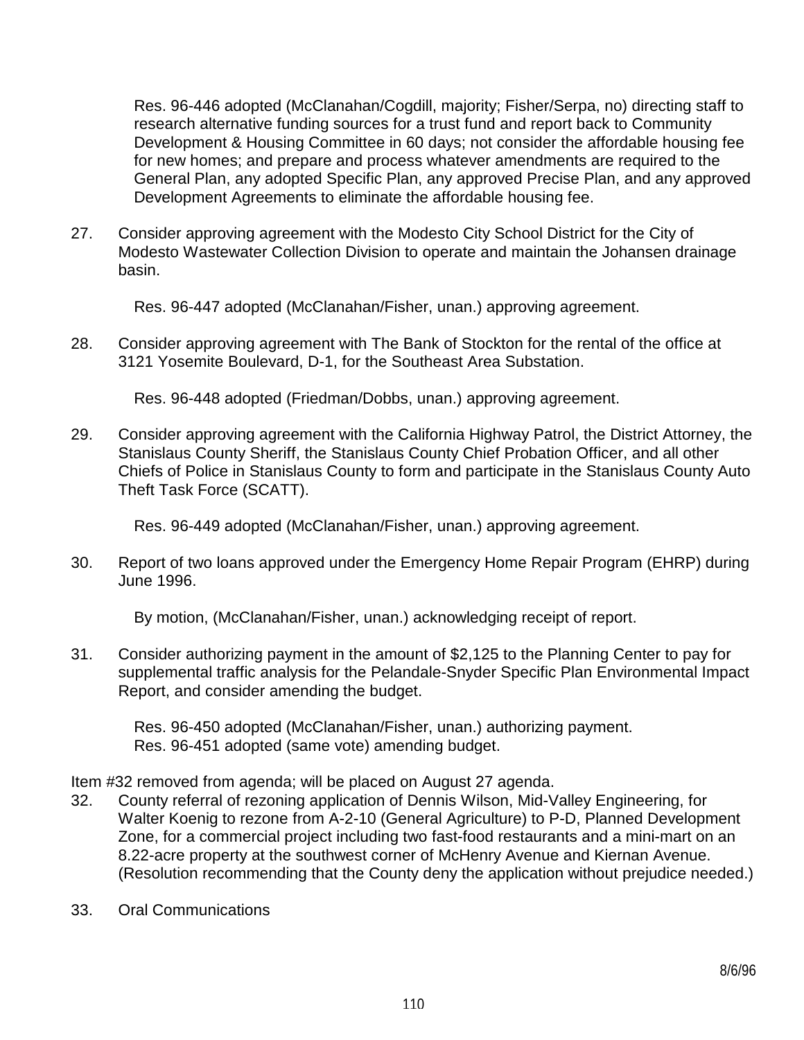Res. 96-446 adopted (McClanahan/Cogdill, majority; Fisher/Serpa, no) directing staff to research alternative funding sources for a trust fund and report back to Community Development & Housing Committee in 60 days; not consider the affordable housing fee for new homes; and prepare and process whatever amendments are required to the General Plan, any adopted Specific Plan, any approved Precise Plan, and any approved Development Agreements to eliminate the affordable housing fee.

27. Consider approving agreement with the Modesto City School District for the City of Modesto Wastewater Collection Division to operate and maintain the Johansen drainage basin.

    Res. 96-447 adopted (McClanahan/Fisher, unan.) approving agreement.

28. Consider approving agreement with The Bank of Stockton for the rental of the office at 3121 Yosemite Boulevard, D-1, for the Southeast Area Substation.

    Res. 96-448 adopted (Friedman/Dobbs, unan.) approving agreement.

29. Consider approving agreement with the California Highway Patrol, the District Attorney, the Stanislaus County Sheriff, the Stanislaus County Chief Probation Officer, and all other Chiefs of Police in Stanislaus County to form and participate in the Stanislaus County Auto Theft Task Force (SCATT).

    Res. 96-449 adopted (McClanahan/Fisher, unan.) approving agreement.

30. Report of two loans approved under the Emergency Home Repair Program (EHRP) during June 1996.

    By motion, (McClanahan/Fisher, unan.) acknowledging receipt of report.

31. Consider authorizing payment in the amount of $2,125 to the Planning Center to pay for supplemental traffic analysis for the Pelandale-Snyder Specific Plan Environmental Impact Report, and consider amending the budget.

    Res. 96-450 adopted (McClanahan/Fisher, unan.) authorizing payment.
    Res. 96-451 adopted (same vote) amending budget.

Item #32 removed from agenda; will be placed on August 27 agenda.

32. County referral of rezoning application of Dennis Wilson, Mid-Valley Engineering, for Walter Koenig to rezone from A-2-10 (General Agriculture) to P-D, Planned Development Zone, for a commercial project including two fast-food restaurants and a mini-mart on an 8.22-acre property at the southwest corner of McHenry Avenue and Kiernan Avenue. (Resolution recommending that the County deny the application without prejudice needed.)

33. Oral Communications

8/6/96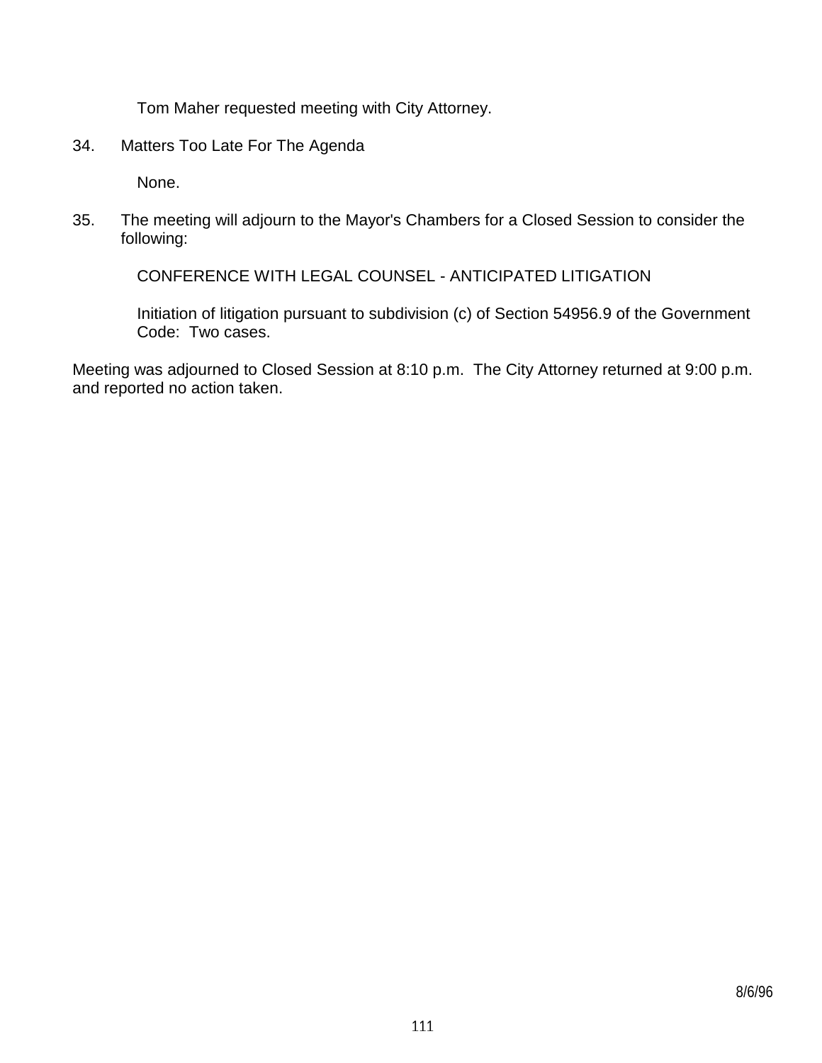Tom Maher requested meeting with City Attorney.

34. Matters Too Late For The Agenda

    None.

35. The meeting will adjourn to the Mayor's Chambers for a Closed Session to consider the following:

    CONFERENCE WITH LEGAL COUNSEL - ANTICIPATED LITIGATION

    Initiation of litigation pursuant to subdivision (c) of Section 54956.9 of the Government Code: Two cases.

Meeting was adjourned to Closed Session at 8:10 p.m. The City Attorney returned at 9:00 p.m. and reported no action taken.

8/6/96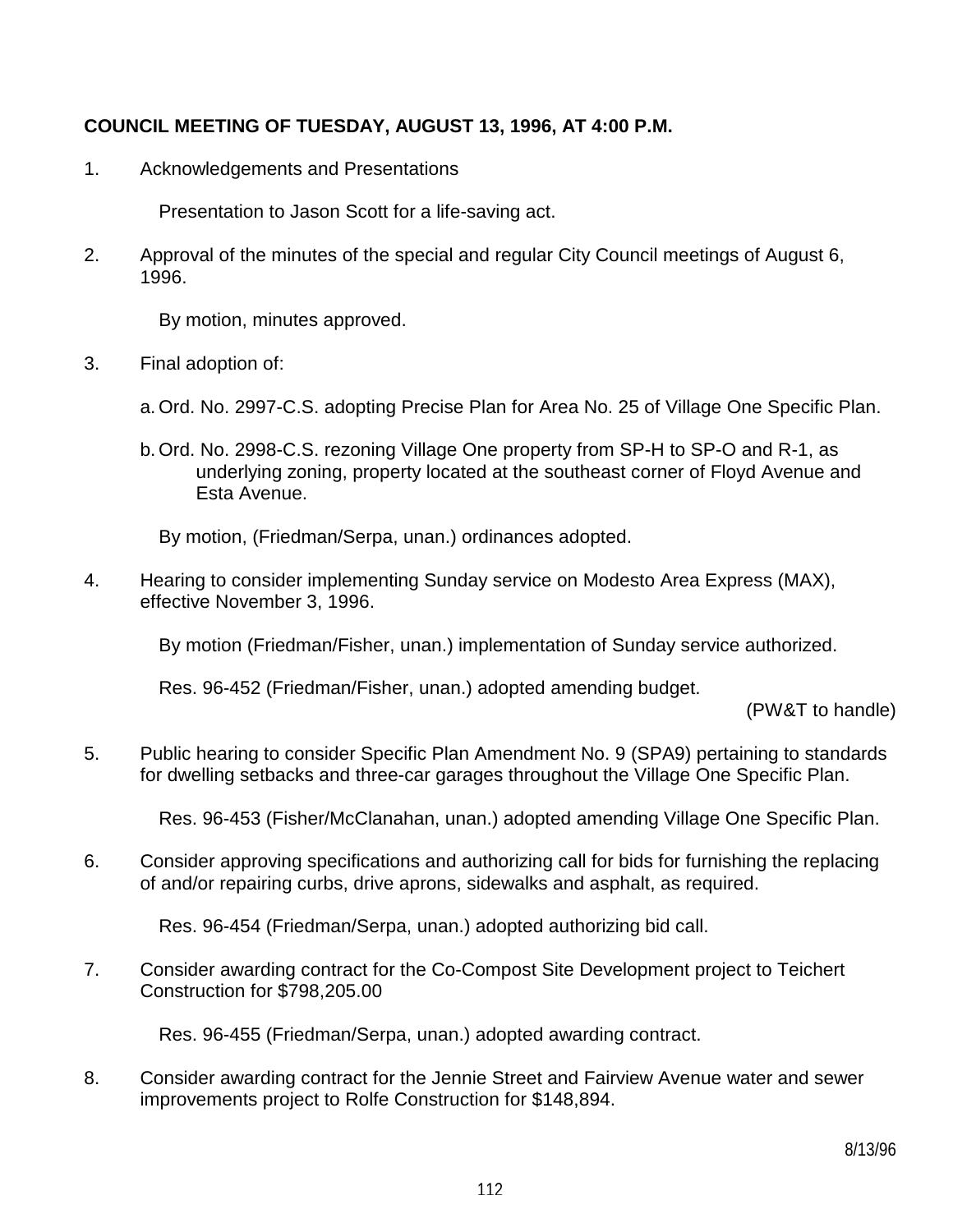**COUNCIL MEETING OF TUESDAY, AUGUST 13, 1996, AT 4:00 P.M.**

1. Acknowledgements and Presentations

   Presentation to Jason Scott for a life-saving act.

2. Approval of the minutes of the special and regular City Council meetings of August 6, 1996.

   By motion, minutes approved.

3. Final adoption of:

   a. Ord. No. 2997-C.S. adopting Precise Plan for Area No. 25 of Village One Specific Plan.

   b. Ord. No. 2998-C.S. rezoning Village One property from SP-H to SP-O and R-1, as underlying zoning, property located at the southeast corner of Floyd Avenue and Esta Avenue.

   By motion, (Friedman/Serpa, unan.) ordinances adopted.

4. Hearing to consider implementing Sunday service on Modesto Area Express (MAX), effective November 3, 1996.

   By motion (Friedman/Fisher, unan.) implementation of Sunday service authorized.

   Res. 96-452 (Friedman/Fisher, unan.) adopted amending budget.

   (PW&T to handle)

5. Public hearing to consider Specific Plan Amendment No. 9 (SPA9) pertaining to standards for dwelling setbacks and three-car garages throughout the Village One Specific Plan.

   Res. 96-453 (Fisher/McClanahan, unan.) adopted amending Village One Specific Plan.

6. Consider approving specifications and authorizing call for bids for furnishing the replacing of and/or repairing curbs, drive aprons, sidewalks and asphalt, as required.

   Res. 96-454 (Friedman/Serpa, unan.) adopted authorizing bid call.

7. Consider awarding contract for the Co-Compost Site Development project to Teichert Construction for $798,205.00

   Res. 96-455 (Friedman/Serpa, unan.) adopted awarding contract.

8. Consider awarding contract for the Jennie Street and Fairview Avenue water and sewer improvements project to Rolfe Construction for $148,894.

8/13/96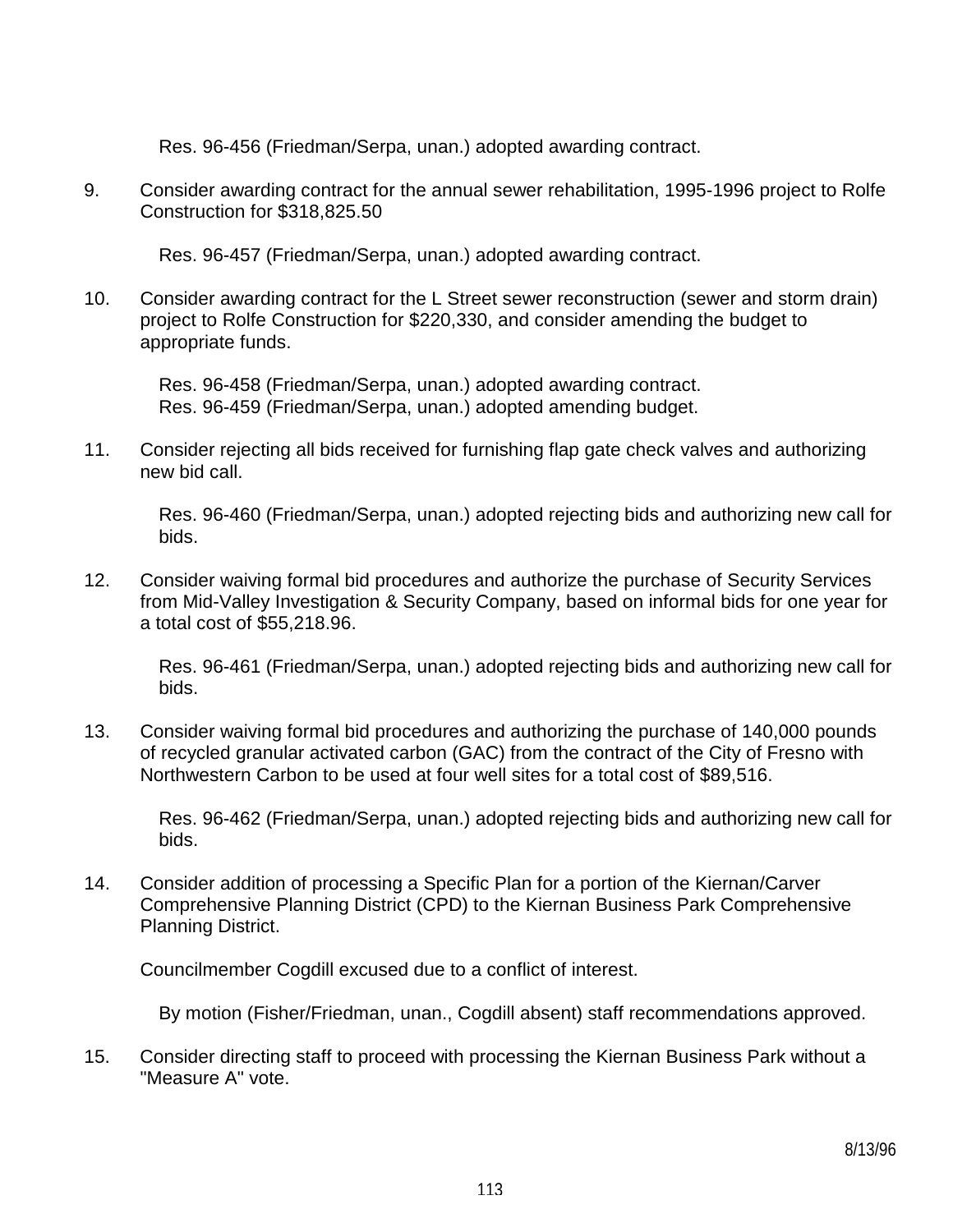Res. 96-456 (Friedman/Serpa, unan.) adopted awarding contract.

9. Consider awarding contract for the annual sewer rehabilitation, 1995-1996 project to Rolfe Construction for $318,825.50

   Res. 96-457 (Friedman/Serpa, unan.) adopted awarding contract.

10. Consider awarding contract for the L Street sewer reconstruction (sewer and storm drain) project to Rolfe Construction for $220,330, and consider amending the budget to appropriate funds.

    Res. 96-458 (Friedman/Serpa, unan.) adopted awarding contract.
    Res. 96-459 (Friedman/Serpa, unan.) adopted amending budget.

11. Consider rejecting all bids received for furnishing flap gate check valves and authorizing new bid call.

    Res. 96-460 (Friedman/Serpa, unan.) adopted rejecting bids and authorizing new call for bids.

12. Consider waiving formal bid procedures and authorize the purchase of Security Services from Mid-Valley Investigation & Security Company, based on informal bids for one year for a total cost of $55,218.96.

    Res. 96-461 (Friedman/Serpa, unan.) adopted rejecting bids and authorizing new call for bids.

13. Consider waiving formal bid procedures and authorizing the purchase of 140,000 pounds of recycled granular activated carbon (GAC) from the contract of the City of Fresno with Northwestern Carbon to be used at four well sites for a total cost of $89,516.

    Res. 96-462 (Friedman/Serpa, unan.) adopted rejecting bids and authorizing new call for bids.

14. Consider addition of processing a Specific Plan for a portion of the Kiernan/Carver Comprehensive Planning District (CPD) to the Kiernan Business Park Comprehensive Planning District.

    Councilmember Cogdill excused due to a conflict of interest.

    By motion (Fisher/Friedman, unan., Cogdill absent) staff recommendations approved.

15. Consider directing staff to proceed with processing the Kiernan Business Park without a "Measure A" vote.

8/13/96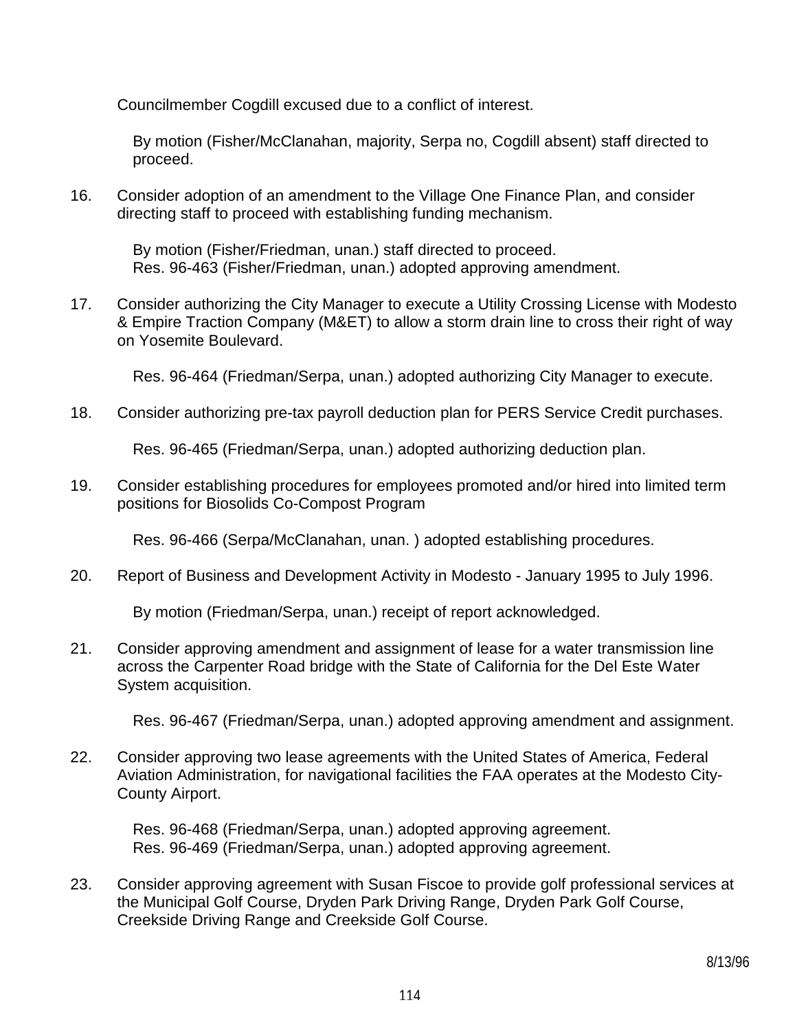Councilmember Cogdill excused due to a conflict of interest.

> By motion (Fisher/McClanahan, majority, Serpa no, Cogdill absent) staff directed to proceed.

16. Consider adoption of an amendment to the Village One Finance Plan, and consider directing staff to proceed with establishing funding mechanism.

    By motion (Fisher/Friedman, unan.) staff directed to proceed.
    Res. 96-463 (Fisher/Friedman, unan.) adopted approving amendment.

17. Consider authorizing the City Manager to execute a Utility Crossing License with Modesto & Empire Traction Company (M&ET) to allow a storm drain line to cross their right of way on Yosemite Boulevard.

    Res. 96-464 (Friedman/Serpa, unan.) adopted authorizing City Manager to execute.

18. Consider authorizing pre-tax payroll deduction plan for PERS Service Credit purchases.

    Res. 96-465 (Friedman/Serpa, unan.) adopted authorizing deduction plan.

19. Consider establishing procedures for employees promoted and/or hired into limited term positions for Biosolids Co-Compost Program

    Res. 96-466 (Serpa/McClanahan, unan. ) adopted establishing procedures.

20. Report of Business and Development Activity in Modesto - January 1995 to July 1996.

    By motion (Friedman/Serpa, unan.) receipt of report acknowledged.

21. Consider approving amendment and assignment of lease for a water transmission line across the Carpenter Road bridge with the State of California for the Del Este Water System acquisition.

    Res. 96-467 (Friedman/Serpa, unan.) adopted approving amendment and assignment.

22. Consider approving two lease agreements with the United States of America, Federal Aviation Administration, for navigational facilities the FAA operates at the Modesto City-County Airport.

    Res. 96-468 (Friedman/Serpa, unan.) adopted approving agreement.
    Res. 96-469 (Friedman/Serpa, unan.) adopted approving agreement.

23. Consider approving agreement with Susan Fiscoe to provide golf professional services at the Municipal Golf Course, Dryden Park Driving Range, Dryden Park Golf Course, Creekside Driving Range and Creekside Golf Course.

8/13/96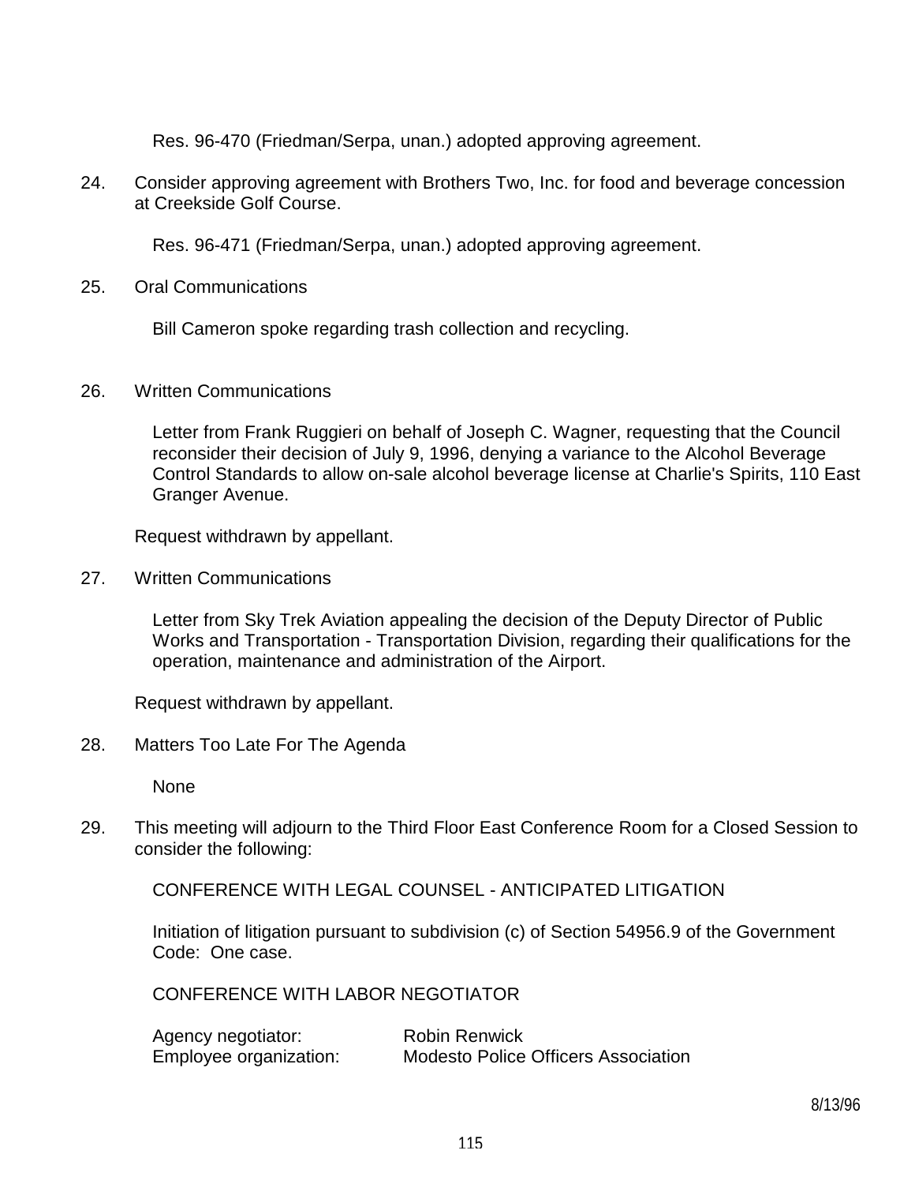Res. 96-470 (Friedman/Serpa, unan.) adopted approving agreement.

24. Consider approving agreement with Brothers Two, Inc. for food and beverage concession at Creekside Golf Course.

    Res. 96-471 (Friedman/Serpa, unan.) adopted approving agreement.

25. Oral Communications

    Bill Cameron spoke regarding trash collection and recycling.

26. Written Communications

    Letter from Frank Ruggieri on behalf of Joseph C. Wagner, requesting that the Council reconsider their decision of July 9, 1996, denying a variance to the Alcohol Beverage Control Standards to allow on-sale alcohol beverage license at Charlie's Spirits, 110 East Granger Avenue.

   Request withdrawn by appellant.

27. Written Communications

    Letter from Sky Trek Aviation appealing the decision of the Deputy Director of Public Works and Transportation - Transportation Division, regarding their qualifications for the operation, maintenance and administration of the Airport.

   Request withdrawn by appellant.

28. Matters Too Late For The Agenda

    None

29. This meeting will adjourn to the Third Floor East Conference Room for a Closed Session to consider the following:

    CONFERENCE WITH LEGAL COUNSEL - ANTICIPATED LITIGATION

    Initiation of litigation pursuant to subdivision (c) of Section 54956.9 of the Government Code: One case.

    CONFERENCE WITH LABOR NEGOTIATOR

    Agency negotiator: Robin Renwick
    Employee organization: Modesto Police Officers Association

8/13/96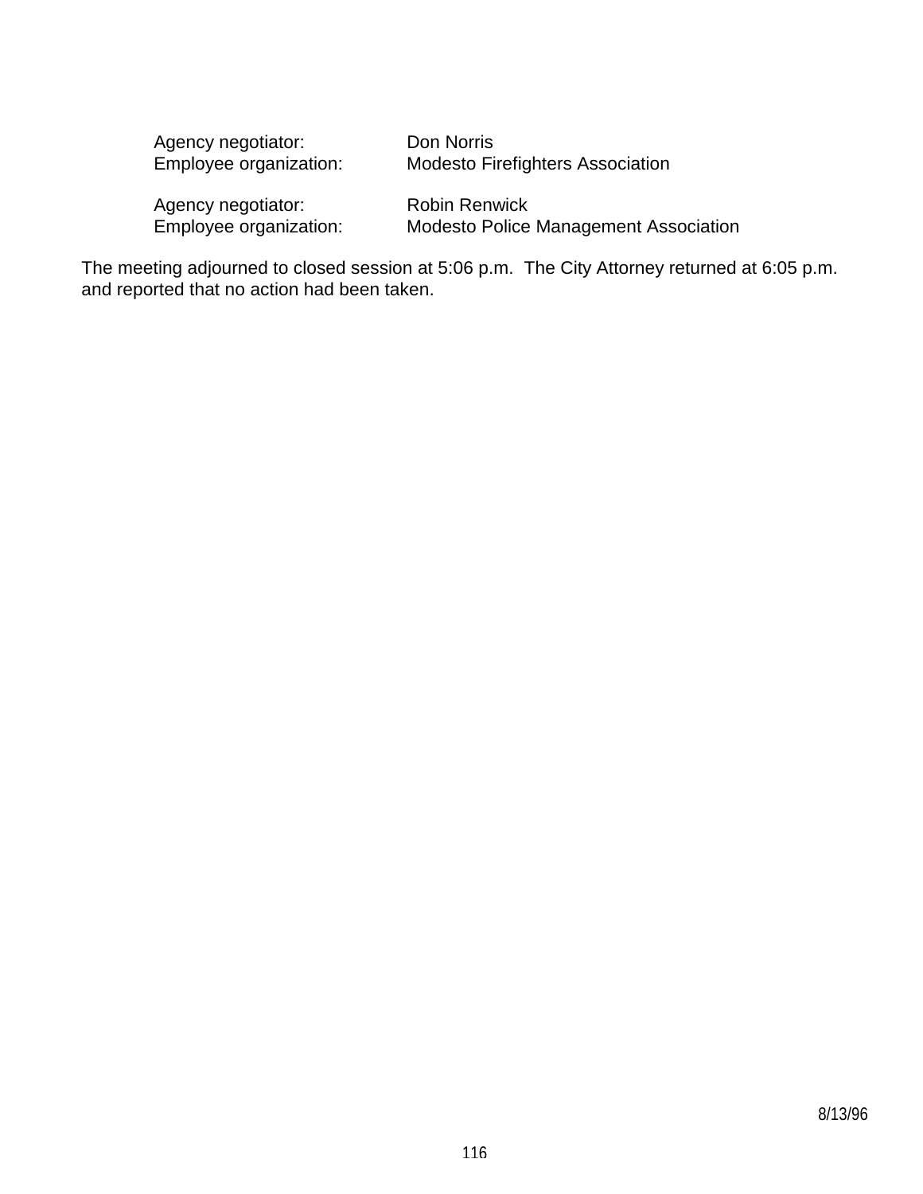Agency negotiator: Don Norris
Employee organization: Modesto Firefighters Association

Agency negotiator: Robin Renwick
Employee organization: Modesto Police Management Association

The meeting adjourned to closed session at 5:06 p.m. The City Attorney returned at 6:05 p.m. and reported that no action had been taken.

8/13/96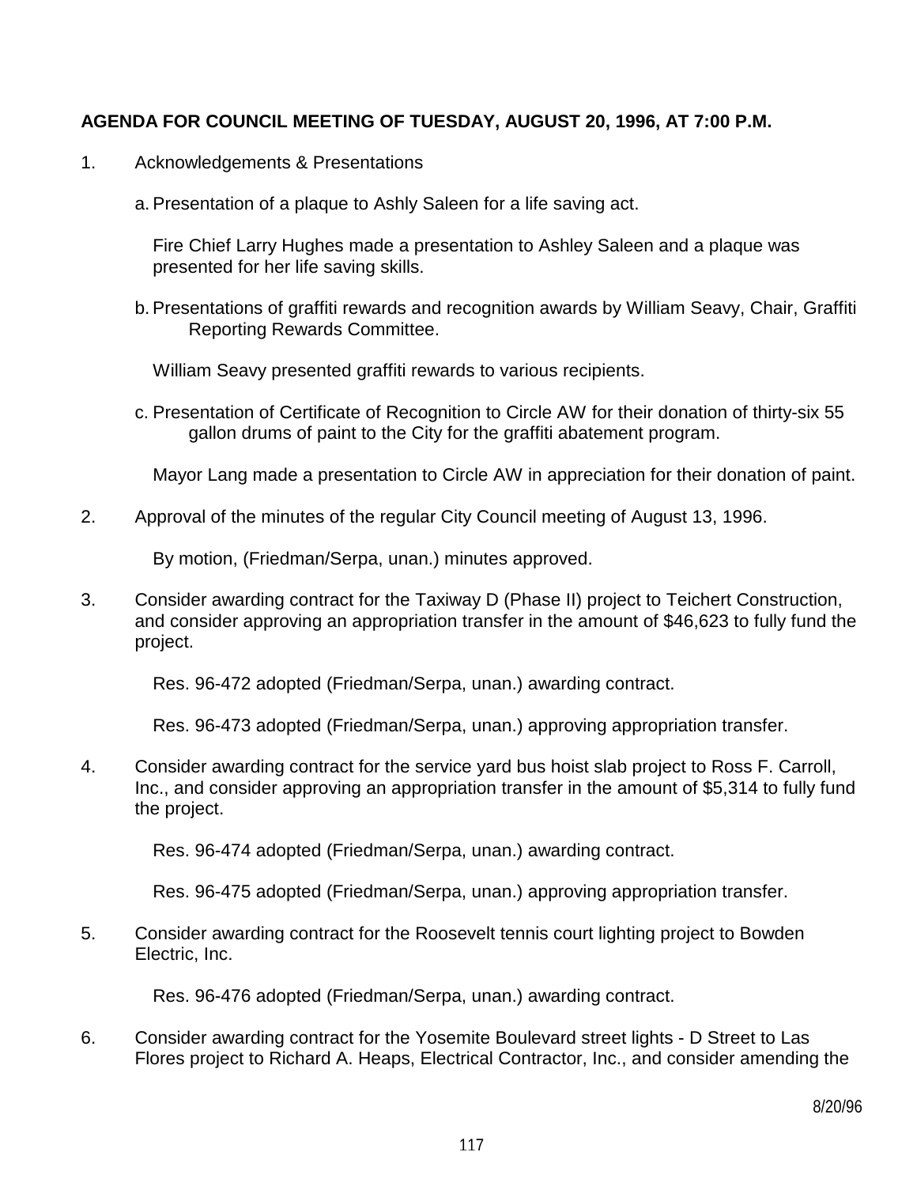**AGENDA FOR COUNCIL MEETING OF TUESDAY, AUGUST 20, 1996, AT 7:00 P.M.**

1. Acknowledgements & Presentations

   a. Presentation of a plaque to Ashly Saleen for a life saving act.

   Fire Chief Larry Hughes made a presentation to Ashley Saleen and a plaque was presented for her life saving skills.

   b. Presentations of graffiti rewards and recognition awards by William Seavy, Chair, Graffiti Reporting Rewards Committee.

   William Seavy presented graffiti rewards to various recipients.

   c. Presentation of Certificate of Recognition to Circle AW for their donation of thirty-six 55 gallon drums of paint to the City for the graffiti abatement program.

   Mayor Lang made a presentation to Circle AW in appreciation for their donation of paint.

2. Approval of the minutes of the regular City Council meeting of August 13, 1996.

   By motion, (Friedman/Serpa, unan.) minutes approved.

3. Consider awarding contract for the Taxiway D (Phase II) project to Teichert Construction, and consider approving an appropriation transfer in the amount of $46,623 to fully fund the project.

   Res. 96-472 adopted (Friedman/Serpa, unan.) awarding contract.

   Res. 96-473 adopted (Friedman/Serpa, unan.) approving appropriation transfer.

4. Consider awarding contract for the service yard bus hoist slab project to Ross F. Carroll, Inc., and consider approving an appropriation transfer in the amount of $5,314 to fully fund the project.

   Res. 96-474 adopted (Friedman/Serpa, unan.) awarding contract.

   Res. 96-475 adopted (Friedman/Serpa, unan.) approving appropriation transfer.

5. Consider awarding contract for the Roosevelt tennis court lighting project to Bowden Electric, Inc.

   Res. 96-476 adopted (Friedman/Serpa, unan.) awarding contract.

6. Consider awarding contract for the Yosemite Boulevard street lights - D Street to Las Flores project to Richard A. Heaps, Electrical Contractor, Inc., and consider amending the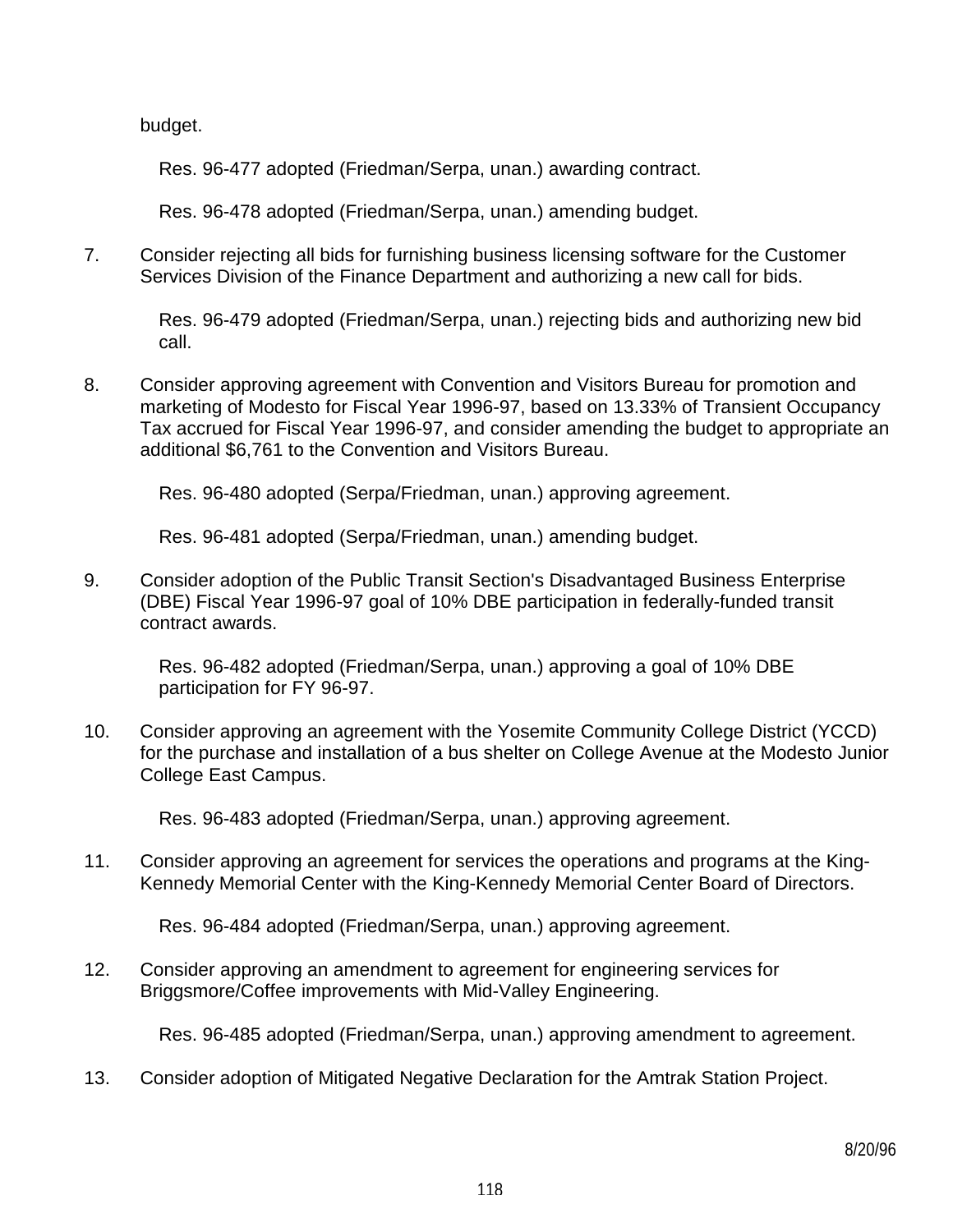budget.

Res. 96-477 adopted (Friedman/Serpa, unan.) awarding contract.

Res. 96-478 adopted (Friedman/Serpa, unan.) amending budget.

7. Consider rejecting all bids for furnishing business licensing software for the Customer Services Division of the Finance Department and authorizing a new call for bids.

   Res. 96-479 adopted (Friedman/Serpa, unan.) rejecting bids and authorizing new bid call.

8. Consider approving agreement with Convention and Visitors Bureau for promotion and marketing of Modesto for Fiscal Year 1996-97, based on 13.33% of Transient Occupancy Tax accrued for Fiscal Year 1996-97, and consider amending the budget to appropriate an additional $6,761 to the Convention and Visitors Bureau.

   Res. 96-480 adopted (Serpa/Friedman, unan.) approving agreement.

   Res. 96-481 adopted (Serpa/Friedman, unan.) amending budget.

9. Consider adoption of the Public Transit Section's Disadvantaged Business Enterprise (DBE) Fiscal Year 1996-97 goal of 10% DBE participation in federally-funded transit contract awards.

   Res. 96-482 adopted (Friedman/Serpa, unan.) approving a goal of 10% DBE participation for FY 96-97.

10. Consider approving an agreement with the Yosemite Community College District (YCCD) for the purchase and installation of a bus shelter on College Avenue at the Modesto Junior College East Campus.

    Res. 96-483 adopted (Friedman/Serpa, unan.) approving agreement.

11. Consider approving an agreement for services the operations and programs at the King-Kennedy Memorial Center with the King-Kennedy Memorial Center Board of Directors.

    Res. 96-484 adopted (Friedman/Serpa, unan.) approving agreement.

12. Consider approving an amendment to agreement for engineering services for Briggsmore/Coffee improvements with Mid-Valley Engineering.

    Res. 96-485 adopted (Friedman/Serpa, unan.) approving amendment to agreement.

13. Consider adoption of Mitigated Negative Declaration for the Amtrak Station Project.

8/20/96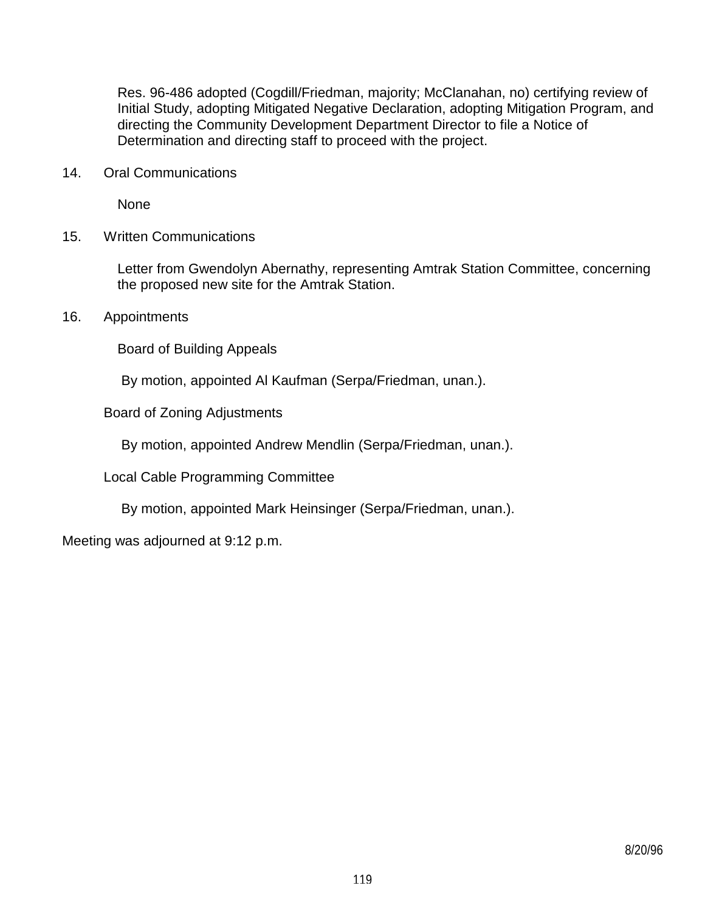Res. 96-486 adopted (Cogdill/Friedman, majority; McClanahan, no) certifying review of Initial Study, adopting Mitigated Negative Declaration, adopting Mitigation Program, and directing the Community Development Department Director to file a Notice of Determination and directing staff to proceed with the project.

14. Oral Communications

    None

15. Written Communications

    Letter from Gwendolyn Abernathy, representing Amtrak Station Committee, concerning the proposed new site for the Amtrak Station.

16. Appointments

    Board of Building Appeals

    By motion, appointed Al Kaufman (Serpa/Friedman, unan.).

    Board of Zoning Adjustments

    By motion, appointed Andrew Mendlin (Serpa/Friedman, unan.).

    Local Cable Programming Committee

    By motion, appointed Mark Heinsinger (Serpa/Friedman, unan.).

Meeting was adjourned at 9:12 p.m.

8/20/96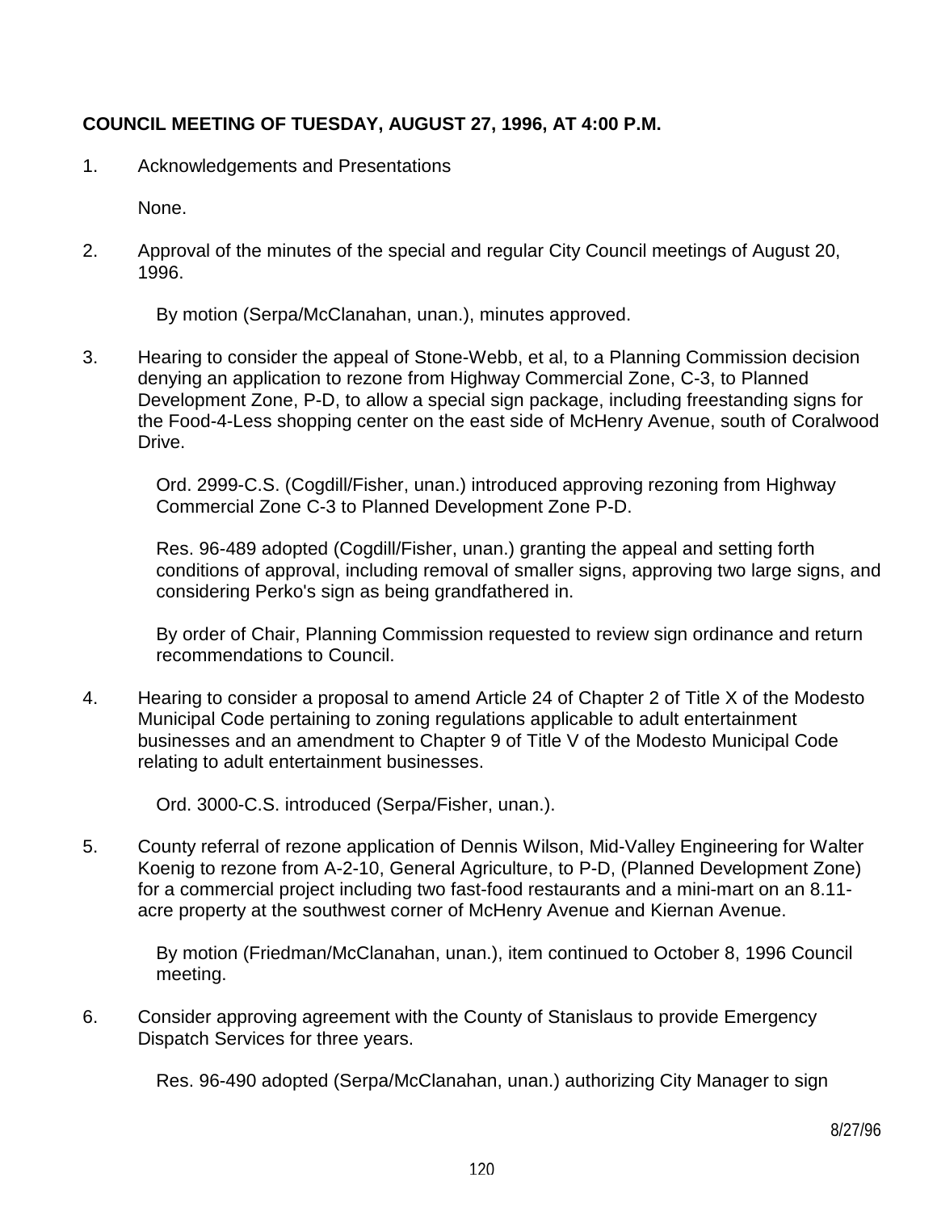**COUNCIL MEETING OF TUESDAY, AUGUST 27, 1996, AT 4:00 P.M.**

1. Acknowledgements and Presentations

   None.

2. Approval of the minutes of the special and regular City Council meetings of August 20, 1996.

   By motion (Serpa/McClanahan, unan.), minutes approved.

3. Hearing to consider the appeal of Stone-Webb, et al, to a Planning Commission decision denying an application to rezone from Highway Commercial Zone, C-3, to Planned Development Zone, P-D, to allow a special sign package, including freestanding signs for the Food-4-Less shopping center on the east side of McHenry Avenue, south of Coralwood Drive.

   Ord. 2999-C.S. (Cogdill/Fisher, unan.) introduced approving rezoning from Highway Commercial Zone C-3 to Planned Development Zone P-D.

   Res. 96-489 adopted (Cogdill/Fisher, unan.) granting the appeal and setting forth conditions of approval, including removal of smaller signs, approving two large signs, and considering Perko's sign as being grandfathered in.

   By order of Chair, Planning Commission requested to review sign ordinance and return recommendations to Council.

4. Hearing to consider a proposal to amend Article 24 of Chapter 2 of Title X of the Modesto Municipal Code pertaining to zoning regulations applicable to adult entertainment businesses and an amendment to Chapter 9 of Title V of the Modesto Municipal Code relating to adult entertainment businesses.

   Ord. 3000-C.S. introduced (Serpa/Fisher, unan.).

5. County referral of rezone application of Dennis Wilson, Mid-Valley Engineering for Walter Koenig to rezone from A-2-10, General Agriculture, to P-D, (Planned Development Zone) for a commercial project including two fast-food restaurants and a mini-mart on an 8.11-acre property at the southwest corner of McHenry Avenue and Kiernan Avenue.

   By motion (Friedman/McClanahan, unan.), item continued to October 8, 1996 Council meeting.

6. Consider approving agreement with the County of Stanislaus to provide Emergency Dispatch Services for three years.

   Res. 96-490 adopted (Serpa/McClanahan, unan.) authorizing City Manager to sign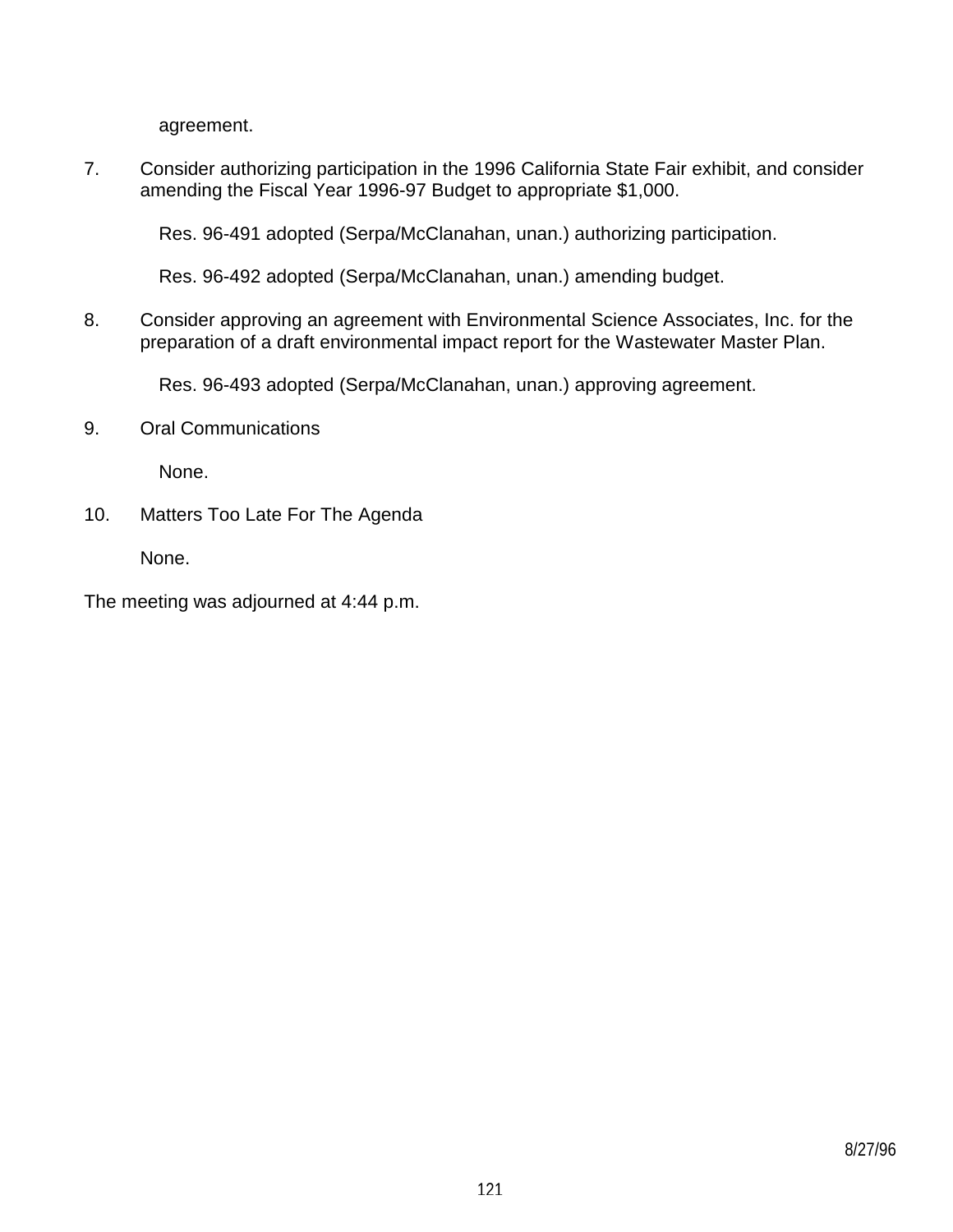agreement.

7. Consider authorizing participation in the 1996 California State Fair exhibit, and consider amending the Fiscal Year 1996-97 Budget to appropriate $1,000.

   Res. 96-491 adopted (Serpa/McClanahan, unan.) authorizing participation.

   Res. 96-492 adopted (Serpa/McClanahan, unan.) amending budget.

8. Consider approving an agreement with Environmental Science Associates, Inc. for the preparation of a draft environmental impact report for the Wastewater Master Plan.

   Res. 96-493 adopted (Serpa/McClanahan, unan.) approving agreement.

9. Oral Communications

   None.

10. Matters Too Late For The Agenda

    None.

The meeting was adjourned at 4:44 p.m.

8/27/96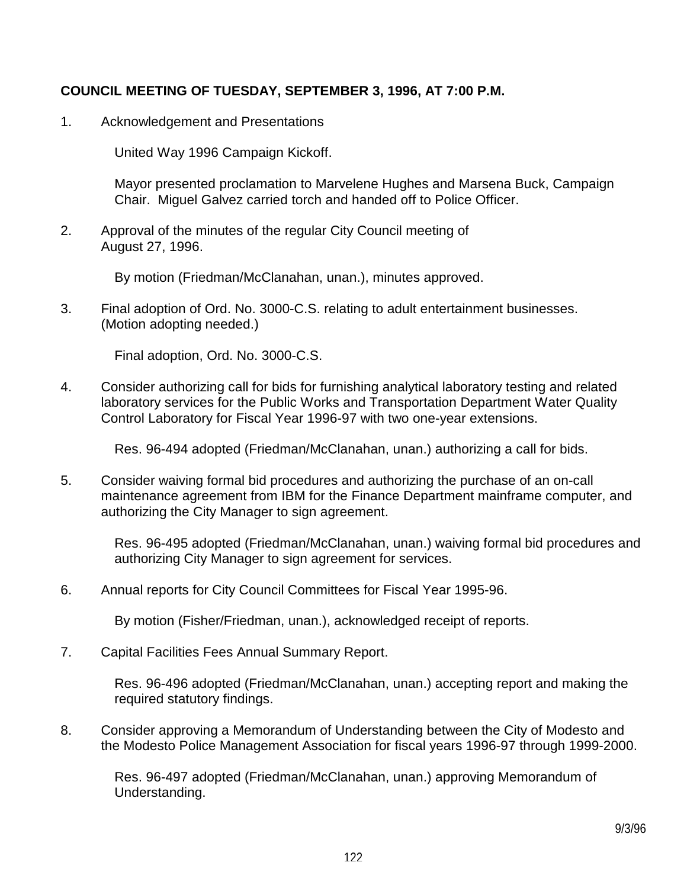**COUNCIL MEETING OF TUESDAY, SEPTEMBER 3, 1996, AT 7:00 P.M.**

1. Acknowledgement and Presentations

   United Way 1996 Campaign Kickoff.

   Mayor presented proclamation to Marvelene Hughes and Marsena Buck, Campaign Chair. Miguel Galvez carried torch and handed off to Police Officer.

2. Approval of the minutes of the regular City Council meeting of August 27, 1996.

   By motion (Friedman/McClanahan, unan.), minutes approved.

3. Final adoption of Ord. No. 3000-C.S. relating to adult entertainment businesses. (Motion adopting needed.)

   Final adoption, Ord. No. 3000-C.S.

4. Consider authorizing call for bids for furnishing analytical laboratory testing and related laboratory services for the Public Works and Transportation Department Water Quality Control Laboratory for Fiscal Year 1996-97 with two one-year extensions.

   Res. 96-494 adopted (Friedman/McClanahan, unan.) authorizing a call for bids.

5. Consider waiving formal bid procedures and authorizing the purchase of an on-call maintenance agreement from IBM for the Finance Department mainframe computer, and authorizing the City Manager to sign agreement.

   Res. 96-495 adopted (Friedman/McClanahan, unan.) waiving formal bid procedures and authorizing City Manager to sign agreement for services.

6. Annual reports for City Council Committees for Fiscal Year 1995-96.

   By motion (Fisher/Friedman, unan.), acknowledged receipt of reports.

7. Capital Facilities Fees Annual Summary Report.

   Res. 96-496 adopted (Friedman/McClanahan, unan.) accepting report and making the required statutory findings.

8. Consider approving a Memorandum of Understanding between the City of Modesto and the Modesto Police Management Association for fiscal years 1996-97 through 1999-2000.

   Res. 96-497 adopted (Friedman/McClanahan, unan.) approving Memorandum of Understanding.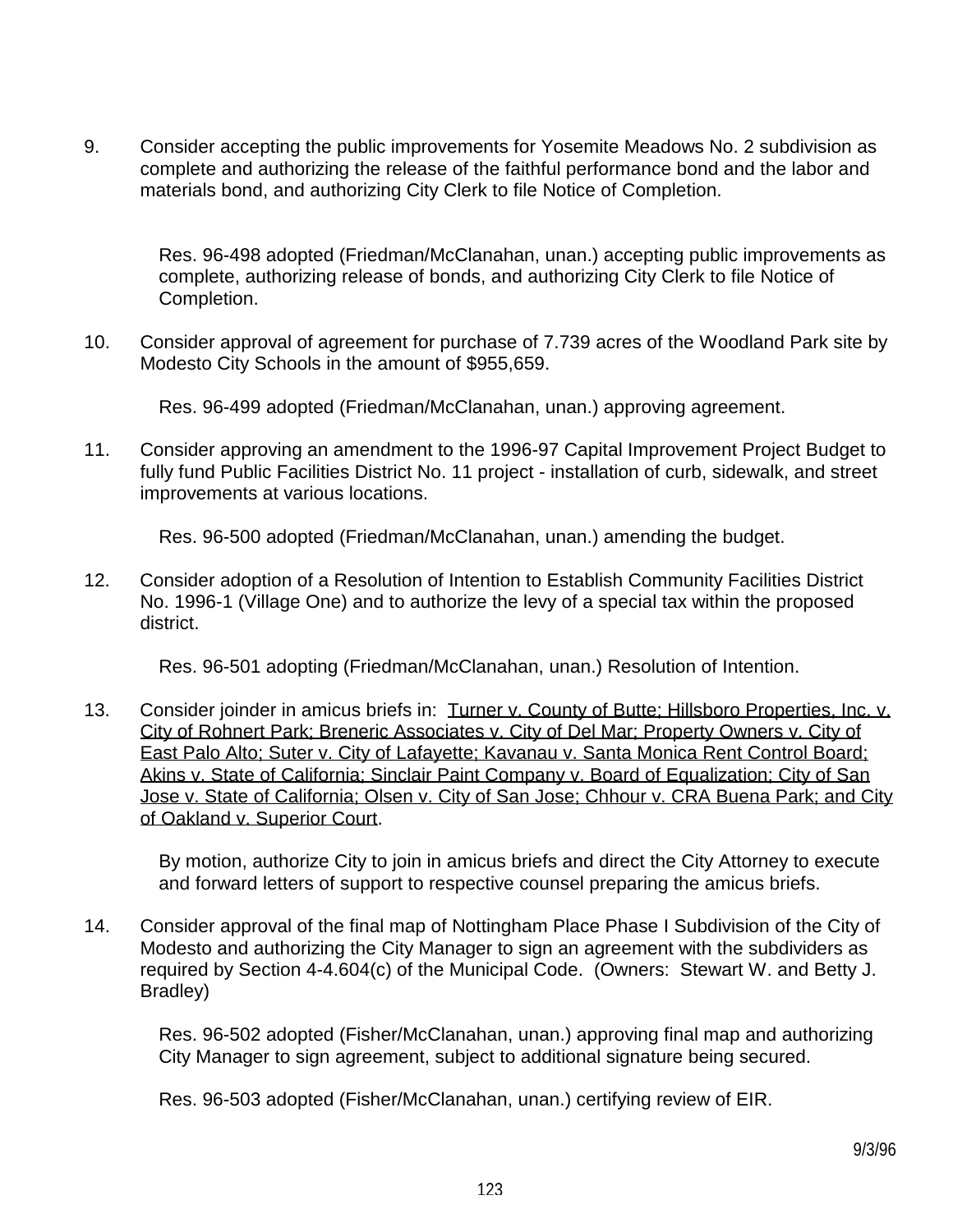9. Consider accepting the public improvements for Yosemite Meadows No. 2 subdivision as complete and authorizing the release of the faithful performance bond and the labor and materials bond, and authorizing City Clerk to file Notice of Completion.

   Res. 96-498 adopted (Friedman/McClanahan, unan.) accepting public improvements as complete, authorizing release of bonds, and authorizing City Clerk to file Notice of Completion.

10. Consider approval of agreement for purchase of 7.739 acres of the Woodland Park site by Modesto City Schools in the amount of $955,659.

    Res. 96-499 adopted (Friedman/McClanahan, unan.) approving agreement.

11. Consider approving an amendment to the 1996-97 Capital Improvement Project Budget to fully fund Public Facilities District No. 11 project - installation of curb, sidewalk, and street improvements at various locations.

    Res. 96-500 adopted (Friedman/McClanahan, unan.) amending the budget.

12. Consider adoption of a Resolution of Intention to Establish Community Facilities District No. 1996-1 (Village One) and to authorize the levy of a special tax within the proposed district.

    Res. 96-501 adopting (Friedman/McClanahan, unan.) Resolution of Intention.

13. Consider joinder in amicus briefs in: Turner v. County of Butte; Hillsboro Properties, Inc. v. City of Rohnert Park; Breneric Associates v. City of Del Mar; Property Owners v. City of East Palo Alto; Suter v. City of Lafayette; Kavanau v. Santa Monica Rent Control Board; Akins v. State of California; Sinclair Paint Company v. Board of Equalization; City of San Jose v. State of California; Olsen v. City of San Jose; Chhour v. CRA Buena Park; and City of Oakland v. Superior Court.

    By motion, authorize City to join in amicus briefs and direct the City Attorney to execute and forward letters of support to respective counsel preparing the amicus briefs.

14. Consider approval of the final map of Nottingham Place Phase I Subdivision of the City of Modesto and authorizing the City Manager to sign an agreement with the subdividers as required by Section 4-4.604(c) of the Municipal Code. (Owners: Stewart W. and Betty J. Bradley)

    Res. 96-502 adopted (Fisher/McClanahan, unan.) approving final map and authorizing City Manager to sign agreement, subject to additional signature being secured.

    Res. 96-503 adopted (Fisher/McClanahan, unan.) certifying review of EIR.

9/3/96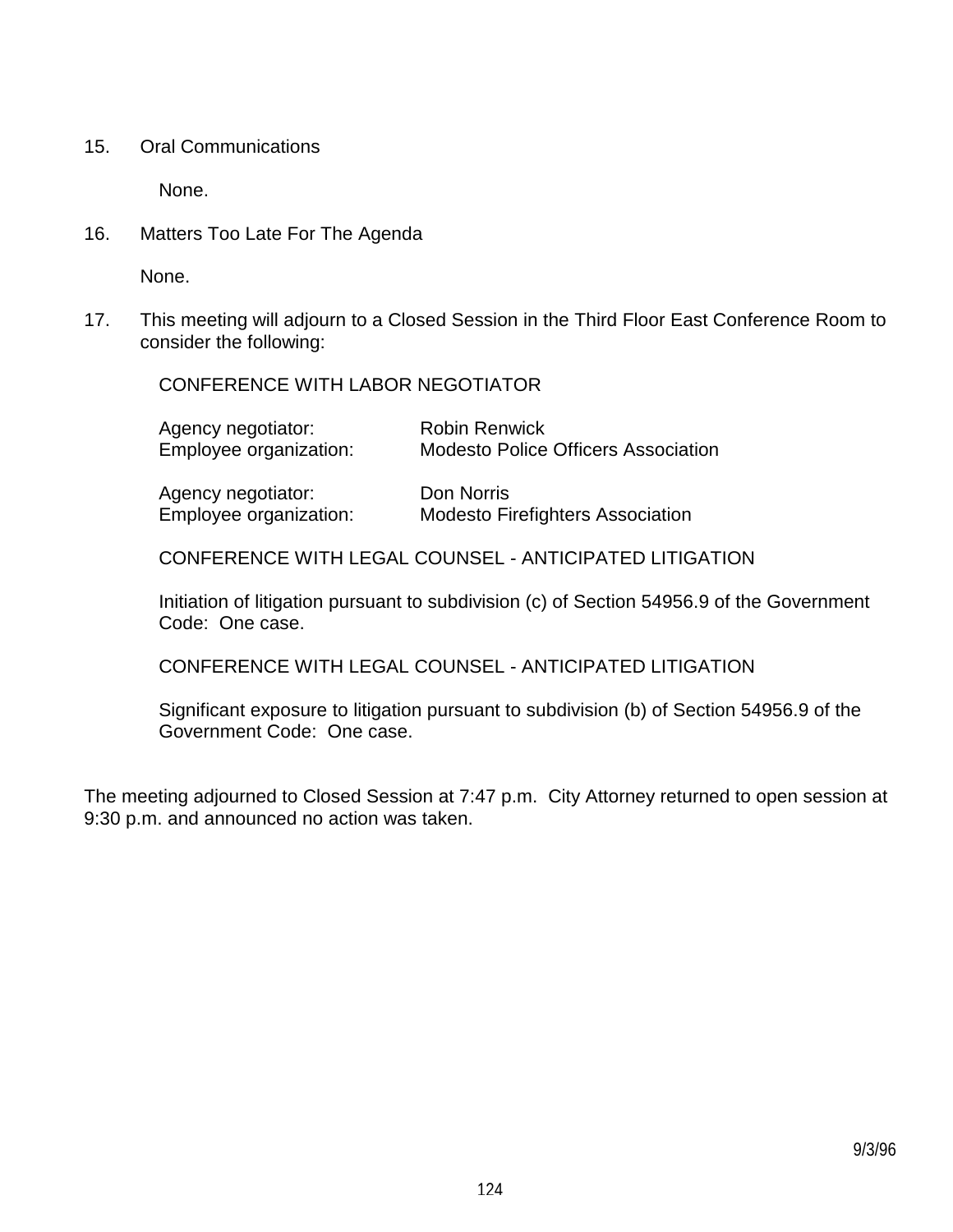15. Oral Communications

    None.

16. Matters Too Late For The Agenda

    None.

17. This meeting will adjourn to a Closed Session in the Third Floor East Conference Room to consider the following:

    CONFERENCE WITH LABOR NEGOTIATOR

    Agency negotiator: Robin Renwick
    Employee organization: Modesto Police Officers Association

    Agency negotiator: Don Norris
    Employee organization: Modesto Firefighters Association

    CONFERENCE WITH LEGAL COUNSEL - ANTICIPATED LITIGATION

    Initiation of litigation pursuant to subdivision (c) of Section 54956.9 of the Government Code: One case.

    CONFERENCE WITH LEGAL COUNSEL - ANTICIPATED LITIGATION

    Significant exposure to litigation pursuant to subdivision (b) of Section 54956.9 of the Government Code: One case.

The meeting adjourned to Closed Session at 7:47 p.m. City Attorney returned to open session at 9:30 p.m. and announced no action was taken.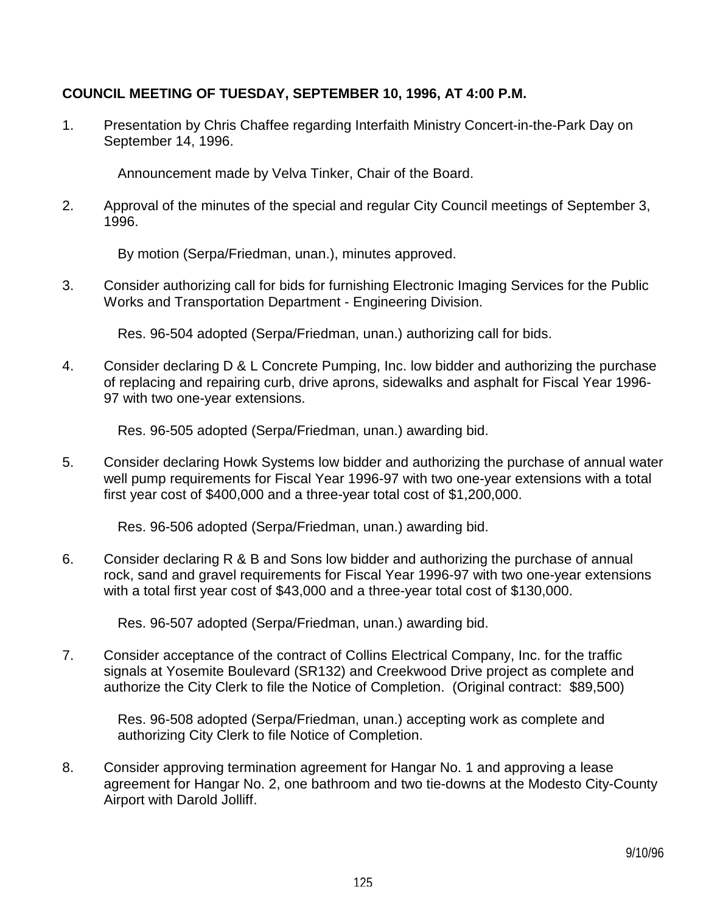**COUNCIL MEETING OF TUESDAY, SEPTEMBER 10, 1996, AT 4:00 P.M.**

1. Presentation by Chris Chaffee regarding Interfaith Ministry Concert-in-the-Park Day on September 14, 1996.

   Announcement made by Velva Tinker, Chair of the Board.

2. Approval of the minutes of the special and regular City Council meetings of September 3, 1996.

   By motion (Serpa/Friedman, unan.), minutes approved.

3. Consider authorizing call for bids for furnishing Electronic Imaging Services for the Public Works and Transportation Department - Engineering Division.

   Res. 96-504 adopted (Serpa/Friedman, unan.) authorizing call for bids.

4. Consider declaring D & L Concrete Pumping, Inc. low bidder and authorizing the purchase of replacing and repairing curb, drive aprons, sidewalks and asphalt for Fiscal Year 1996-97 with two one-year extensions.

   Res. 96-505 adopted (Serpa/Friedman, unan.) awarding bid.

5. Consider declaring Howk Systems low bidder and authorizing the purchase of annual water well pump requirements for Fiscal Year 1996-97 with two one-year extensions with a total first year cost of $400,000 and a three-year total cost of $1,200,000.

   Res. 96-506 adopted (Serpa/Friedman, unan.) awarding bid.

6. Consider declaring R & B and Sons low bidder and authorizing the purchase of annual rock, sand and gravel requirements for Fiscal Year 1996-97 with two one-year extensions with a total first year cost of $43,000 and a three-year total cost of $130,000.

   Res. 96-507 adopted (Serpa/Friedman, unan.) awarding bid.

7. Consider acceptance of the contract of Collins Electrical Company, Inc. for the traffic signals at Yosemite Boulevard (SR132) and Creekwood Drive project as complete and authorize the City Clerk to file the Notice of Completion. (Original contract: $89,500)

   Res. 96-508 adopted (Serpa/Friedman, unan.) accepting work as complete and authorizing City Clerk to file Notice of Completion.

8. Consider approving termination agreement for Hangar No. 1 and approving a lease agreement for Hangar No. 2, one bathroom and two tie-downs at the Modesto City-County Airport with Darold Jolliff.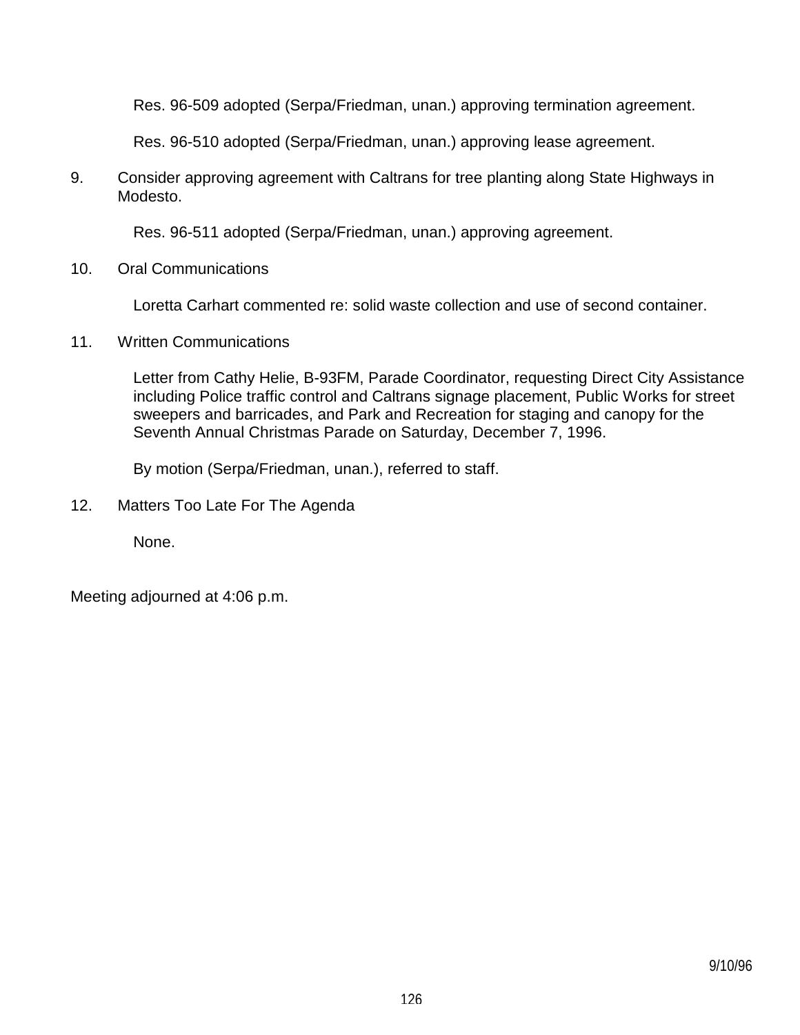Res. 96-509 adopted (Serpa/Friedman, unan.) approving termination agreement.

Res. 96-510 adopted (Serpa/Friedman, unan.) approving lease agreement.

9. Consider approving agreement with Caltrans for tree planting along State Highways in Modesto.

   Res. 96-511 adopted (Serpa/Friedman, unan.) approving agreement.

10. Oral Communications

    Loretta Carhart commented re: solid waste collection and use of second container.

11. Written Communications

    Letter from Cathy Helie, B-93FM, Parade Coordinator, requesting Direct City Assistance including Police traffic control and Caltrans signage placement, Public Works for street sweepers and barricades, and Park and Recreation for staging and canopy for the Seventh Annual Christmas Parade on Saturday, December 7, 1996.

    By motion (Serpa/Friedman, unan.), referred to staff.

12. Matters Too Late For The Agenda

    None.

Meeting adjourned at 4:06 p.m.

9/10/96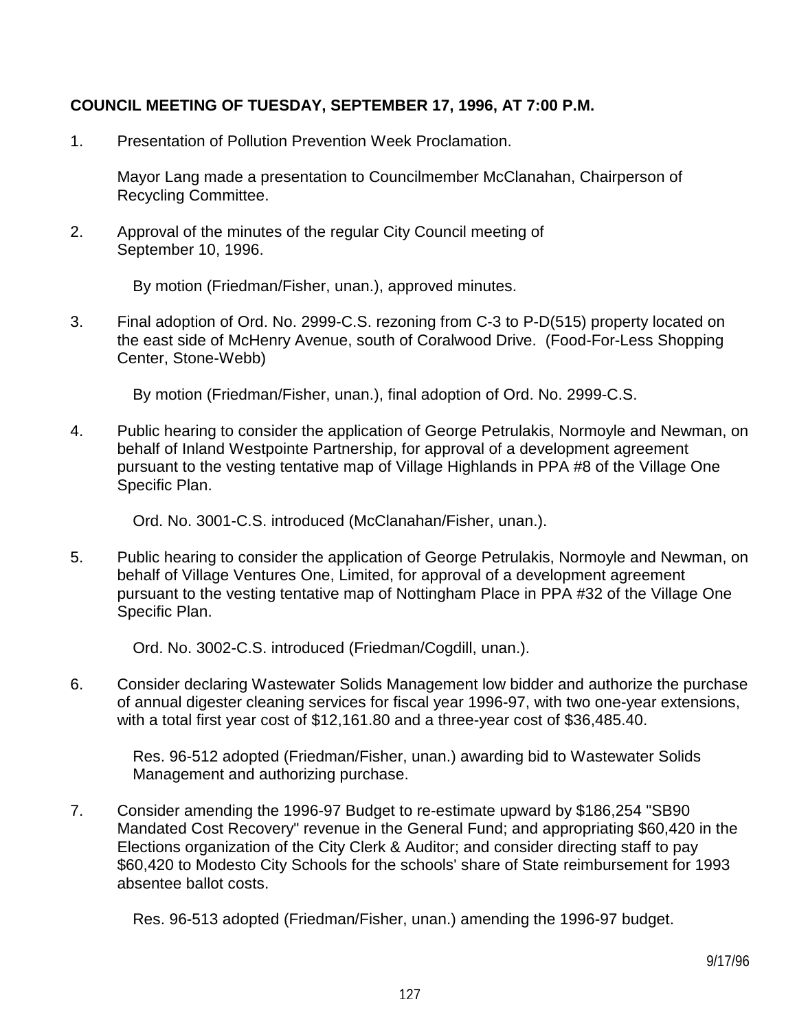**COUNCIL MEETING OF TUESDAY, SEPTEMBER 17, 1996, AT 7:00 P.M.**

1. Presentation of Pollution Prevention Week Proclamation.

   Mayor Lang made a presentation to Councilmember McClanahan, Chairperson of Recycling Committee.

2. Approval of the minutes of the regular City Council meeting of September 10, 1996.

   By motion (Friedman/Fisher, unan.), approved minutes.

3. Final adoption of Ord. No. 2999-C.S. rezoning from C-3 to P-D(515) property located on the east side of McHenry Avenue, south of Coralwood Drive. (Food-For-Less Shopping Center, Stone-Webb)

   By motion (Friedman/Fisher, unan.), final adoption of Ord. No. 2999-C.S.

4. Public hearing to consider the application of George Petrulakis, Normoyle and Newman, on behalf of Inland Westpointe Partnership, for approval of a development agreement pursuant to the vesting tentative map of Village Highlands in PPA #8 of the Village One Specific Plan.

   Ord. No. 3001-C.S. introduced (McClanahan/Fisher, unan.).

5. Public hearing to consider the application of George Petrulakis, Normoyle and Newman, on behalf of Village Ventures One, Limited, for approval of a development agreement pursuant to the vesting tentative map of Nottingham Place in PPA #32 of the Village One Specific Plan.

   Ord. No. 3002-C.S. introduced (Friedman/Cogdill, unan.).

6. Consider declaring Wastewater Solids Management low bidder and authorize the purchase of annual digester cleaning services for fiscal year 1996-97, with two one-year extensions, with a total first year cost of $12,161.80 and a three-year cost of $36,485.40.

   Res. 96-512 adopted (Friedman/Fisher, unan.) awarding bid to Wastewater Solids Management and authorizing purchase.

7. Consider amending the 1996-97 Budget to re-estimate upward by $186,254 "SB90 Mandated Cost Recovery" revenue in the General Fund; and appropriating $60,420 in the Elections organization of the City Clerk & Auditor; and consider directing staff to pay $60,420 to Modesto City Schools for the schools' share of State reimbursement for 1993 absentee ballot costs.

   Res. 96-513 adopted (Friedman/Fisher, unan.) amending the 1996-97 budget.

9/17/96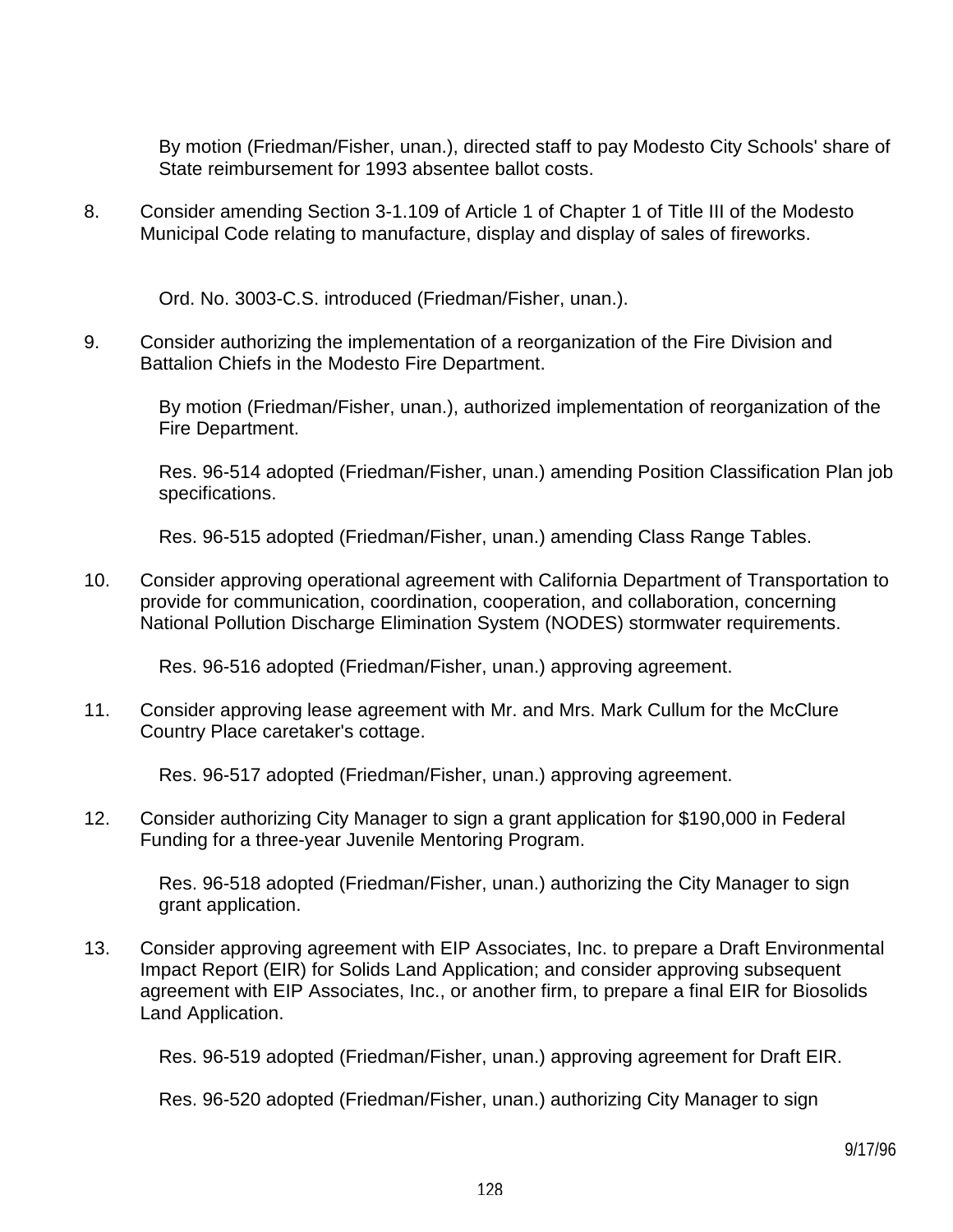By motion (Friedman/Fisher, unan.), directed staff to pay Modesto City Schools' share of State reimbursement for 1993 absentee ballot costs.

8. Consider amending Section 3-1.109 of Article 1 of Chapter 1 of Title III of the Modesto Municipal Code relating to manufacture, display and display of sales of fireworks.

   Ord. No. 3003-C.S. introduced (Friedman/Fisher, unan.).

9. Consider authorizing the implementation of a reorganization of the Fire Division and Battalion Chiefs in the Modesto Fire Department.

   By motion (Friedman/Fisher, unan.), authorized implementation of reorganization of the Fire Department.

   Res. 96-514 adopted (Friedman/Fisher, unan.) amending Position Classification Plan job specifications.

   Res. 96-515 adopted (Friedman/Fisher, unan.) amending Class Range Tables.

10. Consider approving operational agreement with California Department of Transportation to provide for communication, coordination, cooperation, and collaboration, concerning National Pollution Discharge Elimination System (NODES) stormwater requirements.

   Res. 96-516 adopted (Friedman/Fisher, unan.) approving agreement.

11. Consider approving lease agreement with Mr. and Mrs. Mark Cullum for the McClure Country Place caretaker's cottage.

   Res. 96-517 adopted (Friedman/Fisher, unan.) approving agreement.

12. Consider authorizing City Manager to sign a grant application for $190,000 in Federal Funding for a three-year Juvenile Mentoring Program.

   Res. 96-518 adopted (Friedman/Fisher, unan.) authorizing the City Manager to sign grant application.

13. Consider approving agreement with EIP Associates, Inc. to prepare a Draft Environmental Impact Report (EIR) for Solids Land Application; and consider approving subsequent agreement with EIP Associates, Inc., or another firm, to prepare a final EIR for Biosolids Land Application.

   Res. 96-519 adopted (Friedman/Fisher, unan.) approving agreement for Draft EIR.

   Res. 96-520 adopted (Friedman/Fisher, unan.) authorizing City Manager to sign

9/17/96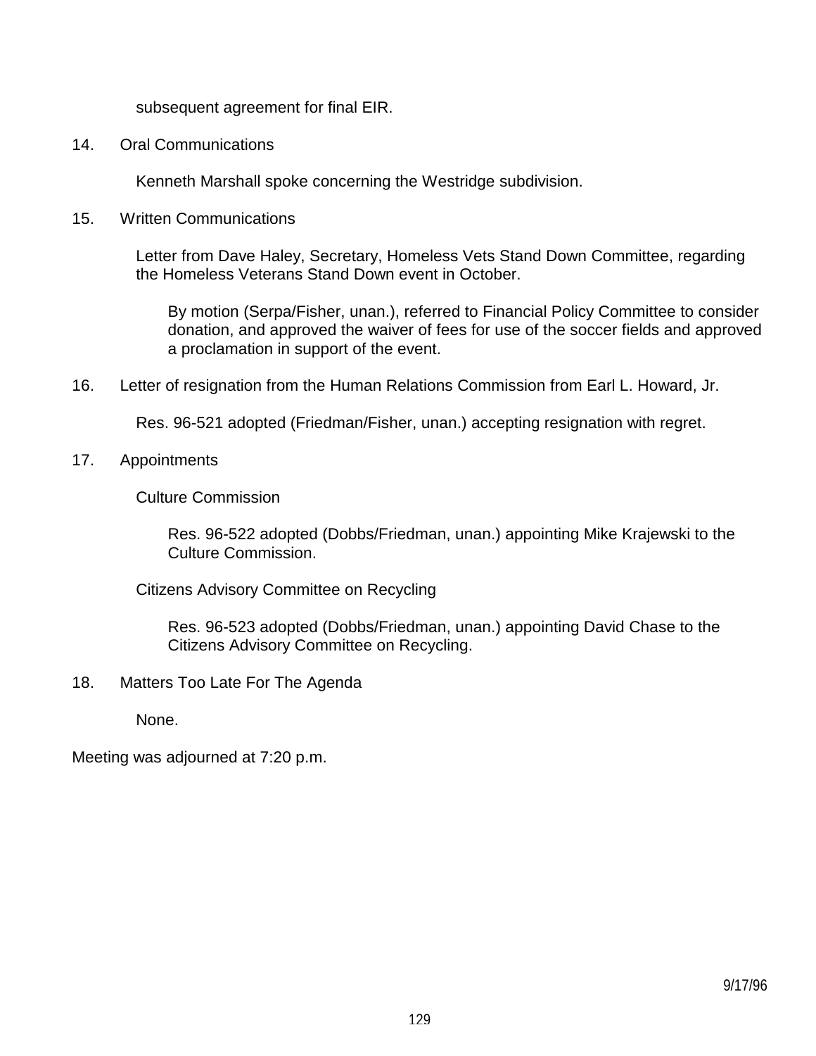subsequent agreement for final EIR.

14. Oral Communications

    Kenneth Marshall spoke concerning the Westridge subdivision.

15. Written Communications

    Letter from Dave Haley, Secretary, Homeless Vets Stand Down Committee, regarding the Homeless Veterans Stand Down event in October.

    By motion (Serpa/Fisher, unan.), referred to Financial Policy Committee to consider donation, and approved the waiver of fees for use of the soccer fields and approved a proclamation in support of the event.

16. Letter of resignation from the Human Relations Commission from Earl L. Howard, Jr.

    Res. 96-521 adopted (Friedman/Fisher, unan.) accepting resignation with regret.

17. Appointments

    Culture Commission

    Res. 96-522 adopted (Dobbs/Friedman, unan.) appointing Mike Krajewski to the Culture Commission.

    Citizens Advisory Committee on Recycling

    Res. 96-523 adopted (Dobbs/Friedman, unan.) appointing David Chase to the Citizens Advisory Committee on Recycling.

18. Matters Too Late For The Agenda

    None.

Meeting was adjourned at 7:20 p.m.

9/17/96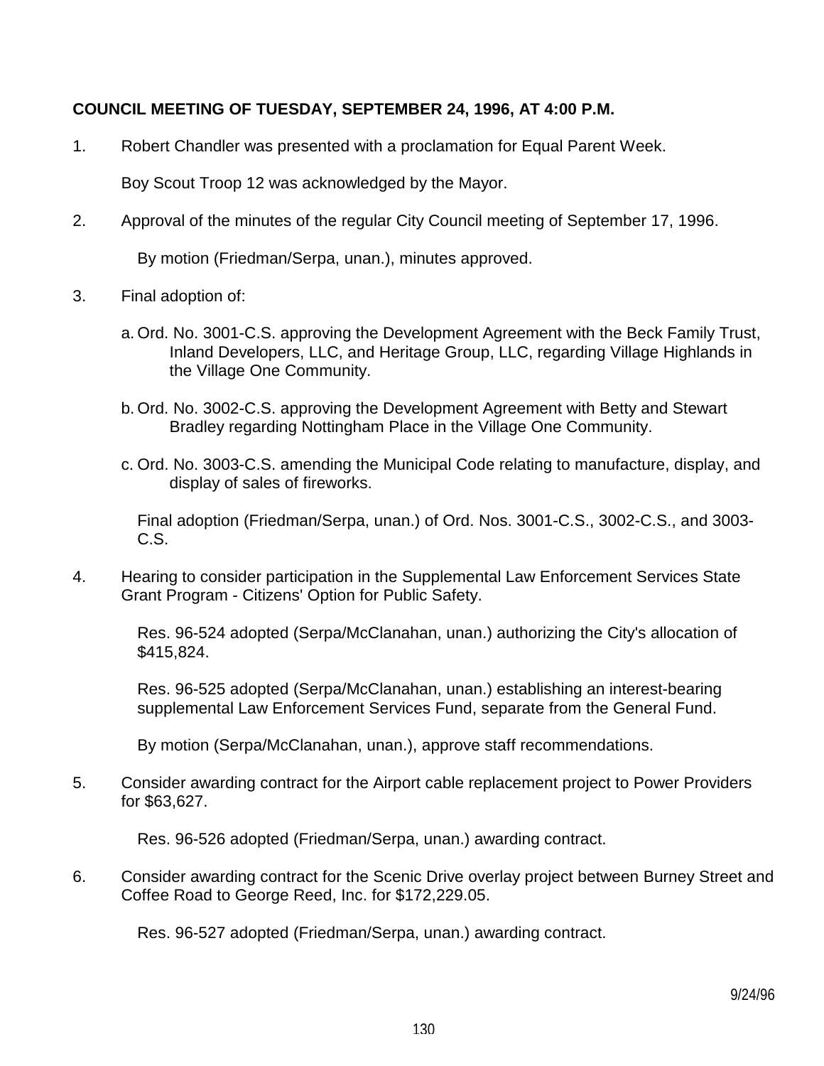**COUNCIL MEETING OF TUESDAY, SEPTEMBER 24, 1996, AT 4:00 P.M.**

1. Robert Chandler was presented with a proclamation for Equal Parent Week.

   Boy Scout Troop 12 was acknowledged by the Mayor.

2. Approval of the minutes of the regular City Council meeting of September 17, 1996.

   By motion (Friedman/Serpa, unan.), minutes approved.

3. Final adoption of:

   a. Ord. No. 3001-C.S. approving the Development Agreement with the Beck Family Trust, Inland Developers, LLC, and Heritage Group, LLC, regarding Village Highlands in the Village One Community.

   b. Ord. No. 3002-C.S. approving the Development Agreement with Betty and Stewart Bradley regarding Nottingham Place in the Village One Community.

   c. Ord. No. 3003-C.S. amending the Municipal Code relating to manufacture, display, and display of sales of fireworks.

   Final adoption (Friedman/Serpa, unan.) of Ord. Nos. 3001-C.S., 3002-C.S., and 3003-C.S.

4. Hearing to consider participation in the Supplemental Law Enforcement Services State Grant Program - Citizens' Option for Public Safety.

   Res. 96-524 adopted (Serpa/McClanahan, unan.) authorizing the City's allocation of $415,824.

   Res. 96-525 adopted (Serpa/McClanahan, unan.) establishing an interest-bearing supplemental Law Enforcement Services Fund, separate from the General Fund.

   By motion (Serpa/McClanahan, unan.), approve staff recommendations.

5. Consider awarding contract for the Airport cable replacement project to Power Providers for $63,627.

   Res. 96-526 adopted (Friedman/Serpa, unan.) awarding contract.

6. Consider awarding contract for the Scenic Drive overlay project between Burney Street and Coffee Road to George Reed, Inc. for $172,229.05.

   Res. 96-527 adopted (Friedman/Serpa, unan.) awarding contract.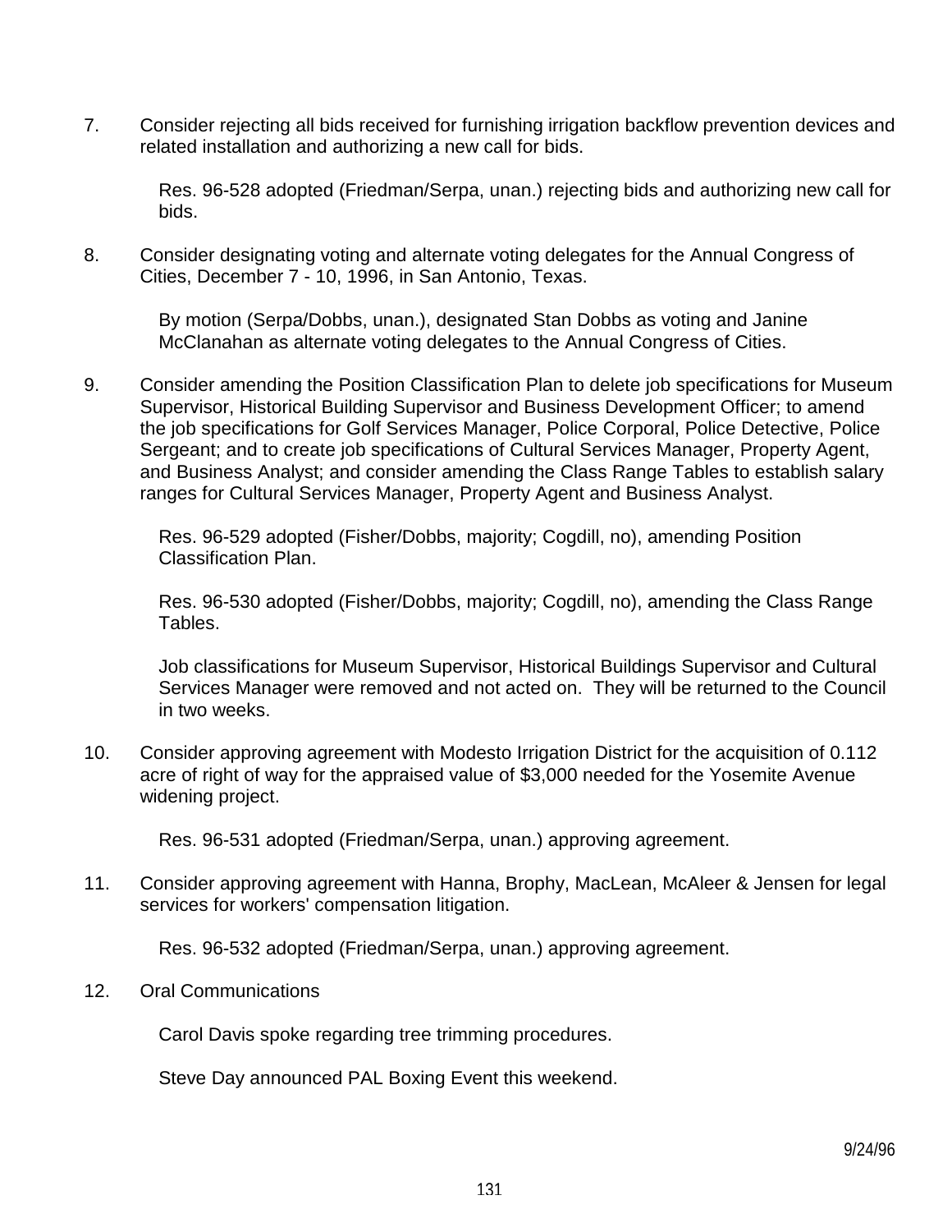7. Consider rejecting all bids received for furnishing irrigation backflow prevention devices and related installation and authorizing a new call for bids.

   Res. 96-528 adopted (Friedman/Serpa, unan.) rejecting bids and authorizing new call for bids.

8. Consider designating voting and alternate voting delegates for the Annual Congress of Cities, December 7 - 10, 1996, in San Antonio, Texas.

   By motion (Serpa/Dobbs, unan.), designated Stan Dobbs as voting and Janine McClanahan as alternate voting delegates to the Annual Congress of Cities.

9. Consider amending the Position Classification Plan to delete job specifications for Museum Supervisor, Historical Building Supervisor and Business Development Officer; to amend the job specifications for Golf Services Manager, Police Corporal, Police Detective, Police Sergeant; and to create job specifications of Cultural Services Manager, Property Agent, and Business Analyst; and consider amending the Class Range Tables to establish salary ranges for Cultural Services Manager, Property Agent and Business Analyst.

   Res. 96-529 adopted (Fisher/Dobbs, majority; Cogdill, no), amending Position Classification Plan.

   Res. 96-530 adopted (Fisher/Dobbs, majority; Cogdill, no), amending the Class Range Tables.

   Job classifications for Museum Supervisor, Historical Buildings Supervisor and Cultural Services Manager were removed and not acted on. They will be returned to the Council in two weeks.

10. Consider approving agreement with Modesto Irrigation District for the acquisition of 0.112 acre of right of way for the appraised value of $3,000 needed for the Yosemite Avenue widening project.

    Res. 96-531 adopted (Friedman/Serpa, unan.) approving agreement.

11. Consider approving agreement with Hanna, Brophy, MacLean, McAleer & Jensen for legal services for workers' compensation litigation.

    Res. 96-532 adopted (Friedman/Serpa, unan.) approving agreement.

12. Oral Communications

    Carol Davis spoke regarding tree trimming procedures.

    Steve Day announced PAL Boxing Event this weekend.

9/24/96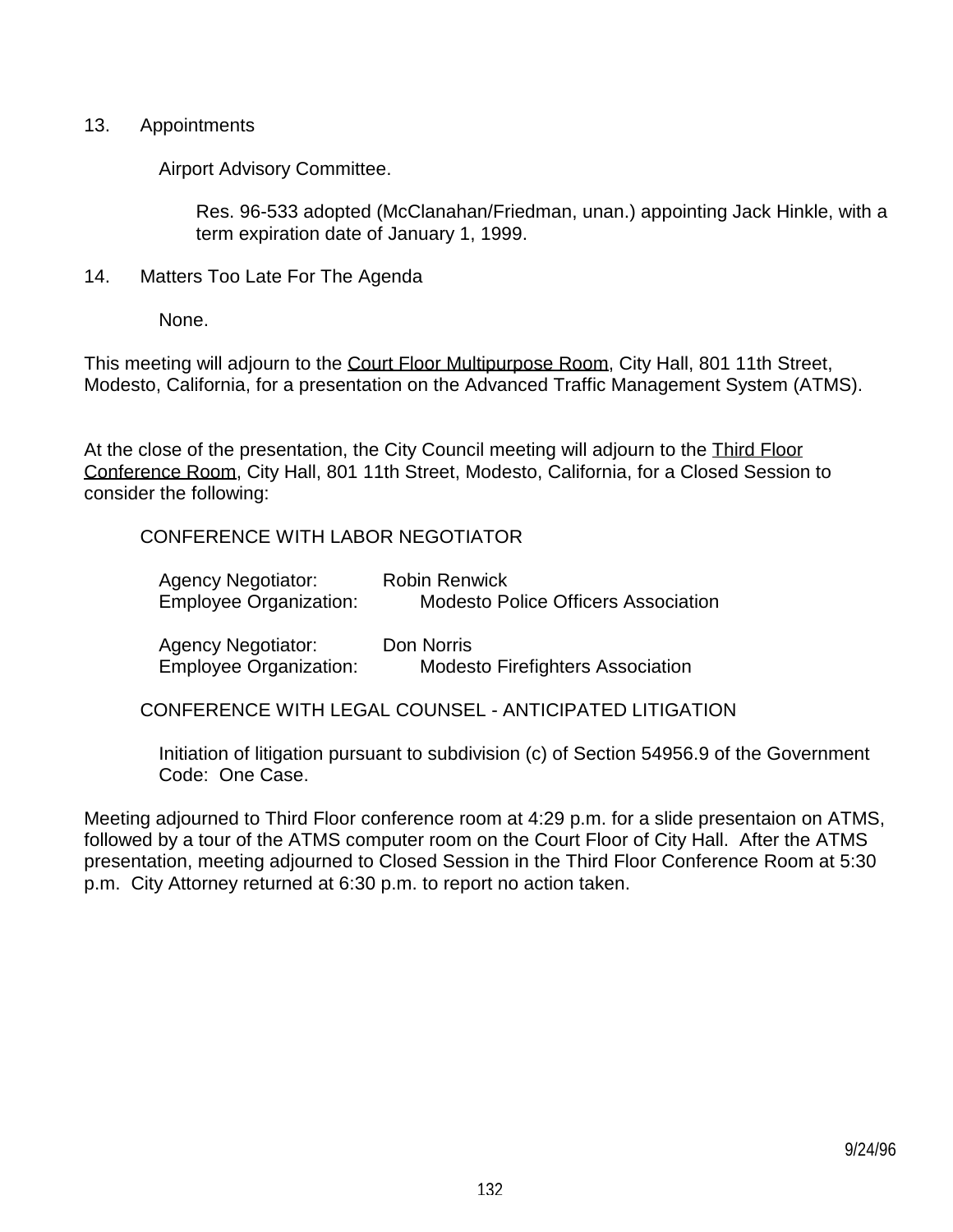13. Appointments

    Airport Advisory Committee.

    Res. 96-533 adopted (McClanahan/Friedman, unan.) appointing Jack Hinkle, with a term expiration date of January 1, 1999.

14. Matters Too Late For The Agenda

    None.

This meeting will adjourn to the <u>Court Floor Multipurpose Room</u>, City Hall, 801 11th Street, Modesto, California, for a presentation on the Advanced Traffic Management System (ATMS).

At the close of the presentation, the City Council meeting will adjourn to the <u>Third Floor Conference Room</u>, City Hall, 801 11th Street, Modesto, California, for a Closed Session to consider the following:

CONFERENCE WITH LABOR NEGOTIATOR

Agency Negotiator: Robin Renwick
Employee Organization: Modesto Police Officers Association

Agency Negotiator: Don Norris
Employee Organization: Modesto Firefighters Association

CONFERENCE WITH LEGAL COUNSEL - ANTICIPATED LITIGATION

Initiation of litigation pursuant to subdivision (c) of Section 54956.9 of the Government Code: One Case.

Meeting adjourned to Third Floor conference room at 4:29 p.m. for a slide presentaion on ATMS, followed by a tour of the ATMS computer room on the Court Floor of City Hall. After the ATMS presentation, meeting adjourned to Closed Session in the Third Floor Conference Room at 5:30 p.m. City Attorney returned at 6:30 p.m. to report no action taken.

9/24/96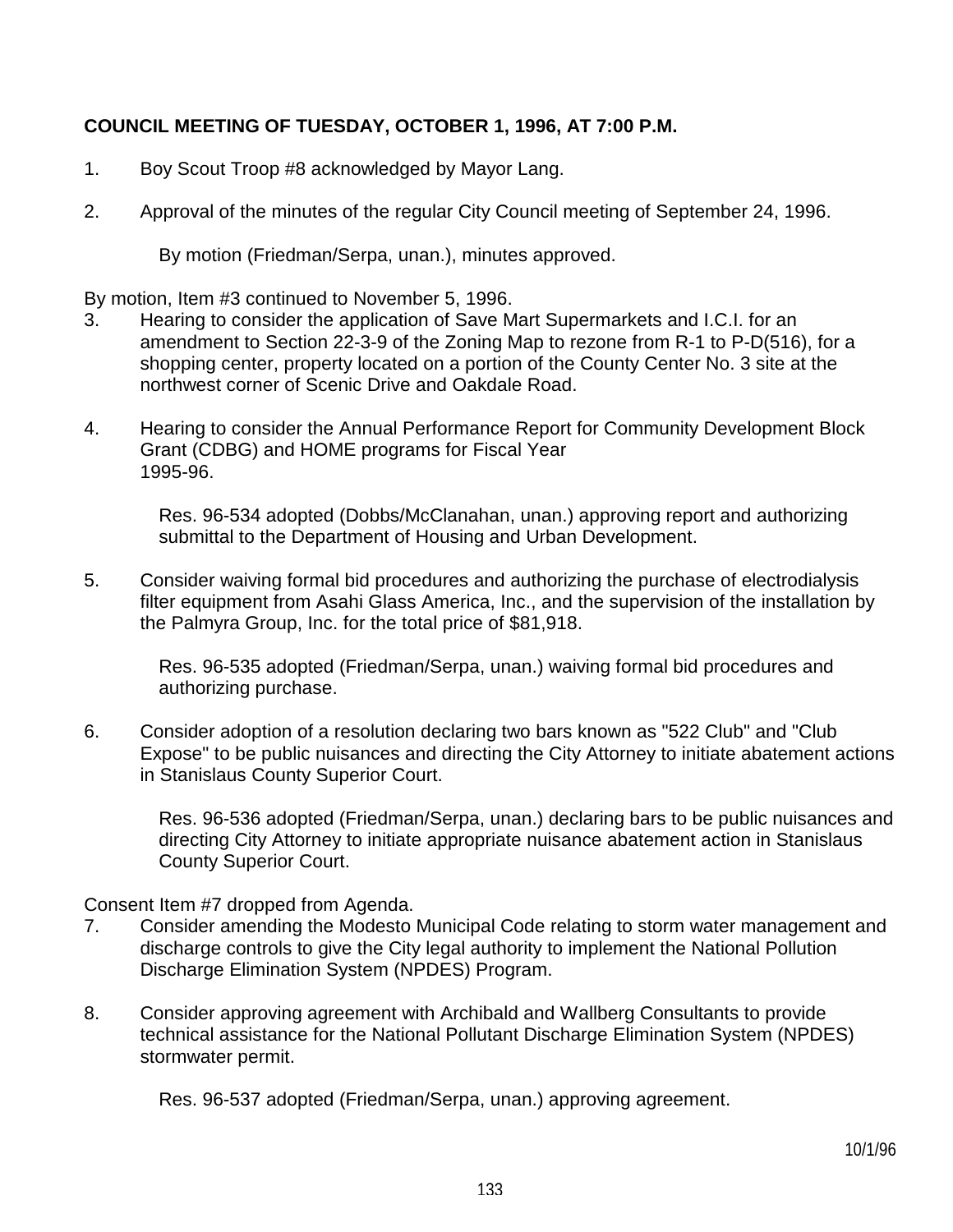**COUNCIL MEETING OF TUESDAY, OCTOBER 1, 1996, AT 7:00 P.M.**

1. Boy Scout Troop #8 acknowledged by Mayor Lang.

2. Approval of the minutes of the regular City Council meeting of September 24, 1996.

   By motion (Friedman/Serpa, unan.), minutes approved.

By motion, Item #3 continued to November 5, 1996.

3. Hearing to consider the application of Save Mart Supermarkets and I.C.I. for an amendment to Section 22-3-9 of the Zoning Map to rezone from R-1 to P-D(516), for a shopping center, property located on a portion of the County Center No. 3 site at the northwest corner of Scenic Drive and Oakdale Road.

4. Hearing to consider the Annual Performance Report for Community Development Block Grant (CDBG) and HOME programs for Fiscal Year 1995-96.

   Res. 96-534 adopted (Dobbs/McClanahan, unan.) approving report and authorizing submittal to the Department of Housing and Urban Development.

5. Consider waiving formal bid procedures and authorizing the purchase of electrodialysis filter equipment from Asahi Glass America, Inc., and the supervision of the installation by the Palmyra Group, Inc. for the total price of $81,918.

   Res. 96-535 adopted (Friedman/Serpa, unan.) waiving formal bid procedures and authorizing purchase.

6. Consider adoption of a resolution declaring two bars known as "522 Club" and "Club Expose" to be public nuisances and directing the City Attorney to initiate abatement actions in Stanislaus County Superior Court.

   Res. 96-536 adopted (Friedman/Serpa, unan.) declaring bars to be public nuisances and directing City Attorney to initiate appropriate nuisance abatement action in Stanislaus County Superior Court.

Consent Item #7 dropped from Agenda.

7. Consider amending the Modesto Municipal Code relating to storm water management and discharge controls to give the City legal authority to implement the National Pollution Discharge Elimination System (NPDES) Program.

8. Consider approving agreement with Archibald and Wallberg Consultants to provide technical assistance for the National Pollutant Discharge Elimination System (NPDES) stormwater permit.

   Res. 96-537 adopted (Friedman/Serpa, unan.) approving agreement.

10/1/96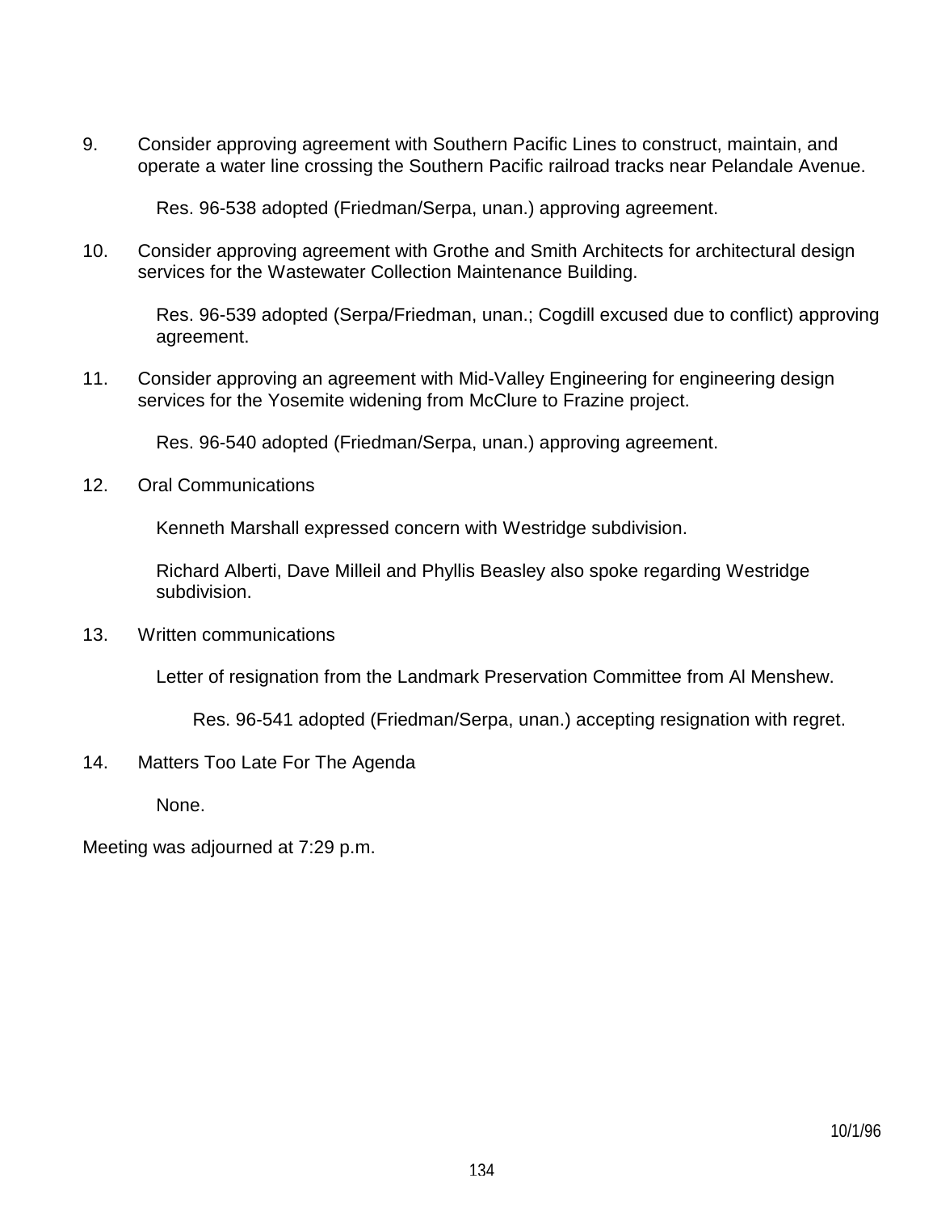9. Consider approving agreement with Southern Pacific Lines to construct, maintain, and operate a water line crossing the Southern Pacific railroad tracks near Pelandale Avenue.

   Res. 96-538 adopted (Friedman/Serpa, unan.) approving agreement.

10. Consider approving agreement with Grothe and Smith Architects for architectural design services for the Wastewater Collection Maintenance Building.

    Res. 96-539 adopted (Serpa/Friedman, unan.; Cogdill excused due to conflict) approving agreement.

11. Consider approving an agreement with Mid-Valley Engineering for engineering design services for the Yosemite widening from McClure to Frazine project.

    Res. 96-540 adopted (Friedman/Serpa, unan.) approving agreement.

12. Oral Communications

    Kenneth Marshall expressed concern with Westridge subdivision.

    Richard Alberti, Dave Milleil and Phyllis Beasley also spoke regarding Westridge subdivision.

13. Written communications

    Letter of resignation from the Landmark Preservation Committee from Al Menshew.

    Res. 96-541 adopted (Friedman/Serpa, unan.) accepting resignation with regret.

14. Matters Too Late For The Agenda

    None.

Meeting was adjourned at 7:29 p.m.

10/1/96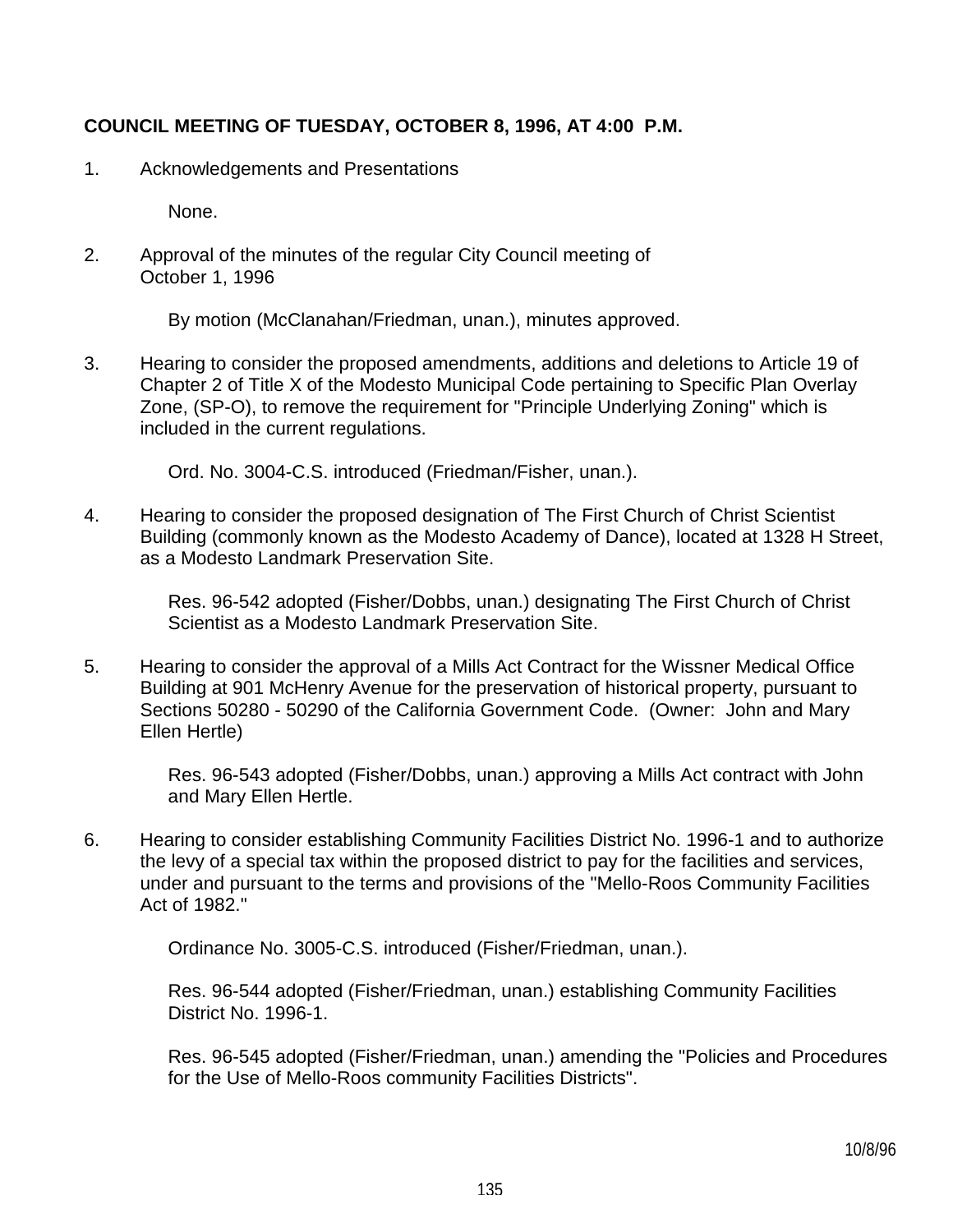**COUNCIL MEETING OF TUESDAY, OCTOBER 8, 1996, AT 4:00 P.M.**

1. Acknowledgements and Presentations

   None.

2. Approval of the minutes of the regular City Council meeting of October 1, 1996

   By motion (McClanahan/Friedman, unan.), minutes approved.

3. Hearing to consider the proposed amendments, additions and deletions to Article 19 of Chapter 2 of Title X of the Modesto Municipal Code pertaining to Specific Plan Overlay Zone, (SP-O), to remove the requirement for "Principle Underlying Zoning" which is included in the current regulations.

   Ord. No. 3004-C.S. introduced (Friedman/Fisher, unan.).

4. Hearing to consider the proposed designation of The First Church of Christ Scientist Building (commonly known as the Modesto Academy of Dance), located at 1328 H Street, as a Modesto Landmark Preservation Site.

   Res. 96-542 adopted (Fisher/Dobbs, unan.) designating The First Church of Christ Scientist as a Modesto Landmark Preservation Site.

5. Hearing to consider the approval of a Mills Act Contract for the Wissner Medical Office Building at 901 McHenry Avenue for the preservation of historical property, pursuant to Sections 50280 - 50290 of the California Government Code. (Owner: John and Mary Ellen Hertle)

   Res. 96-543 adopted (Fisher/Dobbs, unan.) approving a Mills Act contract with John and Mary Ellen Hertle.

6. Hearing to consider establishing Community Facilities District No. 1996-1 and to authorize the levy of a special tax within the proposed district to pay for the facilities and services, under and pursuant to the terms and provisions of the "Mello-Roos Community Facilities Act of 1982."

   Ordinance No. 3005-C.S. introduced (Fisher/Friedman, unan.).

   Res. 96-544 adopted (Fisher/Friedman, unan.) establishing Community Facilities District No. 1996-1.

   Res. 96-545 adopted (Fisher/Friedman, unan.) amending the "Policies and Procedures for the Use of Mello-Roos community Facilities Districts".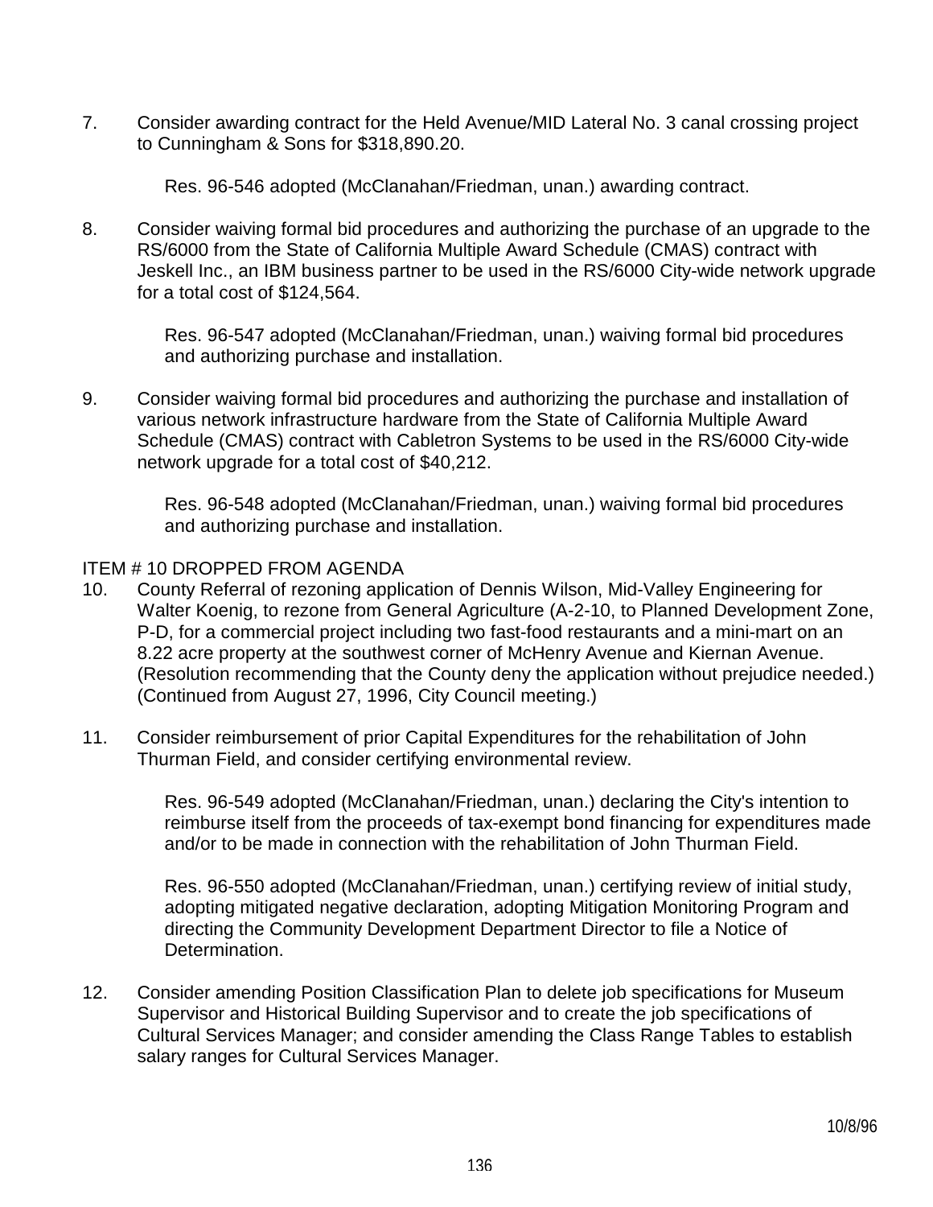7. Consider awarding contract for the Held Avenue/MID Lateral No. 3 canal crossing project to Cunningham & Sons for $318,890.20.

   Res. 96-546 adopted (McClanahan/Friedman, unan.) awarding contract.

8. Consider waiving formal bid procedures and authorizing the purchase of an upgrade to the RS/6000 from the State of California Multiple Award Schedule (CMAS) contract with Jeskell Inc., an IBM business partner to be used in the RS/6000 City-wide network upgrade for a total cost of $124,564.

   Res. 96-547 adopted (McClanahan/Friedman, unan.) waiving formal bid procedures and authorizing purchase and installation.

9. Consider waiving formal bid procedures and authorizing the purchase and installation of various network infrastructure hardware from the State of California Multiple Award Schedule (CMAS) contract with Cabletron Systems to be used in the RS/6000 City-wide network upgrade for a total cost of $40,212.

   Res. 96-548 adopted (McClanahan/Friedman, unan.) waiving formal bid procedures and authorizing purchase and installation.

ITEM # 10 DROPPED FROM AGENDA

10. County Referral of rezoning application of Dennis Wilson, Mid-Valley Engineering for Walter Koenig, to rezone from General Agriculture (A-2-10, to Planned Development Zone, P-D, for a commercial project including two fast-food restaurants and a mini-mart on an 8.22 acre property at the southwest corner of McHenry Avenue and Kiernan Avenue. (Resolution recommending that the County deny the application without prejudice needed.) (Continued from August 27, 1996, City Council meeting.)

11. Consider reimbursement of prior Capital Expenditures for the rehabilitation of John Thurman Field, and consider certifying environmental review.

    Res. 96-549 adopted (McClanahan/Friedman, unan.) declaring the City's intention to reimburse itself from the proceeds of tax-exempt bond financing for expenditures made and/or to be made in connection with the rehabilitation of John Thurman Field.

    Res. 96-550 adopted (McClanahan/Friedman, unan.) certifying review of initial study, adopting mitigated negative declaration, adopting Mitigation Monitoring Program and directing the Community Development Department Director to file a Notice of Determination.

12. Consider amending Position Classification Plan to delete job specifications for Museum Supervisor and Historical Building Supervisor and to create the job specifications of Cultural Services Manager; and consider amending the Class Range Tables to establish salary ranges for Cultural Services Manager.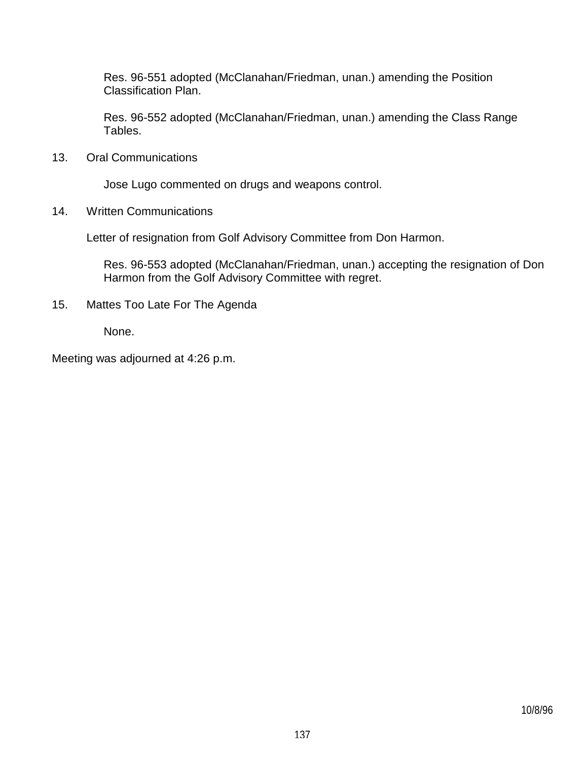Res. 96-551 adopted (McClanahan/Friedman, unan.) amending the Position Classification Plan.

Res. 96-552 adopted (McClanahan/Friedman, unan.) amending the Class Range Tables.

13. Oral Communications

Jose Lugo commented on drugs and weapons control.

14. Written Communications

Letter of resignation from Golf Advisory Committee from Don Harmon.

Res. 96-553 adopted (McClanahan/Friedman, unan.) accepting the resignation of Don Harmon from the Golf Advisory Committee with regret.

15. Mattes Too Late For The Agenda

None.

Meeting was adjourned at 4:26 p.m.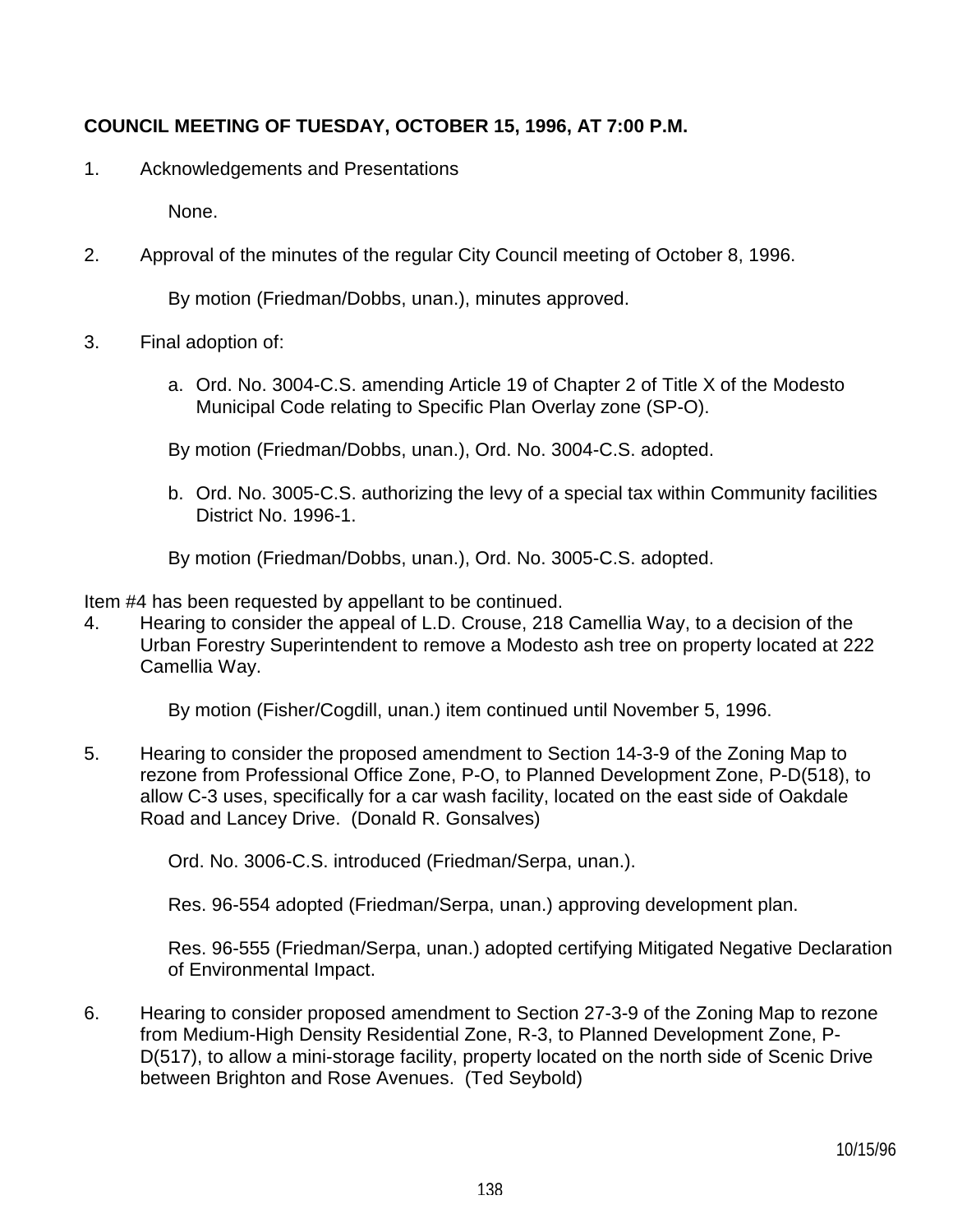**COUNCIL MEETING OF TUESDAY, OCTOBER 15, 1996, AT 7:00 P.M.**

1. Acknowledgements and Presentations

   None.

2. Approval of the minutes of the regular City Council meeting of October 8, 1996.

   By motion (Friedman/Dobbs, unan.), minutes approved.

3. Final adoption of:

   a. Ord. No. 3004-C.S. amending Article 19 of Chapter 2 of Title X of the Modesto Municipal Code relating to Specific Plan Overlay zone (SP-O).

   By motion (Friedman/Dobbs, unan.), Ord. No. 3004-C.S. adopted.

   b. Ord. No. 3005-C.S. authorizing the levy of a special tax within Community facilities District No. 1996-1.

   By motion (Friedman/Dobbs, unan.), Ord. No. 3005-C.S. adopted.

Item #4 has been requested by appellant to be continued.

4. Hearing to consider the appeal of L.D. Crouse, 218 Camellia Way, to a decision of the Urban Forestry Superintendent to remove a Modesto ash tree on property located at 222 Camellia Way.

   By motion (Fisher/Cogdill, unan.) item continued until November 5, 1996.

5. Hearing to consider the proposed amendment to Section 14-3-9 of the Zoning Map to rezone from Professional Office Zone, P-O, to Planned Development Zone, P-D(518), to allow C-3 uses, specifically for a car wash facility, located on the east side of Oakdale Road and Lancey Drive. (Donald R. Gonsalves)

   Ord. No. 3006-C.S. introduced (Friedman/Serpa, unan.).

   Res. 96-554 adopted (Friedman/Serpa, unan.) approving development plan.

   Res. 96-555 (Friedman/Serpa, unan.) adopted certifying Mitigated Negative Declaration of Environmental Impact.

6. Hearing to consider proposed amendment to Section 27-3-9 of the Zoning Map to rezone from Medium-High Density Residential Zone, R-3, to Planned Development Zone, P-D(517), to allow a mini-storage facility, property located on the north side of Scenic Drive between Brighton and Rose Avenues. (Ted Seybold)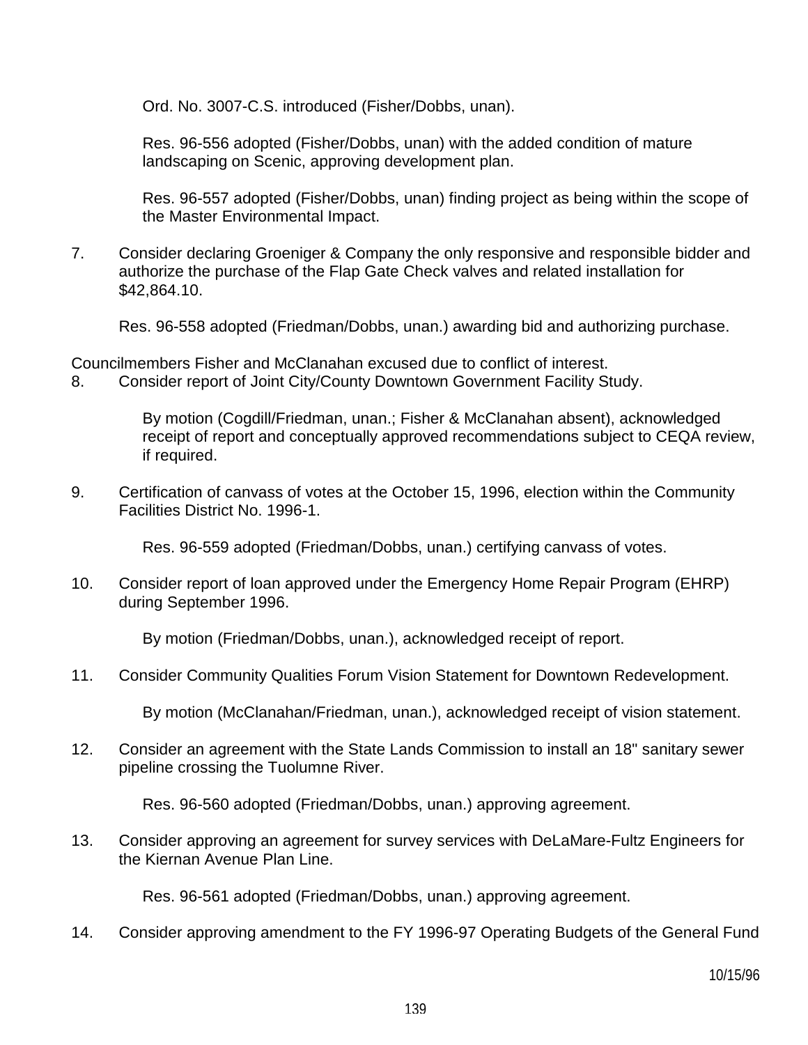Ord. No. 3007-C.S. introduced (Fisher/Dobbs, unan).

Res. 96-556 adopted (Fisher/Dobbs, unan) with the added condition of mature landscaping on Scenic, approving development plan.

Res. 96-557 adopted (Fisher/Dobbs, unan) finding project as being within the scope of the Master Environmental Impact.

7. Consider declaring Groeniger & Company the only responsive and responsible bidder and authorize the purchase of the Flap Gate Check valves and related installation for $42,864.10.

   Res. 96-558 adopted (Friedman/Dobbs, unan.) awarding bid and authorizing purchase.

Councilmembers Fisher and McClanahan excused due to conflict of interest.

8. Consider report of Joint City/County Downtown Government Facility Study.

   By motion (Cogdill/Friedman, unan.; Fisher & McClanahan absent), acknowledged receipt of report and conceptually approved recommendations subject to CEQA review, if required.

9. Certification of canvass of votes at the October 15, 1996, election within the Community Facilities District No. 1996-1.

   Res. 96-559 adopted (Friedman/Dobbs, unan.) certifying canvass of votes.

10. Consider report of loan approved under the Emergency Home Repair Program (EHRP) during September 1996.

    By motion (Friedman/Dobbs, unan.), acknowledged receipt of report.

11. Consider Community Qualities Forum Vision Statement for Downtown Redevelopment.

    By motion (McClanahan/Friedman, unan.), acknowledged receipt of vision statement.

12. Consider an agreement with the State Lands Commission to install an 18" sanitary sewer pipeline crossing the Tuolumne River.

    Res. 96-560 adopted (Friedman/Dobbs, unan.) approving agreement.

13. Consider approving an agreement for survey services with DeLaMare-Fultz Engineers for the Kiernan Avenue Plan Line.

    Res. 96-561 adopted (Friedman/Dobbs, unan.) approving agreement.

14. Consider approving amendment to the FY 1996-97 Operating Budgets of the General Fund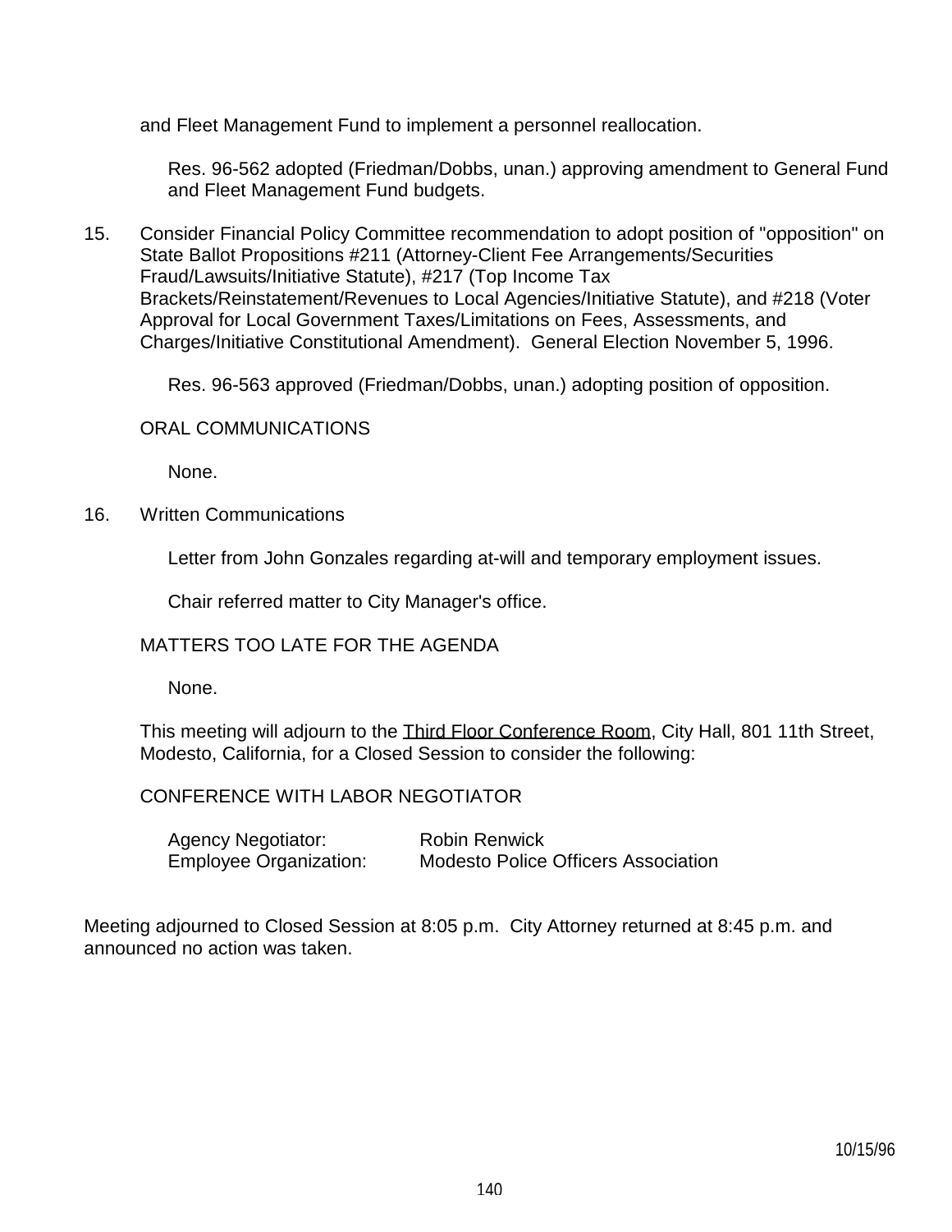and Fleet Management Fund to implement a personnel reallocation.

Res. 96-562 adopted (Friedman/Dobbs, unan.) approving amendment to General Fund and Fleet Management Fund budgets.

15. Consider Financial Policy Committee recommendation to adopt position of "opposition" on State Ballot Propositions #211 (Attorney-Client Fee Arrangements/Securities Fraud/Lawsuits/Initiative Statute), #217 (Top Income Tax Brackets/Reinstatement/Revenues to Local Agencies/Initiative Statute), and #218 (Voter Approval for Local Government Taxes/Limitations on Fees, Assessments, and Charges/Initiative Constitutional Amendment). General Election November 5, 1996.

    Res. 96-563 approved (Friedman/Dobbs, unan.) adopting position of opposition.

ORAL COMMUNICATIONS

None.

16. Written Communications

    Letter from John Gonzales regarding at-will and temporary employment issues.

    Chair referred matter to City Manager's office.

MATTERS TOO LATE FOR THE AGENDA

None.

This meeting will adjourn to the Third Floor Conference Room, City Hall, 801 11th Street, Modesto, California, for a Closed Session to consider the following:

CONFERENCE WITH LABOR NEGOTIATOR

| | |
|---|---|
| Agency Negotiator: | Robin Renwick |
| Employee Organization: | Modesto Police Officers Association |

Meeting adjourned to Closed Session at 8:05 p.m. City Attorney returned at 8:45 p.m. and announced no action was taken.

10/15/96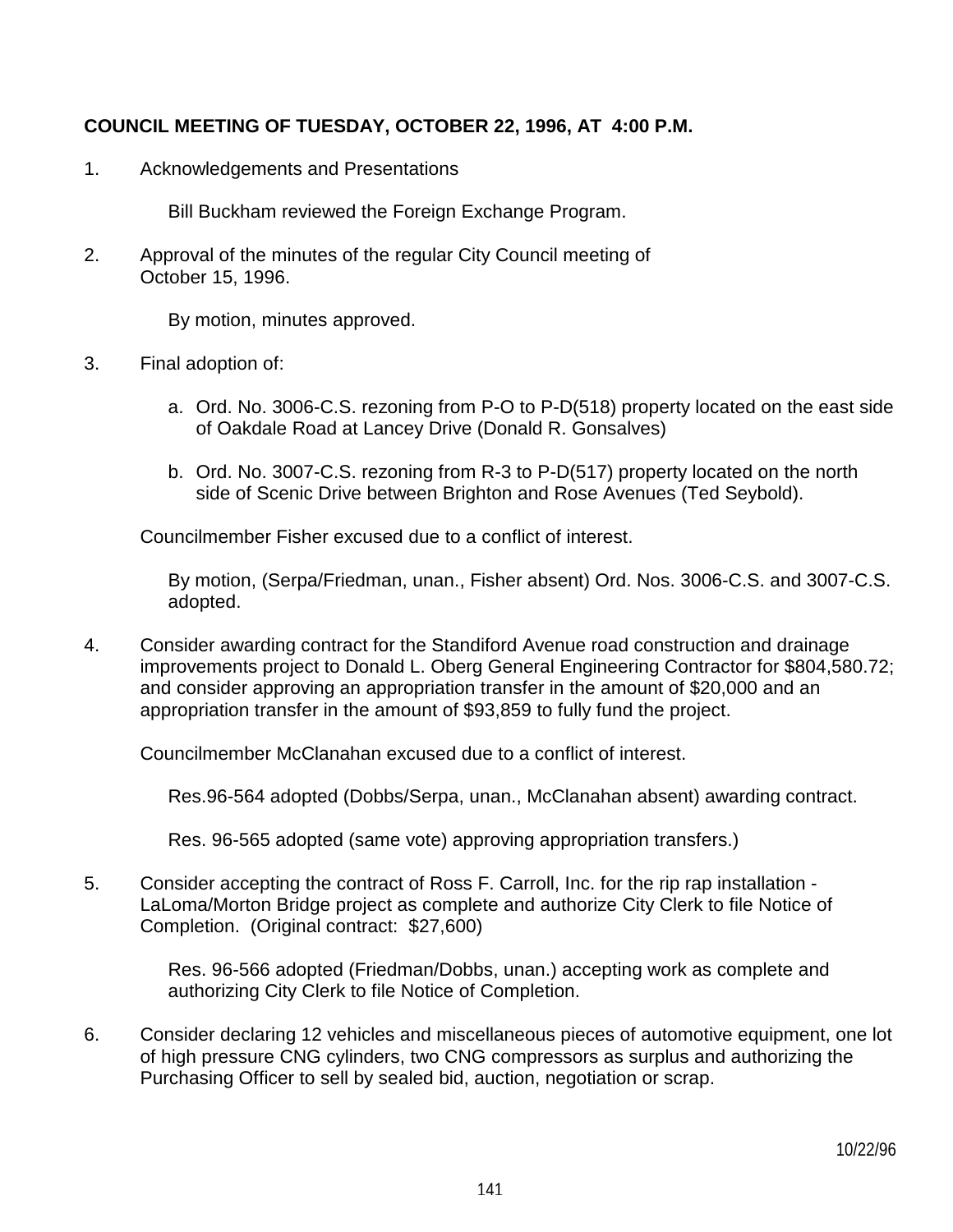**COUNCIL MEETING OF TUESDAY, OCTOBER 22, 1996, AT 4:00 P.M.**

1. Acknowledgements and Presentations

   Bill Buckham reviewed the Foreign Exchange Program.

2. Approval of the minutes of the regular City Council meeting of October 15, 1996.

   By motion, minutes approved.

3. Final adoption of:

   a. Ord. No. 3006-C.S. rezoning from P-O to P-D(518) property located on the east side of Oakdale Road at Lancey Drive (Donald R. Gonsalves)

   b. Ord. No. 3007-C.S. rezoning from R-3 to P-D(517) property located on the north side of Scenic Drive between Brighton and Rose Avenues (Ted Seybold).

   Councilmember Fisher excused due to a conflict of interest.

   By motion, (Serpa/Friedman, unan., Fisher absent) Ord. Nos. 3006-C.S. and 3007-C.S. adopted.

4. Consider awarding contract for the Standiford Avenue road construction and drainage improvements project to Donald L. Oberg General Engineering Contractor for $804,580.72; and consider approving an appropriation transfer in the amount of $20,000 and an appropriation transfer in the amount of $93,859 to fully fund the project.

   Councilmember McClanahan excused due to a conflict of interest.

   Res.96-564 adopted (Dobbs/Serpa, unan., McClanahan absent) awarding contract.

   Res. 96-565 adopted (same vote) approving appropriation transfers.)

5. Consider accepting the contract of Ross F. Carroll, Inc. for the rip rap installation - LaLoma/Morton Bridge project as complete and authorize City Clerk to file Notice of Completion. (Original contract: $27,600)

   Res. 96-566 adopted (Friedman/Dobbs, unan.) accepting work as complete and authorizing City Clerk to file Notice of Completion.

6. Consider declaring 12 vehicles and miscellaneous pieces of automotive equipment, one lot of high pressure CNG cylinders, two CNG compressors as surplus and authorizing the Purchasing Officer to sell by sealed bid, auction, negotiation or scrap.

10/22/96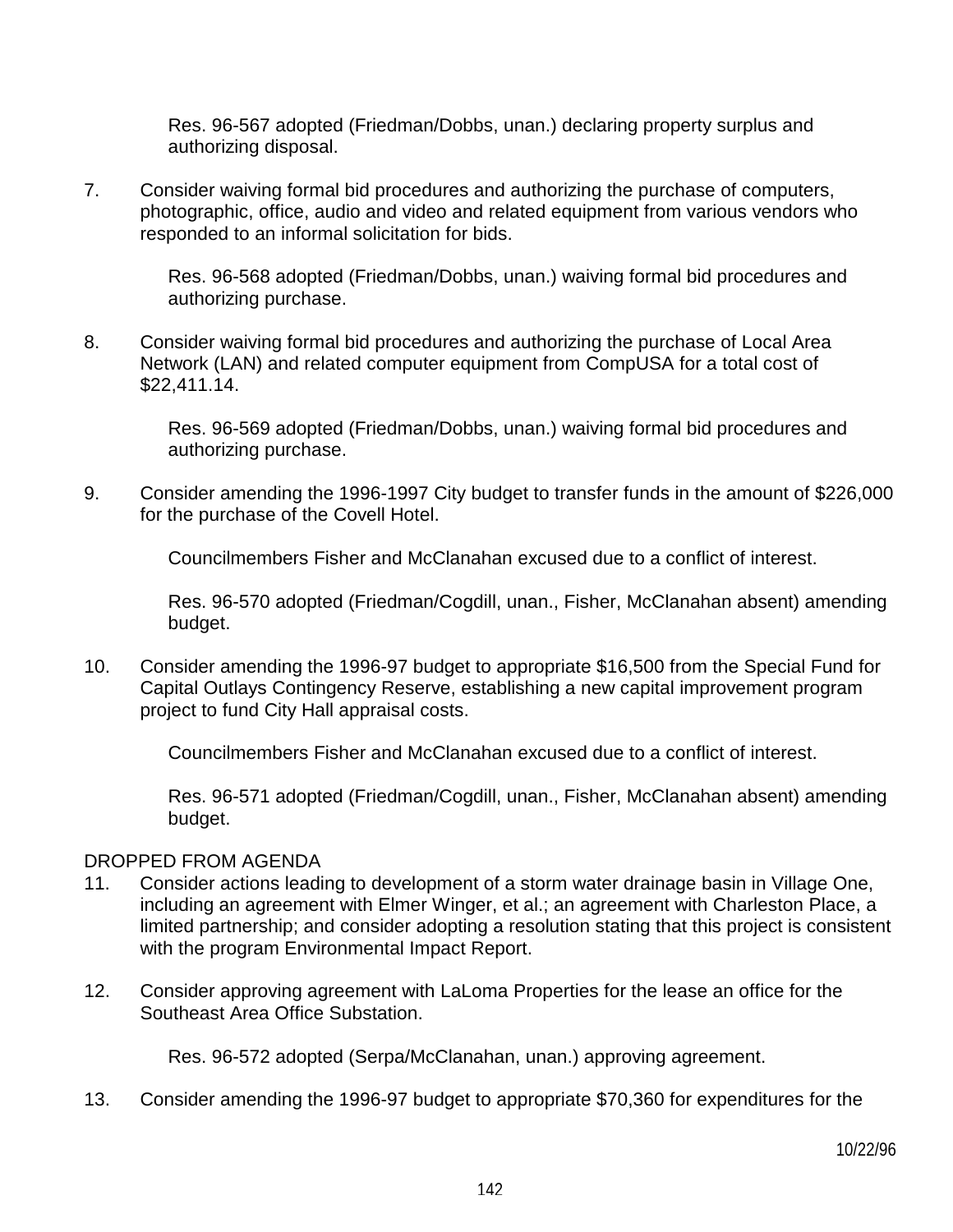Res. 96-567 adopted (Friedman/Dobbs, unan.) declaring property surplus and authorizing disposal.

7. Consider waiving formal bid procedures and authorizing the purchase of computers, photographic, office, audio and video and related equipment from various vendors who responded to an informal solicitation for bids.

   Res. 96-568 adopted (Friedman/Dobbs, unan.) waiving formal bid procedures and authorizing purchase.

8. Consider waiving formal bid procedures and authorizing the purchase of Local Area Network (LAN) and related computer equipment from CompUSA for a total cost of $22,411.14.

   Res. 96-569 adopted (Friedman/Dobbs, unan.) waiving formal bid procedures and authorizing purchase.

9. Consider amending the 1996-1997 City budget to transfer funds in the amount of $226,000 for the purchase of the Covell Hotel.

   Councilmembers Fisher and McClanahan excused due to a conflict of interest.

   Res. 96-570 adopted (Friedman/Cogdill, unan., Fisher, McClanahan absent) amending budget.

10. Consider amending the 1996-97 budget to appropriate $16,500 from the Special Fund for Capital Outlays Contingency Reserve, establishing a new capital improvement program project to fund City Hall appraisal costs.

    Councilmembers Fisher and McClanahan excused due to a conflict of interest.

    Res. 96-571 adopted (Friedman/Cogdill, unan., Fisher, McClanahan absent) amending budget.

DROPPED FROM AGENDA

11. Consider actions leading to development of a storm water drainage basin in Village One, including an agreement with Elmer Winger, et al.; an agreement with Charleston Place, a limited partnership; and consider adopting a resolution stating that this project is consistent with the program Environmental Impact Report.

12. Consider approving agreement with LaLoma Properties for the lease an office for the Southeast Area Office Substation.

    Res. 96-572 adopted (Serpa/McClanahan, unan.) approving agreement.

13. Consider amending the 1996-97 budget to appropriate $70,360 for expenditures for the

10/22/96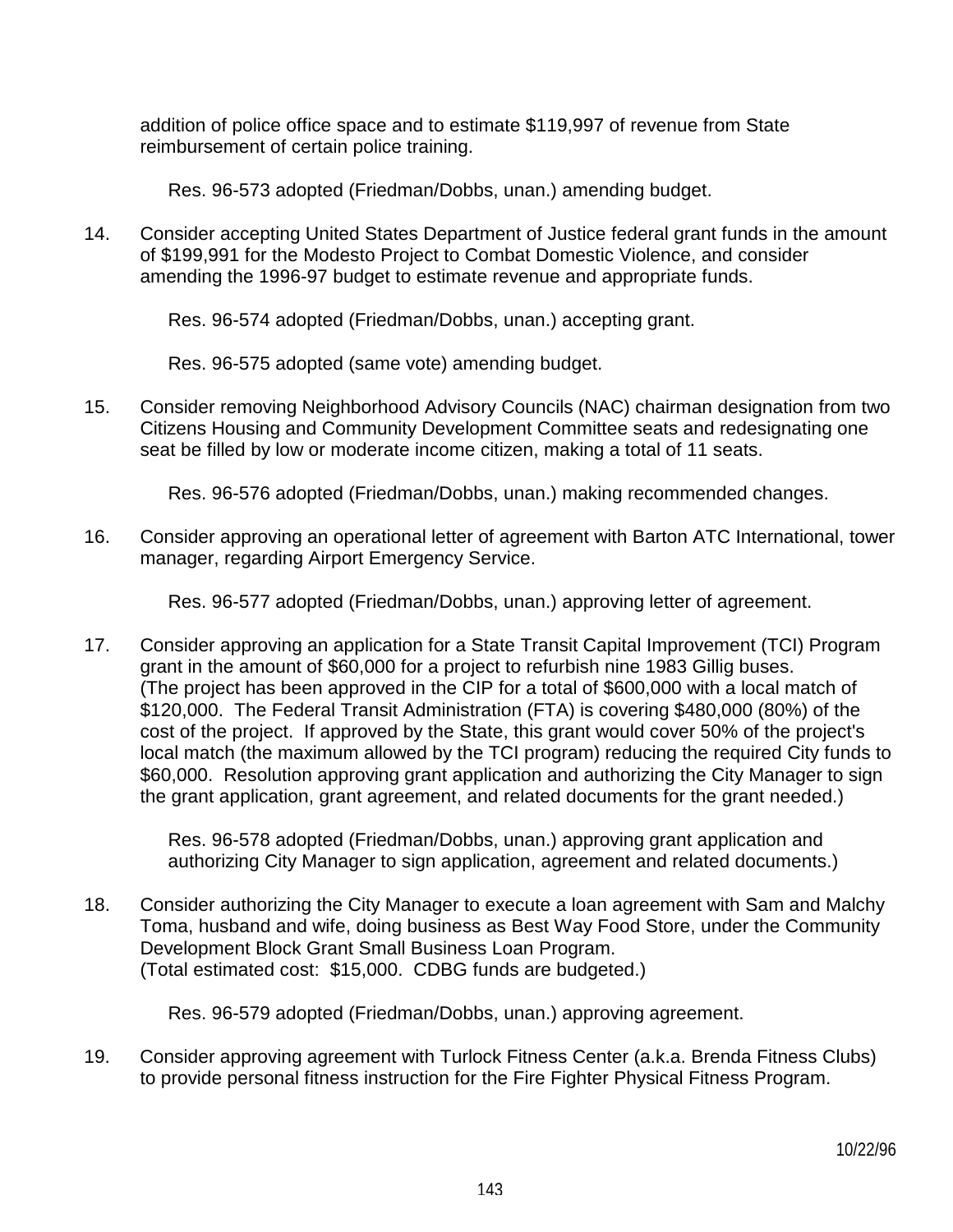addition of police office space and to estimate $119,997 of revenue from State reimbursement of certain police training.

Res. 96-573 adopted (Friedman/Dobbs, unan.) amending budget.

14. Consider accepting United States Department of Justice federal grant funds in the amount of $199,991 for the Modesto Project to Combat Domestic Violence, and consider amending the 1996-97 budget to estimate revenue and appropriate funds.

    Res. 96-574 adopted (Friedman/Dobbs, unan.) accepting grant.

    Res. 96-575 adopted (same vote) amending budget.

15. Consider removing Neighborhood Advisory Councils (NAC) chairman designation from two Citizens Housing and Community Development Committee seats and redesignating one seat be filled by low or moderate income citizen, making a total of 11 seats.

    Res. 96-576 adopted (Friedman/Dobbs, unan.) making recommended changes.

16. Consider approving an operational letter of agreement with Barton ATC International, tower manager, regarding Airport Emergency Service.

    Res. 96-577 adopted (Friedman/Dobbs, unan.) approving letter of agreement.

17. Consider approving an application for a State Transit Capital Improvement (TCI) Program grant in the amount of $60,000 for a project to refurbish nine 1983 Gillig buses. (The project has been approved in the CIP for a total of $600,000 with a local match of $120,000. The Federal Transit Administration (FTA) is covering $480,000 (80%) of the cost of the project. If approved by the State, this grant would cover 50% of the project's local match (the maximum allowed by the TCI program) reducing the required City funds to $60,000. Resolution approving grant application and authorizing the City Manager to sign the grant application, grant agreement, and related documents for the grant needed.)

    Res. 96-578 adopted (Friedman/Dobbs, unan.) approving grant application and authorizing City Manager to sign application, agreement and related documents.)

18. Consider authorizing the City Manager to execute a loan agreement with Sam and Malchy Toma, husband and wife, doing business as Best Way Food Store, under the Community Development Block Grant Small Business Loan Program. (Total estimated cost: $15,000. CDBG funds are budgeted.)

    Res. 96-579 adopted (Friedman/Dobbs, unan.) approving agreement.

19. Consider approving agreement with Turlock Fitness Center (a.k.a. Brenda Fitness Clubs) to provide personal fitness instruction for the Fire Fighter Physical Fitness Program.

10/22/96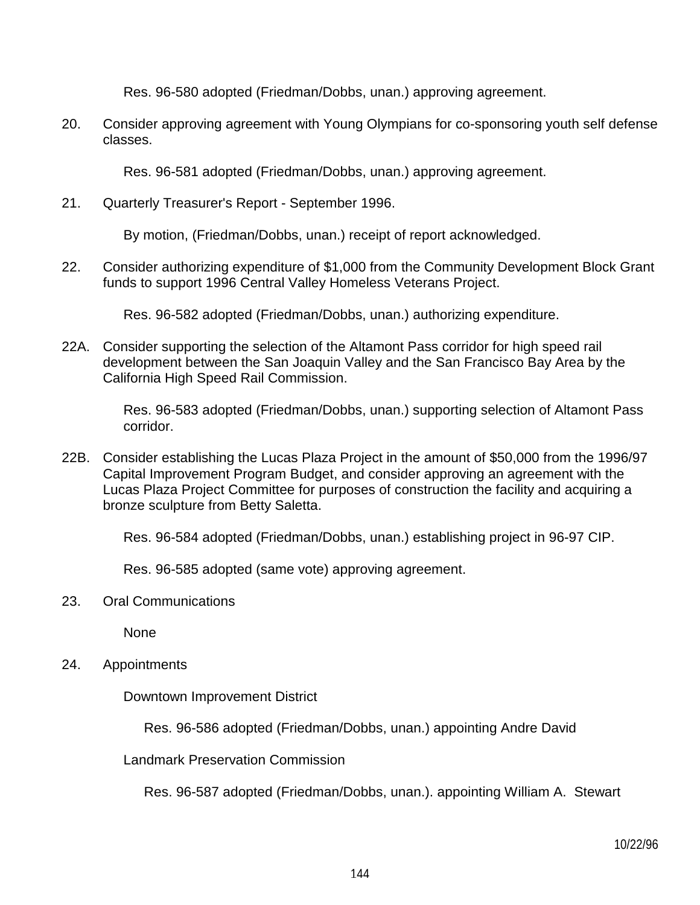Res. 96-580 adopted (Friedman/Dobbs, unan.) approving agreement.

20. Consider approving agreement with Young Olympians for co-sponsoring youth self defense classes.

    Res. 96-581 adopted (Friedman/Dobbs, unan.) approving agreement.

21. Quarterly Treasurer's Report - September 1996.

    By motion, (Friedman/Dobbs, unan.) receipt of report acknowledged.

22. Consider authorizing expenditure of $1,000 from the Community Development Block Grant funds to support 1996 Central Valley Homeless Veterans Project.

    Res. 96-582 adopted (Friedman/Dobbs, unan.) authorizing expenditure.

22A. Consider supporting the selection of the Altamont Pass corridor for high speed rail development between the San Joaquin Valley and the San Francisco Bay Area by the California High Speed Rail Commission.

    Res. 96-583 adopted (Friedman/Dobbs, unan.) supporting selection of Altamont Pass corridor.

22B. Consider establishing the Lucas Plaza Project in the amount of $50,000 from the 1996/97 Capital Improvement Program Budget, and consider approving an agreement with the Lucas Plaza Project Committee for purposes of construction the facility and acquiring a bronze sculpture from Betty Saletta.

    Res. 96-584 adopted (Friedman/Dobbs, unan.) establishing project in 96-97 CIP.

    Res. 96-585 adopted (same vote) approving agreement.

23. Oral Communications

    None

24. Appointments

    Downtown Improvement District

        Res. 96-586 adopted (Friedman/Dobbs, unan.) appointing Andre David

    Landmark Preservation Commission

        Res. 96-587 adopted (Friedman/Dobbs, unan.). appointing William A. Stewart

10/22/96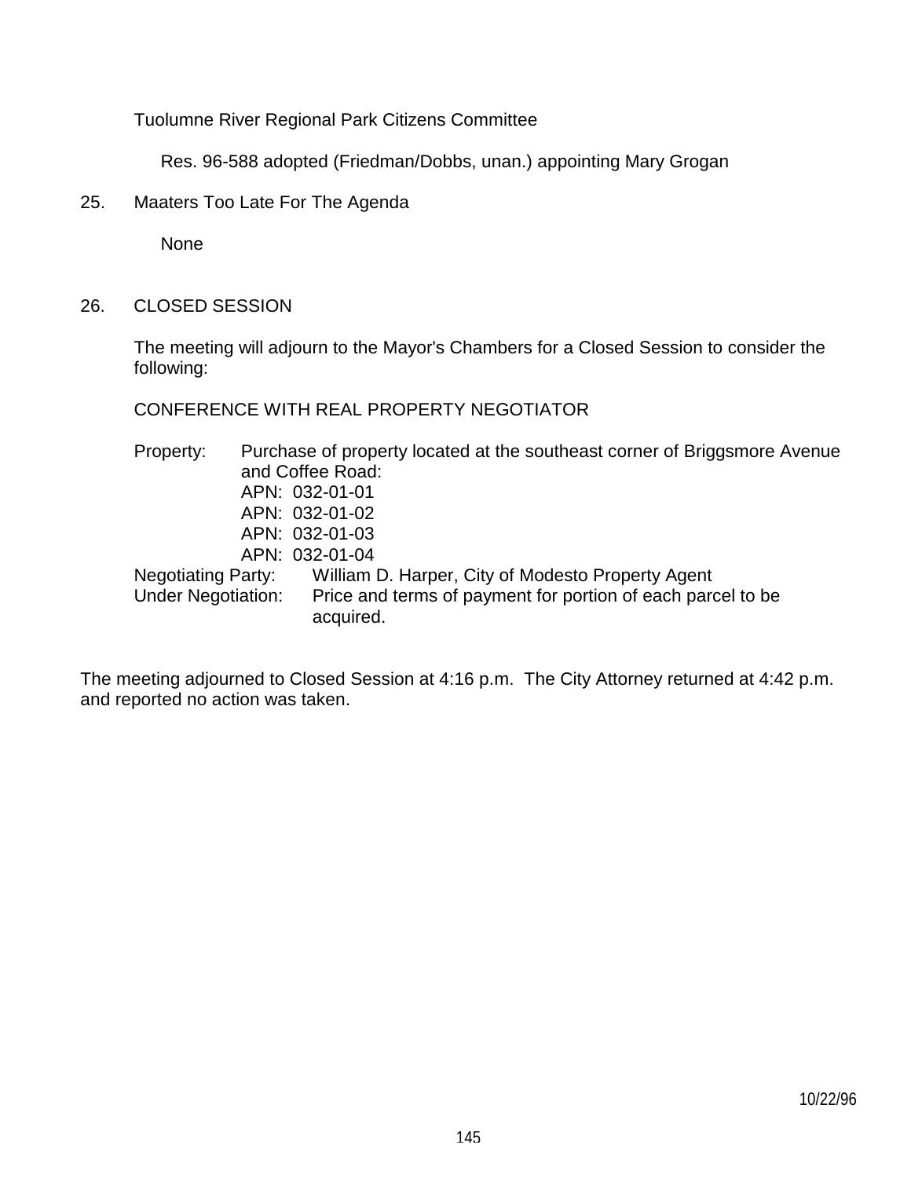Tuolumne River Regional Park Citizens Committee

Res. 96-588 adopted (Friedman/Dobbs, unan.) appointing Mary Grogan

25. Maaters Too Late For The Agenda

None

26. CLOSED SESSION

The meeting will adjourn to the Mayor's Chambers for a Closed Session to consider the following:

CONFERENCE WITH REAL PROPERTY NEGOTIATOR

Property: Purchase of property located at the southeast corner of Briggsmore Avenue and Coffee Road:
APN: 032-01-01
APN: 032-01-02
APN: 032-01-03
APN: 032-01-04

Negotiating Party: William D. Harper, City of Modesto Property Agent

Under Negotiation: Price and terms of payment for portion of each parcel to be acquired.

The meeting adjourned to Closed Session at 4:16 p.m. The City Attorney returned at 4:42 p.m. and reported no action was taken.

10/22/96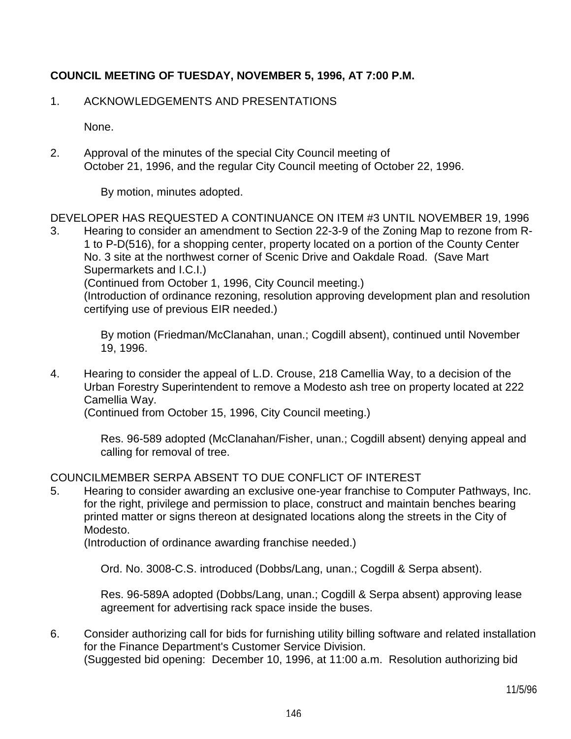**COUNCIL MEETING OF TUESDAY, NOVEMBER 5, 1996, AT 7:00 P.M.**

1. ACKNOWLEDGEMENTS AND PRESENTATIONS

   None.

2. Approval of the minutes of the special City Council meeting of October 21, 1996, and the regular City Council meeting of October 22, 1996.

   By motion, minutes adopted.

DEVELOPER HAS REQUESTED A CONTINUANCE ON ITEM #3 UNTIL NOVEMBER 19, 1996

3. Hearing to consider an amendment to Section 22-3-9 of the Zoning Map to rezone from R-1 to P-D(516), for a shopping center, property located on a portion of the County Center No. 3 site at the northwest corner of Scenic Drive and Oakdale Road. (Save Mart Supermarkets and I.C.I.)
   (Continued from October 1, 1996, City Council meeting.)
   (Introduction of ordinance rezoning, resolution approving development plan and resolution certifying use of previous EIR needed.)

   By motion (Friedman/McClanahan, unan.; Cogdill absent), continued until November 19, 1996.

4. Hearing to consider the appeal of L.D. Crouse, 218 Camellia Way, to a decision of the Urban Forestry Superintendent to remove a Modesto ash tree on property located at 222 Camellia Way.
   (Continued from October 15, 1996, City Council meeting.)

   Res. 96-589 adopted (McClanahan/Fisher, unan.; Cogdill absent) denying appeal and calling for removal of tree.

COUNCILMEMBER SERPA ABSENT TO DUE CONFLICT OF INTEREST

5. Hearing to consider awarding an exclusive one-year franchise to Computer Pathways, Inc. for the right, privilege and permission to place, construct and maintain benches bearing printed matter or signs thereon at designated locations along the streets in the City of Modesto.
   (Introduction of ordinance awarding franchise needed.)

   Ord. No. 3008-C.S. introduced (Dobbs/Lang, unan.; Cogdill & Serpa absent).

   Res. 96-589A adopted (Dobbs/Lang, unan.; Cogdill & Serpa absent) approving lease agreement for advertising rack space inside the buses.

6. Consider authorizing call for bids for furnishing utility billing software and related installation for the Finance Department's Customer Service Division.
   (Suggested bid opening: December 10, 1996, at 11:00 a.m. Resolution authorizing bid

11/5/96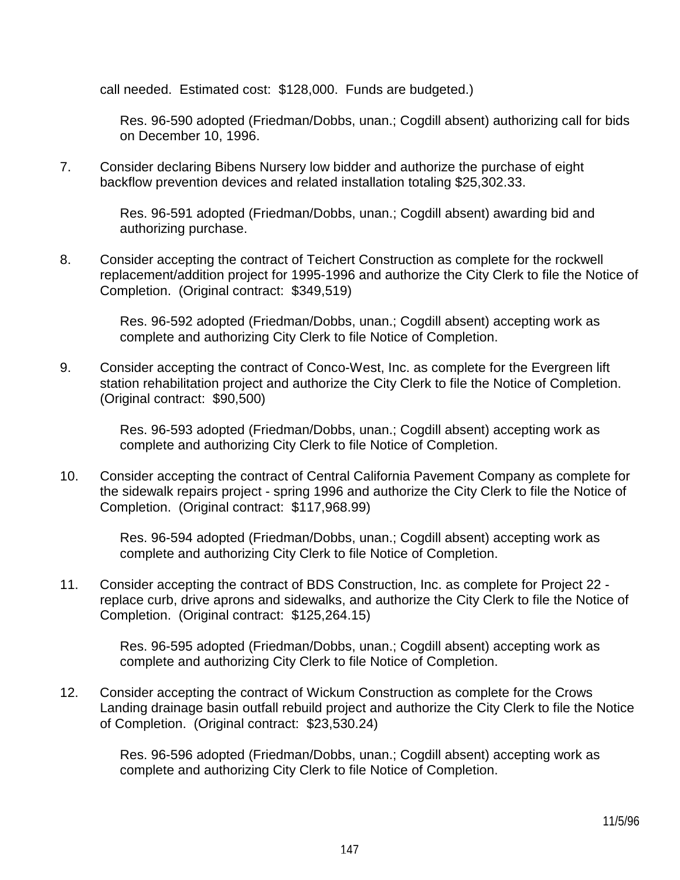call needed. Estimated cost: $128,000. Funds are budgeted.)

Res. 96-590 adopted (Friedman/Dobbs, unan.; Cogdill absent) authorizing call for bids on December 10, 1996.

7. Consider declaring Bibens Nursery low bidder and authorize the purchase of eight backflow prevention devices and related installation totaling $25,302.33.

   Res. 96-591 adopted (Friedman/Dobbs, unan.; Cogdill absent) awarding bid and authorizing purchase.

8. Consider accepting the contract of Teichert Construction as complete for the rockwell replacement/addition project for 1995-1996 and authorize the City Clerk to file the Notice of Completion. (Original contract: $349,519)

   Res. 96-592 adopted (Friedman/Dobbs, unan.; Cogdill absent) accepting work as complete and authorizing City Clerk to file Notice of Completion.

9. Consider accepting the contract of Conco-West, Inc. as complete for the Evergreen lift station rehabilitation project and authorize the City Clerk to file the Notice of Completion. (Original contract: $90,500)

   Res. 96-593 adopted (Friedman/Dobbs, unan.; Cogdill absent) accepting work as complete and authorizing City Clerk to file Notice of Completion.

10. Consider accepting the contract of Central California Pavement Company as complete for the sidewalk repairs project - spring 1996 and authorize the City Clerk to file the Notice of Completion. (Original contract: $117,968.99)

    Res. 96-594 adopted (Friedman/Dobbs, unan.; Cogdill absent) accepting work as complete and authorizing City Clerk to file Notice of Completion.

11. Consider accepting the contract of BDS Construction, Inc. as complete for Project 22 - replace curb, drive aprons and sidewalks, and authorize the City Clerk to file the Notice of Completion. (Original contract: $125,264.15)

    Res. 96-595 adopted (Friedman/Dobbs, unan.; Cogdill absent) accepting work as complete and authorizing City Clerk to file Notice of Completion.

12. Consider accepting the contract of Wickum Construction as complete for the Crows Landing drainage basin outfall rebuild project and authorize the City Clerk to file the Notice of Completion. (Original contract: $23,530.24)

    Res. 96-596 adopted (Friedman/Dobbs, unan.; Cogdill absent) accepting work as complete and authorizing City Clerk to file Notice of Completion.

11/5/96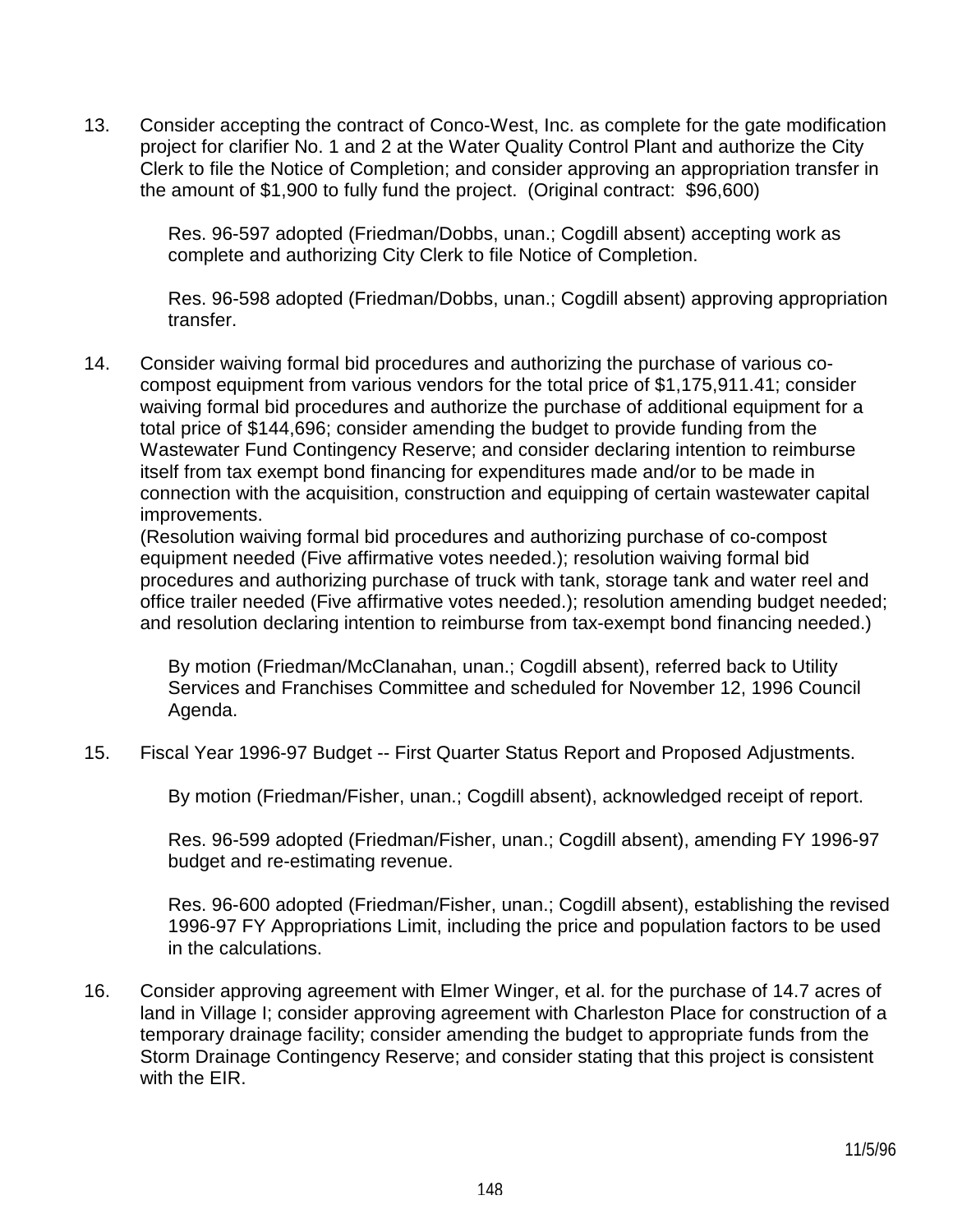13. Consider accepting the contract of Conco-West, Inc. as complete for the gate modification project for clarifier No. 1 and 2 at the Water Quality Control Plant and authorize the City Clerk to file the Notice of Completion; and consider approving an appropriation transfer in the amount of $1,900 to fully fund the project. (Original contract: $96,600)

    Res. 96-597 adopted (Friedman/Dobbs, unan.; Cogdill absent) accepting work as complete and authorizing City Clerk to file Notice of Completion.

    Res. 96-598 adopted (Friedman/Dobbs, unan.; Cogdill absent) approving appropriation transfer.

14. Consider waiving formal bid procedures and authorizing the purchase of various co-compost equipment from various vendors for the total price of $1,175,911.41; consider waiving formal bid procedures and authorize the purchase of additional equipment for a total price of $144,696; consider amending the budget to provide funding from the Wastewater Fund Contingency Reserve; and consider declaring intention to reimburse itself from tax exempt bond financing for expenditures made and/or to be made in connection with the acquisition, construction and equipping of certain wastewater capital improvements.
    (Resolution waiving formal bid procedures and authorizing purchase of co-compost equipment needed (Five affirmative votes needed.); resolution waiving formal bid procedures and authorizing purchase of truck with tank, storage tank and water reel and office trailer needed (Five affirmative votes needed.); resolution amending budget needed; and resolution declaring intention to reimburse from tax-exempt bond financing needed.)

    By motion (Friedman/McClanahan, unan.; Cogdill absent), referred back to Utility Services and Franchises Committee and scheduled for November 12, 1996 Council Agenda.

15. Fiscal Year 1996-97 Budget -- First Quarter Status Report and Proposed Adjustments.

    By motion (Friedman/Fisher, unan.; Cogdill absent), acknowledged receipt of report.

    Res. 96-599 adopted (Friedman/Fisher, unan.; Cogdill absent), amending FY 1996-97 budget and re-estimating revenue.

    Res. 96-600 adopted (Friedman/Fisher, unan.; Cogdill absent), establishing the revised 1996-97 FY Appropriations Limit, including the price and population factors to be used in the calculations.

16. Consider approving agreement with Elmer Winger, et al. for the purchase of 14.7 acres of land in Village I; consider approving agreement with Charleston Place for construction of a temporary drainage facility; consider amending the budget to appropriate funds from the Storm Drainage Contingency Reserve; and consider stating that this project is consistent with the EIR.

11/5/96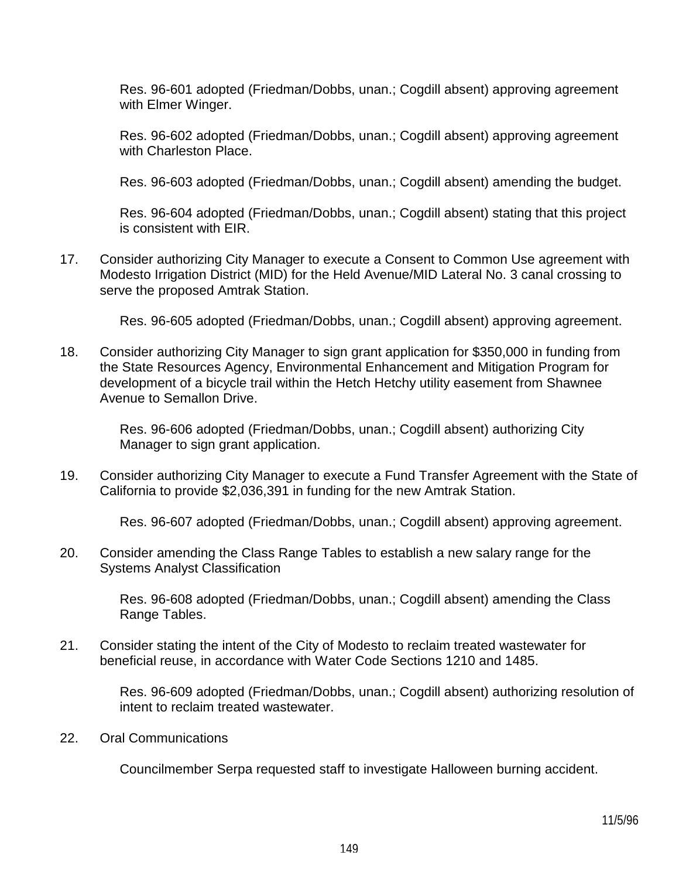Res. 96-601 adopted (Friedman/Dobbs, unan.; Cogdill absent) approving agreement with Elmer Winger.

Res. 96-602 adopted (Friedman/Dobbs, unan.; Cogdill absent) approving agreement with Charleston Place.

Res. 96-603 adopted (Friedman/Dobbs, unan.; Cogdill absent) amending the budget.

Res. 96-604 adopted (Friedman/Dobbs, unan.; Cogdill absent) stating that this project is consistent with EIR.

17. Consider authorizing City Manager to execute a Consent to Common Use agreement with Modesto Irrigation District (MID) for the Held Avenue/MID Lateral No. 3 canal crossing to serve the proposed Amtrak Station.

    Res. 96-605 adopted (Friedman/Dobbs, unan.; Cogdill absent) approving agreement.

18. Consider authorizing City Manager to sign grant application for $350,000 in funding from the State Resources Agency, Environmental Enhancement and Mitigation Program for development of a bicycle trail within the Hetch Hetchy utility easement from Shawnee Avenue to Semallon Drive.

    Res. 96-606 adopted (Friedman/Dobbs, unan.; Cogdill absent) authorizing City Manager to sign grant application.

19. Consider authorizing City Manager to execute a Fund Transfer Agreement with the State of California to provide $2,036,391 in funding for the new Amtrak Station.

    Res. 96-607 adopted (Friedman/Dobbs, unan.; Cogdill absent) approving agreement.

20. Consider amending the Class Range Tables to establish a new salary range for the Systems Analyst Classification

    Res. 96-608 adopted (Friedman/Dobbs, unan.; Cogdill absent) amending the Class Range Tables.

21. Consider stating the intent of the City of Modesto to reclaim treated wastewater for beneficial reuse, in accordance with Water Code Sections 1210 and 1485.

    Res. 96-609 adopted (Friedman/Dobbs, unan.; Cogdill absent) authorizing resolution of intent to reclaim treated wastewater.

22. Oral Communications

    Councilmember Serpa requested staff to investigate Halloween burning accident.

11/5/96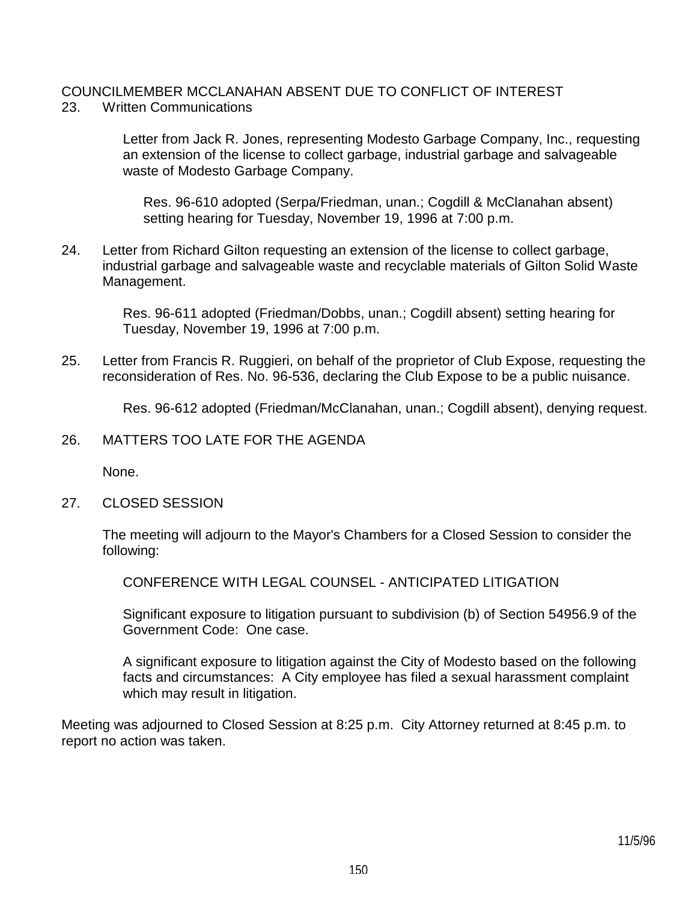COUNCILMEMBER MCCLANAHAN ABSENT DUE TO CONFLICT OF INTEREST

23. Written Communications

    Letter from Jack R. Jones, representing Modesto Garbage Company, Inc., requesting an extension of the license to collect garbage, industrial garbage and salvageable waste of Modesto Garbage Company.

    Res. 96-610 adopted (Serpa/Friedman, unan.; Cogdill & McClanahan absent) setting hearing for Tuesday, November 19, 1996 at 7:00 p.m.

24. Letter from Richard Gilton requesting an extension of the license to collect garbage, industrial garbage and salvageable waste and recyclable materials of Gilton Solid Waste Management.

    Res. 96-611 adopted (Friedman/Dobbs, unan.; Cogdill absent) setting hearing for Tuesday, November 19, 1996 at 7:00 p.m.

25. Letter from Francis R. Ruggieri, on behalf of the proprietor of Club Expose, requesting the reconsideration of Res. No. 96-536, declaring the Club Expose to be a public nuisance.

    Res. 96-612 adopted (Friedman/McClanahan, unan.; Cogdill absent), denying request.

26. MATTERS TOO LATE FOR THE AGENDA

    None.

27. CLOSED SESSION

    The meeting will adjourn to the Mayor's Chambers for a Closed Session to consider the following:

    CONFERENCE WITH LEGAL COUNSEL - ANTICIPATED LITIGATION

    Significant exposure to litigation pursuant to subdivision (b) of Section 54956.9 of the Government Code: One case.

    A significant exposure to litigation against the City of Modesto based on the following facts and circumstances: A City employee has filed a sexual harassment complaint which may result in litigation.

Meeting was adjourned to Closed Session at 8:25 p.m. City Attorney returned at 8:45 p.m. to report no action was taken.

11/5/96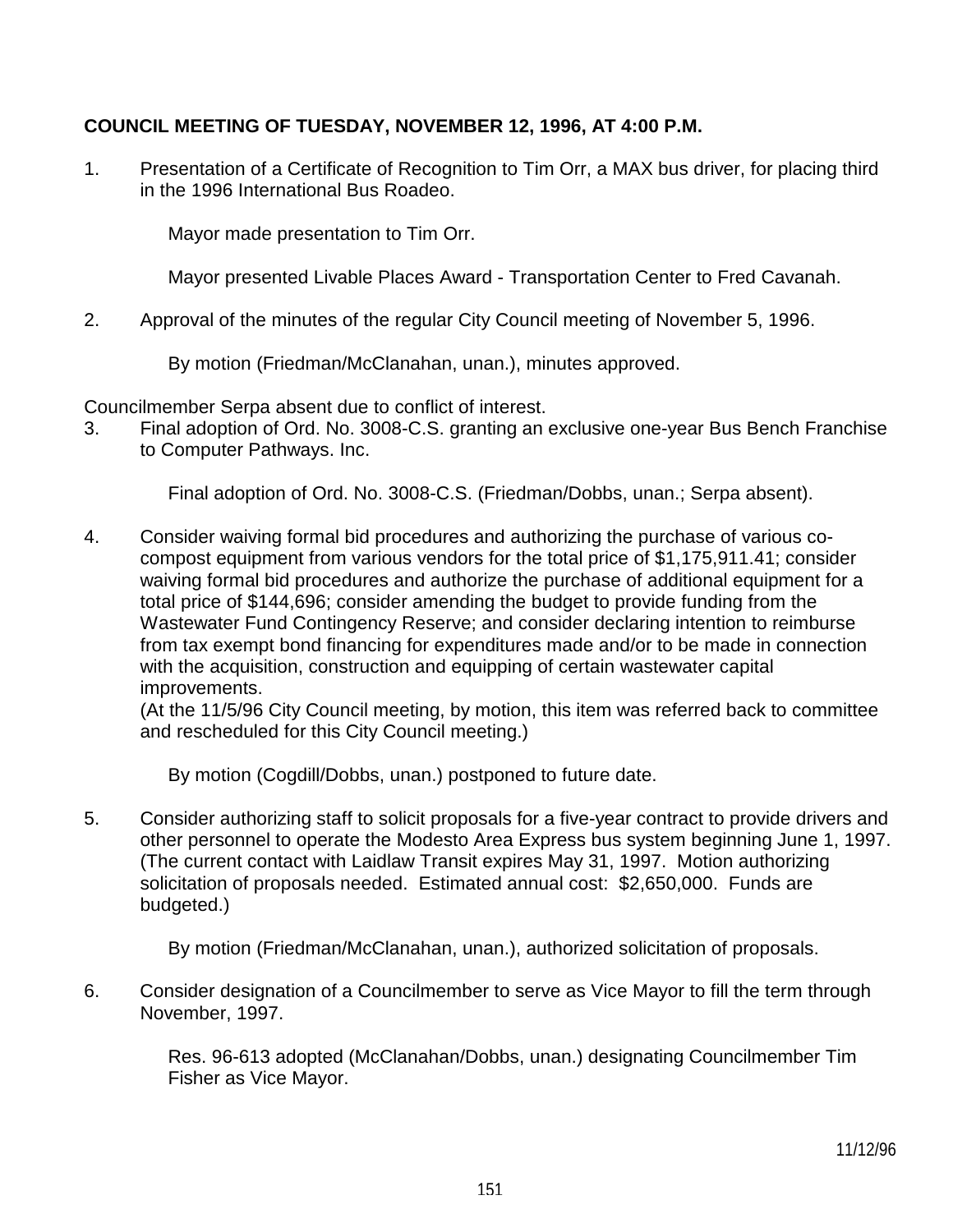**COUNCIL MEETING OF TUESDAY, NOVEMBER 12, 1996, AT 4:00 P.M.**

1. Presentation of a Certificate of Recognition to Tim Orr, a MAX bus driver, for placing third in the 1996 International Bus Roadeo.

    Mayor made presentation to Tim Orr.

    Mayor presented Livable Places Award - Transportation Center to Fred Cavanah.

2. Approval of the minutes of the regular City Council meeting of November 5, 1996.

    By motion (Friedman/McClanahan, unan.), minutes approved.

Councilmember Serpa absent due to conflict of interest.

3. Final adoption of Ord. No. 3008-C.S. granting an exclusive one-year Bus Bench Franchise to Computer Pathways. Inc.

    Final adoption of Ord. No. 3008-C.S. (Friedman/Dobbs, unan.; Serpa absent).

4. Consider waiving formal bid procedures and authorizing the purchase of various co-compost equipment from various vendors for the total price of $1,175,911.41; consider waiving formal bid procedures and authorize the purchase of additional equipment for a total price of $144,696; consider amending the budget to provide funding from the Wastewater Fund Contingency Reserve; and consider declaring intention to reimburse from tax exempt bond financing for expenditures made and/or to be made in connection with the acquisition, construction and equipping of certain wastewater capital improvements.
   (At the 11/5/96 City Council meeting, by motion, this item was referred back to committee and rescheduled for this City Council meeting.)

    By motion (Cogdill/Dobbs, unan.) postponed to future date.

5. Consider authorizing staff to solicit proposals for a five-year contract to provide drivers and other personnel to operate the Modesto Area Express bus system beginning June 1, 1997. (The current contact with Laidlaw Transit expires May 31, 1997. Motion authorizing solicitation of proposals needed. Estimated annual cost: $2,650,000. Funds are budgeted.)

    By motion (Friedman/McClanahan, unan.), authorized solicitation of proposals.

6. Consider designation of a Councilmember to serve as Vice Mayor to fill the term through November, 1997.

    Res. 96-613 adopted (McClanahan/Dobbs, unan.) designating Councilmember Tim Fisher as Vice Mayor.

11/12/96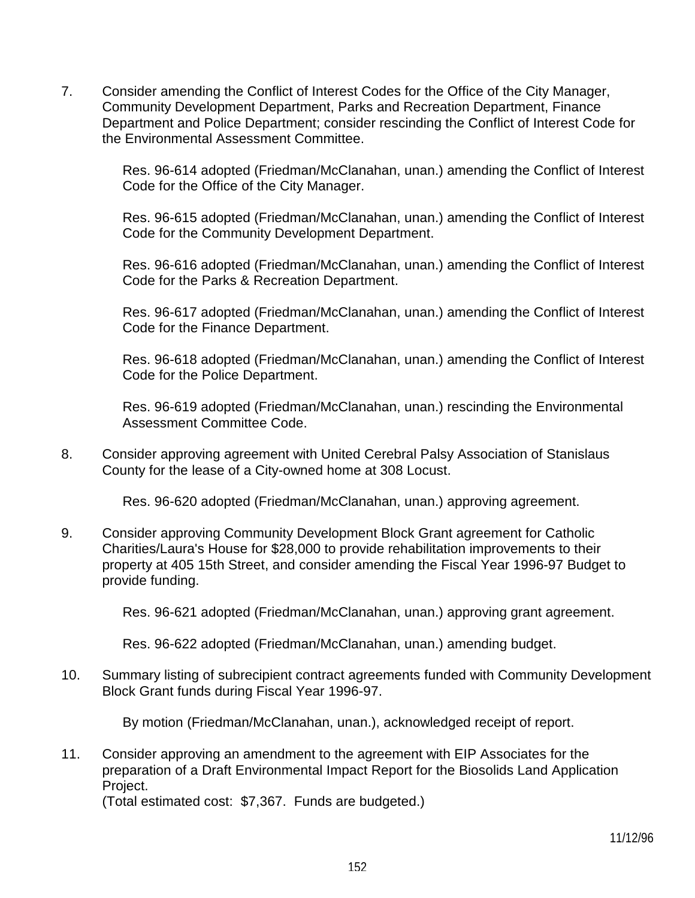7. Consider amending the Conflict of Interest Codes for the Office of the City Manager, Community Development Department, Parks and Recreation Department, Finance Department and Police Department; consider rescinding the Conflict of Interest Code for the Environmental Assessment Committee.

   Res. 96-614 adopted (Friedman/McClanahan, unan.) amending the Conflict of Interest Code for the Office of the City Manager.

   Res. 96-615 adopted (Friedman/McClanahan, unan.) amending the Conflict of Interest Code for the Community Development Department.

   Res. 96-616 adopted (Friedman/McClanahan, unan.) amending the Conflict of Interest Code for the Parks & Recreation Department.

   Res. 96-617 adopted (Friedman/McClanahan, unan.) amending the Conflict of Interest Code for the Finance Department.

   Res. 96-618 adopted (Friedman/McClanahan, unan.) amending the Conflict of Interest Code for the Police Department.

   Res. 96-619 adopted (Friedman/McClanahan, unan.) rescinding the Environmental Assessment Committee Code.

8. Consider approving agreement with United Cerebral Palsy Association of Stanislaus County for the lease of a City-owned home at 308 Locust.

   Res. 96-620 adopted (Friedman/McClanahan, unan.) approving agreement.

9. Consider approving Community Development Block Grant agreement for Catholic Charities/Laura's House for $28,000 to provide rehabilitation improvements to their property at 405 15th Street, and consider amending the Fiscal Year 1996-97 Budget to provide funding.

   Res. 96-621 adopted (Friedman/McClanahan, unan.) approving grant agreement.

   Res. 96-622 adopted (Friedman/McClanahan, unan.) amending budget.

10. Summary listing of subrecipient contract agreements funded with Community Development Block Grant funds during Fiscal Year 1996-97.

    By motion (Friedman/McClanahan, unan.), acknowledged receipt of report.

11. Consider approving an amendment to the agreement with EIP Associates for the preparation of a Draft Environmental Impact Report for the Biosolids Land Application Project.
    (Total estimated cost: $7,367. Funds are budgeted.)

11/12/96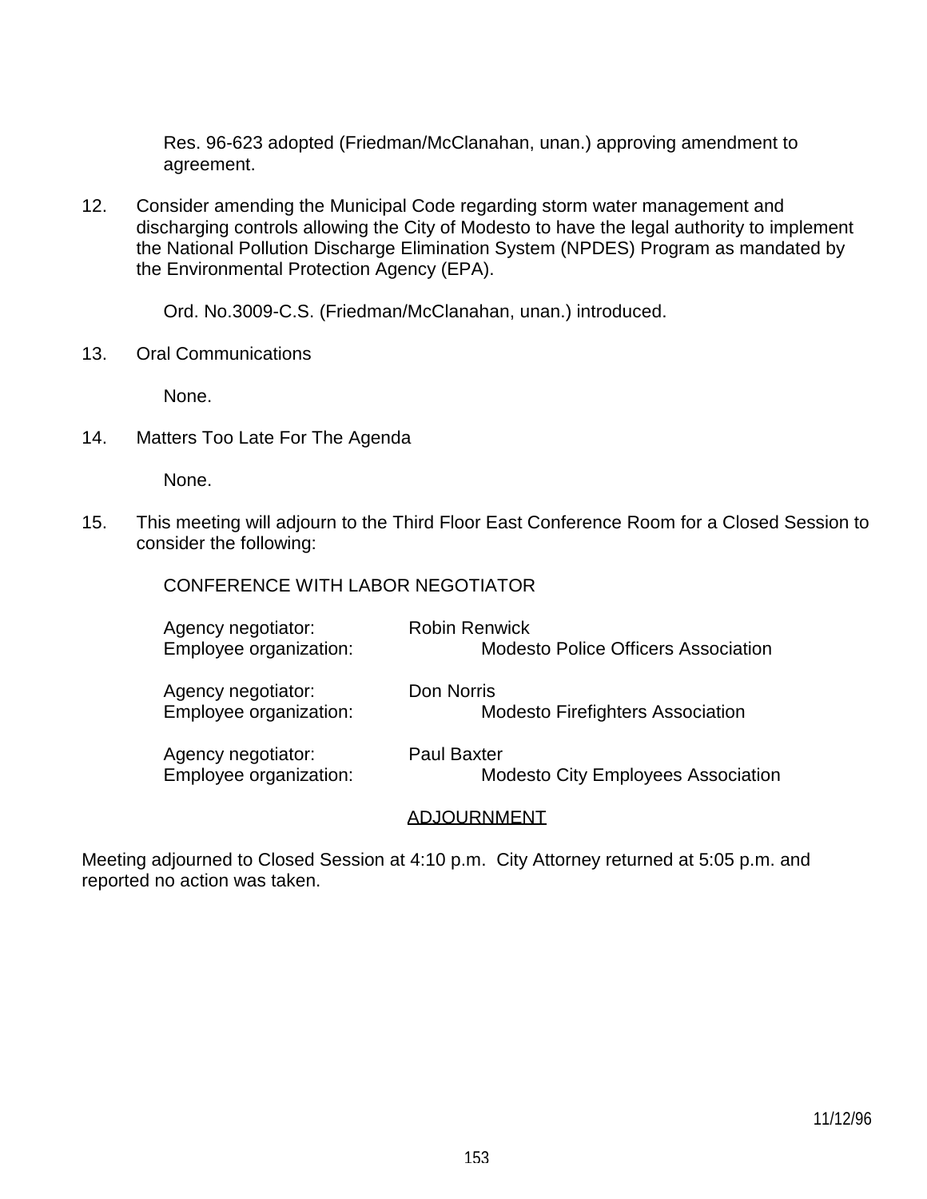Res. 96-623 adopted (Friedman/McClanahan, unan.) approving amendment to agreement.

12. Consider amending the Municipal Code regarding storm water management and discharging controls allowing the City of Modesto to have the legal authority to implement the National Pollution Discharge Elimination System (NPDES) Program as mandated by the Environmental Protection Agency (EPA).

    Ord. No.3009-C.S. (Friedman/McClanahan, unan.) introduced.

13. Oral Communications

    None.

14. Matters Too Late For The Agenda

    None.

15. This meeting will adjourn to the Third Floor East Conference Room for a Closed Session to consider the following:

    CONFERENCE WITH LABOR NEGOTIATOR

    Agency negotiator: Robin Renwick
    Employee organization: Modesto Police Officers Association

    Agency negotiator: Don Norris
    Employee organization: Modesto Firefighters Association

    Agency negotiator: Paul Baxter
    Employee organization: Modesto City Employees Association

## ADJOURNMENT

Meeting adjourned to Closed Session at 4:10 p.m. City Attorney returned at 5:05 p.m. and reported no action was taken.

11/12/96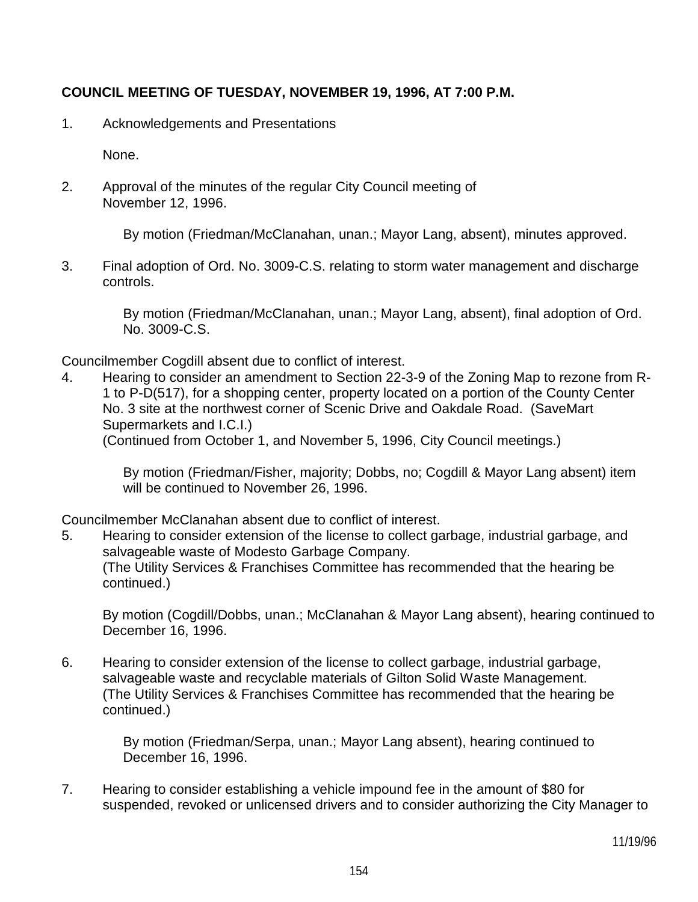**COUNCIL MEETING OF TUESDAY, NOVEMBER 19, 1996, AT 7:00 P.M.**

1. Acknowledgements and Presentations

   None.

2. Approval of the minutes of the regular City Council meeting of November 12, 1996.

   By motion (Friedman/McClanahan, unan.; Mayor Lang, absent), minutes approved.

3. Final adoption of Ord. No. 3009-C.S. relating to storm water management and discharge controls.

   By motion (Friedman/McClanahan, unan.; Mayor Lang, absent), final adoption of Ord. No. 3009-C.S.

Councilmember Cogdill absent due to conflict of interest.

4. Hearing to consider an amendment to Section 22-3-9 of the Zoning Map to rezone from R-1 to P-D(517), for a shopping center, property located on a portion of the County Center No. 3 site at the northwest corner of Scenic Drive and Oakdale Road. (SaveMart Supermarkets and I.C.I.)
   (Continued from October 1, and November 5, 1996, City Council meetings.)

   By motion (Friedman/Fisher, majority; Dobbs, no; Cogdill & Mayor Lang absent) item will be continued to November 26, 1996.

Councilmember McClanahan absent due to conflict of interest.

5. Hearing to consider extension of the license to collect garbage, industrial garbage, and salvageable waste of Modesto Garbage Company.
   (The Utility Services & Franchises Committee has recommended that the hearing be continued.)

   By motion (Cogdill/Dobbs, unan.; McClanahan & Mayor Lang absent), hearing continued to December 16, 1996.

6. Hearing to consider extension of the license to collect garbage, industrial garbage, salvageable waste and recyclable materials of Gilton Solid Waste Management.
   (The Utility Services & Franchises Committee has recommended that the hearing be continued.)

   By motion (Friedman/Serpa, unan.; Mayor Lang absent), hearing continued to December 16, 1996.

7. Hearing to consider establishing a vehicle impound fee in the amount of $80 for suspended, revoked or unlicensed drivers and to consider authorizing the City Manager to

11/19/96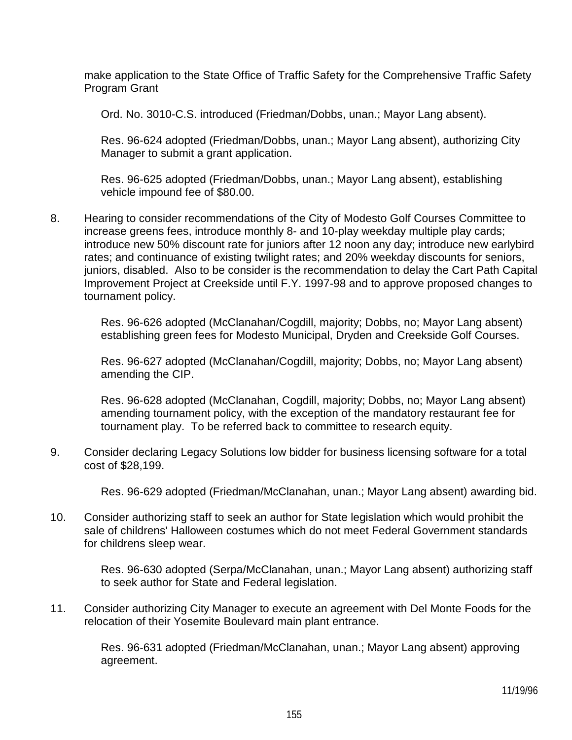make application to the State Office of Traffic Safety for the Comprehensive Traffic Safety Program Grant

Ord. No. 3010-C.S. introduced (Friedman/Dobbs, unan.; Mayor Lang absent).

Res. 96-624 adopted (Friedman/Dobbs, unan.; Mayor Lang absent), authorizing City Manager to submit a grant application.

Res. 96-625 adopted (Friedman/Dobbs, unan.; Mayor Lang absent), establishing vehicle impound fee of $80.00.

8. Hearing to consider recommendations of the City of Modesto Golf Courses Committee to increase greens fees, introduce monthly 8- and 10-play weekday multiple play cards; introduce new 50% discount rate for juniors after 12 noon any day; introduce new earlybird rates; and continuance of existing twilight rates; and 20% weekday discounts for seniors, juniors, disabled. Also to be consider is the recommendation to delay the Cart Path Capital Improvement Project at Creekside until F.Y. 1997-98 and to approve proposed changes to tournament policy.

   Res. 96-626 adopted (McClanahan/Cogdill, majority; Dobbs, no; Mayor Lang absent) establishing green fees for Modesto Municipal, Dryden and Creekside Golf Courses.

   Res. 96-627 adopted (McClanahan/Cogdill, majority; Dobbs, no; Mayor Lang absent) amending the CIP.

   Res. 96-628 adopted (McClanahan, Cogdill, majority; Dobbs, no; Mayor Lang absent) amending tournament policy, with the exception of the mandatory restaurant fee for tournament play. To be referred back to committee to research equity.

9. Consider declaring Legacy Solutions low bidder for business licensing software for a total cost of $28,199.

   Res. 96-629 adopted (Friedman/McClanahan, unan.; Mayor Lang absent) awarding bid.

10. Consider authorizing staff to seek an author for State legislation which would prohibit the sale of childrens' Halloween costumes which do not meet Federal Government standards for childrens sleep wear.

   Res. 96-630 adopted (Serpa/McClanahan, unan.; Mayor Lang absent) authorizing staff to seek author for State and Federal legislation.

11. Consider authorizing City Manager to execute an agreement with Del Monte Foods for the relocation of their Yosemite Boulevard main plant entrance.

   Res. 96-631 adopted (Friedman/McClanahan, unan.; Mayor Lang absent) approving agreement.

11/19/96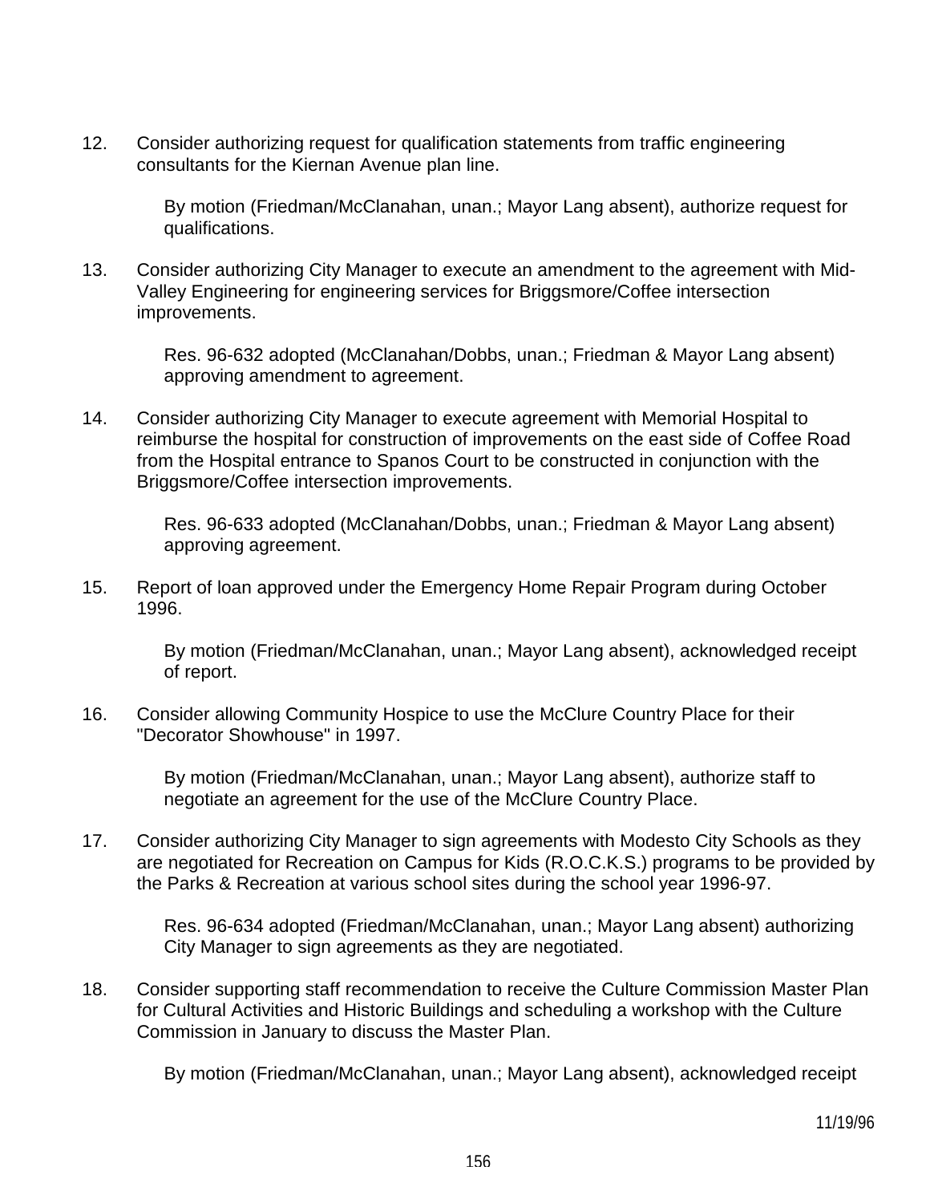12. Consider authorizing request for qualification statements from traffic engineering consultants for the Kiernan Avenue plan line.

    By motion (Friedman/McClanahan, unan.; Mayor Lang absent), authorize request for qualifications.

13. Consider authorizing City Manager to execute an amendment to the agreement with Mid-Valley Engineering for engineering services for Briggsmore/Coffee intersection improvements.

    Res. 96-632 adopted (McClanahan/Dobbs, unan.; Friedman & Mayor Lang absent) approving amendment to agreement.

14. Consider authorizing City Manager to execute agreement with Memorial Hospital to reimburse the hospital for construction of improvements on the east side of Coffee Road from the Hospital entrance to Spanos Court to be constructed in conjunction with the Briggsmore/Coffee intersection improvements.

    Res. 96-633 adopted (McClanahan/Dobbs, unan.; Friedman & Mayor Lang absent) approving agreement.

15. Report of loan approved under the Emergency Home Repair Program during October 1996.

    By motion (Friedman/McClanahan, unan.; Mayor Lang absent), acknowledged receipt of report.

16. Consider allowing Community Hospice to use the McClure Country Place for their "Decorator Showhouse" in 1997.

    By motion (Friedman/McClanahan, unan.; Mayor Lang absent), authorize staff to negotiate an agreement for the use of the McClure Country Place.

17. Consider authorizing City Manager to sign agreements with Modesto City Schools as they are negotiated for Recreation on Campus for Kids (R.O.C.K.S.) programs to be provided by the Parks & Recreation at various school sites during the school year 1996-97.

    Res. 96-634 adopted (Friedman/McClanahan, unan.; Mayor Lang absent) authorizing City Manager to sign agreements as they are negotiated.

18. Consider supporting staff recommendation to receive the Culture Commission Master Plan for Cultural Activities and Historic Buildings and scheduling a workshop with the Culture Commission in January to discuss the Master Plan.

    By motion (Friedman/McClanahan, unan.; Mayor Lang absent), acknowledged receipt

11/19/96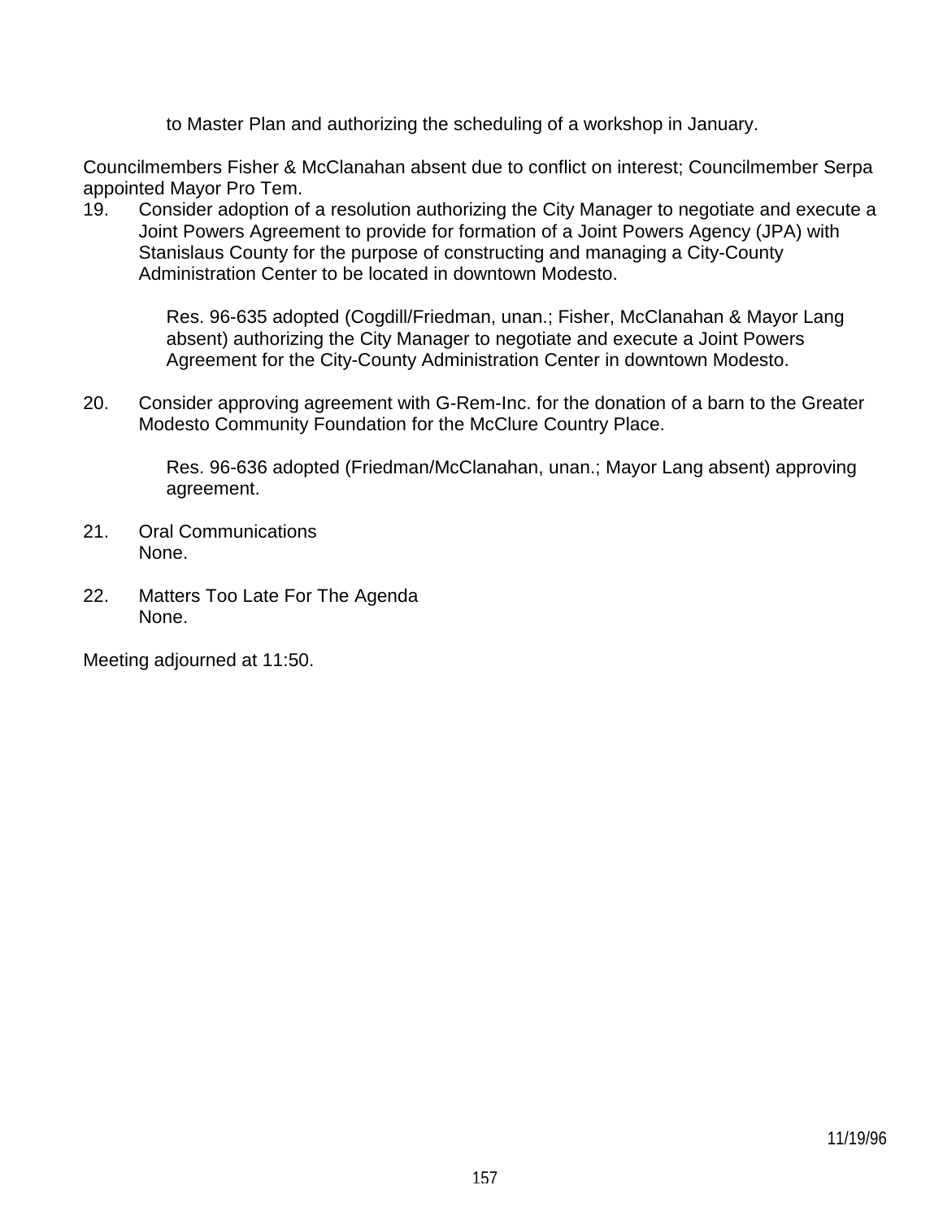to Master Plan and authorizing the scheduling of a workshop in January.

Councilmembers Fisher & McClanahan absent due to conflict on interest; Councilmember Serpa appointed Mayor Pro Tem.

19. Consider adoption of a resolution authorizing the City Manager to negotiate and execute a Joint Powers Agreement to provide for formation of a Joint Powers Agency (JPA) with Stanislaus County for the purpose of constructing and managing a City-County Administration Center to be located in downtown Modesto.

    Res. 96-635 adopted (Cogdill/Friedman, unan.; Fisher, McClanahan & Mayor Lang absent) authorizing the City Manager to negotiate and execute a Joint Powers Agreement for the City-County Administration Center in downtown Modesto.

20. Consider approving agreement with G-Rem-Inc. for the donation of a barn to the Greater Modesto Community Foundation for the McClure Country Place.

    Res. 96-636 adopted (Friedman/McClanahan, unan.; Mayor Lang absent) approving agreement.

21. Oral Communications
    None.

22. Matters Too Late For The Agenda
    None.

Meeting adjourned at 11:50.

11/19/96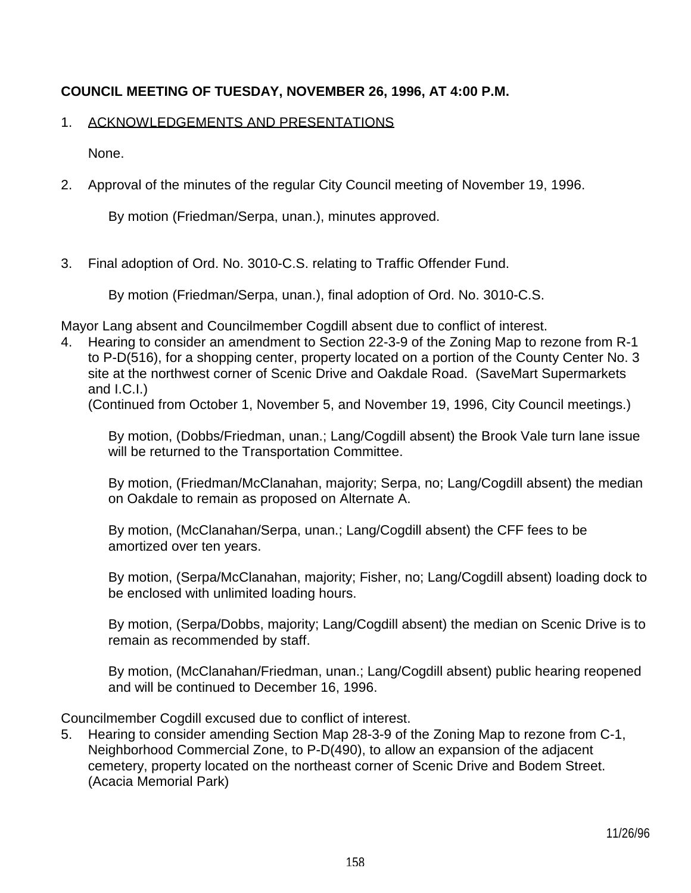**COUNCIL MEETING OF TUESDAY, NOVEMBER 26, 1996, AT 4:00 P.M.**

1. ACKNOWLEDGEMENTS AND PRESENTATIONS

   None.

2. Approval of the minutes of the regular City Council meeting of November 19, 1996.

   By motion (Friedman/Serpa, unan.), minutes approved.

3. Final adoption of Ord. No. 3010-C.S. relating to Traffic Offender Fund.

   By motion (Friedman/Serpa, unan.), final adoption of Ord. No. 3010-C.S.

Mayor Lang absent and Councilmember Cogdill absent due to conflict of interest.

4. Hearing to consider an amendment to Section 22-3-9 of the Zoning Map to rezone from R-1 to P-D(516), for a shopping center, property located on a portion of the County Center No. 3 site at the northwest corner of Scenic Drive and Oakdale Road. (SaveMart Supermarkets and I.C.I.)
   (Continued from October 1, November 5, and November 19, 1996, City Council meetings.)

   By motion, (Dobbs/Friedman, unan.; Lang/Cogdill absent) the Brook Vale turn lane issue will be returned to the Transportation Committee.

   By motion, (Friedman/McClanahan, majority; Serpa, no; Lang/Cogdill absent) the median on Oakdale to remain as proposed on Alternate A.

   By motion, (McClanahan/Serpa, unan.; Lang/Cogdill absent) the CFF fees to be amortized over ten years.

   By motion, (Serpa/McClanahan, majority; Fisher, no; Lang/Cogdill absent) loading dock to be enclosed with unlimited loading hours.

   By motion, (Serpa/Dobbs, majority; Lang/Cogdill absent) the median on Scenic Drive is to remain as recommended by staff.

   By motion, (McClanahan/Friedman, unan.; Lang/Cogdill absent) public hearing reopened and will be continued to December 16, 1996.

Councilmember Cogdill excused due to conflict of interest.

5. Hearing to consider amending Section Map 28-3-9 of the Zoning Map to rezone from C-1, Neighborhood Commercial Zone, to P-D(490), to allow an expansion of the adjacent cemetery, property located on the northeast corner of Scenic Drive and Bodem Street. (Acacia Memorial Park)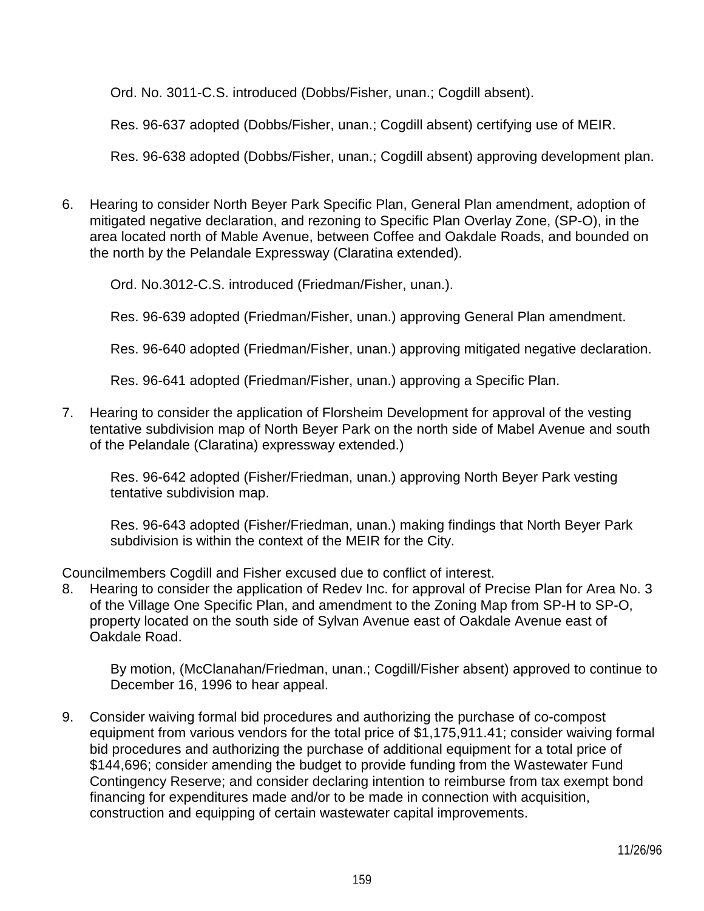Ord. No. 3011-C.S. introduced (Dobbs/Fisher, unan.; Cogdill absent).

Res. 96-637 adopted (Dobbs/Fisher, unan.; Cogdill absent) certifying use of MEIR.

Res. 96-638 adopted (Dobbs/Fisher, unan.; Cogdill absent) approving development plan.

6. Hearing to consider North Beyer Park Specific Plan, General Plan amendment, adoption of mitigated negative declaration, and rezoning to Specific Plan Overlay Zone, (SP-O), in the area located north of Mable Avenue, between Coffee and Oakdale Roads, and bounded on the north by the Pelandale Expressway (Claratina extended).

   Ord. No.3012-C.S. introduced (Friedman/Fisher, unan.).

   Res. 96-639 adopted (Friedman/Fisher, unan.) approving General Plan amendment.

   Res. 96-640 adopted (Friedman/Fisher, unan.) approving mitigated negative declaration.

   Res. 96-641 adopted (Friedman/Fisher, unan.) approving a Specific Plan.

7. Hearing to consider the application of Florsheim Development for approval of the vesting tentative subdivision map of North Beyer Park on the north side of Mabel Avenue and south of the Pelandale (Claratina) expressway extended.)

   Res. 96-642 adopted (Fisher/Friedman, unan.) approving North Beyer Park vesting tentative subdivision map.

   Res. 96-643 adopted (Fisher/Friedman, unan.) making findings that North Beyer Park subdivision is within the context of the MEIR for the City.

Councilmembers Cogdill and Fisher excused due to conflict of interest.

8. Hearing to consider the application of Redev Inc. for approval of Precise Plan for Area No. 3 of the Village One Specific Plan, and amendment to the Zoning Map from SP-H to SP-O, property located on the south side of Sylvan Avenue east of Oakdale Avenue east of Oakdale Road.

   By motion, (McClanahan/Friedman, unan.; Cogdill/Fisher absent) approved to continue to December 16, 1996 to hear appeal.

9. Consider waiving formal bid procedures and authorizing the purchase of co-compost equipment from various vendors for the total price of $1,175,911.41; consider waiving formal bid procedures and authorizing the purchase of additional equipment for a total price of $144,696; consider amending the budget to provide funding from the Wastewater Fund Contingency Reserve; and consider declaring intention to reimburse from tax exempt bond financing for expenditures made and/or to be made in connection with acquisition, construction and equipping of certain wastewater capital improvements.

11/26/96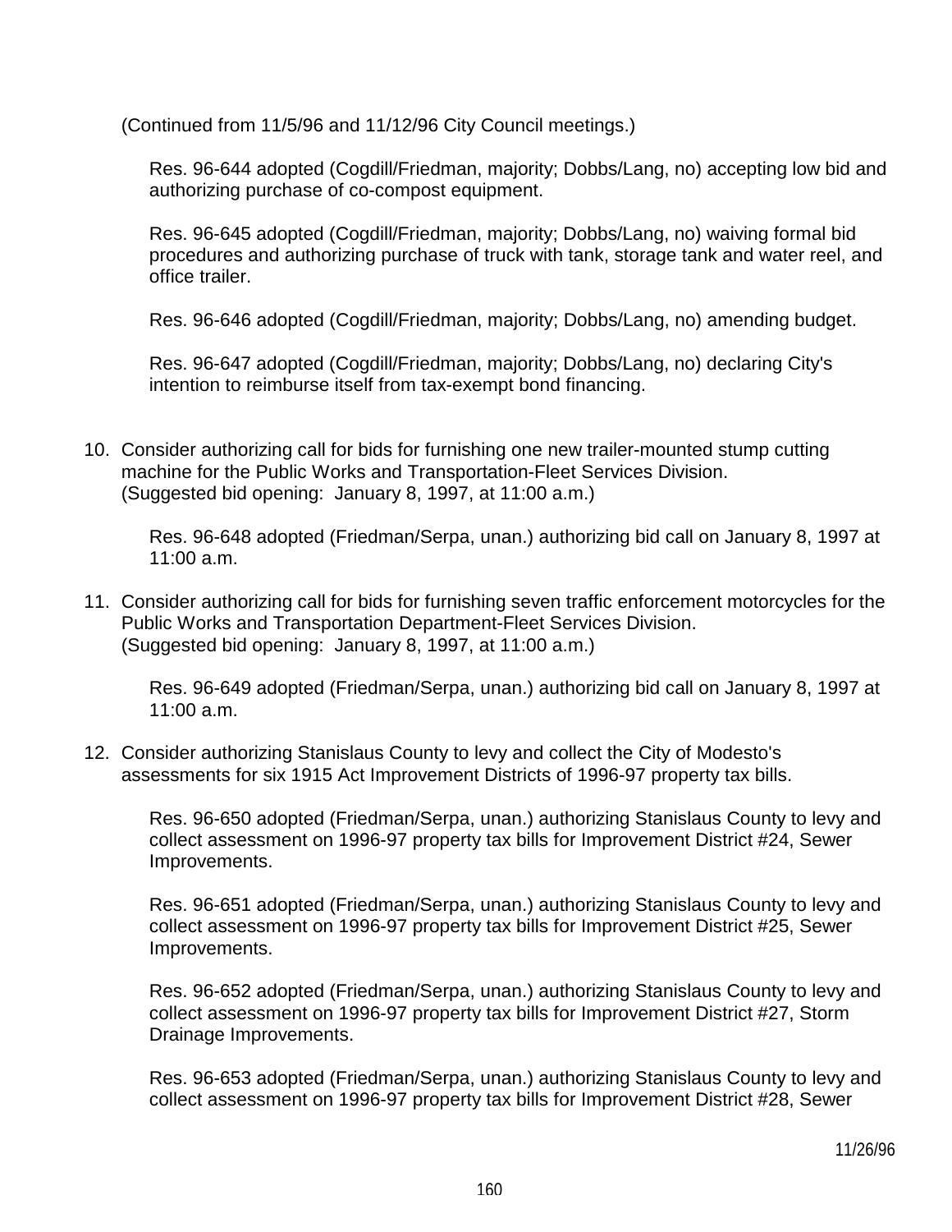(Continued from 11/5/96 and 11/12/96 City Council meetings.)

Res. 96-644 adopted (Cogdill/Friedman, majority; Dobbs/Lang, no) accepting low bid and authorizing purchase of co-compost equipment.

Res. 96-645 adopted (Cogdill/Friedman, majority; Dobbs/Lang, no) waiving formal bid procedures and authorizing purchase of truck with tank, storage tank and water reel, and office trailer.

Res. 96-646 adopted (Cogdill/Friedman, majority; Dobbs/Lang, no) amending budget.

Res. 96-647 adopted (Cogdill/Friedman, majority; Dobbs/Lang, no) declaring City's intention to reimburse itself from tax-exempt bond financing.

10. Consider authorizing call for bids for furnishing one new trailer-mounted stump cutting machine for the Public Works and Transportation-Fleet Services Division. (Suggested bid opening: January 8, 1997, at 11:00 a.m.)

    Res. 96-648 adopted (Friedman/Serpa, unan.) authorizing bid call on January 8, 1997 at 11:00 a.m.

11. Consider authorizing call for bids for furnishing seven traffic enforcement motorcycles for the Public Works and Transportation Department-Fleet Services Division. (Suggested bid opening: January 8, 1997, at 11:00 a.m.)

    Res. 96-649 adopted (Friedman/Serpa, unan.) authorizing bid call on January 8, 1997 at 11:00 a.m.

12. Consider authorizing Stanislaus County to levy and collect the City of Modesto's assessments for six 1915 Act Improvement Districts of 1996-97 property tax bills.

    Res. 96-650 adopted (Friedman/Serpa, unan.) authorizing Stanislaus County to levy and collect assessment on 1996-97 property tax bills for Improvement District #24, Sewer Improvements.

    Res. 96-651 adopted (Friedman/Serpa, unan.) authorizing Stanislaus County to levy and collect assessment on 1996-97 property tax bills for Improvement District #25, Sewer Improvements.

    Res. 96-652 adopted (Friedman/Serpa, unan.) authorizing Stanislaus County to levy and collect assessment on 1996-97 property tax bills for Improvement District #27, Storm Drainage Improvements.

    Res. 96-653 adopted (Friedman/Serpa, unan.) authorizing Stanislaus County to levy and collect assessment on 1996-97 property tax bills for Improvement District #28, Sewer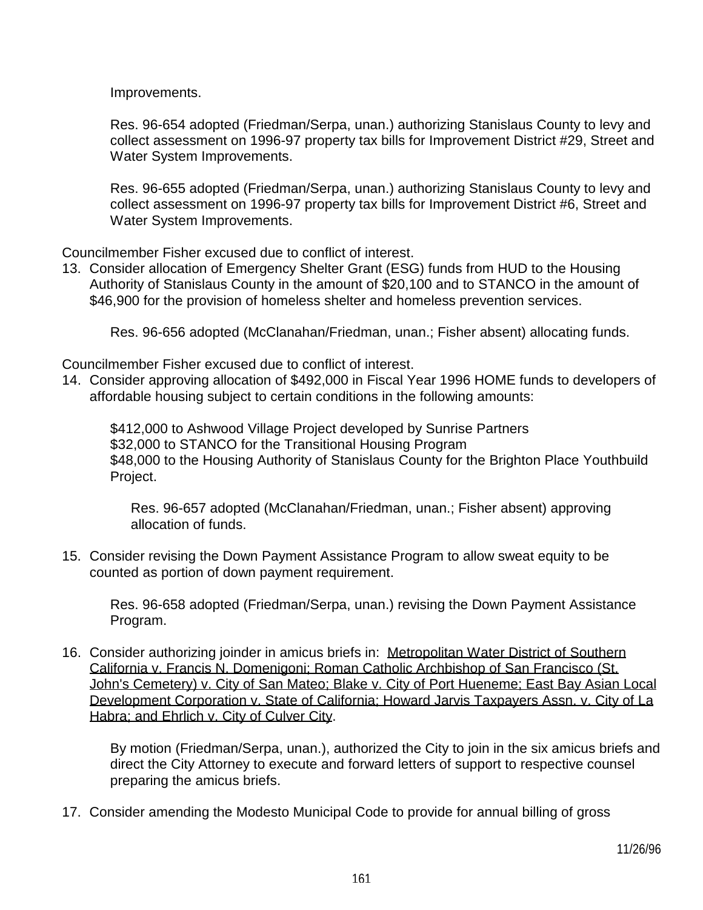Improvements.

Res. 96-654 adopted (Friedman/Serpa, unan.) authorizing Stanislaus County to levy and collect assessment on 1996-97 property tax bills for Improvement District #29, Street and Water System Improvements.

Res. 96-655 adopted (Friedman/Serpa, unan.) authorizing Stanislaus County to levy and collect assessment on 1996-97 property tax bills for Improvement District #6, Street and Water System Improvements.

Councilmember Fisher excused due to conflict of interest.

13. Consider allocation of Emergency Shelter Grant (ESG) funds from HUD to the Housing Authority of Stanislaus County in the amount of $20,100 and to STANCO in the amount of $46,900 for the provision of homeless shelter and homeless prevention services.

    Res. 96-656 adopted (McClanahan/Friedman, unan.; Fisher absent) allocating funds.

Councilmember Fisher excused due to conflict of interest.

14. Consider approving allocation of $492,000 in Fiscal Year 1996 HOME funds to developers of affordable housing subject to certain conditions in the following amounts:

    $412,000 to Ashwood Village Project developed by Sunrise Partners
    $32,000 to STANCO for the Transitional Housing Program
    $48,000 to the Housing Authority of Stanislaus County for the Brighton Place Youthbuild Project.

    Res. 96-657 adopted (McClanahan/Friedman, unan.; Fisher absent) approving allocation of funds.

15. Consider revising the Down Payment Assistance Program to allow sweat equity to be counted as portion of down payment requirement.

    Res. 96-658 adopted (Friedman/Serpa, unan.) revising the Down Payment Assistance Program.

16. Consider authorizing joinder in amicus briefs in: Metropolitan Water District of Southern California v. Francis N. Domenigoni; Roman Catholic Archbishop of San Francisco (St. John's Cemetery) v. City of San Mateo; Blake v. City of Port Hueneme; East Bay Asian Local Development Corporation v. State of California; Howard Jarvis Taxpayers Assn. v. City of La Habra; and Ehrlich v. City of Culver City.

    By motion (Friedman/Serpa, unan.), authorized the City to join in the six amicus briefs and direct the City Attorney to execute and forward letters of support to respective counsel preparing the amicus briefs.

17. Consider amending the Modesto Municipal Code to provide for annual billing of gross

11/26/96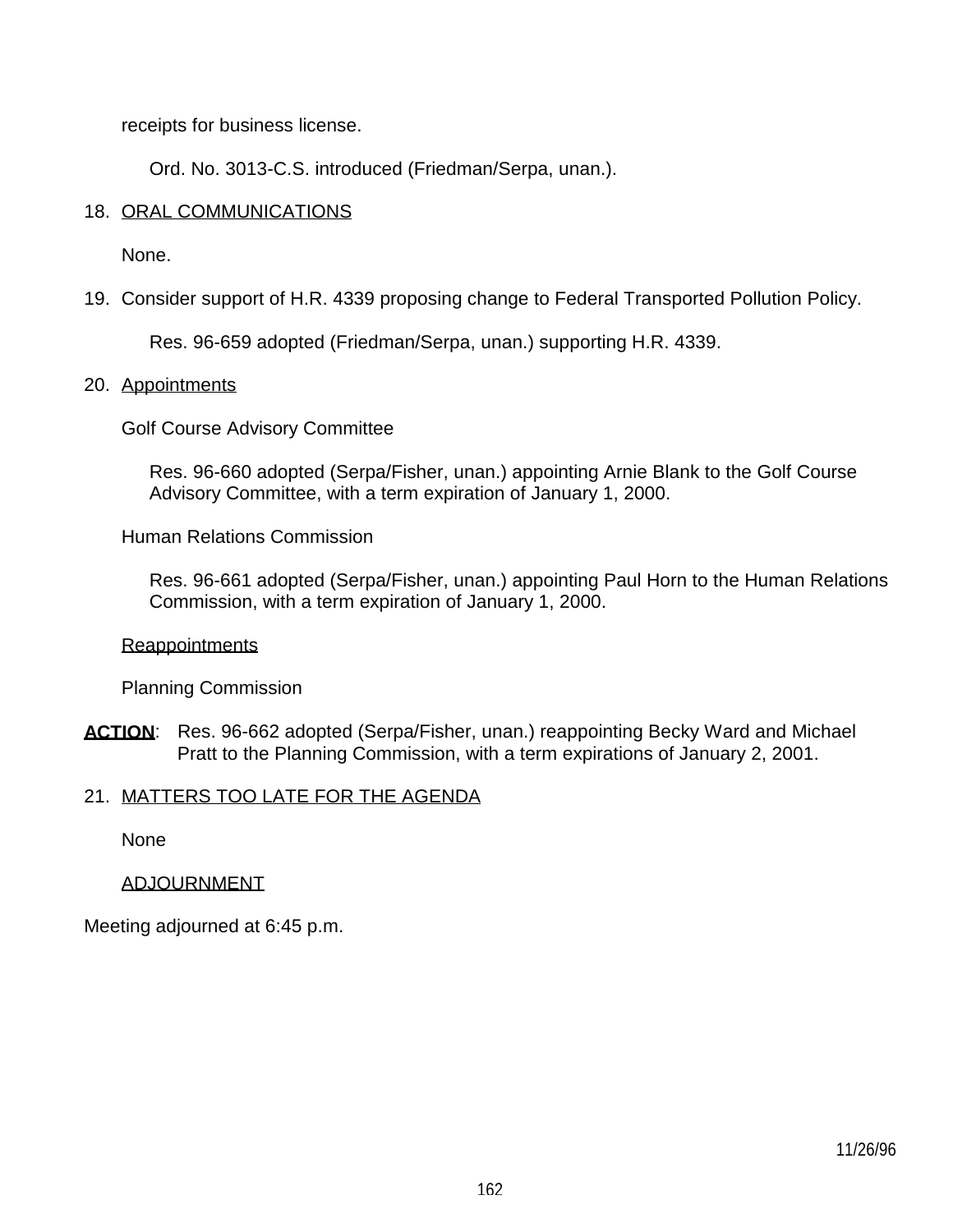receipts for business license.

Ord. No. 3013-C.S. introduced (Friedman/Serpa, unan.).

18. ORAL COMMUNICATIONS

None.

19. Consider support of H.R. 4339 proposing change to Federal Transported Pollution Policy.

Res. 96-659 adopted (Friedman/Serpa, unan.) supporting H.R. 4339.

20. Appointments

Golf Course Advisory Committee

Res. 96-660 adopted (Serpa/Fisher, unan.) appointing Arnie Blank to the Golf Course Advisory Committee, with a term expiration of January 1, 2000.

Human Relations Commission

Res. 96-661 adopted (Serpa/Fisher, unan.) appointing Paul Horn to the Human Relations Commission, with a term expiration of January 1, 2000.

Reappointments

Planning Commission

**ACTION**: Res. 96-662 adopted (Serpa/Fisher, unan.) reappointing Becky Ward and Michael Pratt to the Planning Commission, with a term expirations of January 2, 2001.

21. MATTERS TOO LATE FOR THE AGENDA

None

ADJOURNMENT

Meeting adjourned at 6:45 p.m.

11/26/96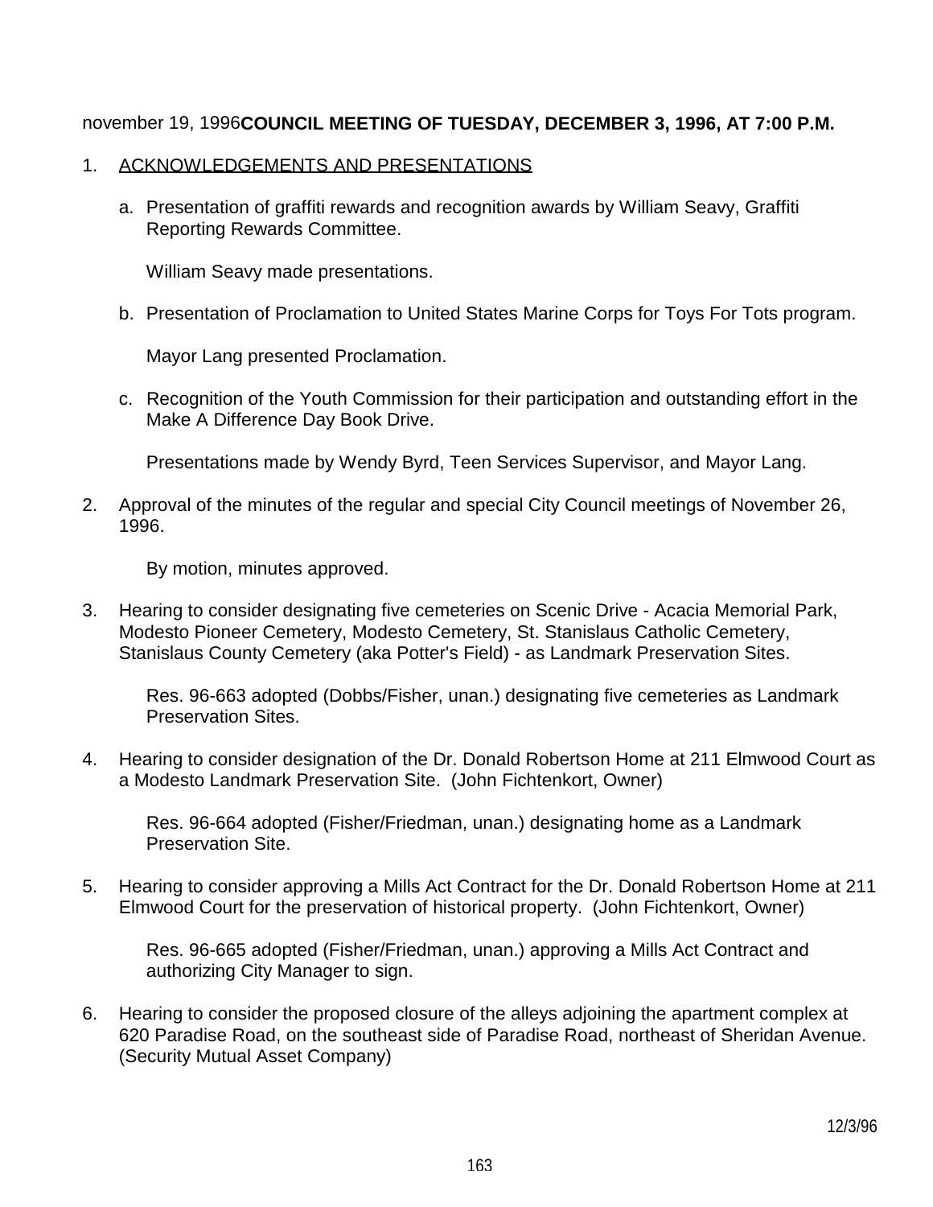november 19, 1996**COUNCIL MEETING OF TUESDAY, DECEMBER 3, 1996, AT 7:00 P.M.**

1. ACKNOWLEDGEMENTS AND PRESENTATIONS

   a. Presentation of graffiti rewards and recognition awards by William Seavy, Graffiti Reporting Rewards Committee.

      William Seavy made presentations.

   b. Presentation of Proclamation to United States Marine Corps for Toys For Tots program.

      Mayor Lang presented Proclamation.

   c. Recognition of the Youth Commission for their participation and outstanding effort in the Make A Difference Day Book Drive.

      Presentations made by Wendy Byrd, Teen Services Supervisor, and Mayor Lang.

2. Approval of the minutes of the regular and special City Council meetings of November 26, 1996.

   By motion, minutes approved.

3. Hearing to consider designating five cemeteries on Scenic Drive - Acacia Memorial Park, Modesto Pioneer Cemetery, Modesto Cemetery, St. Stanislaus Catholic Cemetery, Stanislaus County Cemetery (aka Potter's Field) - as Landmark Preservation Sites.

   Res. 96-663 adopted (Dobbs/Fisher, unan.) designating five cemeteries as Landmark Preservation Sites.

4. Hearing to consider designation of the Dr. Donald Robertson Home at 211 Elmwood Court as a Modesto Landmark Preservation Site. (John Fichtenkort, Owner)

   Res. 96-664 adopted (Fisher/Friedman, unan.) designating home as a Landmark Preservation Site.

5. Hearing to consider approving a Mills Act Contract for the Dr. Donald Robertson Home at 211 Elmwood Court for the preservation of historical property. (John Fichtenkort, Owner)

   Res. 96-665 adopted (Fisher/Friedman, unan.) approving a Mills Act Contract and authorizing City Manager to sign.

6. Hearing to consider the proposed closure of the alleys adjoining the apartment complex at 620 Paradise Road, on the southeast side of Paradise Road, northeast of Sheridan Avenue. (Security Mutual Asset Company)

12/3/96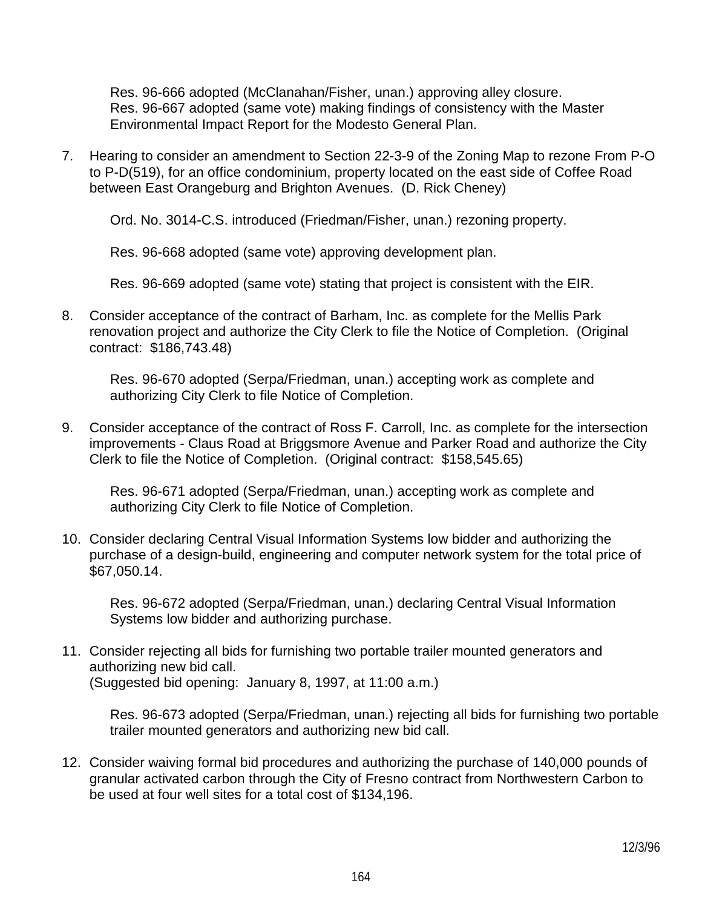Res. 96-666 adopted (McClanahan/Fisher, unan.) approving alley closure.
Res. 96-667 adopted (same vote) making findings of consistency with the Master Environmental Impact Report for the Modesto General Plan.

7. Hearing to consider an amendment to Section 22-3-9 of the Zoning Map to rezone From P-O to P-D(519), for an office condominium, property located on the east side of Coffee Road between East Orangeburg and Brighton Avenues. (D. Rick Cheney)

   Ord. No. 3014-C.S. introduced (Friedman/Fisher, unan.) rezoning property.

   Res. 96-668 adopted (same vote) approving development plan.

   Res. 96-669 adopted (same vote) stating that project is consistent with the EIR.

8. Consider acceptance of the contract of Barham, Inc. as complete for the Mellis Park renovation project and authorize the City Clerk to file the Notice of Completion. (Original contract: $186,743.48)

   Res. 96-670 adopted (Serpa/Friedman, unan.) accepting work as complete and authorizing City Clerk to file Notice of Completion.

9. Consider acceptance of the contract of Ross F. Carroll, Inc. as complete for the intersection improvements - Claus Road at Briggsmore Avenue and Parker Road and authorize the City Clerk to file the Notice of Completion. (Original contract: $158,545.65)

   Res. 96-671 adopted (Serpa/Friedman, unan.) accepting work as complete and authorizing City Clerk to file Notice of Completion.

10. Consider declaring Central Visual Information Systems low bidder and authorizing the purchase of a design-build, engineering and computer network system for the total price of $67,050.14.

    Res. 96-672 adopted (Serpa/Friedman, unan.) declaring Central Visual Information Systems low bidder and authorizing purchase.

11. Consider rejecting all bids for furnishing two portable trailer mounted generators and authorizing new bid call.
    (Suggested bid opening: January 8, 1997, at 11:00 a.m.)

    Res. 96-673 adopted (Serpa/Friedman, unan.) rejecting all bids for furnishing two portable trailer mounted generators and authorizing new bid call.

12. Consider waiving formal bid procedures and authorizing the purchase of 140,000 pounds of granular activated carbon through the City of Fresno contract from Northwestern Carbon to be used at four well sites for a total cost of $134,196.

12/3/96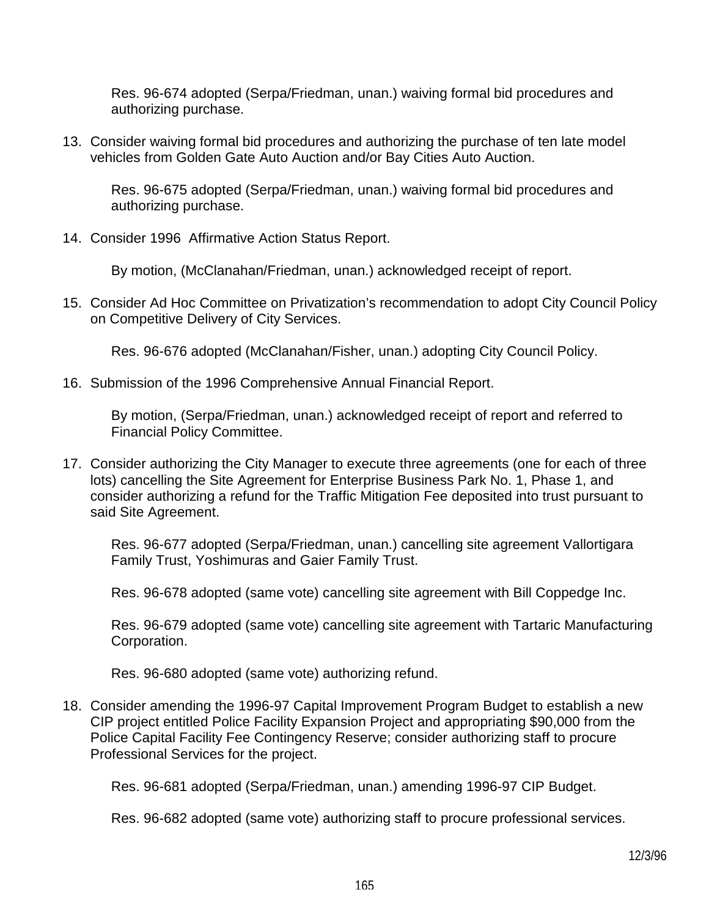Res. 96-674 adopted (Serpa/Friedman, unan.) waiving formal bid procedures and authorizing purchase.

13. Consider waiving formal bid procedures and authorizing the purchase of ten late model vehicles from Golden Gate Auto Auction and/or Bay Cities Auto Auction.

    Res. 96-675 adopted (Serpa/Friedman, unan.) waiving formal bid procedures and authorizing purchase.

14. Consider 1996 Affirmative Action Status Report.

    By motion, (McClanahan/Friedman, unan.) acknowledged receipt of report.

15. Consider Ad Hoc Committee on Privatization's recommendation to adopt City Council Policy on Competitive Delivery of City Services.

    Res. 96-676 adopted (McClanahan/Fisher, unan.) adopting City Council Policy.

16. Submission of the 1996 Comprehensive Annual Financial Report.

    By motion, (Serpa/Friedman, unan.) acknowledged receipt of report and referred to Financial Policy Committee.

17. Consider authorizing the City Manager to execute three agreements (one for each of three lots) cancelling the Site Agreement for Enterprise Business Park No. 1, Phase 1, and consider authorizing a refund for the Traffic Mitigation Fee deposited into trust pursuant to said Site Agreement.

    Res. 96-677 adopted (Serpa/Friedman, unan.) cancelling site agreement Vallortigara Family Trust, Yoshimuras and Gaier Family Trust.

    Res. 96-678 adopted (same vote) cancelling site agreement with Bill Coppedge Inc.

    Res. 96-679 adopted (same vote) cancelling site agreement with Tartaric Manufacturing Corporation.

    Res. 96-680 adopted (same vote) authorizing refund.

18. Consider amending the 1996-97 Capital Improvement Program Budget to establish a new CIP project entitled Police Facility Expansion Project and appropriating $90,000 from the Police Capital Facility Fee Contingency Reserve; consider authorizing staff to procure Professional Services for the project.

    Res. 96-681 adopted (Serpa/Friedman, unan.) amending 1996-97 CIP Budget.

    Res. 96-682 adopted (same vote) authorizing staff to procure professional services.

12/3/96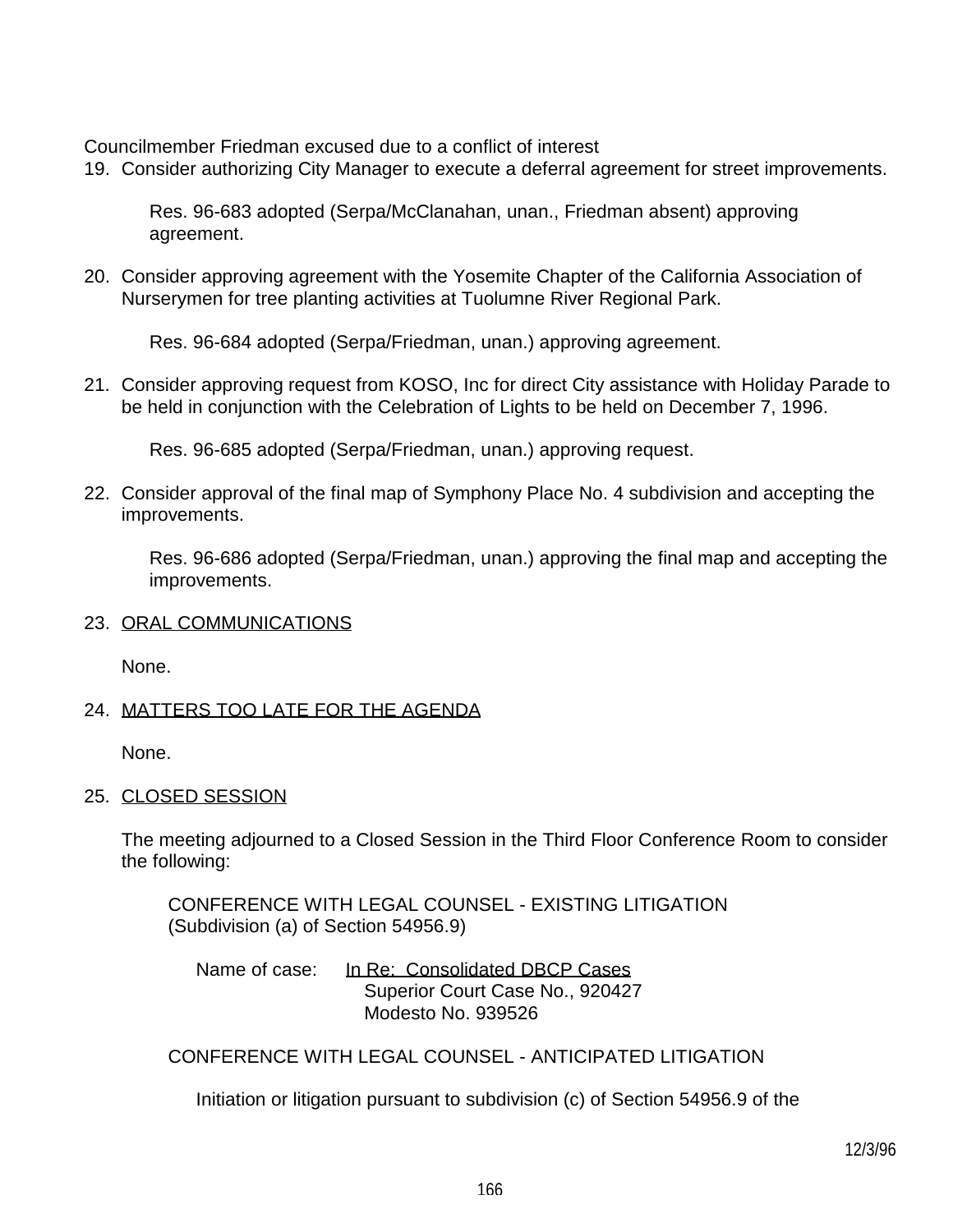Councilmember Friedman excused due to a conflict of interest

19. Consider authorizing City Manager to execute a deferral agreement for street improvements.

    Res. 96-683 adopted (Serpa/McClanahan, unan., Friedman absent) approving agreement.

20. Consider approving agreement with the Yosemite Chapter of the California Association of Nurserymen for tree planting activities at Tuolumne River Regional Park.

    Res. 96-684 adopted (Serpa/Friedman, unan.) approving agreement.

21. Consider approving request from KOSO, Inc for direct City assistance with Holiday Parade to be held in conjunction with the Celebration of Lights to be held on December 7, 1996.

    Res. 96-685 adopted (Serpa/Friedman, unan.) approving request.

22. Consider approval of the final map of Symphony Place No. 4 subdivision and accepting the improvements.

    Res. 96-686 adopted (Serpa/Friedman, unan.) approving the final map and accepting the improvements.

23. ORAL COMMUNICATIONS

    None.

24. MATTERS TOO LATE FOR THE AGENDA

    None.

25. CLOSED SESSION

    The meeting adjourned to a Closed Session in the Third Floor Conference Room to consider the following:

    CONFERENCE WITH LEGAL COUNSEL - EXISTING LITIGATION
    (Subdivision (a) of Section 54956.9)

    Name of case: In Re: Consolidated DBCP Cases
    Superior Court Case No., 920427
    Modesto No. 939526

    CONFERENCE WITH LEGAL COUNSEL - ANTICIPATED LITIGATION

    Initiation or litigation pursuant to subdivision (c) of Section 54956.9 of the

12/3/96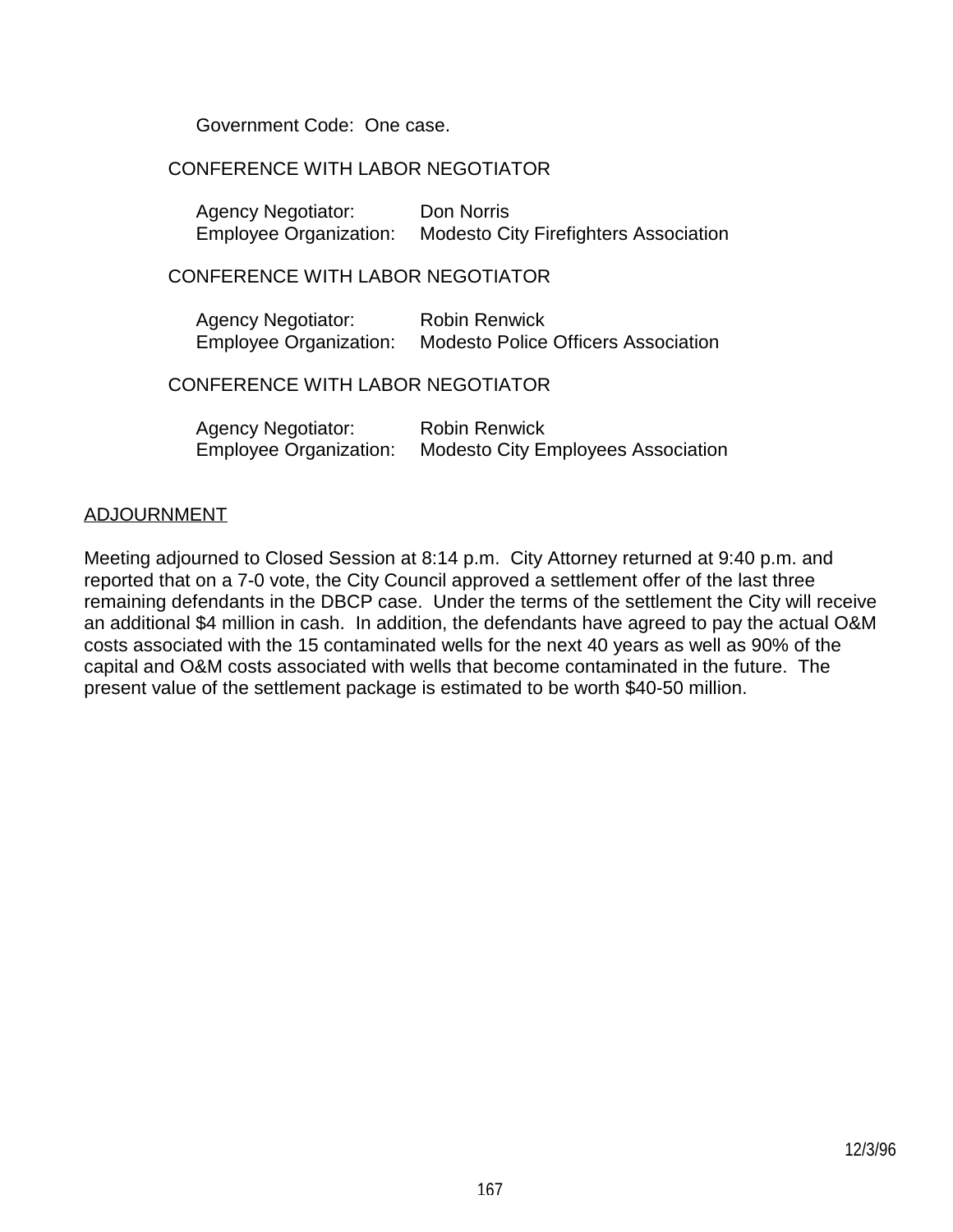Government Code: One case.

CONFERENCE WITH LABOR NEGOTIATOR

Agency Negotiator: Don Norris
Employee Organization: Modesto City Firefighters Association

CONFERENCE WITH LABOR NEGOTIATOR

Agency Negotiator: Robin Renwick
Employee Organization: Modesto Police Officers Association

CONFERENCE WITH LABOR NEGOTIATOR

Agency Negotiator: Robin Renwick
Employee Organization: Modesto City Employees Association

ADJOURNMENT

Meeting adjourned to Closed Session at 8:14 p.m. City Attorney returned at 9:40 p.m. and reported that on a 7-0 vote, the City Council approved a settlement offer of the last three remaining defendants in the DBCP case. Under the terms of the settlement the City will receive an additional $4 million in cash. In addition, the defendants have agreed to pay the actual O&M costs associated with the 15 contaminated wells for the next 40 years as well as 90% of the capital and O&M costs associated with wells that become contaminated in the future. The present value of the settlement package is estimated to be worth $40-50 million.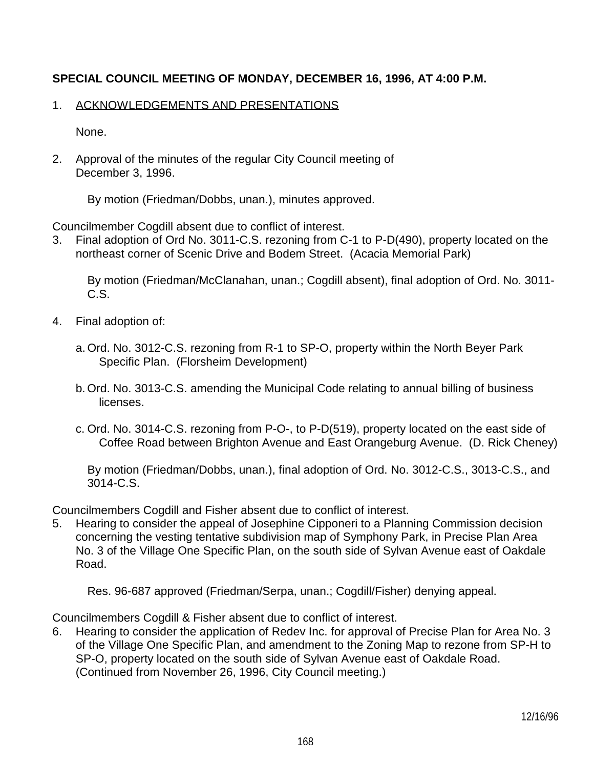**SPECIAL COUNCIL MEETING OF MONDAY, DECEMBER 16, 1996, AT 4:00 P.M.**

1. ACKNOWLEDGEMENTS AND PRESENTATIONS

   None.

2. Approval of the minutes of the regular City Council meeting of December 3, 1996.

   By motion (Friedman/Dobbs, unan.), minutes approved.

Councilmember Cogdill absent due to conflict of interest.

3. Final adoption of Ord No. 3011-C.S. rezoning from C-1 to P-D(490), property located on the northeast corner of Scenic Drive and Bodem Street. (Acacia Memorial Park)

   By motion (Friedman/McClanahan, unan.; Cogdill absent), final adoption of Ord. No. 3011-C.S.

4. Final adoption of:

   a. Ord. No. 3012-C.S. rezoning from R-1 to SP-O, property within the North Beyer Park Specific Plan. (Florsheim Development)

   b. Ord. No. 3013-C.S. amending the Municipal Code relating to annual billing of business licenses.

   c. Ord. No. 3014-C.S. rezoning from P-O-, to P-D(519), property located on the east side of Coffee Road between Brighton Avenue and East Orangeburg Avenue. (D. Rick Cheney)

   By motion (Friedman/Dobbs, unan.), final adoption of Ord. No. 3012-C.S., 3013-C.S., and 3014-C.S.

Councilmembers Cogdill and Fisher absent due to conflict of interest.

5. Hearing to consider the appeal of Josephine Cipponeri to a Planning Commission decision concerning the vesting tentative subdivision map of Symphony Park, in Precise Plan Area No. 3 of the Village One Specific Plan, on the south side of Sylvan Avenue east of Oakdale Road.

   Res. 96-687 approved (Friedman/Serpa, unan.; Cogdill/Fisher) denying appeal.

Councilmembers Cogdill & Fisher absent due to conflict of interest.

6. Hearing to consider the application of Redev Inc. for approval of Precise Plan for Area No. 3 of the Village One Specific Plan, and amendment to the Zoning Map to rezone from SP-H to SP-O, property located on the south side of Sylvan Avenue east of Oakdale Road. (Continued from November 26, 1996, City Council meeting.)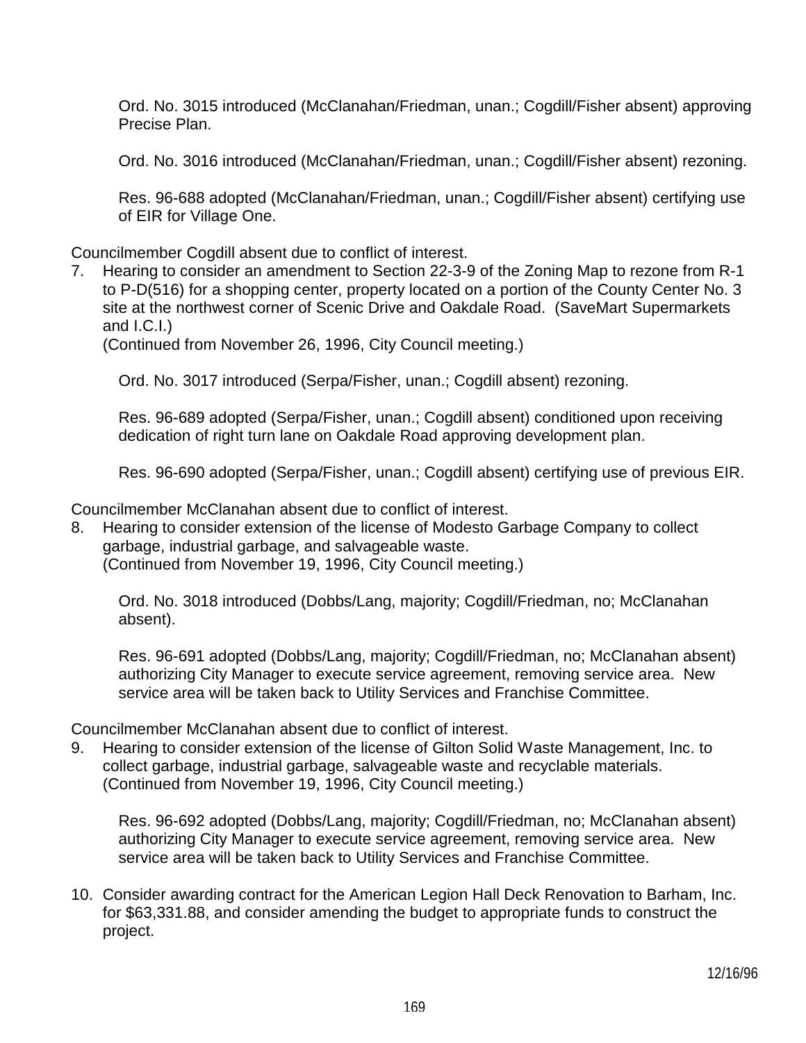Ord. No. 3015 introduced (McClanahan/Friedman, unan.; Cogdill/Fisher absent) approving Precise Plan.

Ord. No. 3016 introduced (McClanahan/Friedman, unan.; Cogdill/Fisher absent) rezoning.

Res. 96-688 adopted (McClanahan/Friedman, unan.; Cogdill/Fisher absent) certifying use of EIR for Village One.

Councilmember Cogdill absent due to conflict of interest.

7. Hearing to consider an amendment to Section 22-3-9 of the Zoning Map to rezone from R-1 to P-D(516) for a shopping center, property located on a portion of the County Center No. 3 site at the northwest corner of Scenic Drive and Oakdale Road. (SaveMart Supermarkets and I.C.I.)
   (Continued from November 26, 1996, City Council meeting.)

   Ord. No. 3017 introduced (Serpa/Fisher, unan.; Cogdill absent) rezoning.

   Res. 96-689 adopted (Serpa/Fisher, unan.; Cogdill absent) conditioned upon receiving dedication of right turn lane on Oakdale Road approving development plan.

   Res. 96-690 adopted (Serpa/Fisher, unan.; Cogdill absent) certifying use of previous EIR.

Councilmember McClanahan absent due to conflict of interest.

8. Hearing to consider extension of the license of Modesto Garbage Company to collect garbage, industrial garbage, and salvageable waste.
   (Continued from November 19, 1996, City Council meeting.)

   Ord. No. 3018 introduced (Dobbs/Lang, majority; Cogdill/Friedman, no; McClanahan absent).

   Res. 96-691 adopted (Dobbs/Lang, majority; Cogdill/Friedman, no; McClanahan absent) authorizing City Manager to execute service agreement, removing service area. New service area will be taken back to Utility Services and Franchise Committee.

Councilmember McClanahan absent due to conflict of interest.

9. Hearing to consider extension of the license of Gilton Solid Waste Management, Inc. to collect garbage, industrial garbage, salvageable waste and recyclable materials.
   (Continued from November 19, 1996, City Council meeting.)

   Res. 96-692 adopted (Dobbs/Lang, majority; Cogdill/Friedman, no; McClanahan absent) authorizing City Manager to execute service agreement, removing service area. New service area will be taken back to Utility Services and Franchise Committee.

10. Consider awarding contract for the American Legion Hall Deck Renovation to Barham, Inc. for $63,331.88, and consider amending the budget to appropriate funds to construct the project.

12/16/96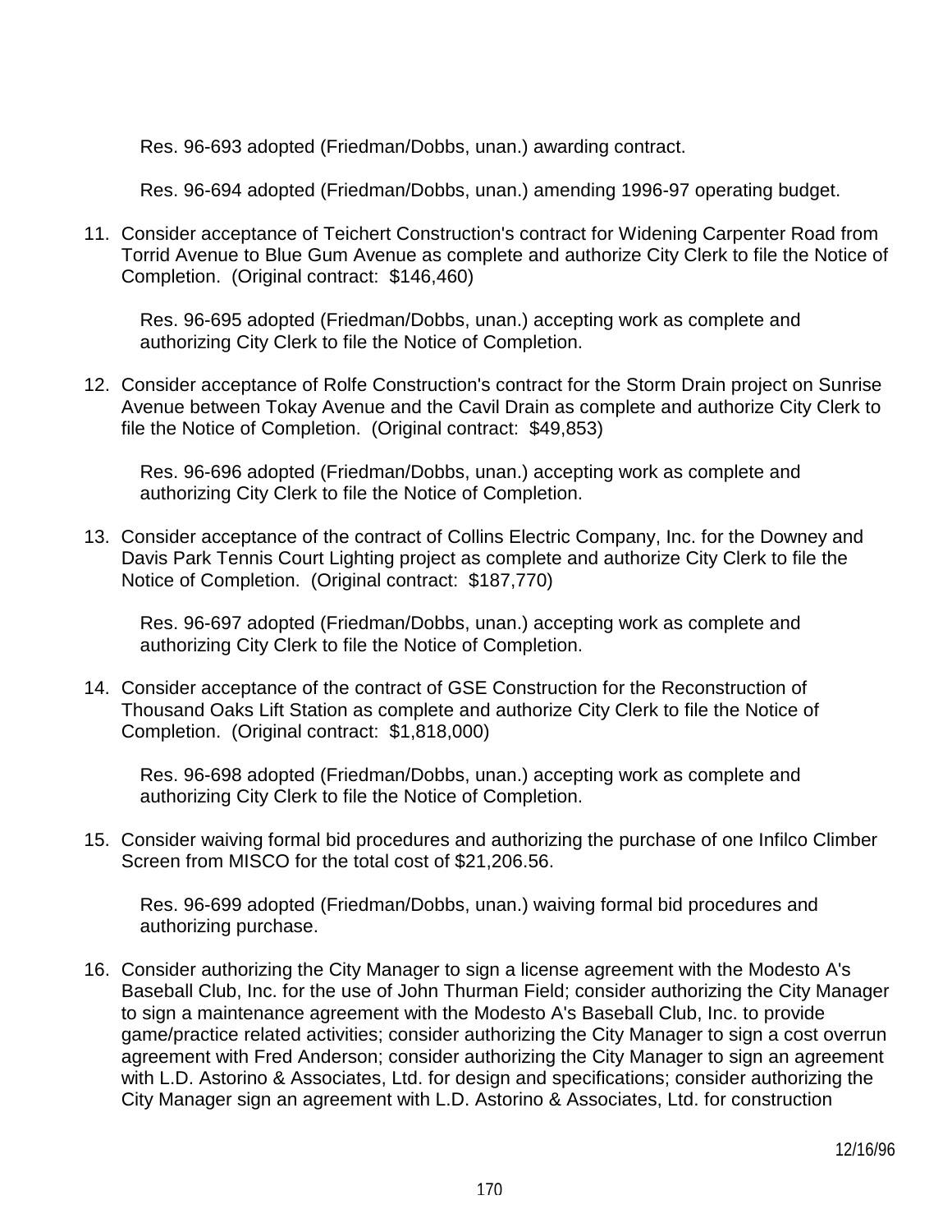Res. 96-693 adopted (Friedman/Dobbs, unan.) awarding contract.

Res. 96-694 adopted (Friedman/Dobbs, unan.) amending 1996-97 operating budget.

11. Consider acceptance of Teichert Construction's contract for Widening Carpenter Road from Torrid Avenue to Blue Gum Avenue as complete and authorize City Clerk to file the Notice of Completion. (Original contract: $146,460)

    Res. 96-695 adopted (Friedman/Dobbs, unan.) accepting work as complete and authorizing City Clerk to file the Notice of Completion.

12. Consider acceptance of Rolfe Construction's contract for the Storm Drain project on Sunrise Avenue between Tokay Avenue and the Cavil Drain as complete and authorize City Clerk to file the Notice of Completion. (Original contract: $49,853)

    Res. 96-696 adopted (Friedman/Dobbs, unan.) accepting work as complete and authorizing City Clerk to file the Notice of Completion.

13. Consider acceptance of the contract of Collins Electric Company, Inc. for the Downey and Davis Park Tennis Court Lighting project as complete and authorize City Clerk to file the Notice of Completion. (Original contract: $187,770)

    Res. 96-697 adopted (Friedman/Dobbs, unan.) accepting work as complete and authorizing City Clerk to file the Notice of Completion.

14. Consider acceptance of the contract of GSE Construction for the Reconstruction of Thousand Oaks Lift Station as complete and authorize City Clerk to file the Notice of Completion. (Original contract: $1,818,000)

    Res. 96-698 adopted (Friedman/Dobbs, unan.) accepting work as complete and authorizing City Clerk to file the Notice of Completion.

15. Consider waiving formal bid procedures and authorizing the purchase of one Infilco Climber Screen from MISCO for the total cost of $21,206.56.

    Res. 96-699 adopted (Friedman/Dobbs, unan.) waiving formal bid procedures and authorizing purchase.

16. Consider authorizing the City Manager to sign a license agreement with the Modesto A's Baseball Club, Inc. for the use of John Thurman Field; consider authorizing the City Manager to sign a maintenance agreement with the Modesto A's Baseball Club, Inc. to provide game/practice related activities; consider authorizing the City Manager to sign a cost overrun agreement with Fred Anderson; consider authorizing the City Manager to sign an agreement with L.D. Astorino & Associates, Ltd. for design and specifications; consider authorizing the City Manager sign an agreement with L.D. Astorino & Associates, Ltd. for construction

12/16/96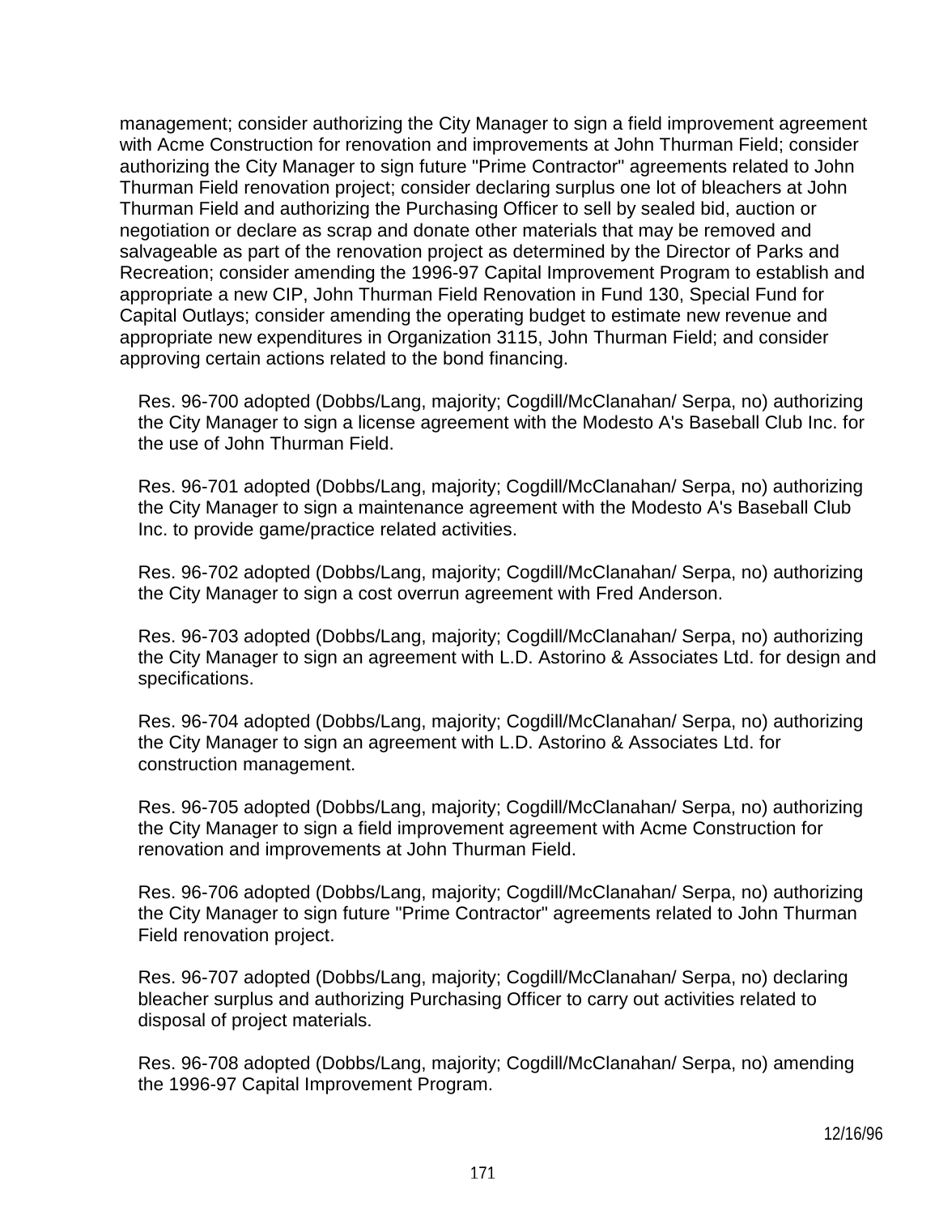management; consider authorizing the City Manager to sign a field improvement agreement with Acme Construction for renovation and improvements at John Thurman Field; consider authorizing the City Manager to sign future "Prime Contractor" agreements related to John Thurman Field renovation project; consider declaring surplus one lot of bleachers at John Thurman Field and authorizing the Purchasing Officer to sell by sealed bid, auction or negotiation or declare as scrap and donate other materials that may be removed and salvageable as part of the renovation project as determined by the Director of Parks and Recreation; consider amending the 1996-97 Capital Improvement Program to establish and appropriate a new CIP, John Thurman Field Renovation in Fund 130, Special Fund for Capital Outlays; consider amending the operating budget to estimate new revenue and appropriate new expenditures in Organization 3115, John Thurman Field; and consider approving certain actions related to the bond financing.

Res. 96-700 adopted (Dobbs/Lang, majority; Cogdill/McClanahan/ Serpa, no) authorizing the City Manager to sign a license agreement with the Modesto A's Baseball Club Inc. for the use of John Thurman Field.

Res. 96-701 adopted (Dobbs/Lang, majority; Cogdill/McClanahan/ Serpa, no) authorizing the City Manager to sign a maintenance agreement with the Modesto A's Baseball Club Inc. to provide game/practice related activities.

Res. 96-702 adopted (Dobbs/Lang, majority; Cogdill/McClanahan/ Serpa, no) authorizing the City Manager to sign a cost overrun agreement with Fred Anderson.

Res. 96-703 adopted (Dobbs/Lang, majority; Cogdill/McClanahan/ Serpa, no) authorizing the City Manager to sign an agreement with L.D. Astorino & Associates Ltd. for design and specifications.

Res. 96-704 adopted (Dobbs/Lang, majority; Cogdill/McClanahan/ Serpa, no) authorizing the City Manager to sign an agreement with L.D. Astorino & Associates Ltd. for construction management.

Res. 96-705 adopted (Dobbs/Lang, majority; Cogdill/McClanahan/ Serpa, no) authorizing the City Manager to sign a field improvement agreement with Acme Construction for renovation and improvements at John Thurman Field.

Res. 96-706 adopted (Dobbs/Lang, majority; Cogdill/McClanahan/ Serpa, no) authorizing the City Manager to sign future "Prime Contractor" agreements related to John Thurman Field renovation project.

Res. 96-707 adopted (Dobbs/Lang, majority; Cogdill/McClanahan/ Serpa, no) declaring bleacher surplus and authorizing Purchasing Officer to carry out activities related to disposal of project materials.

Res. 96-708 adopted (Dobbs/Lang, majority; Cogdill/McClanahan/ Serpa, no) amending the 1996-97 Capital Improvement Program.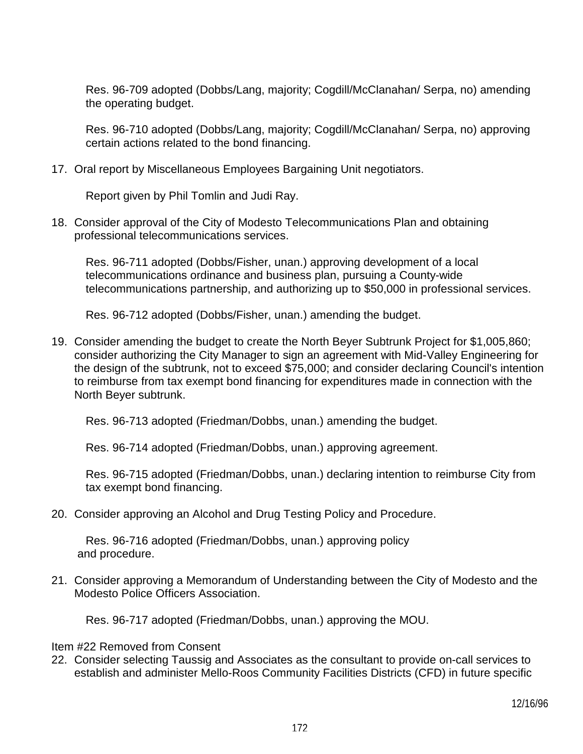Res. 96-709 adopted (Dobbs/Lang, majority; Cogdill/McClanahan/ Serpa, no) amending the operating budget.

Res. 96-710 adopted (Dobbs/Lang, majority; Cogdill/McClanahan/ Serpa, no) approving certain actions related to the bond financing.

17. Oral report by Miscellaneous Employees Bargaining Unit negotiators.

    Report given by Phil Tomlin and Judi Ray.

18. Consider approval of the City of Modesto Telecommunications Plan and obtaining professional telecommunications services.

    Res. 96-711 adopted (Dobbs/Fisher, unan.) approving development of a local telecommunications ordinance and business plan, pursuing a County-wide telecommunications partnership, and authorizing up to $50,000 in professional services.

    Res. 96-712 adopted (Dobbs/Fisher, unan.) amending the budget.

19. Consider amending the budget to create the North Beyer Subtrunk Project for $1,005,860; consider authorizing the City Manager to sign an agreement with Mid-Valley Engineering for the design of the subtrunk, not to exceed $75,000; and consider declaring Council's intention to reimburse from tax exempt bond financing for expenditures made in connection with the North Beyer subtrunk.

    Res. 96-713 adopted (Friedman/Dobbs, unan.) amending the budget.

    Res. 96-714 adopted (Friedman/Dobbs, unan.) approving agreement.

    Res. 96-715 adopted (Friedman/Dobbs, unan.) declaring intention to reimburse City from tax exempt bond financing.

20. Consider approving an Alcohol and Drug Testing Policy and Procedure.

    Res. 96-716 adopted (Friedman/Dobbs, unan.) approving policy and procedure.

21. Consider approving a Memorandum of Understanding between the City of Modesto and the Modesto Police Officers Association.

    Res. 96-717 adopted (Friedman/Dobbs, unan.) approving the MOU.

Item #22 Removed from Consent

22. Consider selecting Taussig and Associates as the consultant to provide on-call services to establish and administer Mello-Roos Community Facilities Districts (CFD) in future specific

12/16/96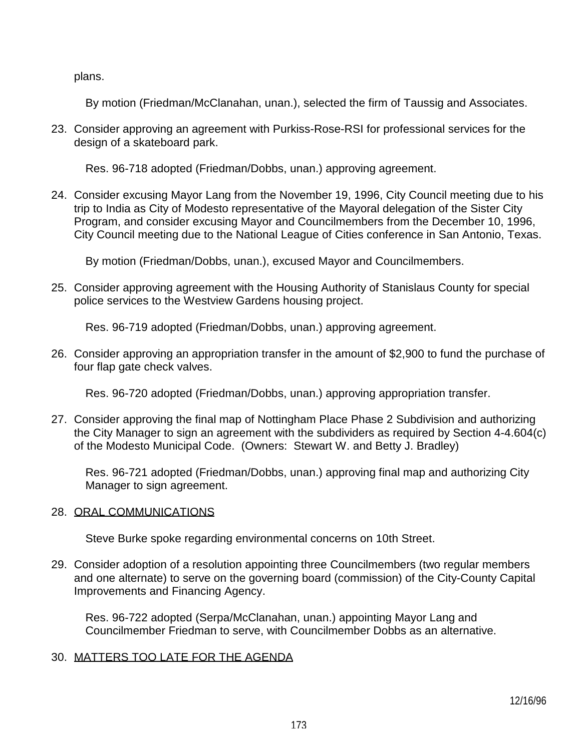plans.

By motion (Friedman/McClanahan, unan.), selected the firm of Taussig and Associates.

23. Consider approving an agreement with Purkiss-Rose-RSI for professional services for the design of a skateboard park.

    Res. 96-718 adopted (Friedman/Dobbs, unan.) approving agreement.

24. Consider excusing Mayor Lang from the November 19, 1996, City Council meeting due to his trip to India as City of Modesto representative of the Mayoral delegation of the Sister City Program, and consider excusing Mayor and Councilmembers from the December 10, 1996, City Council meeting due to the National League of Cities conference in San Antonio, Texas.

    By motion (Friedman/Dobbs, unan.), excused Mayor and Councilmembers.

25. Consider approving agreement with the Housing Authority of Stanislaus County for special police services to the Westview Gardens housing project.

    Res. 96-719 adopted (Friedman/Dobbs, unan.) approving agreement.

26. Consider approving an appropriation transfer in the amount of $2,900 to fund the purchase of four flap gate check valves.

    Res. 96-720 adopted (Friedman/Dobbs, unan.) approving appropriation transfer.

27. Consider approving the final map of Nottingham Place Phase 2 Subdivision and authorizing the City Manager to sign an agreement with the subdividers as required by Section 4-4.604(c) of the Modesto Municipal Code. (Owners: Stewart W. and Betty J. Bradley)

    Res. 96-721 adopted (Friedman/Dobbs, unan.) approving final map and authorizing City Manager to sign agreement.

28. <u>ORAL COMMUNICATIONS</u>

    Steve Burke spoke regarding environmental concerns on 10th Street.

29. Consider adoption of a resolution appointing three Councilmembers (two regular members and one alternate) to serve on the governing board (commission) of the City-County Capital Improvements and Financing Agency.

    Res. 96-722 adopted (Serpa/McClanahan, unan.) appointing Mayor Lang and Councilmember Friedman to serve, with Councilmember Dobbs as an alternative.

30. <u>MATTERS TOO LATE FOR THE AGENDA</u>

12/16/96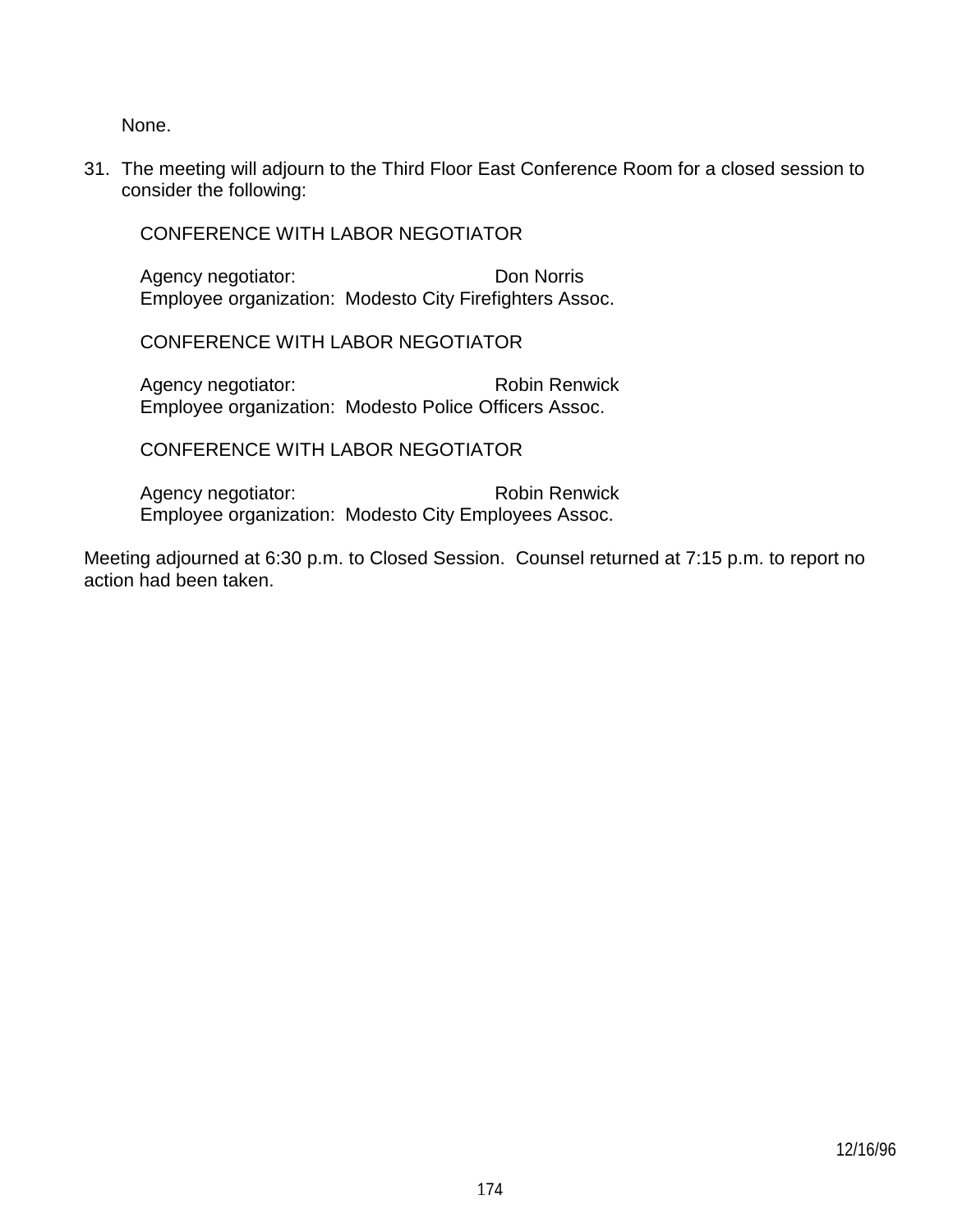None.

31. The meeting will adjourn to the Third Floor East Conference Room for a closed session to consider the following:

    CONFERENCE WITH LABOR NEGOTIATOR

    Agency negotiator: Don Norris
    Employee organization: Modesto City Firefighters Assoc.

    CONFERENCE WITH LABOR NEGOTIATOR

    Agency negotiator: Robin Renwick
    Employee organization: Modesto Police Officers Assoc.

    CONFERENCE WITH LABOR NEGOTIATOR

    Agency negotiator: Robin Renwick
    Employee organization: Modesto City Employees Assoc.

Meeting adjourned at 6:30 p.m. to Closed Session. Counsel returned at 7:15 p.m. to report no action had been taken.

12/16/96